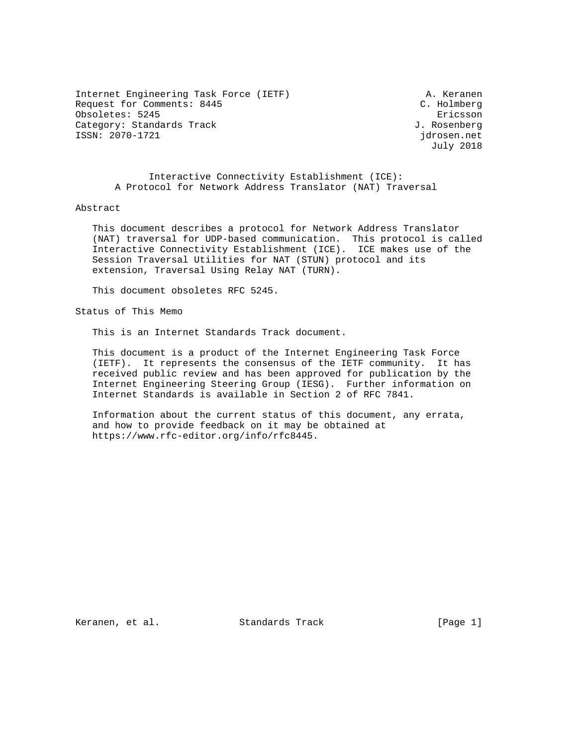Internet Engineering Task Force (IETF) A. Keranen
Request for Comments: 8445 C. Holmberg
Obsoletes: 5245 Ericsson
Category: Standards Track J. Rosenberg
ISSN: 2070-1721 jdrosen.net
July 2018

# Interactive Connectivity Establishment (ICE): A Protocol for Network Address Translator (NAT) Traversal

## Abstract

This document describes a protocol for Network Address Translator (NAT) traversal for UDP-based communication. This protocol is called Interactive Connectivity Establishment (ICE). ICE makes use of the Session Traversal Utilities for NAT (STUN) protocol and its extension, Traversal Using Relay NAT (TURN).

This document obsoletes RFC 5245.

## Status of This Memo

This is an Internet Standards Track document.

This document is a product of the Internet Engineering Task Force (IETF). It represents the consensus of the IETF community. It has received public review and has been approved for publication by the Internet Engineering Steering Group (IESG). Further information on Internet Standards is available in Section 2 of RFC 7841.

Information about the current status of this document, any errata, and how to provide feedback on it may be obtained at https://www.rfc-editor.org/info/rfc8445.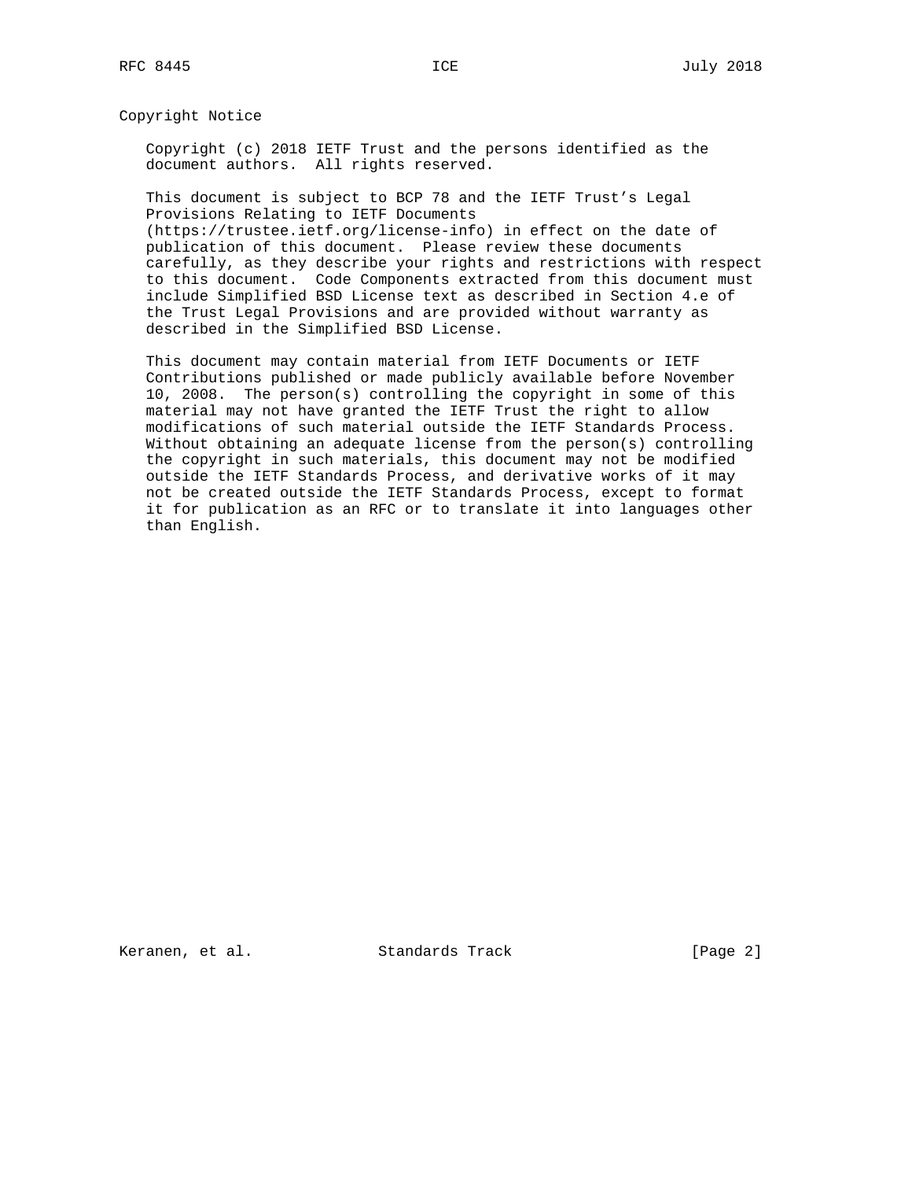## Copyright Notice

Copyright (c) 2018 IETF Trust and the persons identified as the document authors. All rights reserved.

This document is subject to BCP 78 and the IETF Trust's Legal Provisions Relating to IETF Documents (https://trustee.ietf.org/license-info) in effect on the date of publication of this document. Please review these documents carefully, as they describe your rights and restrictions with respect to this document. Code Components extracted from this document must include Simplified BSD License text as described in Section 4.e of the Trust Legal Provisions and are provided without warranty as described in the Simplified BSD License.

This document may contain material from IETF Documents or IETF Contributions published or made publicly available before November 10, 2008. The person(s) controlling the copyright in some of this material may not have granted the IETF Trust the right to allow modifications of such material outside the IETF Standards Process. Without obtaining an adequate license from the person(s) controlling the copyright in such materials, this document may not be modified outside the IETF Standards Process, and derivative works of it may not be created outside the IETF Standards Process, except to format it for publication as an RFC or to translate it into languages other than English.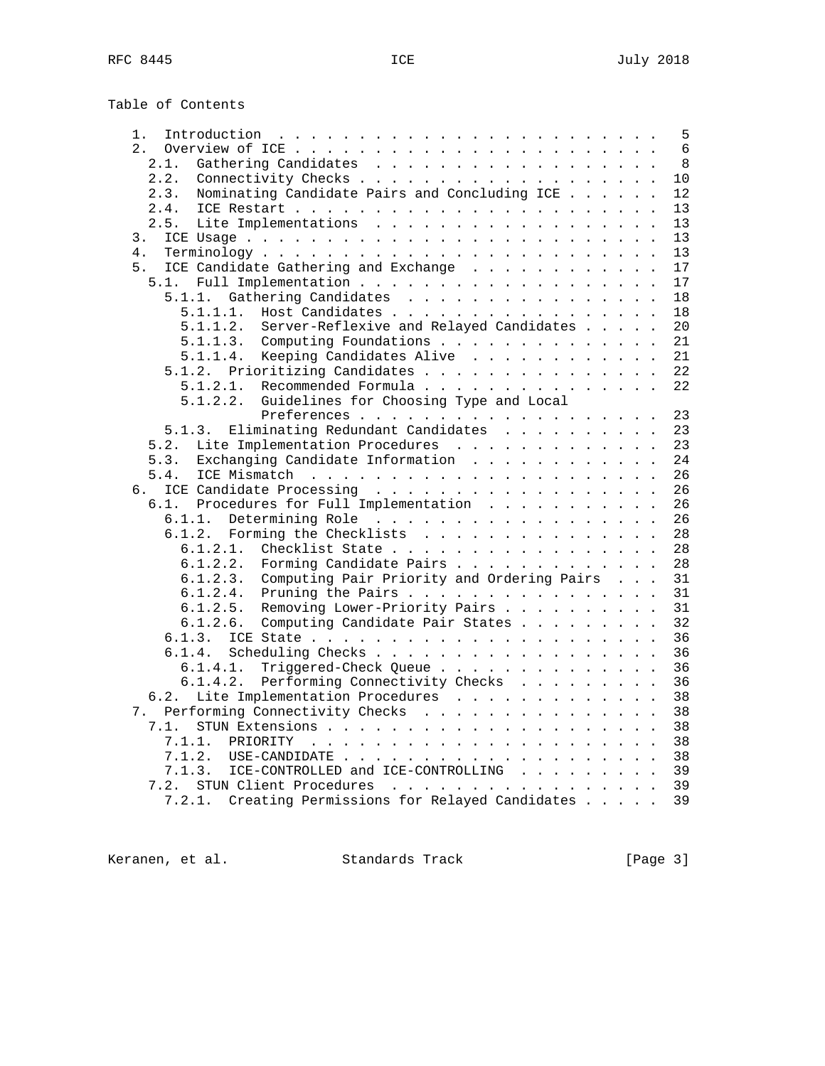Table of Contents

```
   1.  Introduction  . . . . . . . . . . . . . . . . . . . . . . . .   5
   2.  Overview of ICE . . . . . . . . . . . . . . . . . . . . . . .   6
     2.1.  Gathering Candidates  . . . . . . . . . . . . . . . . . .   8
     2.2.  Connectivity Checks . . . . . . . . . . . . . . . . . . .  10
     2.3.  Nominating Candidate Pairs and Concluding ICE . . . . . .  12
     2.4.  ICE Restart . . . . . . . . . . . . . . . . . . . . . . .  13
     2.5.  Lite Implementations  . . . . . . . . . . . . . . . . . .  13
   3.  ICE Usage . . . . . . . . . . . . . . . . . . . . . . . . . .  13
   4.  Terminology . . . . . . . . . . . . . . . . . . . . . . . . .  13
   5.  ICE Candidate Gathering and Exchange  . . . . . . . . . . . .  17
     5.1.  Full Implementation . . . . . . . . . . . . . . . . . . .  17
       5.1.1.  Gathering Candidates  . . . . . . . . . . . . . . . .  18
         5.1.1.1.  Host Candidates . . . . . . . . . . . . . . . . .  18
         5.1.1.2.  Server-Reflexive and Relayed Candidates . . . . .  20
         5.1.1.3.  Computing Foundations . . . . . . . . . . . . . .  21
         5.1.1.4.  Keeping Candidates Alive  . . . . . . . . . . . .  21
       5.1.2.  Prioritizing Candidates . . . . . . . . . . . . . . .  22
         5.1.2.1.  Recommended Formula . . . . . . . . . . . . . . .  22
         5.1.2.2.  Guidelines for Choosing Type and Local
                   Preferences . . . . . . . . . . . . . . . . . . .  23
       5.1.3.  Eliminating Redundant Candidates  . . . . . . . . . .  23
     5.2.  Lite Implementation Procedures  . . . . . . . . . . . . .  23
     5.3.  Exchanging Candidate Information  . . . . . . . . . . . .  24
     5.4.  ICE Mismatch  . . . . . . . . . . . . . . . . . . . . . .  26
   6.  ICE Candidate Processing  . . . . . . . . . . . . . . . . . .  26
     6.1.  Procedures for Full Implementation  . . . . . . . . . . .  26
       6.1.1.  Determining Role  . . . . . . . . . . . . . . . . . .  26
       6.1.2.  Forming the Checklists  . . . . . . . . . . . . . . .  28
         6.1.2.1.  Checklist State . . . . . . . . . . . . . . . . .  28
         6.1.2.2.  Forming Candidate Pairs . . . . . . . . . . . . .  28
         6.1.2.3.  Computing Pair Priority and Ordering Pairs  . . .  31
         6.1.2.4.  Pruning the Pairs . . . . . . . . . . . . . . . .  31
         6.1.2.5.  Removing Lower-Priority Pairs . . . . . . . . . .  31
         6.1.2.6.  Computing Candidate Pair States . . . . . . . . .  32
       6.1.3.  ICE State . . . . . . . . . . . . . . . . . . . . . .  36
       6.1.4.  Scheduling Checks . . . . . . . . . . . . . . . . . .  36
         6.1.4.1.  Triggered-Check Queue . . . . . . . . . . . . . .  36
         6.1.4.2.  Performing Connectivity Checks  . . . . . . . . .  36
     6.2.  Lite Implementation Procedures  . . . . . . . . . . . . .  38
   7.  Performing Connectivity Checks  . . . . . . . . . . . . . . .  38
     7.1.  STUN Extensions . . . . . . . . . . . . . . . . . . . . .  38
       7.1.1.  PRIORITY  . . . . . . . . . . . . . . . . . . . . . .  38
       7.1.2.  USE-CANDIDATE . . . . . . . . . . . . . . . . . . . .  38
       7.1.3.  ICE-CONTROLLED and ICE-CONTROLLING  . . . . . . . . .  39
     7.2.  STUN Client Procedures  . . . . . . . . . . . . . . . . .  39
       7.2.1.  Creating Permissions for Relayed Candidates . . . . .  39
```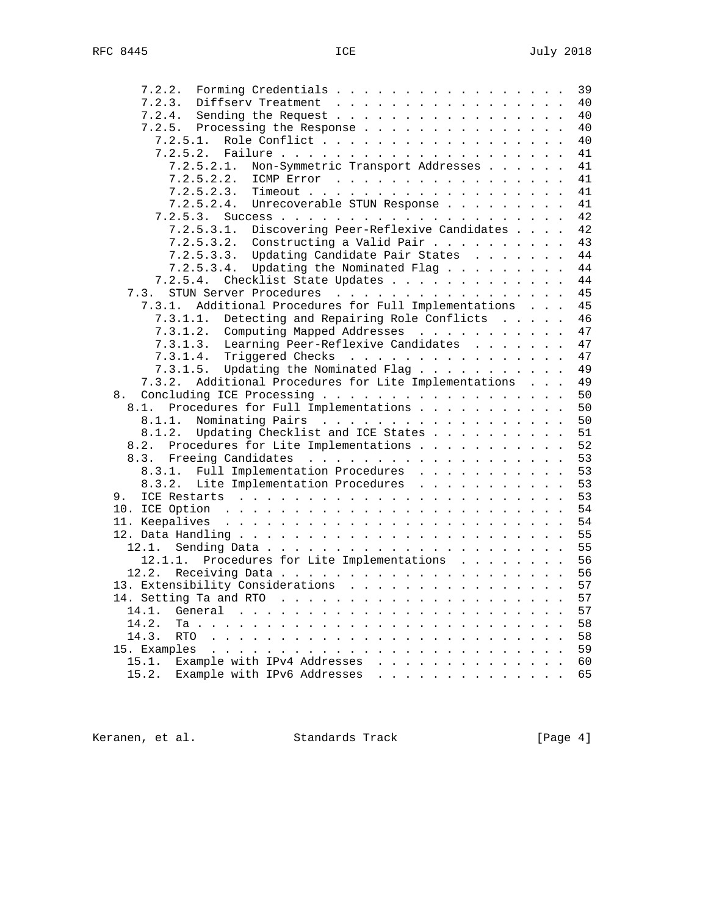```
         7.2.2.  Forming Credentials . . . . . . . . . . . . . . . . .  39
         7.2.3.  Diffserv Treatment  . . . . . . . . . . . . . . . . .  40
         7.2.4.  Sending the Request . . . . . . . . . . . . . . . . .  40
         7.2.5.  Processing the Response . . . . . . . . . . . . . . .  40
           7.2.5.1.  Role Conflict . . . . . . . . . . . . . . . . . .  40
           7.2.5.2.  Failure . . . . . . . . . . . . . . . . . . . . .  41
             7.2.5.2.1.  Non-Symmetric Transport Addresses . . . . . .  41
             7.2.5.2.2.  ICMP Error  . . . . . . . . . . . . . . . . .  41
             7.2.5.2.3.  Timeout . . . . . . . . . . . . . . . . . . .  41
             7.2.5.2.4.  Unrecoverable STUN Response . . . . . . . . .  41
           7.2.5.3.  Success . . . . . . . . . . . . . . . . . . . . .  42
             7.2.5.3.1.  Discovering Peer-Reflexive Candidates . . . .  42
             7.2.5.3.2.  Constructing a Valid Pair . . . . . . . . . .  43
             7.2.5.3.3.  Updating Candidate Pair States  . . . . . . .  44
             7.2.5.3.4.  Updating the Nominated Flag . . . . . . . . .  44
           7.2.5.4.  Checklist State Updates . . . . . . . . . . . . .  44
       7.3.  STUN Server Procedures  . . . . . . . . . . . . . . . . .  45
         7.3.1.  Additional Procedures for Full Implementations  . . .  45
           7.3.1.1.  Detecting and Repairing Role Conflicts  . . . . .  46
           7.3.1.2.  Computing Mapped Addresses  . . . . . . . . . . .  47
           7.3.1.3.  Learning Peer-Reflexive Candidates  . . . . . . .  47
           7.3.1.4.  Triggered Checks  . . . . . . . . . . . . . . . .  47
           7.3.1.5.  Updating the Nominated Flag . . . . . . . . . . .  49
         7.3.2.  Additional Procedures for Lite Implementations  . . .  49
   8.  Concluding ICE Processing . . . . . . . . . . . . . . . . . . .  50
     8.1.  Procedures for Full Implementations . . . . . . . . . . . .  50
       8.1.1.  Nominating Pairs  . . . . . . . . . . . . . . . . . . .  50
       8.1.2.  Updating Checklist and ICE States . . . . . . . . . . .  51
     8.2.  Procedures for Lite Implementations . . . . . . . . . . . .  52
     8.3.  Freeing Candidates  . . . . . . . . . . . . . . . . . . . .  53
       8.3.1.  Full Implementation Procedures  . . . . . . . . . . . .  53
       8.3.2.  Lite Implementation Procedures  . . . . . . . . . . . .  53
   9.  ICE Restarts  . . . . . . . . . . . . . . . . . . . . . . . . .  53
   10. ICE Option  . . . . . . . . . . . . . . . . . . . . . . . . . .  54
   11. Keepalives  . . . . . . . . . . . . . . . . . . . . . . . . . .  54
   12. Data Handling . . . . . . . . . . . . . . . . . . . . . . . . .  55
     12.1.  Sending Data . . . . . . . . . . . . . . . . . . . . . . .  55
       12.1.1.  Procedures for Lite Implementations  . . . . . . . . .  56
     12.2.  Receiving Data . . . . . . . . . . . . . . . . . . . . . .  56
   13. Extensibility Considerations  . . . . . . . . . . . . . . . . .  57
   14. Setting Ta and RTO  . . . . . . . . . . . . . . . . . . . . . .  57
     14.1.  General  . . . . . . . . . . . . . . . . . . . . . . . . .  57
     14.2.  Ta . . . . . . . . . . . . . . . . . . . . . . . . . . . .  58
     14.3.  RTO  . . . . . . . . . . . . . . . . . . . . . . . . . . .  58
   15. Examples  . . . . . . . . . . . . . . . . . . . . . . . . . . .  59
     15.1.  Example with IPv4 Addresses  . . . . . . . . . . . . . . .  60
     15.2.  Example with IPv6 Addresses  . . . . . . . . . . . . . . .  65
```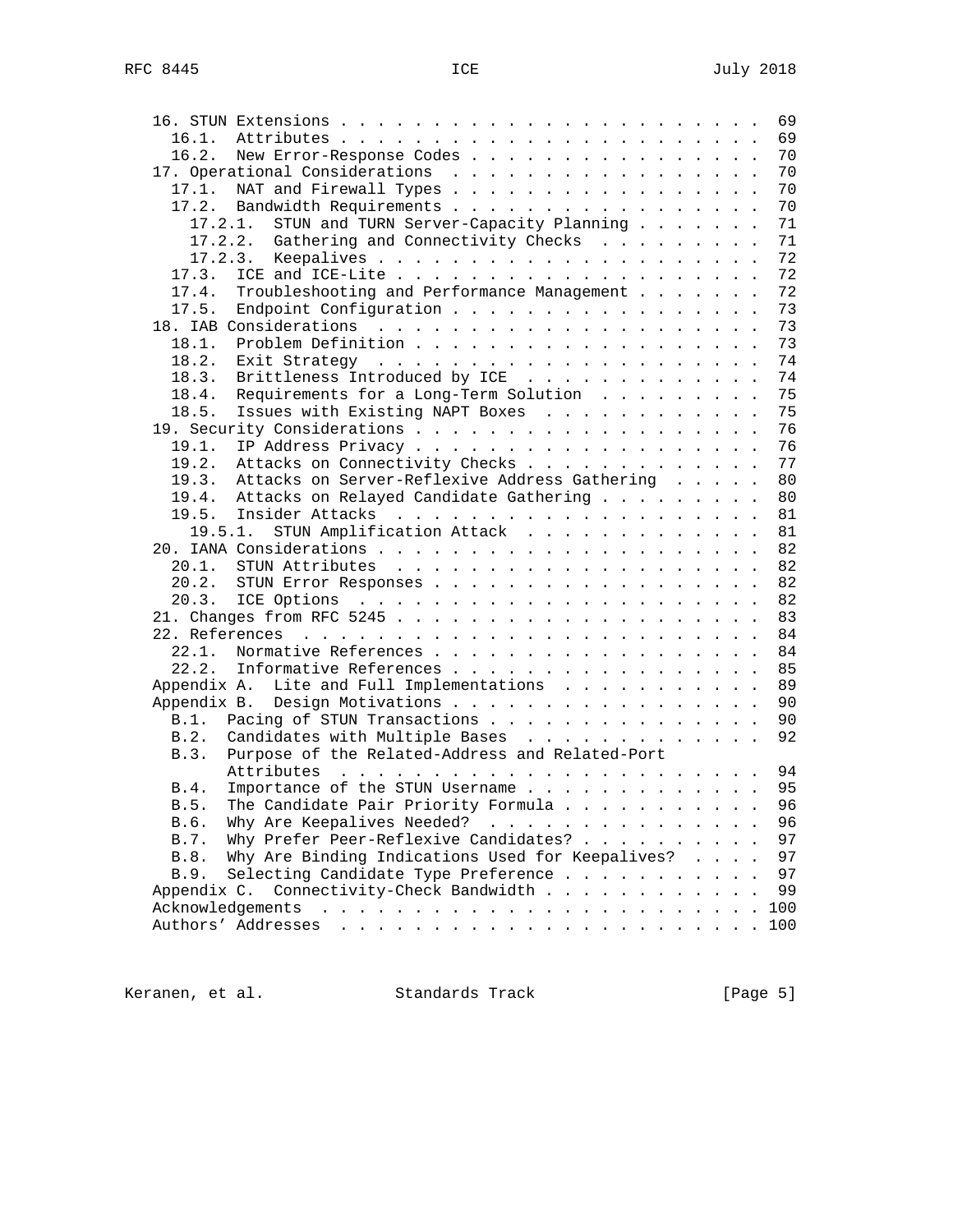```
   16. STUN Extensions . . . . . . . . . . . . . . . . . . . . . . .  69
     16.1.  Attributes . . . . . . . . . . . . . . . . . . . . . . .  69
     16.2.  New Error-Response Codes . . . . . . . . . . . . . . . .  70
   17. Operational Considerations  . . . . . . . . . . . . . . . . .  70
     17.1.  NAT and Firewall Types . . . . . . . . . . . . . . . . .  70
     17.2.  Bandwidth Requirements . . . . . . . . . . . . . . . . .  70
       17.2.1.  STUN and TURN Server-Capacity Planning . . . . . . .  71
       17.2.2.  Gathering and Connectivity Checks  . . . . . . . . .  71
       17.2.3.  Keepalives . . . . . . . . . . . . . . . . . . . . .  72
     17.3.  ICE and ICE-Lite . . . . . . . . . . . . . . . . . . . .  72
     17.4.  Troubleshooting and Performance Management . . . . . . .  72
     17.5.  Endpoint Configuration . . . . . . . . . . . . . . . . .  73
   18. IAB Considerations  . . . . . . . . . . . . . . . . . . . . .  73
     18.1.  Problem Definition . . . . . . . . . . . . . . . . . . .  73
     18.2.  Exit Strategy  . . . . . . . . . . . . . . . . . . . . .  74
     18.3.  Brittleness Introduced by ICE  . . . . . . . . . . . . .  74
     18.4.  Requirements for a Long-Term Solution  . . . . . . . . .  75
     18.5.  Issues with Existing NAPT Boxes  . . . . . . . . . . . .  75
   19. Security Considerations . . . . . . . . . . . . . . . . . . .  76
     19.1.  IP Address Privacy . . . . . . . . . . . . . . . . . . .  76
     19.2.  Attacks on Connectivity Checks . . . . . . . . . . . . .  77
     19.3.  Attacks on Server-Reflexive Address Gathering  . . . . .  80
     19.4.  Attacks on Relayed Candidate Gathering . . . . . . . . .  80
     19.5.  Insider Attacks  . . . . . . . . . . . . . . . . . . . .  81
       19.5.1.  STUN Amplification Attack  . . . . . . . . . . . . .  81
   20. IANA Considerations . . . . . . . . . . . . . . . . . . . . .  82
     20.1.  STUN Attributes  . . . . . . . . . . . . . . . . . . . .  82
     20.2.  STUN Error Responses . . . . . . . . . . . . . . . . . .  82
     20.3.  ICE Options  . . . . . . . . . . . . . . . . . . . . . .  82
   21. Changes from RFC 5245 . . . . . . . . . . . . . . . . . . . .  83
   22. References  . . . . . . . . . . . . . . . . . . . . . . . . .  84
     22.1.  Normative References . . . . . . . . . . . . . . . . . .  84
     22.2.  Informative References . . . . . . . . . . . . . . . . .  85
   Appendix A.  Lite and Full Implementations  . . . . . . . . . . .  89
   Appendix B.  Design Motivations . . . . . . . . . . . . . . . . .  90
     B.1.  Pacing of STUN Transactions . . . . . . . . . . . . . . .  90
     B.2.  Candidates with Multiple Bases  . . . . . . . . . . . . .  92
     B.3.  Purpose of the Related-Address and Related-Port
           Attributes  . . . . . . . . . . . . . . . . . . . . . . .  94
     B.4.  Importance of the STUN Username . . . . . . . . . . . . .  95
     B.5.  The Candidate Pair Priority Formula . . . . . . . . . . .  96
     B.6.  Why Are Keepalives Needed?  . . . . . . . . . . . . . . .  96
     B.7.  Why Prefer Peer-Reflexive Candidates? . . . . . . . . . .  97
     B.8.  Why Are Binding Indications Used for Keepalives?  . . . .  97
     B.9.  Selecting Candidate Type Preference . . . . . . . . . . .  97
   Appendix C.  Connectivity-Check Bandwidth . . . . . . . . . . . .  99
   Acknowledgements  . . . . . . . . . . . . . . . . . . . . . . . . 100
   Authors' Addresses  . . . . . . . . . . . . . . . . . . . . . . . 100
```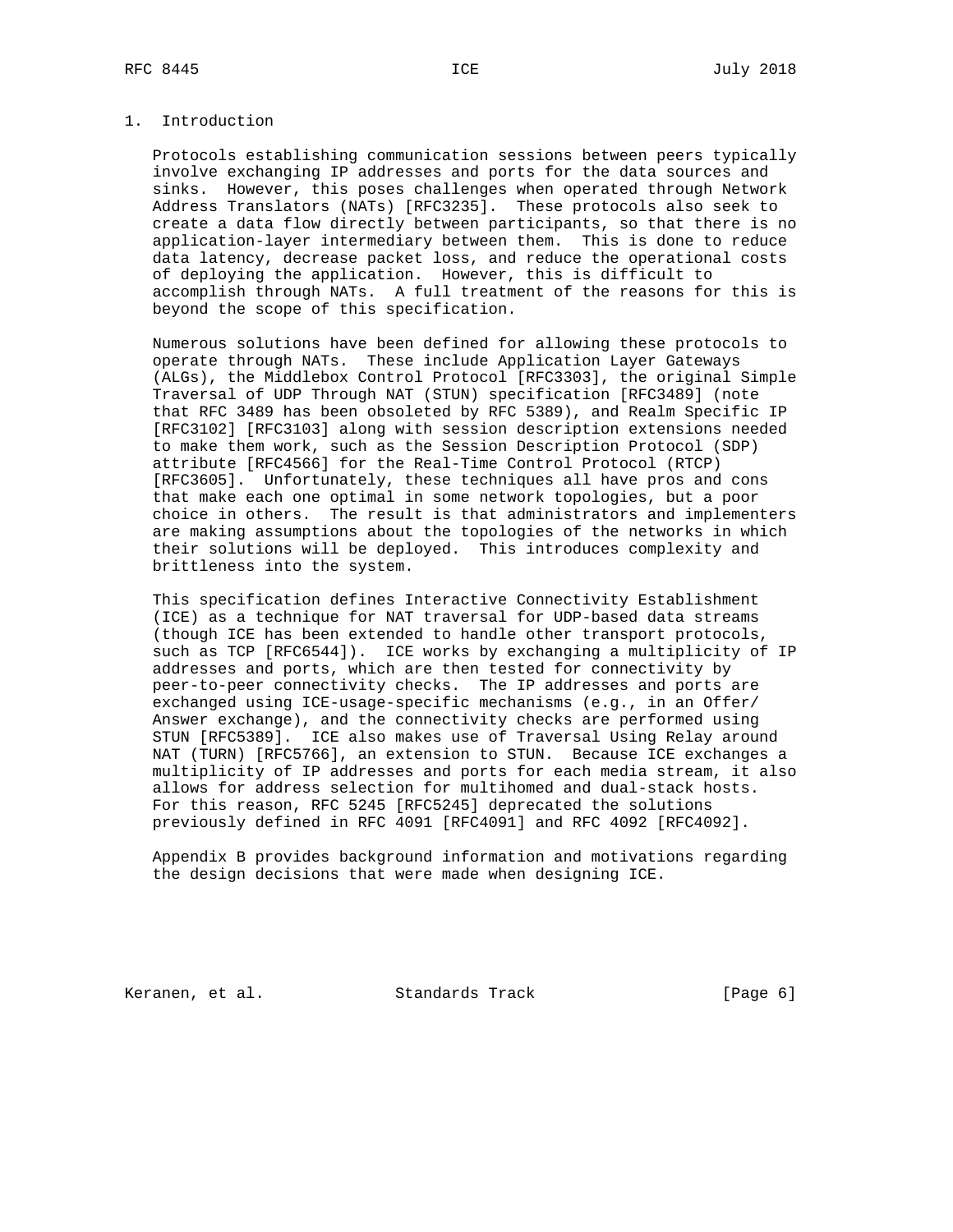# 1. Introduction

Protocols establishing communication sessions between peers typically involve exchanging IP addresses and ports for the data sources and sinks. However, this poses challenges when operated through Network Address Translators (NATs) [RFC3235]. These protocols also seek to create a data flow directly between participants, so that there is no application-layer intermediary between them. This is done to reduce data latency, decrease packet loss, and reduce the operational costs of deploying the application. However, this is difficult to accomplish through NATs. A full treatment of the reasons for this is beyond the scope of this specification.

Numerous solutions have been defined for allowing these protocols to operate through NATs. These include Application Layer Gateways (ALGs), the Middlebox Control Protocol [RFC3303], the original Simple Traversal of UDP Through NAT (STUN) specification [RFC3489] (note that RFC 3489 has been obsoleted by RFC 5389), and Realm Specific IP [RFC3102] [RFC3103] along with session description extensions needed to make them work, such as the Session Description Protocol (SDP) attribute [RFC4566] for the Real-Time Control Protocol (RTCP) [RFC3605]. Unfortunately, these techniques all have pros and cons that make each one optimal in some network topologies, but a poor choice in others. The result is that administrators and implementers are making assumptions about the topologies of the networks in which their solutions will be deployed. This introduces complexity and brittleness into the system.

This specification defines Interactive Connectivity Establishment (ICE) as a technique for NAT traversal for UDP-based data streams (though ICE has been extended to handle other transport protocols, such as TCP [RFC6544]). ICE works by exchanging a multiplicity of IP addresses and ports, which are then tested for connectivity by peer-to-peer connectivity checks. The IP addresses and ports are exchanged using ICE-usage-specific mechanisms (e.g., in an Offer/Answer exchange), and the connectivity checks are performed using STUN [RFC5389]. ICE also makes use of Traversal Using Relay around NAT (TURN) [RFC5766], an extension to STUN. Because ICE exchanges a multiplicity of IP addresses and ports for each media stream, it also allows for address selection for multihomed and dual-stack hosts. For this reason, RFC 5245 [RFC5245] deprecated the solutions previously defined in RFC 4091 [RFC4091] and RFC 4092 [RFC4092].

Appendix B provides background information and motivations regarding the design decisions that were made when designing ICE.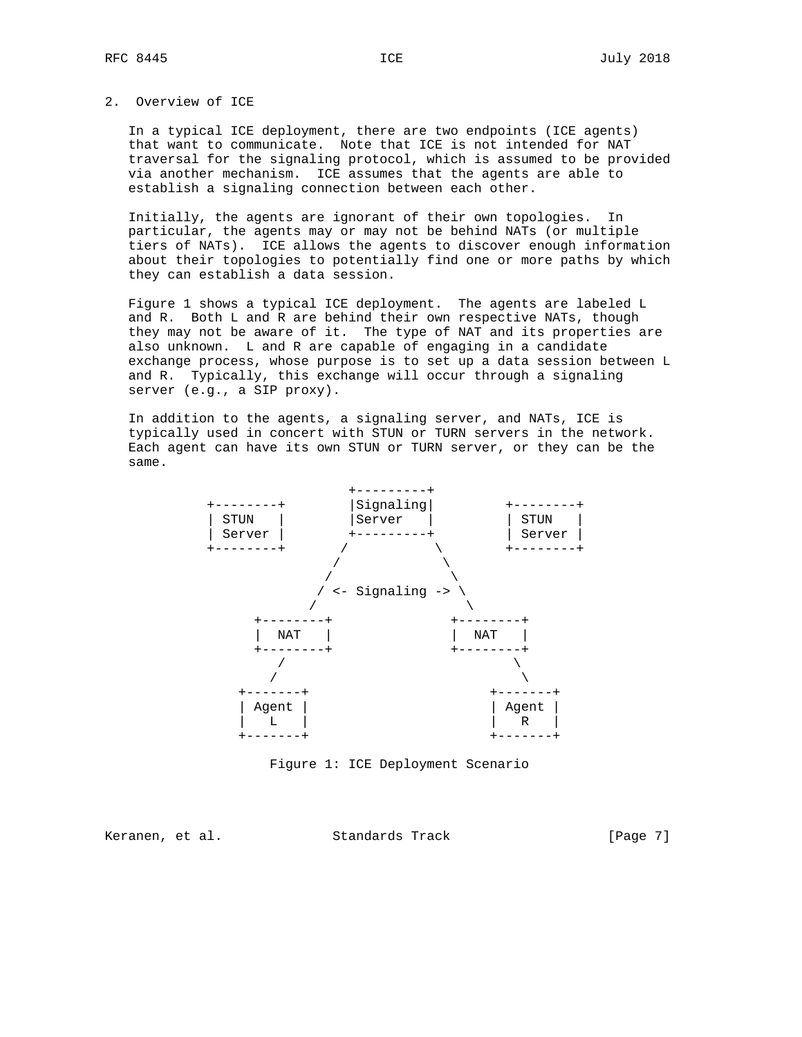## 2. Overview of ICE

In a typical ICE deployment, there are two endpoints (ICE agents) that want to communicate. Note that ICE is not intended for NAT traversal for the signaling protocol, which is assumed to be provided via another mechanism. ICE assumes that the agents are able to establish a signaling connection between each other.

Initially, the agents are ignorant of their own topologies. In particular, the agents may or may not be behind NATs (or multiple tiers of NATs). ICE allows the agents to discover enough information about their topologies to potentially find one or more paths by which they can establish a data session.

Figure 1 shows a typical ICE deployment. The agents are labeled L and R. Both L and R are behind their own respective NATs, though they may not be aware of it. The type of NAT and its properties are also unknown. L and R are capable of engaging in a candidate exchange process, whose purpose is to set up a data session between L and R. Typically, this exchange will occur through a signaling server (e.g., a SIP proxy).

In addition to the agents, a signaling server, and NATs, ICE is typically used in concert with STUN or TURN servers in the network. Each agent can have its own STUN or TURN server, or they can be the same.

```
                           +---------+
         +--------+        |Signaling|         +--------+
         | STUN   |        |Server   |         | STUN   |
         | Server |        +---------+         | Server |
         +--------+       /           \        +--------+
                         /             \
                        /               \
                       / <- Signaling -> \
                      /                   \
                +--------+             +--------+
                |  NAT   |             |  NAT   |
                +--------+             +--------+
                  /                             \
                 /                               \
              +-------+                       +-------+
              | Agent |                       | Agent |
              |   L   |                       |   R   |
              +-------+                       +-------+
```

Figure 1: ICE Deployment Scenario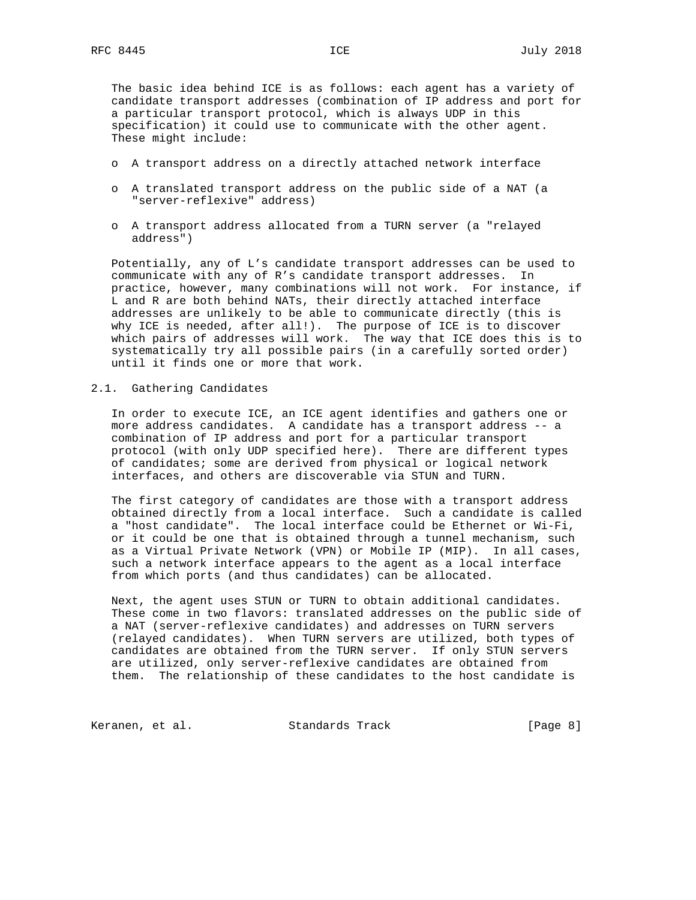The basic idea behind ICE is as follows: each agent has a variety of candidate transport addresses (combination of IP address and port for a particular transport protocol, which is always UDP in this specification) it could use to communicate with the other agent. These might include:

- A transport address on a directly attached network interface
- A translated transport address on the public side of a NAT (a "server-reflexive" address)
- A transport address allocated from a TURN server (a "relayed address")

Potentially, any of L's candidate transport addresses can be used to communicate with any of R's candidate transport addresses. In practice, however, many combinations will not work. For instance, if L and R are both behind NATs, their directly attached interface addresses are unlikely to be able to communicate directly (this is why ICE is needed, after all!). The purpose of ICE is to discover which pairs of addresses will work. The way that ICE does this is to systematically try all possible pairs (in a carefully sorted order) until it finds one or more that work.

## 2.1. Gathering Candidates

In order to execute ICE, an ICE agent identifies and gathers one or more address candidates. A candidate has a transport address -- a combination of IP address and port for a particular transport protocol (with only UDP specified here). There are different types of candidates; some are derived from physical or logical network interfaces, and others are discoverable via STUN and TURN.

The first category of candidates are those with a transport address obtained directly from a local interface. Such a candidate is called a "host candidate". The local interface could be Ethernet or Wi-Fi, or it could be one that is obtained through a tunnel mechanism, such as a Virtual Private Network (VPN) or Mobile IP (MIP). In all cases, such a network interface appears to the agent as a local interface from which ports (and thus candidates) can be allocated.

Next, the agent uses STUN or TURN to obtain additional candidates. These come in two flavors: translated addresses on the public side of a NAT (server-reflexive candidates) and addresses on TURN servers (relayed candidates). When TURN servers are utilized, both types of candidates are obtained from the TURN server. If only STUN servers are utilized, only server-reflexive candidates are obtained from them. The relationship of these candidates to the host candidate is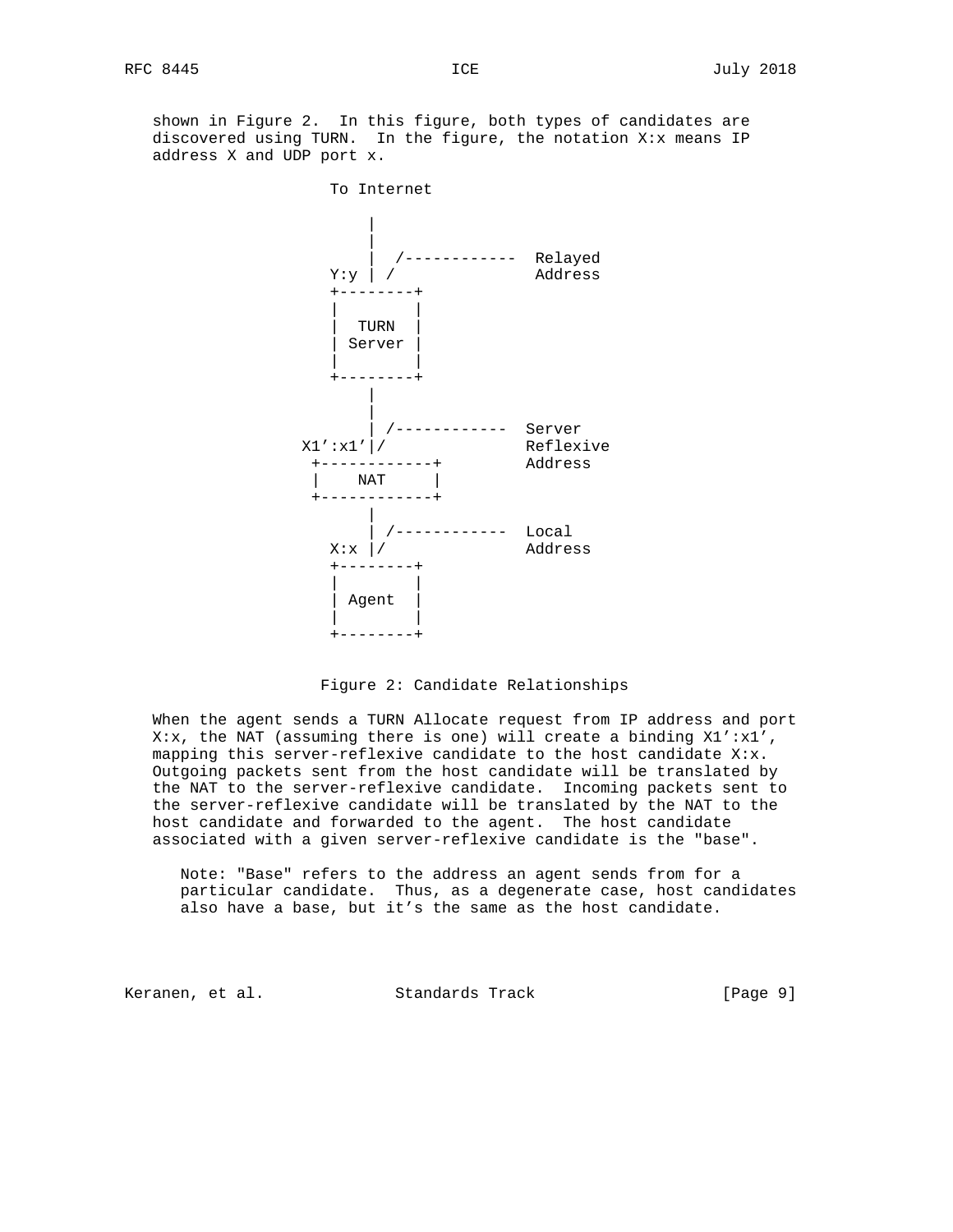shown in Figure 2. In this figure, both types of candidates are discovered using TURN. In the figure, the notation X:x means IP address X and UDP port x.

```
                 To Internet

                     |
                     |
                     |  /------------  Relayed
                 Y:y | /               Address
                 +--------+
                 |        |
                 |  TURN  |
                 | Server |
                 |        |
                 +--------+
                     |
                     |
                     | /------------  Server
              X1':x1'|/               Reflexive
               +------------+         Address
               |    NAT     |
               +------------+
                     |
                     | /------------  Local
                 X:x |/               Address
                 +--------+
                 |        |
                 | Agent  |
                 |        |
                 +--------+
```

Figure 2: Candidate Relationships

When the agent sends a TURN Allocate request from IP address and port X:x, the NAT (assuming there is one) will create a binding X1':x1', mapping this server-reflexive candidate to the host candidate X:x. Outgoing packets sent from the host candidate will be translated by the NAT to the server-reflexive candidate. Incoming packets sent to the server-reflexive candidate will be translated by the NAT to the host candidate and forwarded to the agent. The host candidate associated with a given server-reflexive candidate is the "base".

> Note: "Base" refers to the address an agent sends from for a particular candidate. Thus, as a degenerate case, host candidates also have a base, but it's the same as the host candidate.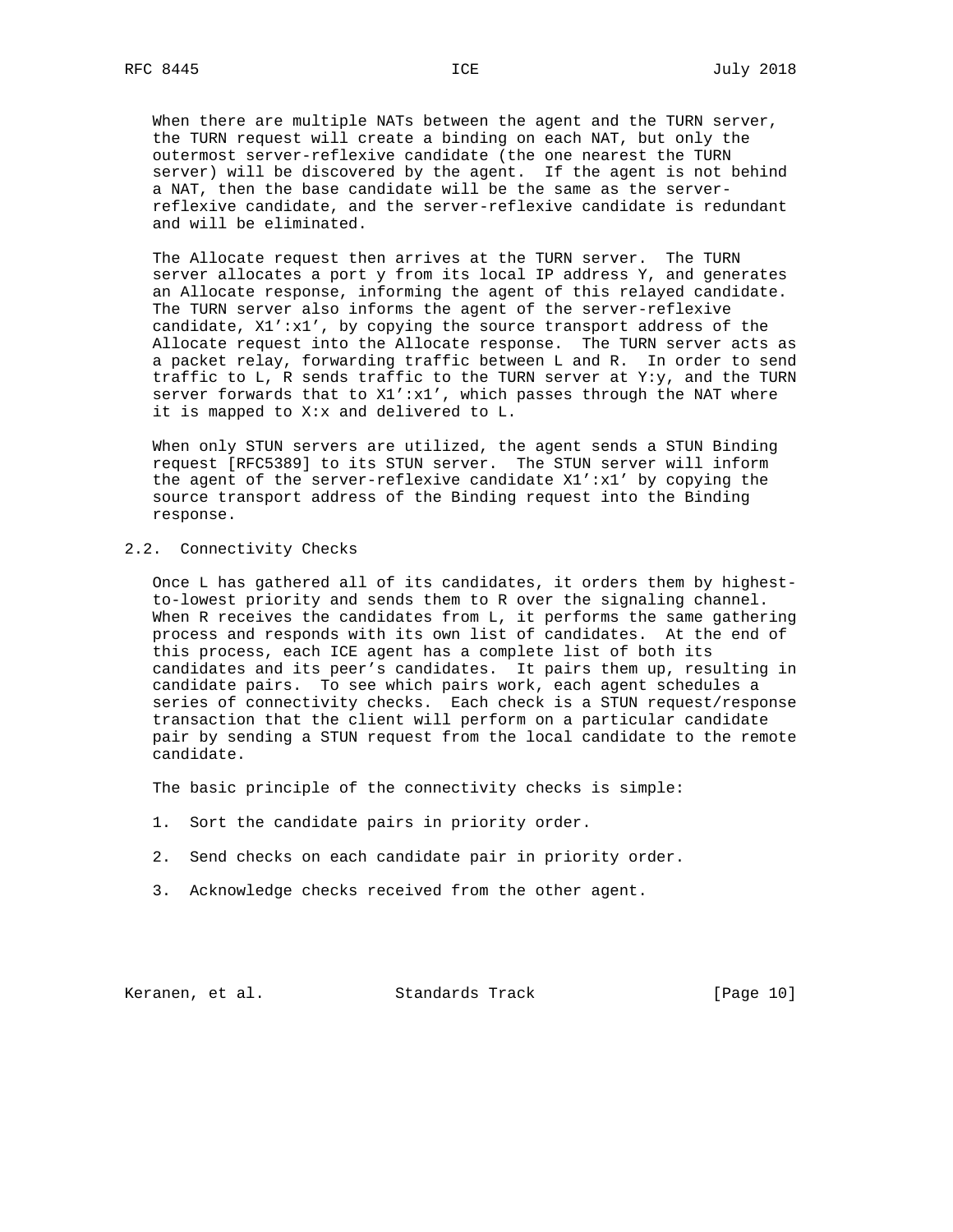When there are multiple NATs between the agent and the TURN server, the TURN request will create a binding on each NAT, but only the outermost server-reflexive candidate (the one nearest the TURN server) will be discovered by the agent. If the agent is not behind a NAT, then the base candidate will be the same as the server-reflexive candidate, and the server-reflexive candidate is redundant and will be eliminated.

The Allocate request then arrives at the TURN server. The TURN server allocates a port y from its local IP address Y, and generates an Allocate response, informing the agent of this relayed candidate. The TURN server also informs the agent of the server-reflexive candidate, X1':x1', by copying the source transport address of the Allocate request into the Allocate response. The TURN server acts as a packet relay, forwarding traffic between L and R. In order to send traffic to L, R sends traffic to the TURN server at Y:y, and the TURN server forwards that to X1':x1', which passes through the NAT where it is mapped to X:x and delivered to L.

When only STUN servers are utilized, the agent sends a STUN Binding request [RFC5389] to its STUN server. The STUN server will inform the agent of the server-reflexive candidate X1':x1' by copying the source transport address of the Binding request into the Binding response.

## 2.2. Connectivity Checks

Once L has gathered all of its candidates, it orders them by highest-to-lowest priority and sends them to R over the signaling channel. When R receives the candidates from L, it performs the same gathering process and responds with its own list of candidates. At the end of this process, each ICE agent has a complete list of both its candidates and its peer's candidates. It pairs them up, resulting in candidate pairs. To see which pairs work, each agent schedules a series of connectivity checks. Each check is a STUN request/response transaction that the client will perform on a particular candidate pair by sending a STUN request from the local candidate to the remote candidate.

The basic principle of the connectivity checks is simple:

1. Sort the candidate pairs in priority order.

2. Send checks on each candidate pair in priority order.

3. Acknowledge checks received from the other agent.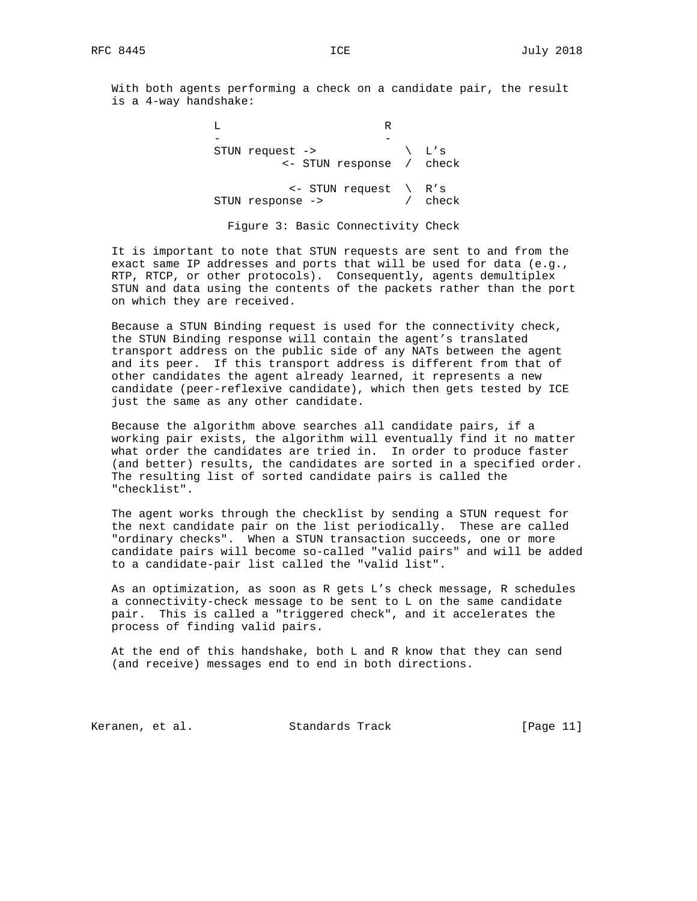With both agents performing a check on a candidate pair, the result is a 4-way handshake:

```
             L                        R
             -                        -
             STUN request ->             \  L's
                       <- STUN response  /  check

                        <- STUN request  \  R's
             STUN response ->            /  check

               Figure 3: Basic Connectivity Check
```

It is important to note that STUN requests are sent to and from the exact same IP addresses and ports that will be used for data (e.g., RTP, RTCP, or other protocols). Consequently, agents demultiplex STUN and data using the contents of the packets rather than the port on which they are received.

Because a STUN Binding request is used for the connectivity check, the STUN Binding response will contain the agent's translated transport address on the public side of any NATs between the agent and its peer. If this transport address is different from that of other candidates the agent already learned, it represents a new candidate (peer-reflexive candidate), which then gets tested by ICE just the same as any other candidate.

Because the algorithm above searches all candidate pairs, if a working pair exists, the algorithm will eventually find it no matter what order the candidates are tried in. In order to produce faster (and better) results, the candidates are sorted in a specified order. The resulting list of sorted candidate pairs is called the "checklist".

The agent works through the checklist by sending a STUN request for the next candidate pair on the list periodically. These are called "ordinary checks". When a STUN transaction succeeds, one or more candidate pairs will become so-called "valid pairs" and will be added to a candidate-pair list called the "valid list".

As an optimization, as soon as R gets L's check message, R schedules a connectivity-check message to be sent to L on the same candidate pair. This is called a "triggered check", and it accelerates the process of finding valid pairs.

At the end of this handshake, both L and R know that they can send (and receive) messages end to end in both directions.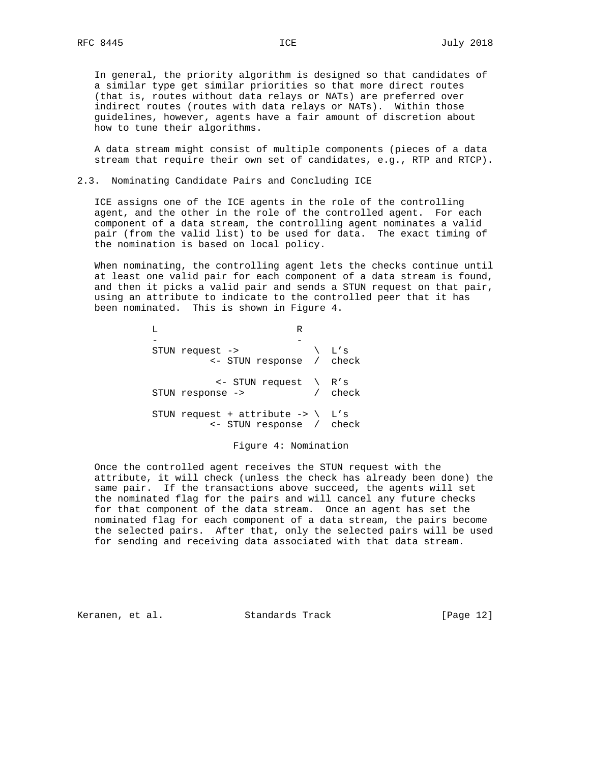In general, the priority algorithm is designed so that candidates of a similar type get similar priorities so that more direct routes (that is, routes without data relays or NATs) are preferred over indirect routes (routes with data relays or NATs). Within those guidelines, however, agents have a fair amount of discretion about how to tune their algorithms.

A data stream might consist of multiple components (pieces of a data stream that require their own set of candidates, e.g., RTP and RTCP).

### 2.3. Nominating Candidate Pairs and Concluding ICE

ICE assigns one of the ICE agents in the role of the controlling agent, and the other in the role of the controlled agent. For each component of a data stream, the controlling agent nominates a valid pair (from the valid list) to be used for data. The exact timing of the nomination is based on local policy.

When nominating, the controlling agent lets the checks continue until at least one valid pair for each component of a data stream is found, and then it picks a valid pair and sends a STUN request on that pair, using an attribute to indicate to the controlled peer that it has been nominated. This is shown in Figure 4.

```
L                         R
-                         -
STUN request ->            \  L's
          <- STUN response  /  check

           <- STUN request  \  R's
STUN response ->            /  check

STUN request + attribute -> \  L's
          <- STUN response  /  check
```

Figure 4: Nomination

Once the controlled agent receives the STUN request with the attribute, it will check (unless the check has already been done) the same pair. If the transactions above succeed, the agents will set the nominated flag for the pairs and will cancel any future checks for that component of the data stream. Once an agent has set the nominated flag for each component of a data stream, the pairs become the selected pairs. After that, only the selected pairs will be used for sending and receiving data associated with that data stream.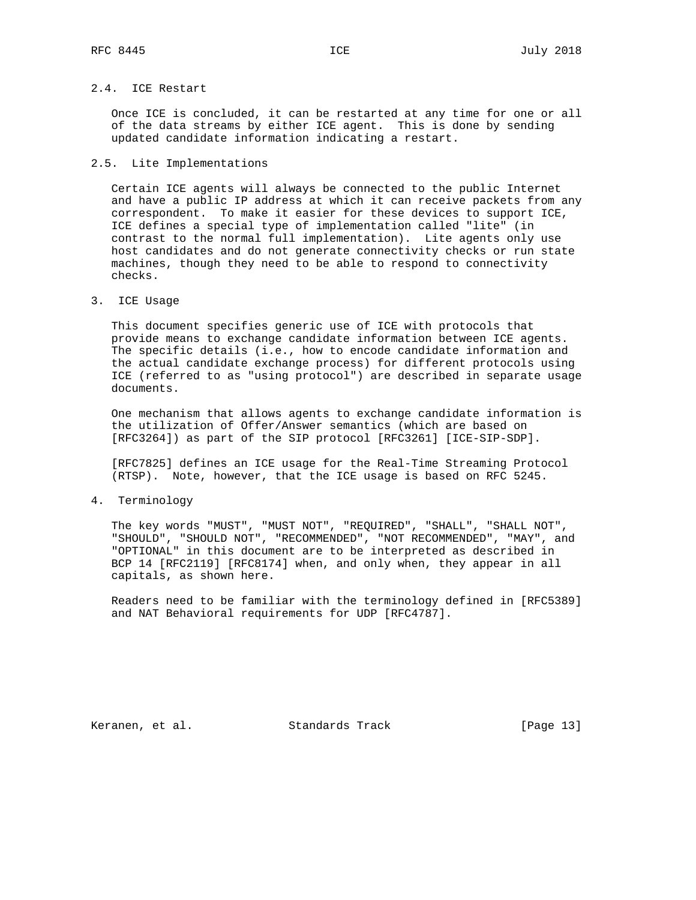### 2.4. ICE Restart

Once ICE is concluded, it can be restarted at any time for one or all of the data streams by either ICE agent. This is done by sending updated candidate information indicating a restart.

### 2.5. Lite Implementations

Certain ICE agents will always be connected to the public Internet and have a public IP address at which it can receive packets from any correspondent. To make it easier for these devices to support ICE, ICE defines a special type of implementation called "lite" (in contrast to the normal full implementation). Lite agents only use host candidates and do not generate connectivity checks or run state machines, though they need to be able to respond to connectivity checks.

## 3. ICE Usage

This document specifies generic use of ICE with protocols that provide means to exchange candidate information between ICE agents. The specific details (i.e., how to encode candidate information and the actual candidate exchange process) for different protocols using ICE (referred to as "using protocol") are described in separate usage documents.

One mechanism that allows agents to exchange candidate information is the utilization of Offer/Answer semantics (which are based on [RFC3264]) as part of the SIP protocol [RFC3261] [ICE-SIP-SDP].

[RFC7825] defines an ICE usage for the Real-Time Streaming Protocol (RTSP). Note, however, that the ICE usage is based on RFC 5245.

## 4. Terminology

The key words "MUST", "MUST NOT", "REQUIRED", "SHALL", "SHALL NOT", "SHOULD", "SHOULD NOT", "RECOMMENDED", "NOT RECOMMENDED", "MAY", and "OPTIONAL" in this document are to be interpreted as described in BCP 14 [RFC2119] [RFC8174] when, and only when, they appear in all capitals, as shown here.

Readers need to be familiar with the terminology defined in [RFC5389] and NAT Behavioral requirements for UDP [RFC4787].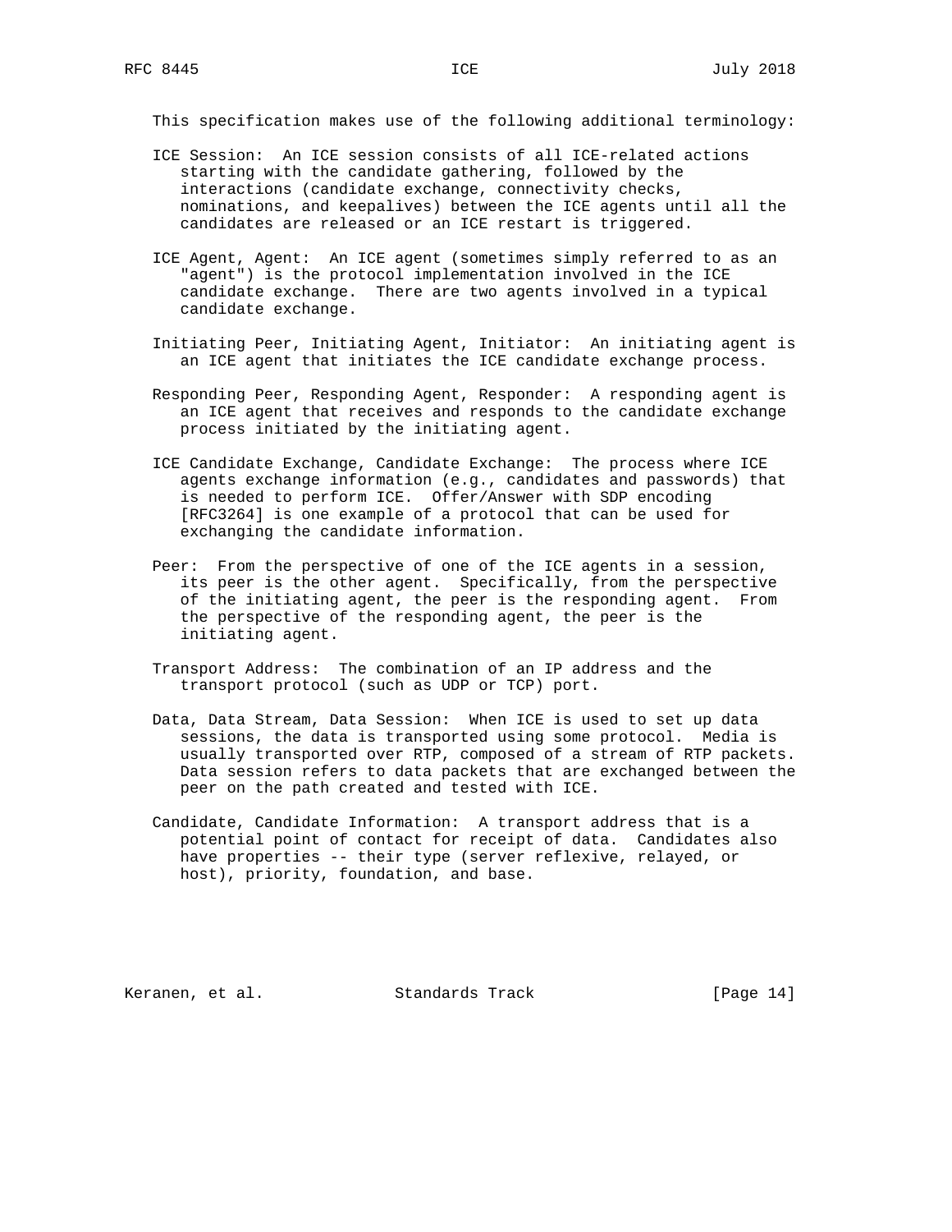This specification makes use of the following additional terminology:

ICE Session: An ICE session consists of all ICE-related actions starting with the candidate gathering, followed by the interactions (candidate exchange, connectivity checks, nominations, and keepalives) between the ICE agents until all the candidates are released or an ICE restart is triggered.

ICE Agent, Agent: An ICE agent (sometimes simply referred to as an "agent") is the protocol implementation involved in the ICE candidate exchange. There are two agents involved in a typical candidate exchange.

Initiating Peer, Initiating Agent, Initiator: An initiating agent is an ICE agent that initiates the ICE candidate exchange process.

Responding Peer, Responding Agent, Responder: A responding agent is an ICE agent that receives and responds to the candidate exchange process initiated by the initiating agent.

ICE Candidate Exchange, Candidate Exchange: The process where ICE agents exchange information (e.g., candidates and passwords) that is needed to perform ICE. Offer/Answer with SDP encoding [RFC3264] is one example of a protocol that can be used for exchanging the candidate information.

Peer: From the perspective of one of the ICE agents in a session, its peer is the other agent. Specifically, from the perspective of the initiating agent, the peer is the responding agent. From the perspective of the responding agent, the peer is the initiating agent.

Transport Address: The combination of an IP address and the transport protocol (such as UDP or TCP) port.

Data, Data Stream, Data Session: When ICE is used to set up data sessions, the data is transported using some protocol. Media is usually transported over RTP, composed of a stream of RTP packets. Data session refers to data packets that are exchanged between the peer on the path created and tested with ICE.

Candidate, Candidate Information: A transport address that is a potential point of contact for receipt of data. Candidates also have properties -- their type (server reflexive, relayed, or host), priority, foundation, and base.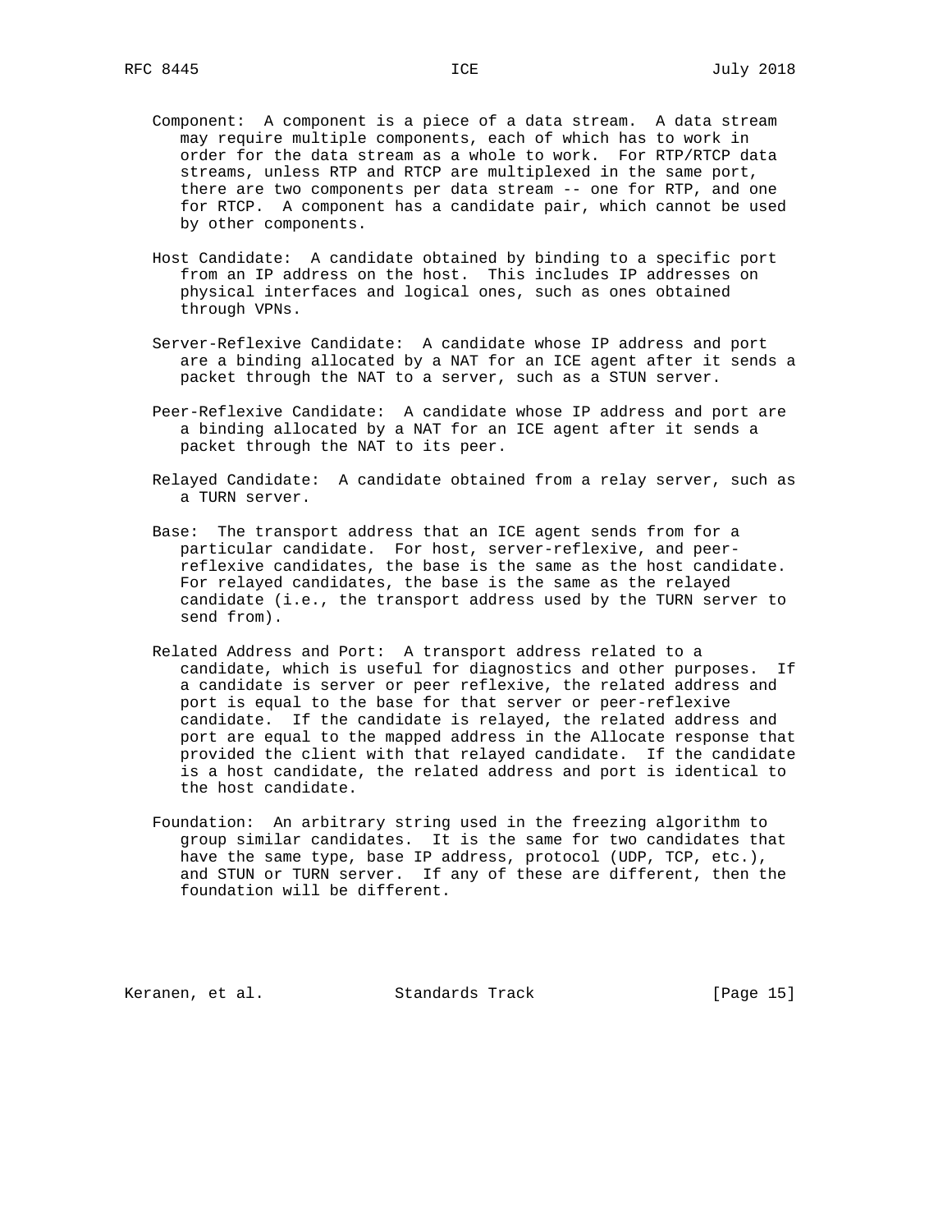Component: A component is a piece of a data stream. A data stream may require multiple components, each of which has to work in order for the data stream as a whole to work. For RTP/RTCP data streams, unless RTP and RTCP are multiplexed in the same port, there are two components per data stream -- one for RTP, and one for RTCP. A component has a candidate pair, which cannot be used by other components.

Host Candidate: A candidate obtained by binding to a specific port from an IP address on the host. This includes IP addresses on physical interfaces and logical ones, such as ones obtained through VPNs.

Server-Reflexive Candidate: A candidate whose IP address and port are a binding allocated by a NAT for an ICE agent after it sends a packet through the NAT to a server, such as a STUN server.

Peer-Reflexive Candidate: A candidate whose IP address and port are a binding allocated by a NAT for an ICE agent after it sends a packet through the NAT to its peer.

Relayed Candidate: A candidate obtained from a relay server, such as a TURN server.

Base: The transport address that an ICE agent sends from for a particular candidate. For host, server-reflexive, and peer-reflexive candidates, the base is the same as the host candidate. For relayed candidates, the base is the same as the relayed candidate (i.e., the transport address used by the TURN server to send from).

Related Address and Port: A transport address related to a candidate, which is useful for diagnostics and other purposes. If a candidate is server or peer reflexive, the related address and port is equal to the base for that server or peer-reflexive candidate. If the candidate is relayed, the related address and port are equal to the mapped address in the Allocate response that provided the client with that relayed candidate. If the candidate is a host candidate, the related address and port is identical to the host candidate.

Foundation: An arbitrary string used in the freezing algorithm to group similar candidates. It is the same for two candidates that have the same type, base IP address, protocol (UDP, TCP, etc.), and STUN or TURN server. If any of these are different, then the foundation will be different.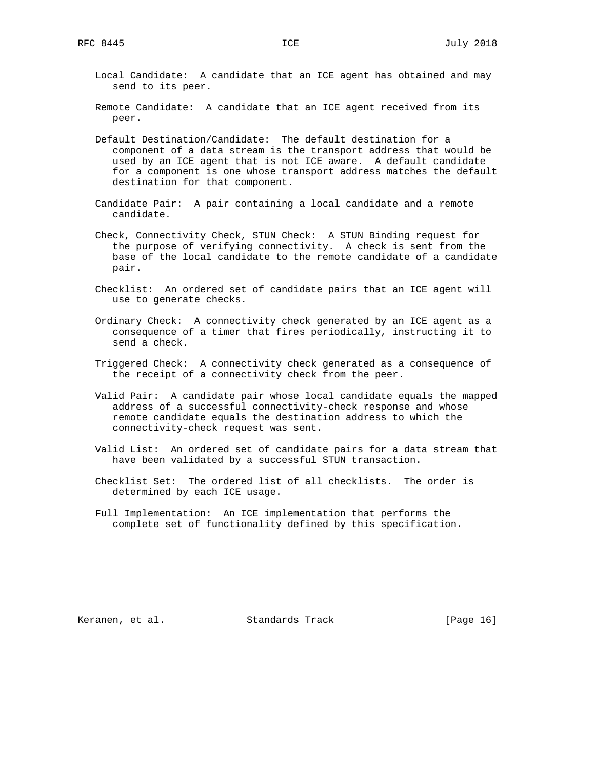Local Candidate: A candidate that an ICE agent has obtained and may send to its peer.

Remote Candidate: A candidate that an ICE agent received from its peer.

Default Destination/Candidate: The default destination for a component of a data stream is the transport address that would be used by an ICE agent that is not ICE aware. A default candidate for a component is one whose transport address matches the default destination for that component.

Candidate Pair: A pair containing a local candidate and a remote candidate.

Check, Connectivity Check, STUN Check: A STUN Binding request for the purpose of verifying connectivity. A check is sent from the base of the local candidate to the remote candidate of a candidate pair.

Checklist: An ordered set of candidate pairs that an ICE agent will use to generate checks.

Ordinary Check: A connectivity check generated by an ICE agent as a consequence of a timer that fires periodically, instructing it to send a check.

Triggered Check: A connectivity check generated as a consequence of the receipt of a connectivity check from the peer.

Valid Pair: A candidate pair whose local candidate equals the mapped address of a successful connectivity-check response and whose remote candidate equals the destination address to which the connectivity-check request was sent.

Valid List: An ordered set of candidate pairs for a data stream that have been validated by a successful STUN transaction.

Checklist Set: The ordered list of all checklists. The order is determined by each ICE usage.

Full Implementation: An ICE implementation that performs the complete set of functionality defined by this specification.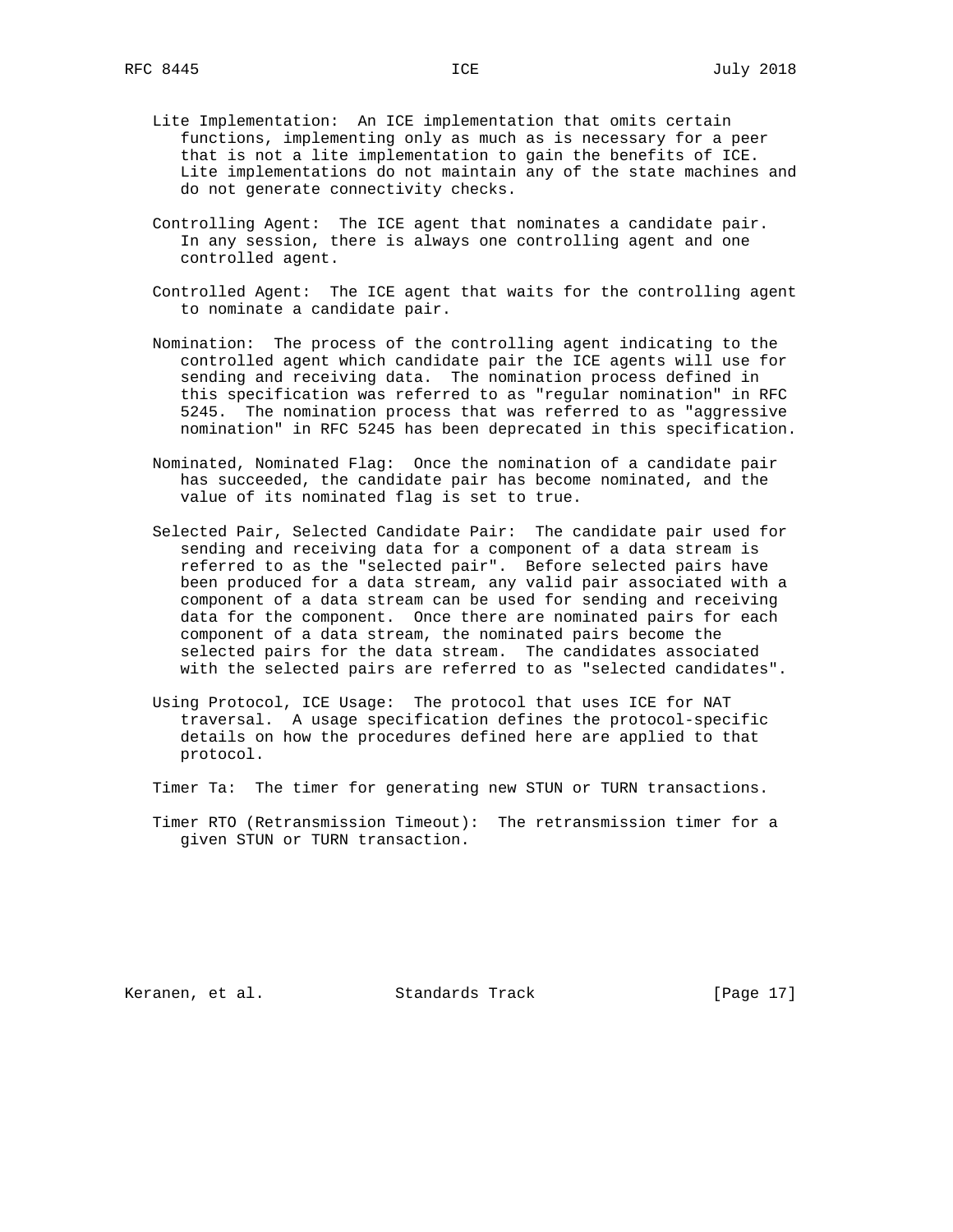Lite Implementation: An ICE implementation that omits certain functions, implementing only as much as is necessary for a peer that is not a lite implementation to gain the benefits of ICE. Lite implementations do not maintain any of the state machines and do not generate connectivity checks.

Controlling Agent: The ICE agent that nominates a candidate pair. In any session, there is always one controlling agent and one controlled agent.

Controlled Agent: The ICE agent that waits for the controlling agent to nominate a candidate pair.

Nomination: The process of the controlling agent indicating to the controlled agent which candidate pair the ICE agents will use for sending and receiving data. The nomination process defined in this specification was referred to as "regular nomination" in RFC 5245. The nomination process that was referred to as "aggressive nomination" in RFC 5245 has been deprecated in this specification.

Nominated, Nominated Flag: Once the nomination of a candidate pair has succeeded, the candidate pair has become nominated, and the value of its nominated flag is set to true.

Selected Pair, Selected Candidate Pair: The candidate pair used for sending and receiving data for a component of a data stream is referred to as the "selected pair". Before selected pairs have been produced for a data stream, any valid pair associated with a component of a data stream can be used for sending and receiving data for the component. Once there are nominated pairs for each component of a data stream, the nominated pairs become the selected pairs for the data stream. The candidates associated with the selected pairs are referred to as "selected candidates".

Using Protocol, ICE Usage: The protocol that uses ICE for NAT traversal. A usage specification defines the protocol-specific details on how the procedures defined here are applied to that protocol.

Timer Ta: The timer for generating new STUN or TURN transactions.

Timer RTO (Retransmission Timeout): The retransmission timer for a given STUN or TURN transaction.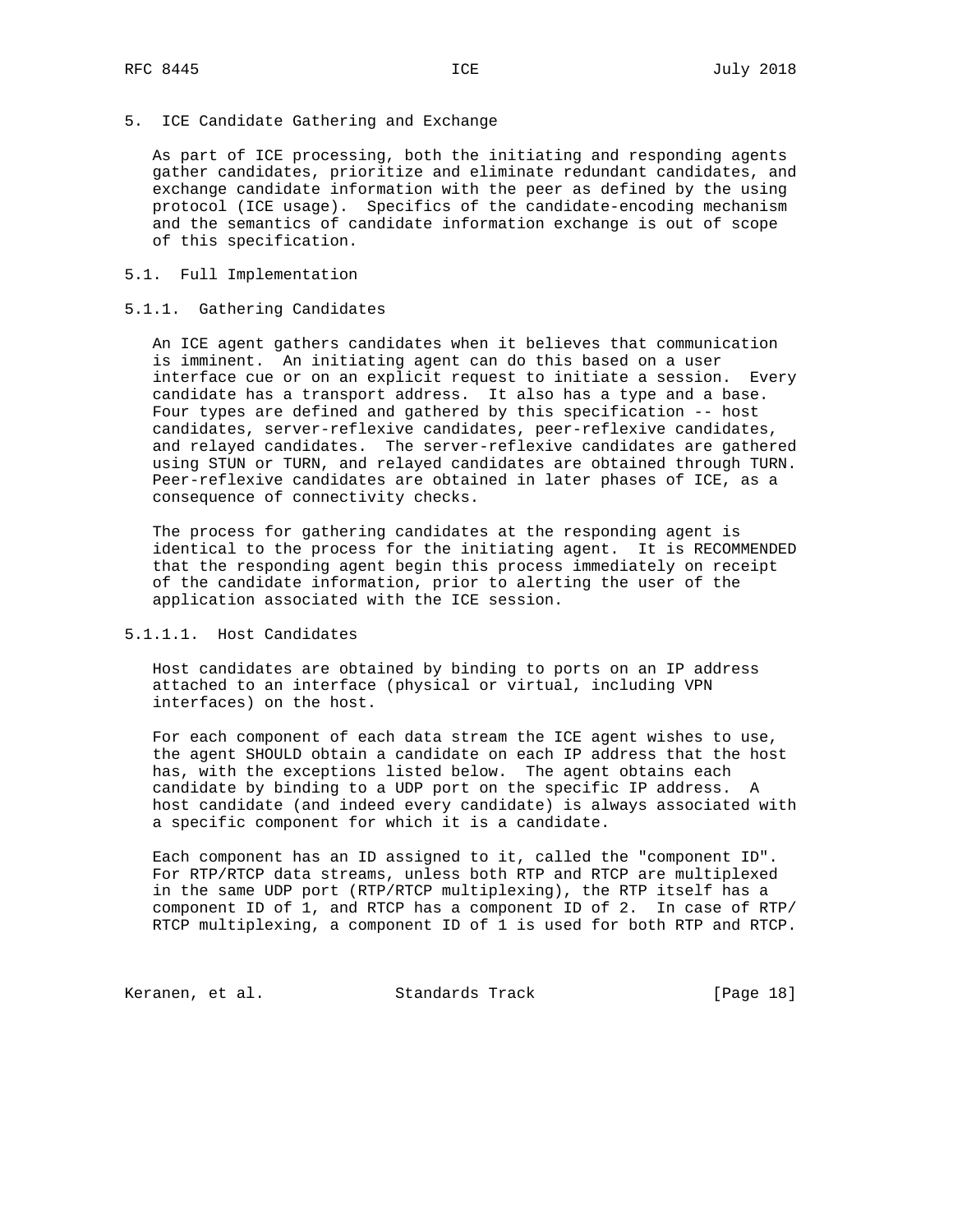# 5. ICE Candidate Gathering and Exchange

As part of ICE processing, both the initiating and responding agents gather candidates, prioritize and eliminate redundant candidates, and exchange candidate information with the peer as defined by the using protocol (ICE usage). Specifics of the candidate-encoding mechanism and the semantics of candidate information exchange is out of scope of this specification.

## 5.1. Full Implementation

### 5.1.1. Gathering Candidates

An ICE agent gathers candidates when it believes that communication is imminent. An initiating agent can do this based on a user interface cue or on an explicit request to initiate a session. Every candidate has a transport address. It also has a type and a base. Four types are defined and gathered by this specification -- host candidates, server-reflexive candidates, peer-reflexive candidates, and relayed candidates. The server-reflexive candidates are gathered using STUN or TURN, and relayed candidates are obtained through TURN. Peer-reflexive candidates are obtained in later phases of ICE, as a consequence of connectivity checks.

The process for gathering candidates at the responding agent is identical to the process for the initiating agent. It is RECOMMENDED that the responding agent begin this process immediately on receipt of the candidate information, prior to alerting the user of the application associated with the ICE session.

#### 5.1.1.1. Host Candidates

Host candidates are obtained by binding to ports on an IP address attached to an interface (physical or virtual, including VPN interfaces) on the host.

For each component of each data stream the ICE agent wishes to use, the agent SHOULD obtain a candidate on each IP address that the host has, with the exceptions listed below. The agent obtains each candidate by binding to a UDP port on the specific IP address. A host candidate (and indeed every candidate) is always associated with a specific component for which it is a candidate.

Each component has an ID assigned to it, called the "component ID". For RTP/RTCP data streams, unless both RTP and RTCP are multiplexed in the same UDP port (RTP/RTCP multiplexing), the RTP itself has a component ID of 1, and RTCP has a component ID of 2. In case of RTP/RTCP multiplexing, a component ID of 1 is used for both RTP and RTCP.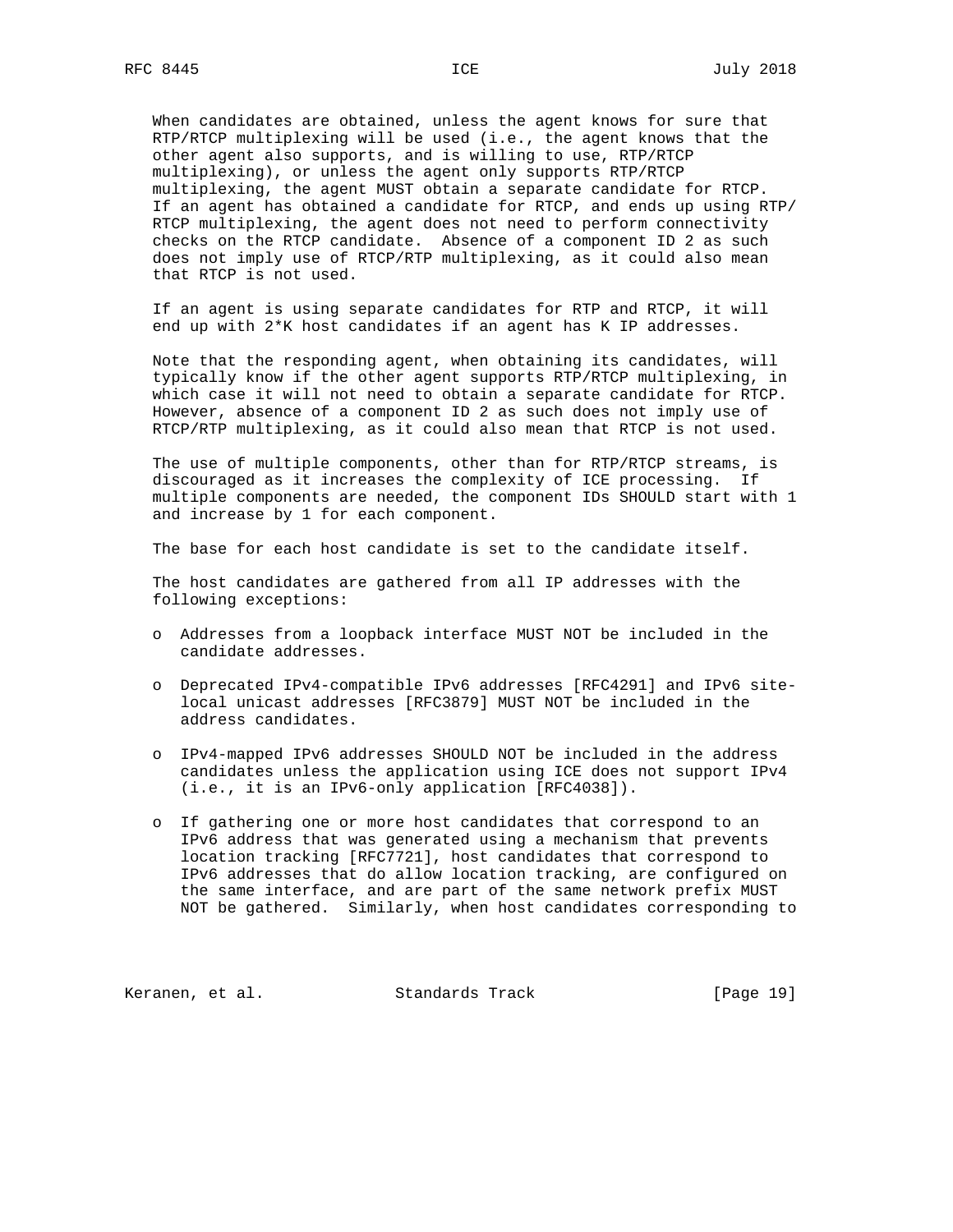When candidates are obtained, unless the agent knows for sure that RTP/RTCP multiplexing will be used (i.e., the agent knows that the other agent also supports, and is willing to use, RTP/RTCP multiplexing), or unless the agent only supports RTP/RTCP multiplexing, the agent MUST obtain a separate candidate for RTCP. If an agent has obtained a candidate for RTCP, and ends up using RTP/RTCP multiplexing, the agent does not need to perform connectivity checks on the RTCP candidate. Absence of a component ID 2 as such does not imply use of RTCP/RTP multiplexing, as it could also mean that RTCP is not used.

If an agent is using separate candidates for RTP and RTCP, it will end up with 2*K host candidates if an agent has K IP addresses.

Note that the responding agent, when obtaining its candidates, will typically know if the other agent supports RTP/RTCP multiplexing, in which case it will not need to obtain a separate candidate for RTCP. However, absence of a component ID 2 as such does not imply use of RTCP/RTP multiplexing, as it could also mean that RTCP is not used.

The use of multiple components, other than for RTP/RTCP streams, is discouraged as it increases the complexity of ICE processing. If multiple components are needed, the component IDs SHOULD start with 1 and increase by 1 for each component.

The base for each host candidate is set to the candidate itself.

The host candidates are gathered from all IP addresses with the following exceptions:

- Addresses from a loopback interface MUST NOT be included in the candidate addresses.
- Deprecated IPv4-compatible IPv6 addresses [RFC4291] and IPv6 site-local unicast addresses [RFC3879] MUST NOT be included in the address candidates.
- IPv4-mapped IPv6 addresses SHOULD NOT be included in the address candidates unless the application using ICE does not support IPv4 (i.e., it is an IPv6-only application [RFC4038]).
- If gathering one or more host candidates that correspond to an IPv6 address that was generated using a mechanism that prevents location tracking [RFC7721], host candidates that correspond to IPv6 addresses that do allow location tracking, are configured on the same interface, and are part of the same network prefix MUST NOT be gathered. Similarly, when host candidates corresponding to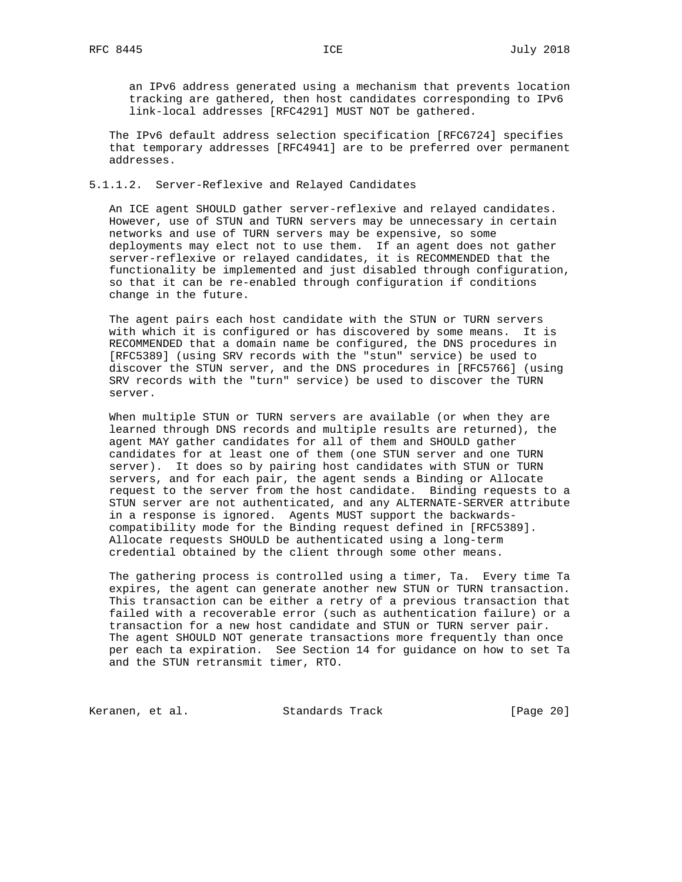an IPv6 address generated using a mechanism that prevents location tracking are gathered, then host candidates corresponding to IPv6 link-local addresses [RFC4291] MUST NOT be gathered.

The IPv6 default address selection specification [RFC6724] specifies that temporary addresses [RFC4941] are to be preferred over permanent addresses.

#### 5.1.1.2. Server-Reflexive and Relayed Candidates

An ICE agent SHOULD gather server-reflexive and relayed candidates. However, use of STUN and TURN servers may be unnecessary in certain networks and use of TURN servers may be expensive, so some deployments may elect not to use them. If an agent does not gather server-reflexive or relayed candidates, it is RECOMMENDED that the functionality be implemented and just disabled through configuration, so that it can be re-enabled through configuration if conditions change in the future.

The agent pairs each host candidate with the STUN or TURN servers with which it is configured or has discovered by some means. It is RECOMMENDED that a domain name be configured, the DNS procedures in [RFC5389] (using SRV records with the "stun" service) be used to discover the STUN server, and the DNS procedures in [RFC5766] (using SRV records with the "turn" service) be used to discover the TURN server.

When multiple STUN or TURN servers are available (or when they are learned through DNS records and multiple results are returned), the agent MAY gather candidates for all of them and SHOULD gather candidates for at least one of them (one STUN server and one TURN server). It does so by pairing host candidates with STUN or TURN servers, and for each pair, the agent sends a Binding or Allocate request to the server from the host candidate. Binding requests to a STUN server are not authenticated, and any ALTERNATE-SERVER attribute in a response is ignored. Agents MUST support the backwards-compatibility mode for the Binding request defined in [RFC5389]. Allocate requests SHOULD be authenticated using a long-term credential obtained by the client through some other means.

The gathering process is controlled using a timer, Ta. Every time Ta expires, the agent can generate another new STUN or TURN transaction. This transaction can be either a retry of a previous transaction that failed with a recoverable error (such as authentication failure) or a transaction for a new host candidate and STUN or TURN server pair. The agent SHOULD NOT generate transactions more frequently than once per each ta expiration. See Section 14 for guidance on how to set Ta and the STUN retransmit timer, RTO.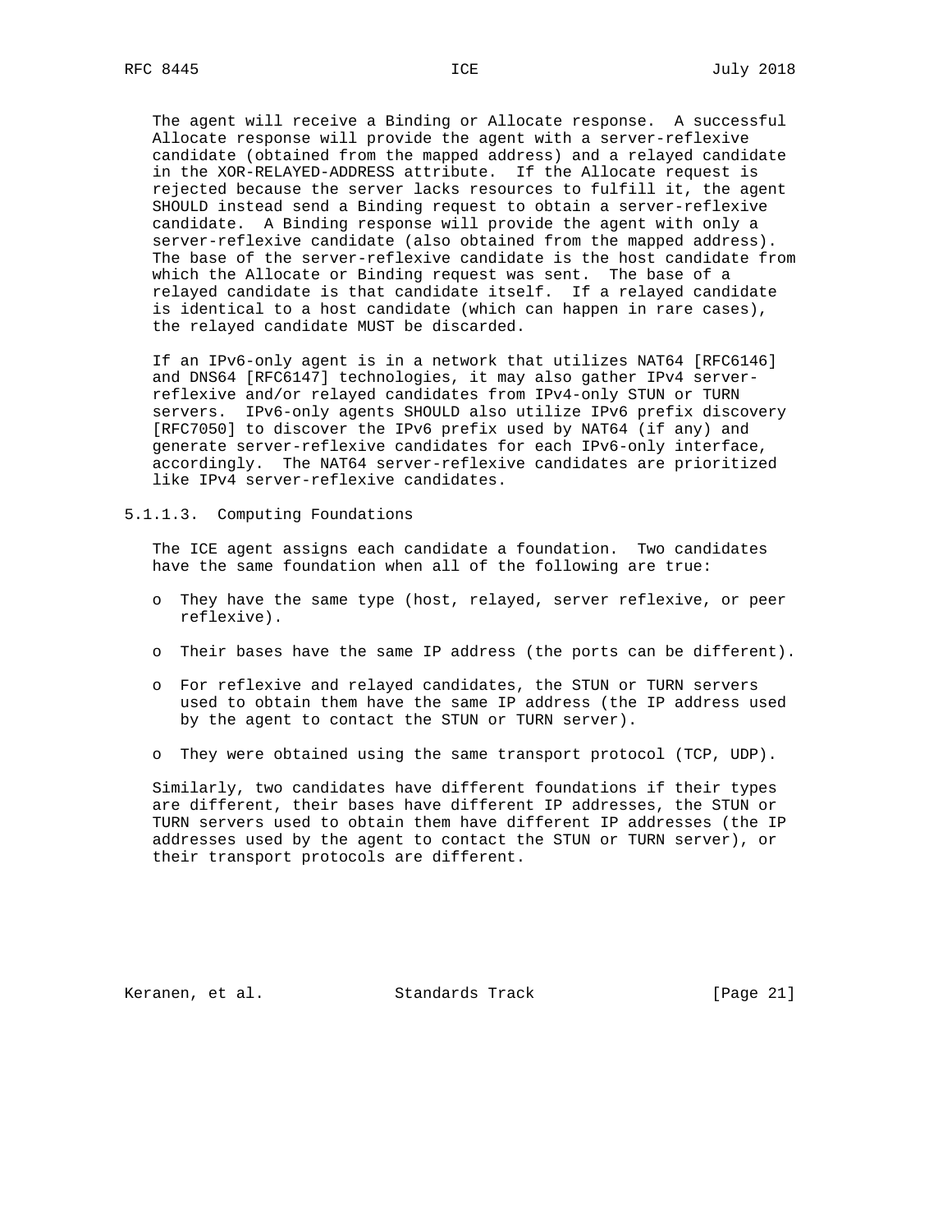The agent will receive a Binding or Allocate response. A successful Allocate response will provide the agent with a server-reflexive candidate (obtained from the mapped address) and a relayed candidate in the XOR-RELAYED-ADDRESS attribute. If the Allocate request is rejected because the server lacks resources to fulfill it, the agent SHOULD instead send a Binding request to obtain a server-reflexive candidate. A Binding response will provide the agent with only a server-reflexive candidate (also obtained from the mapped address). The base of the server-reflexive candidate is the host candidate from which the Allocate or Binding request was sent. The base of a relayed candidate is that candidate itself. If a relayed candidate is identical to a host candidate (which can happen in rare cases), the relayed candidate MUST be discarded.

If an IPv6-only agent is in a network that utilizes NAT64 [RFC6146] and DNS64 [RFC6147] technologies, it may also gather IPv4 server-reflexive and/or relayed candidates from IPv4-only STUN or TURN servers. IPv6-only agents SHOULD also utilize IPv6 prefix discovery [RFC7050] to discover the IPv6 prefix used by NAT64 (if any) and generate server-reflexive candidates for each IPv6-only interface, accordingly. The NAT64 server-reflexive candidates are prioritized like IPv4 server-reflexive candidates.

#### 5.1.1.3. Computing Foundations

The ICE agent assigns each candidate a foundation. Two candidates have the same foundation when all of the following are true:

- They have the same type (host, relayed, server reflexive, or peer reflexive).
- Their bases have the same IP address (the ports can be different).
- For reflexive and relayed candidates, the STUN or TURN servers used to obtain them have the same IP address (the IP address used by the agent to contact the STUN or TURN server).
- They were obtained using the same transport protocol (TCP, UDP).

Similarly, two candidates have different foundations if their types are different, their bases have different IP addresses, the STUN or TURN servers used to obtain them have different IP addresses (the IP addresses used by the agent to contact the STUN or TURN server), or their transport protocols are different.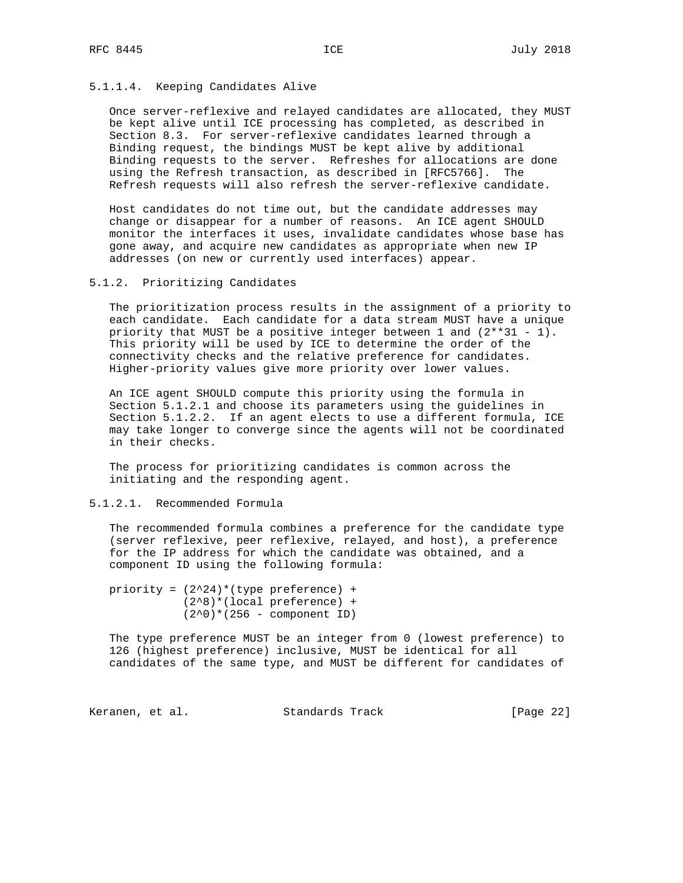#### 5.1.1.4. Keeping Candidates Alive

Once server-reflexive and relayed candidates are allocated, they MUST be kept alive until ICE processing has completed, as described in Section 8.3. For server-reflexive candidates learned through a Binding request, the bindings MUST be kept alive by additional Binding requests to the server. Refreshes for allocations are done using the Refresh transaction, as described in [RFC5766]. The Refresh requests will also refresh the server-reflexive candidate.

Host candidates do not time out, but the candidate addresses may change or disappear for a number of reasons. An ICE agent SHOULD monitor the interfaces it uses, invalidate candidates whose base has gone away, and acquire new candidates as appropriate when new IP addresses (on new or currently used interfaces) appear.

### 5.1.2. Prioritizing Candidates

The prioritization process results in the assignment of a priority to each candidate. Each candidate for a data stream MUST have a unique priority that MUST be a positive integer between 1 and $(2^{31} - 1)$. This priority will be used by ICE to determine the order of the connectivity checks and the relative preference for candidates. Higher-priority values give more priority over lower values.

An ICE agent SHOULD compute this priority using the formula in Section 5.1.2.1 and choose its parameters using the guidelines in Section 5.1.2.2. If an agent elects to use a different formula, ICE may take longer to converge since the agents will not be coordinated in their checks.

The process for prioritizing candidates is common across the initiating and the responding agent.

#### 5.1.2.1. Recommended Formula

The recommended formula combines a preference for the candidate type (server reflexive, peer reflexive, relayed, and host), a preference for the IP address for which the candidate was obtained, and a component ID using the following formula:

$$\text{priority} = (2^{24})*(\text{type preference}) + (2^{8})*(\text{local preference}) + (2^{0})*(256 - \text{component ID})$$

The type preference MUST be an integer from 0 (lowest preference) to 126 (highest preference) inclusive, MUST be identical for all candidates of the same type, and MUST be different for candidates of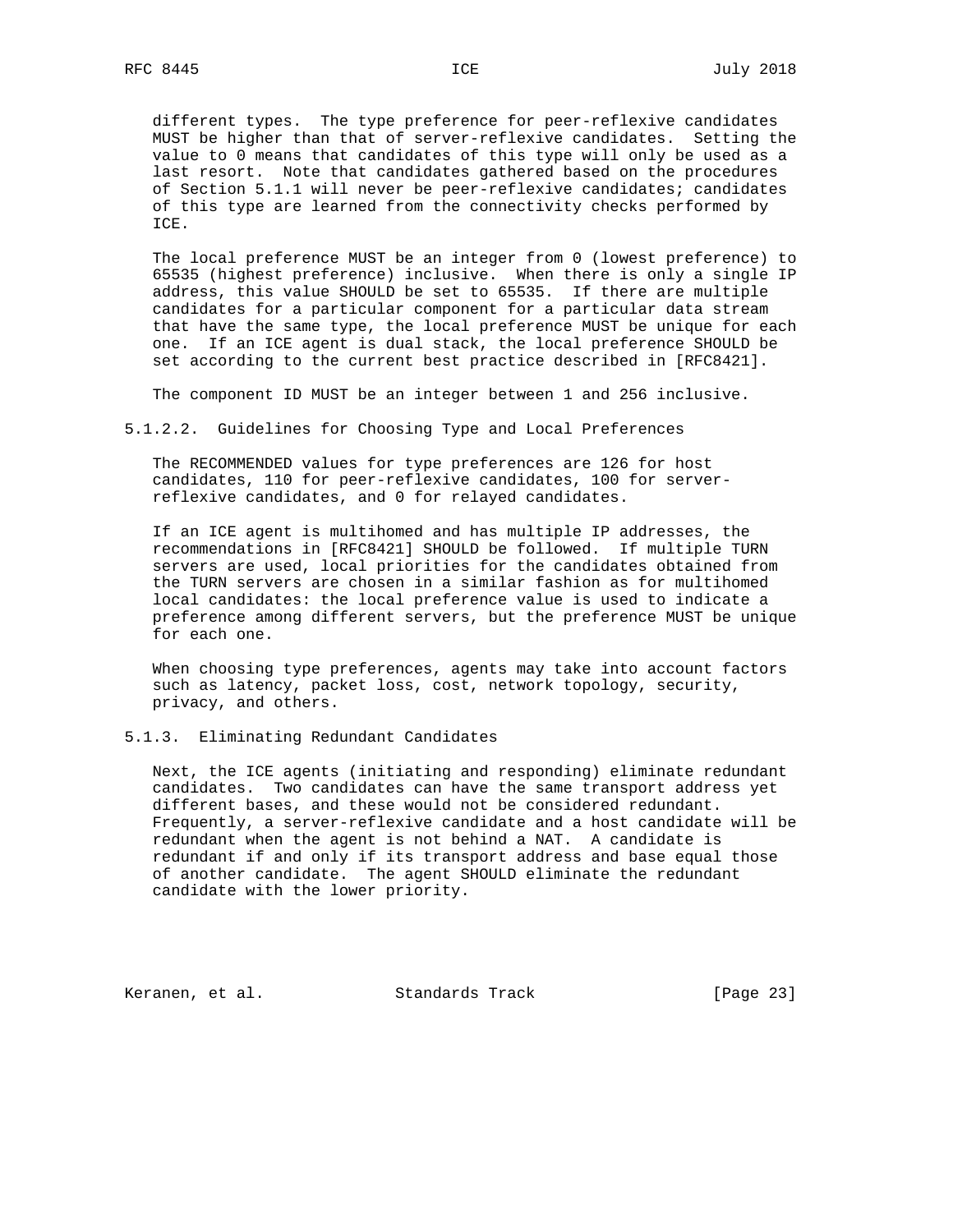different types. The type preference for peer-reflexive candidates MUST be higher than that of server-reflexive candidates. Setting the value to 0 means that candidates of this type will only be used as a last resort. Note that candidates gathered based on the procedures of Section 5.1.1 will never be peer-reflexive candidates; candidates of this type are learned from the connectivity checks performed by ICE.

The local preference MUST be an integer from 0 (lowest preference) to 65535 (highest preference) inclusive. When there is only a single IP address, this value SHOULD be set to 65535. If there are multiple candidates for a particular component for a particular data stream that have the same type, the local preference MUST be unique for each one. If an ICE agent is dual stack, the local preference SHOULD be set according to the current best practice described in [RFC8421].

The component ID MUST be an integer between 1 and 256 inclusive.

#### 5.1.2.2. Guidelines for Choosing Type and Local Preferences

The RECOMMENDED values for type preferences are 126 for host candidates, 110 for peer-reflexive candidates, 100 for server-reflexive candidates, and 0 for relayed candidates.

If an ICE agent is multihomed and has multiple IP addresses, the recommendations in [RFC8421] SHOULD be followed. If multiple TURN servers are used, local priorities for the candidates obtained from the TURN servers are chosen in a similar fashion as for multihomed local candidates: the local preference value is used to indicate a preference among different servers, but the preference MUST be unique for each one.

When choosing type preferences, agents may take into account factors such as latency, packet loss, cost, network topology, security, privacy, and others.

### 5.1.3. Eliminating Redundant Candidates

Next, the ICE agents (initiating and responding) eliminate redundant candidates. Two candidates can have the same transport address yet different bases, and these would not be considered redundant. Frequently, a server-reflexive candidate and a host candidate will be redundant when the agent is not behind a NAT. A candidate is redundant if and only if its transport address and base equal those of another candidate. The agent SHOULD eliminate the redundant candidate with the lower priority.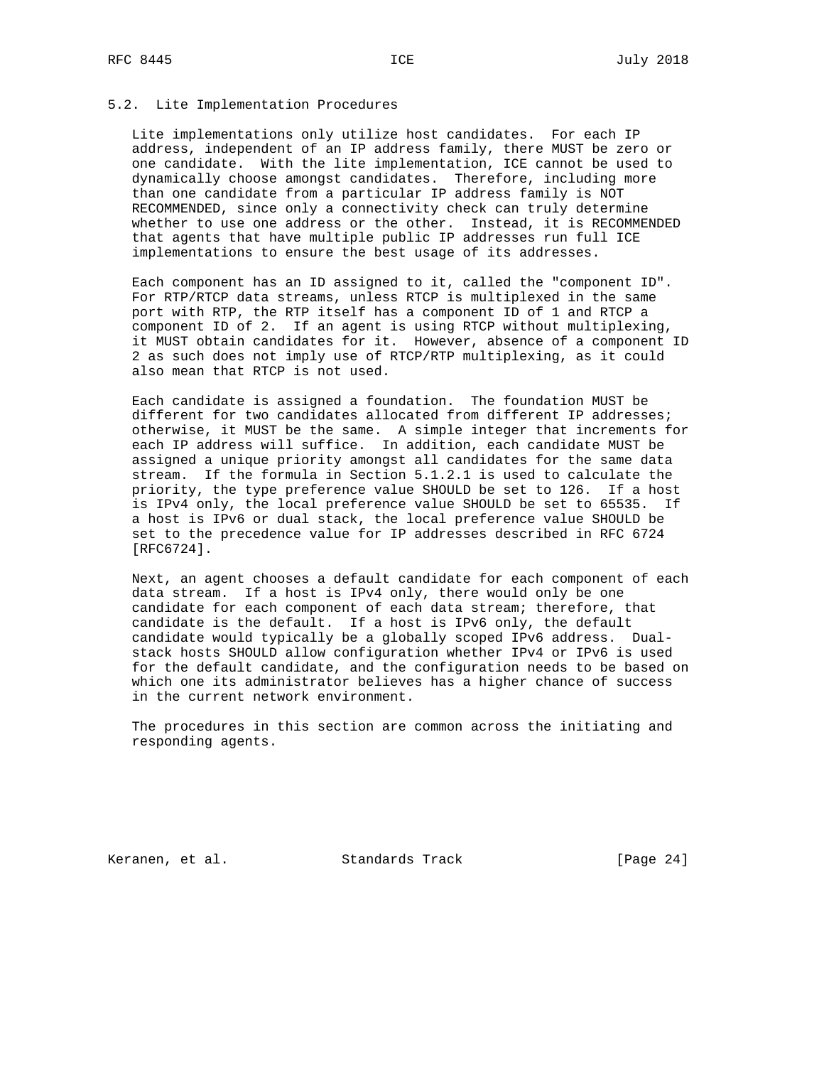### 5.2. Lite Implementation Procedures

Lite implementations only utilize host candidates. For each IP address, independent of an IP address family, there MUST be zero or one candidate. With the lite implementation, ICE cannot be used to dynamically choose amongst candidates. Therefore, including more than one candidate from a particular IP address family is NOT RECOMMENDED, since only a connectivity check can truly determine whether to use one address or the other. Instead, it is RECOMMENDED that agents that have multiple public IP addresses run full ICE implementations to ensure the best usage of its addresses.

Each component has an ID assigned to it, called the "component ID". For RTP/RTCP data streams, unless RTCP is multiplexed in the same port with RTP, the RTP itself has a component ID of 1 and RTCP a component ID of 2. If an agent is using RTCP without multiplexing, it MUST obtain candidates for it. However, absence of a component ID 2 as such does not imply use of RTCP/RTP multiplexing, as it could also mean that RTCP is not used.

Each candidate is assigned a foundation. The foundation MUST be different for two candidates allocated from different IP addresses; otherwise, it MUST be the same. A simple integer that increments for each IP address will suffice. In addition, each candidate MUST be assigned a unique priority amongst all candidates for the same data stream. If the formula in Section 5.1.2.1 is used to calculate the priority, the type preference value SHOULD be set to 126. If a host is IPv4 only, the local preference value SHOULD be set to 65535. If a host is IPv6 or dual stack, the local preference value SHOULD be set to the precedence value for IP addresses described in RFC 6724 [RFC6724].

Next, an agent chooses a default candidate for each component of each data stream. If a host is IPv4 only, there would only be one candidate for each component of each data stream; therefore, that candidate is the default. If a host is IPv6 only, the default candidate would typically be a globally scoped IPv6 address. Dual-stack hosts SHOULD allow configuration whether IPv4 or IPv6 is used for the default candidate, and the configuration needs to be based on which one its administrator believes has a higher chance of success in the current network environment.

The procedures in this section are common across the initiating and responding agents.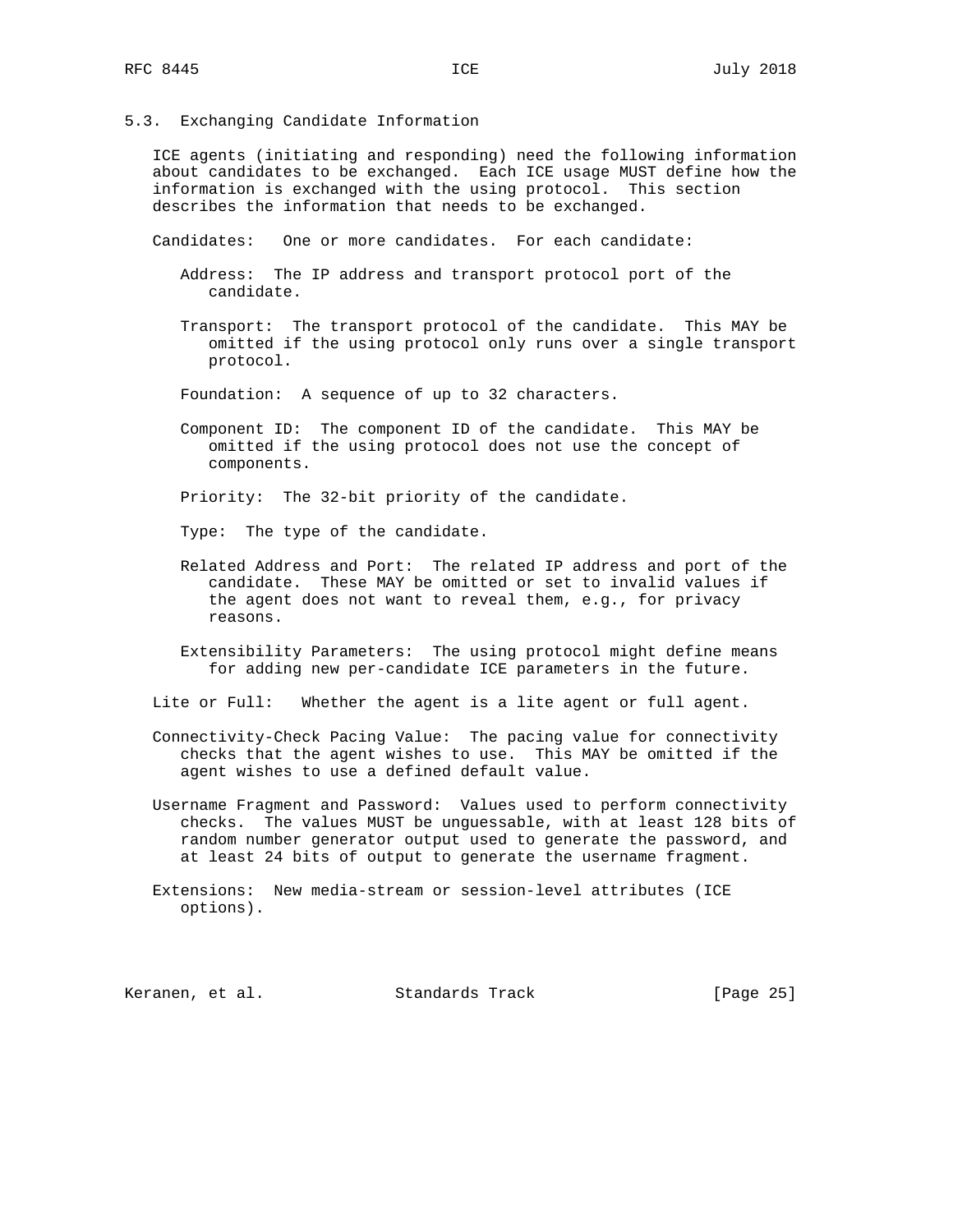## 5.3. Exchanging Candidate Information

ICE agents (initiating and responding) need the following information about candidates to be exchanged. Each ICE usage MUST define how the information is exchanged with the using protocol. This section describes the information that needs to be exchanged.

Candidates: One or more candidates. For each candidate:

- Address: The IP address and transport protocol port of the candidate.
- Transport: The transport protocol of the candidate. This MAY be omitted if the using protocol only runs over a single transport protocol.
- Foundation: A sequence of up to 32 characters.
- Component ID: The component ID of the candidate. This MAY be omitted if the using protocol does not use the concept of components.
- Priority: The 32-bit priority of the candidate.
- Type: The type of the candidate.
- Related Address and Port: The related IP address and port of the candidate. These MAY be omitted or set to invalid values if the agent does not want to reveal them, e.g., for privacy reasons.
- Extensibility Parameters: The using protocol might define means for adding new per-candidate ICE parameters in the future.

Lite or Full: Whether the agent is a lite agent or full agent.

Connectivity-Check Pacing Value: The pacing value for connectivity checks that the agent wishes to use. This MAY be omitted if the agent wishes to use a defined default value.

Username Fragment and Password: Values used to perform connectivity checks. The values MUST be unguessable, with at least 128 bits of random number generator output used to generate the password, and at least 24 bits of output to generate the username fragment.

Extensions: New media-stream or session-level attributes (ICE options).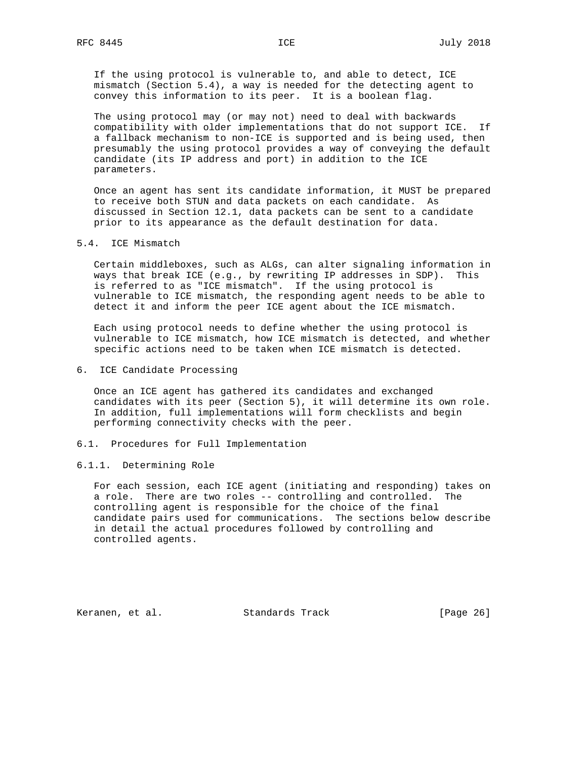If the using protocol is vulnerable to, and able to detect, ICE mismatch (Section 5.4), a way is needed for the detecting agent to convey this information to its peer. It is a boolean flag.

The using protocol may (or may not) need to deal with backwards compatibility with older implementations that do not support ICE. If a fallback mechanism to non-ICE is supported and is being used, then presumably the using protocol provides a way of conveying the default candidate (its IP address and port) in addition to the ICE parameters.

Once an agent has sent its candidate information, it MUST be prepared to receive both STUN and data packets on each candidate. As discussed in Section 12.1, data packets can be sent to a candidate prior to its appearance as the default destination for data.

### 5.4. ICE Mismatch

Certain middleboxes, such as ALGs, can alter signaling information in ways that break ICE (e.g., by rewriting IP addresses in SDP). This is referred to as "ICE mismatch". If the using protocol is vulnerable to ICE mismatch, the responding agent needs to be able to detect it and inform the peer ICE agent about the ICE mismatch.

Each using protocol needs to define whether the using protocol is vulnerable to ICE mismatch, how ICE mismatch is detected, and whether specific actions need to be taken when ICE mismatch is detected.

## 6. ICE Candidate Processing

Once an ICE agent has gathered its candidates and exchanged candidates with its peer (Section 5), it will determine its own role. In addition, full implementations will form checklists and begin performing connectivity checks with the peer.

### 6.1. Procedures for Full Implementation

#### 6.1.1. Determining Role

For each session, each ICE agent (initiating and responding) takes on a role. There are two roles -- controlling and controlled. The controlling agent is responsible for the choice of the final candidate pairs used for communications. The sections below describe in detail the actual procedures followed by controlling and controlled agents.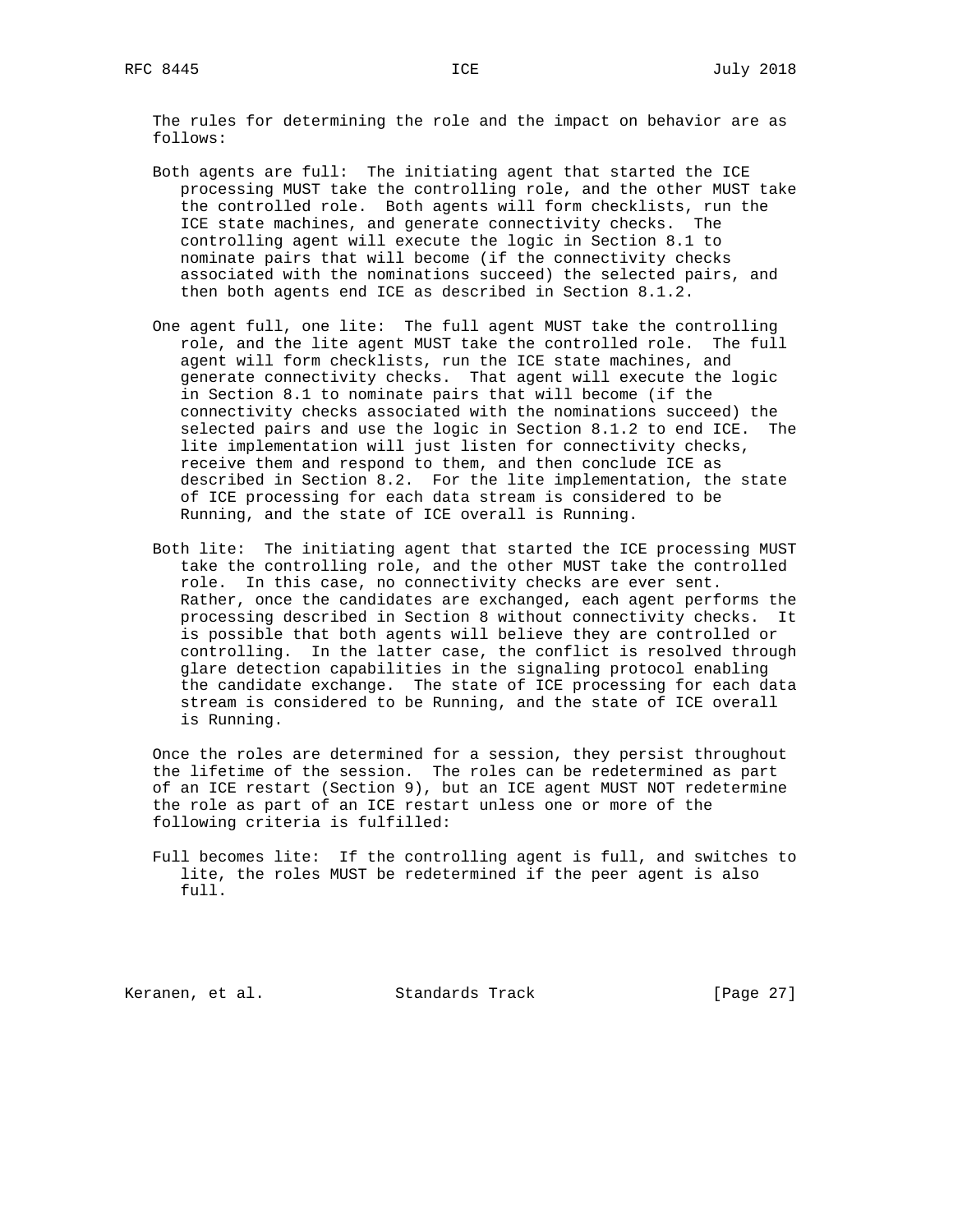The rules for determining the role and the impact on behavior are as follows:

Both agents are full: The initiating agent that started the ICE processing MUST take the controlling role, and the other MUST take the controlled role. Both agents will form checklists, run the ICE state machines, and generate connectivity checks. The controlling agent will execute the logic in Section 8.1 to nominate pairs that will become (if the connectivity checks associated with the nominations succeed) the selected pairs, and then both agents end ICE as described in Section 8.1.2.

One agent full, one lite: The full agent MUST take the controlling role, and the lite agent MUST take the controlled role. The full agent will form checklists, run the ICE state machines, and generate connectivity checks. That agent will execute the logic in Section 8.1 to nominate pairs that will become (if the connectivity checks associated with the nominations succeed) the selected pairs and use the logic in Section 8.1.2 to end ICE. The lite implementation will just listen for connectivity checks, receive them and respond to them, and then conclude ICE as described in Section 8.2. For the lite implementation, the state of ICE processing for each data stream is considered to be Running, and the state of ICE overall is Running.

Both lite: The initiating agent that started the ICE processing MUST take the controlling role, and the other MUST take the controlled role. In this case, no connectivity checks are ever sent. Rather, once the candidates are exchanged, each agent performs the processing described in Section 8 without connectivity checks. It is possible that both agents will believe they are controlled or controlling. In the latter case, the conflict is resolved through glare detection capabilities in the signaling protocol enabling the candidate exchange. The state of ICE processing for each data stream is considered to be Running, and the state of ICE overall is Running.

Once the roles are determined for a session, they persist throughout the lifetime of the session. The roles can be redetermined as part of an ICE restart (Section 9), but an ICE agent MUST NOT redetermine the role as part of an ICE restart unless one or more of the following criteria is fulfilled:

Full becomes lite: If the controlling agent is full, and switches to lite, the roles MUST be redetermined if the peer agent is also full.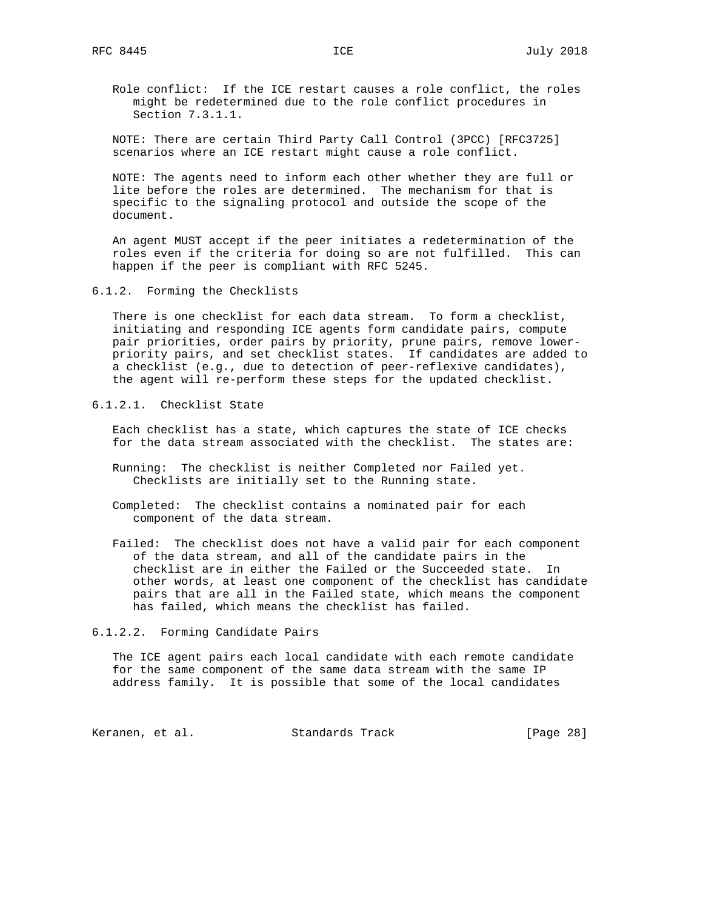Role conflict: If the ICE restart causes a role conflict, the roles might be redetermined due to the role conflict procedures in Section 7.3.1.1.

NOTE: There are certain Third Party Call Control (3PCC) [RFC3725] scenarios where an ICE restart might cause a role conflict.

NOTE: The agents need to inform each other whether they are full or lite before the roles are determined. The mechanism for that is specific to the signaling protocol and outside the scope of the document.

An agent MUST accept if the peer initiates a redetermination of the roles even if the criteria for doing so are not fulfilled. This can happen if the peer is compliant with RFC 5245.

#### 6.1.2. Forming the Checklists

There is one checklist for each data stream. To form a checklist, initiating and responding ICE agents form candidate pairs, compute pair priorities, order pairs by priority, prune pairs, remove lower-priority pairs, and set checklist states. If candidates are added to a checklist (e.g., due to detection of peer-reflexive candidates), the agent will re-perform these steps for the updated checklist.

##### 6.1.2.1. Checklist State

Each checklist has a state, which captures the state of ICE checks for the data stream associated with the checklist. The states are:

Running: The checklist is neither Completed nor Failed yet. Checklists are initially set to the Running state.

Completed: The checklist contains a nominated pair for each component of the data stream.

Failed: The checklist does not have a valid pair for each component of the data stream, and all of the candidate pairs in the checklist are in either the Failed or the Succeeded state. In other words, at least one component of the checklist has candidate pairs that are all in the Failed state, which means the component has failed, which means the checklist has failed.

##### 6.1.2.2. Forming Candidate Pairs

The ICE agent pairs each local candidate with each remote candidate for the same component of the same data stream with the same IP address family. It is possible that some of the local candidates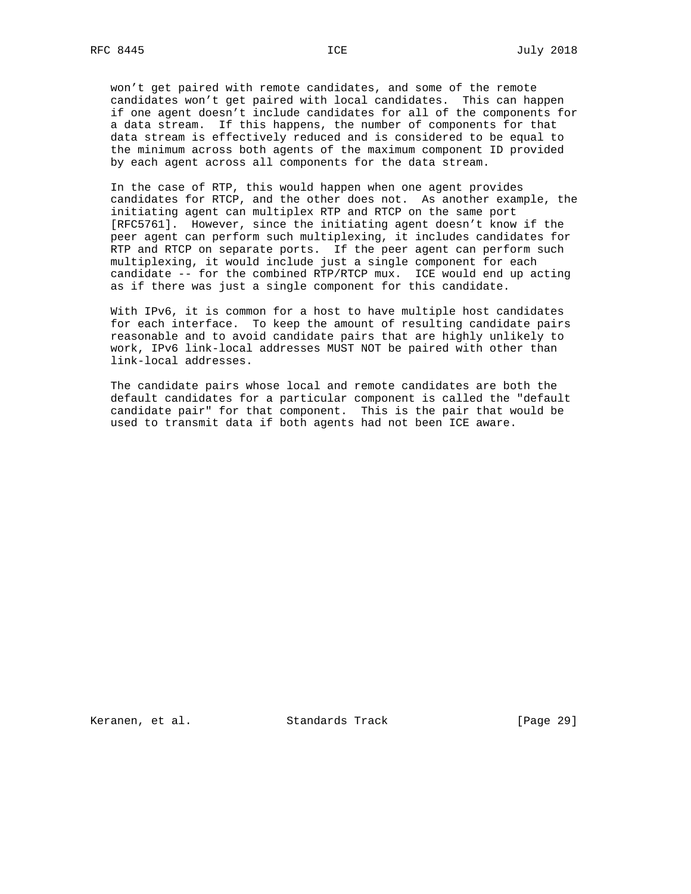won't get paired with remote candidates, and some of the remote candidates won't get paired with local candidates. This can happen if one agent doesn't include candidates for all of the components for a data stream. If this happens, the number of components for that data stream is effectively reduced and is considered to be equal to the minimum across both agents of the maximum component ID provided by each agent across all components for the data stream.

In the case of RTP, this would happen when one agent provides candidates for RTCP, and the other does not. As another example, the initiating agent can multiplex RTP and RTCP on the same port [RFC5761]. However, since the initiating agent doesn't know if the peer agent can perform such multiplexing, it includes candidates for RTP and RTCP on separate ports. If the peer agent can perform such multiplexing, it would include just a single component for each candidate -- for the combined RTP/RTCP mux. ICE would end up acting as if there was just a single component for this candidate.

With IPv6, it is common for a host to have multiple host candidates for each interface. To keep the amount of resulting candidate pairs reasonable and to avoid candidate pairs that are highly unlikely to work, IPv6 link-local addresses MUST NOT be paired with other than link-local addresses.

The candidate pairs whose local and remote candidates are both the default candidates for a particular component is called the "default candidate pair" for that component. This is the pair that would be used to transmit data if both agents had not been ICE aware.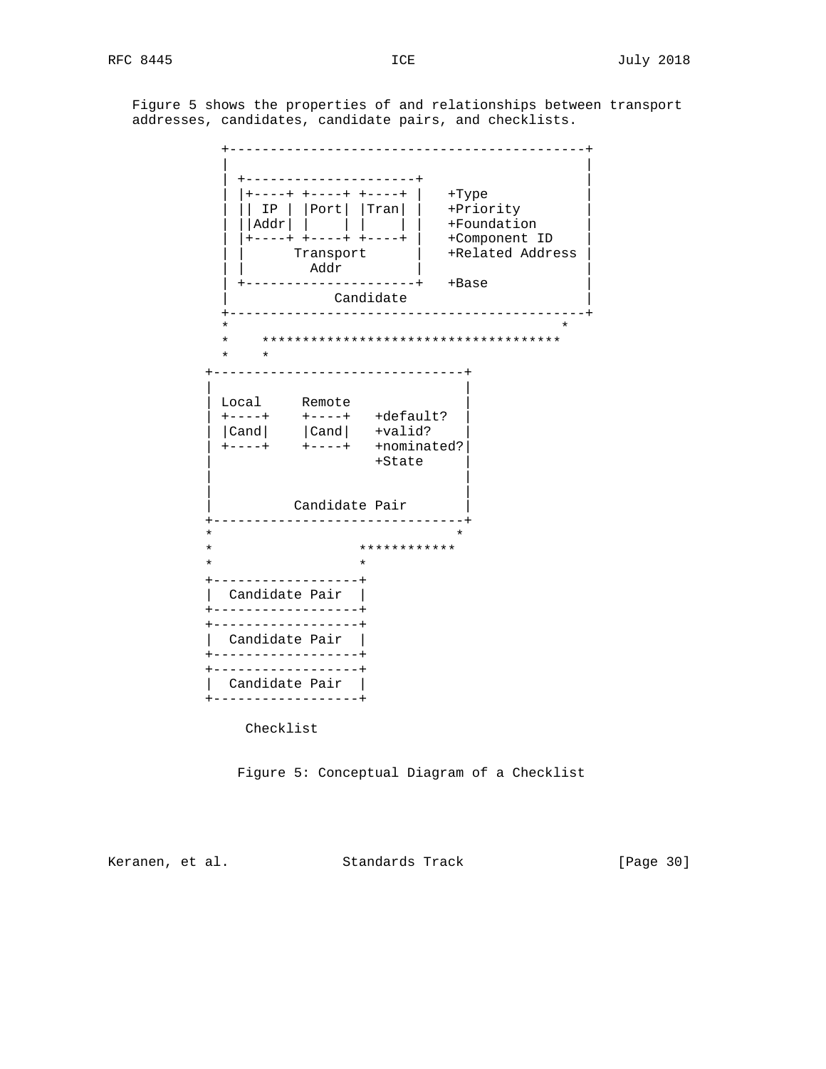Figure 5 shows the properties of and relationships between transport addresses, candidates, candidate pairs, and checklists.

```
             +--------------------------------------------+
             |                                            |
             | +---------------------+                    |
             | |+----+ +----+ +----+ |   +Type            |
             | || IP | |Port| |Tran| |   +Priority        |
             | ||Addr| |    | |    | |   +Foundation      |
             | |+----+ +----+ +----+ |   +Component ID    |
             | |      Transport      |   +Related Address |
             | |        Addr         |                    |
             | +---------------------+   +Base            |
             |             Candidate                      |
             +--------------------------------------------+
             *                                         *
             *    *************************************
             *    *
           +-------------------------------+
           |                               |
           | Local     Remote              |
           | +----+    +----+   +default?  |
           | |Cand|    |Cand|   +valid?    |
           | +----+    +----+   +nominated?|
           |                    +State     |
           |                               |
           |                               |
           |          Candidate Pair       |
           +-------------------------------+
           *                              *
           *                  ************
           *                  *
           +------------------+
           |  Candidate Pair  |
           +------------------+
           +------------------+
           |  Candidate Pair  |
           +------------------+
           +------------------+
           |  Candidate Pair  |
           +------------------+

                Checklist
```

Figure 5: Conceptual Diagram of a Checklist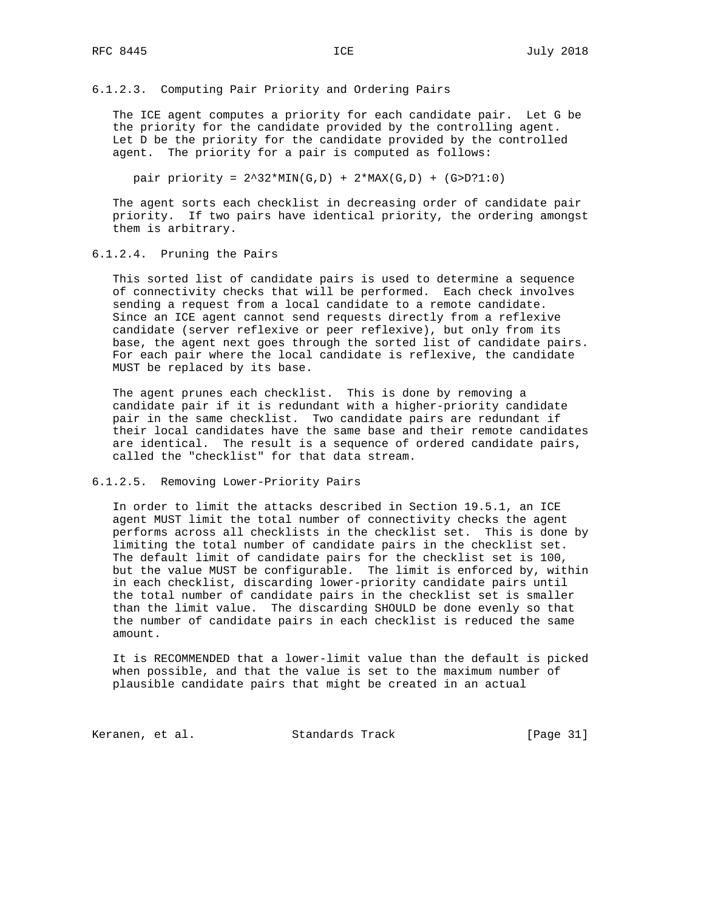#### 6.1.2.3. Computing Pair Priority and Ordering Pairs

The ICE agent computes a priority for each candidate pair. Let G be the priority for the candidate provided by the controlling agent. Let D be the priority for the candidate provided by the controlled agent. The priority for a pair is computed as follows:

$$\text{pair priority} = 2^{32} \cdot \text{MIN}(G,D) + 2 \cdot \text{MAX}(G,D) + (G>D?1:0)$$

The agent sorts each checklist in decreasing order of candidate pair priority. If two pairs have identical priority, the ordering amongst them is arbitrary.

#### 6.1.2.4. Pruning the Pairs

This sorted list of candidate pairs is used to determine a sequence of connectivity checks that will be performed. Each check involves sending a request from a local candidate to a remote candidate. Since an ICE agent cannot send requests directly from a reflexive candidate (server reflexive or peer reflexive), but only from its base, the agent next goes through the sorted list of candidate pairs. For each pair where the local candidate is reflexive, the candidate MUST be replaced by its base.

The agent prunes each checklist. This is done by removing a candidate pair if it is redundant with a higher-priority candidate pair in the same checklist. Two candidate pairs are redundant if their local candidates have the same base and their remote candidates are identical. The result is a sequence of ordered candidate pairs, called the "checklist" for that data stream.

#### 6.1.2.5. Removing Lower-Priority Pairs

In order to limit the attacks described in Section 19.5.1, an ICE agent MUST limit the total number of connectivity checks the agent performs across all checklists in the checklist set. This is done by limiting the total number of candidate pairs in the checklist set. The default limit of candidate pairs for the checklist set is 100, but the value MUST be configurable. The limit is enforced by, within in each checklist, discarding lower-priority candidate pairs until the total number of candidate pairs in the checklist set is smaller than the limit value. The discarding SHOULD be done evenly so that the number of candidate pairs in each checklist is reduced the same amount.

It is RECOMMENDED that a lower-limit value than the default is picked when possible, and that the value is set to the maximum number of plausible candidate pairs that might be created in an actual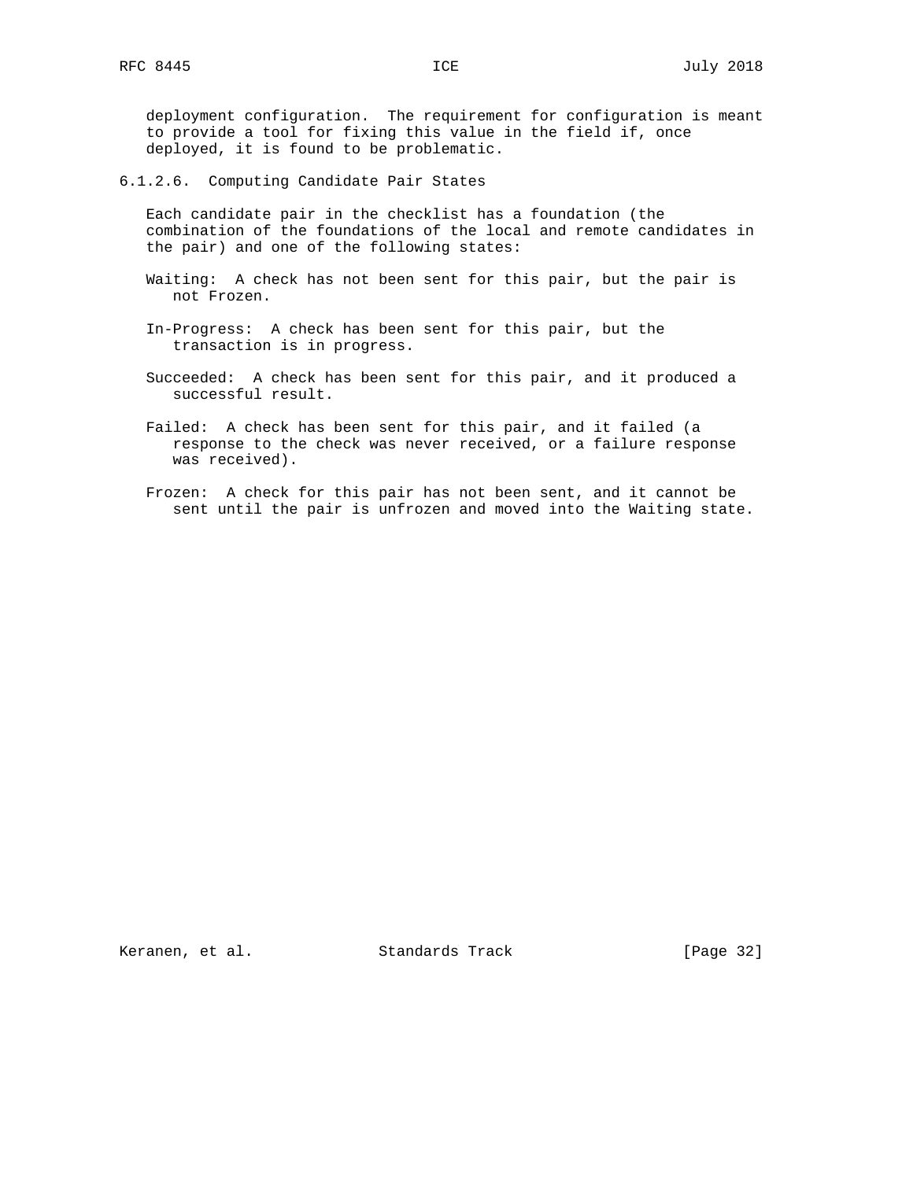deployment configuration. The requirement for configuration is meant to provide a tool for fixing this value in the field if, once deployed, it is found to be problematic.

#### 6.1.2.6. Computing Candidate Pair States

Each candidate pair in the checklist has a foundation (the combination of the foundations of the local and remote candidates in the pair) and one of the following states:

Waiting: A check has not been sent for this pair, but the pair is not Frozen.

In-Progress: A check has been sent for this pair, but the transaction is in progress.

Succeeded: A check has been sent for this pair, and it produced a successful result.

Failed: A check has been sent for this pair, and it failed (a response to the check was never received, or a failure response was received).

Frozen: A check for this pair has not been sent, and it cannot be sent until the pair is unfrozen and moved into the Waiting state.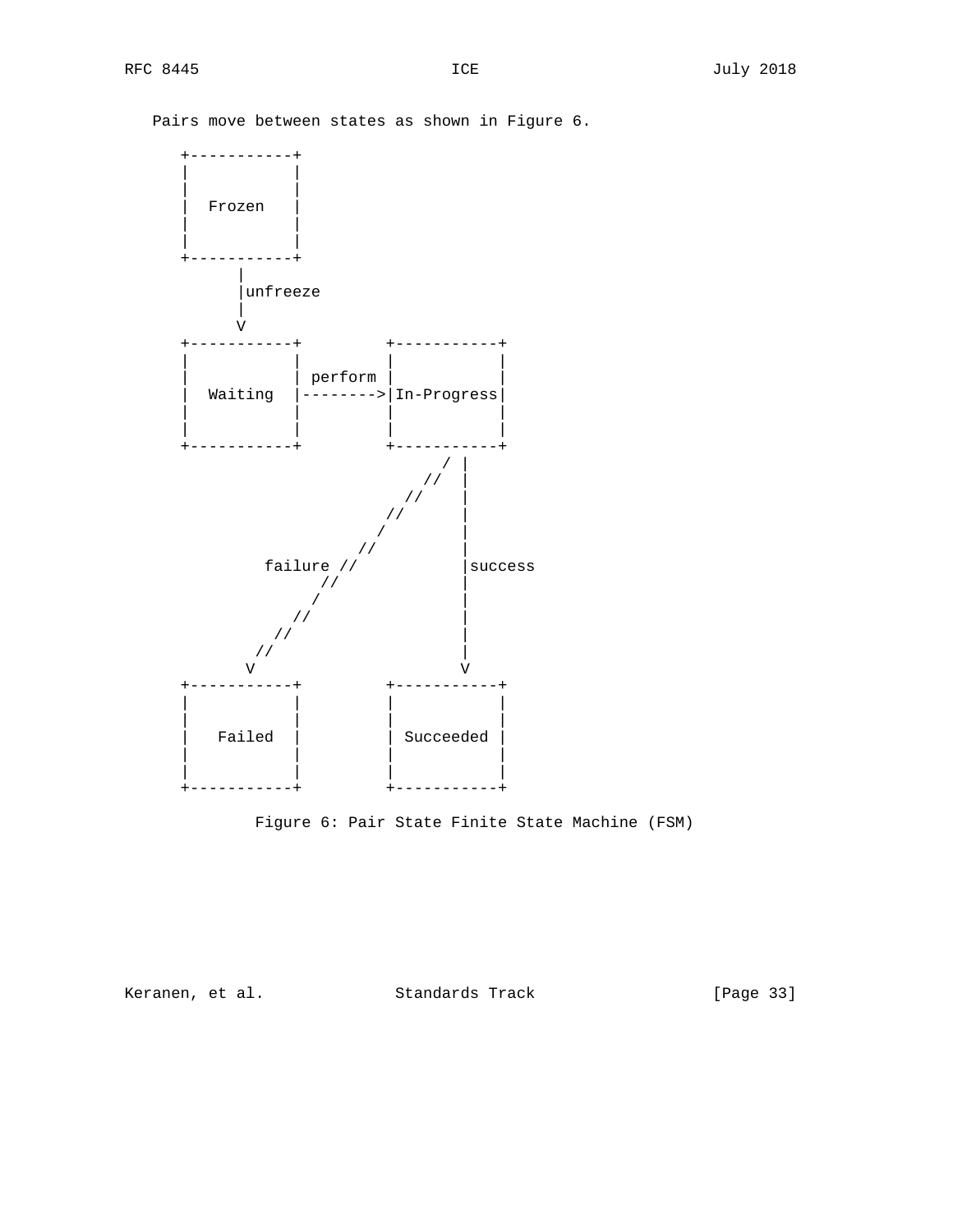Pairs move between states as shown in Figure 6.

```
   +-----------+
   |           |
   |           |
   |  Frozen   |
   |           |
   |           |
   +-----------+
         |
         |unfreeze
         |
         V
   +-----------+         +-----------+
   |           |         |           |
   |           | perform |           |
   |  Waiting  |-------->|In-Progress|
   |           |         |           |
   |           |         |           |
   +-----------+         +-----------+
                               / |
                             //  |
                           //    |
                         //      |
                        /        |
                      //         |
            failure //           |success
                  //             |
                 /               |
               //                |
             //                  |
           //                    |
          V                      V
   +-----------+         +-----------+
   |           |         |           |
   |           |         |           |
   |   Failed  |         | Succeeded |
   |           |         |           |
   |           |         |           |
   +-----------+         +-----------+
```

Figure 6: Pair State Finite State Machine (FSM)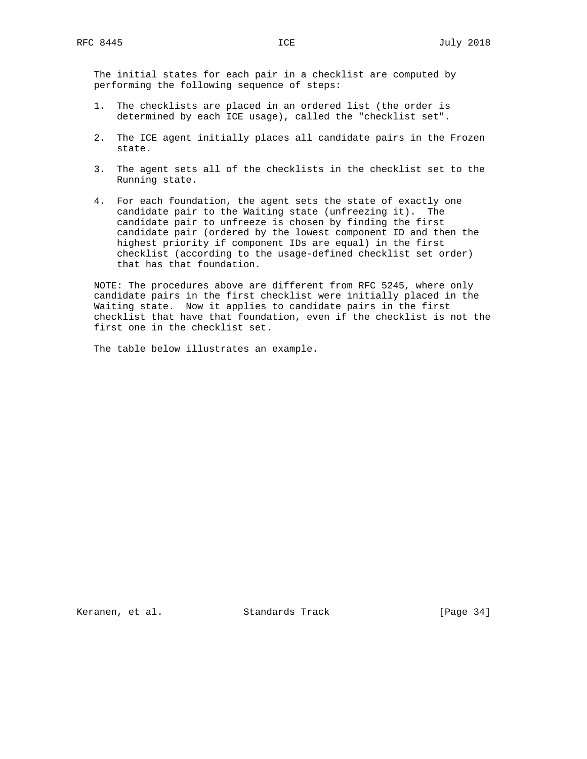The initial states for each pair in a checklist are computed by performing the following sequence of steps:

1. The checklists are placed in an ordered list (the order is determined by each ICE usage), called the "checklist set".

2. The ICE agent initially places all candidate pairs in the Frozen state.

3. The agent sets all of the checklists in the checklist set to the Running state.

4. For each foundation, the agent sets the state of exactly one candidate pair to the Waiting state (unfreezing it). The candidate pair to unfreeze is chosen by finding the first candidate pair (ordered by the lowest component ID and then the highest priority if component IDs are equal) in the first checklist (according to the usage-defined checklist set order) that has that foundation.

NOTE: The procedures above are different from RFC 5245, where only candidate pairs in the first checklist were initially placed in the Waiting state. Now it applies to candidate pairs in the first checklist that have that foundation, even if the checklist is not the first one in the checklist set.

The table below illustrates an example.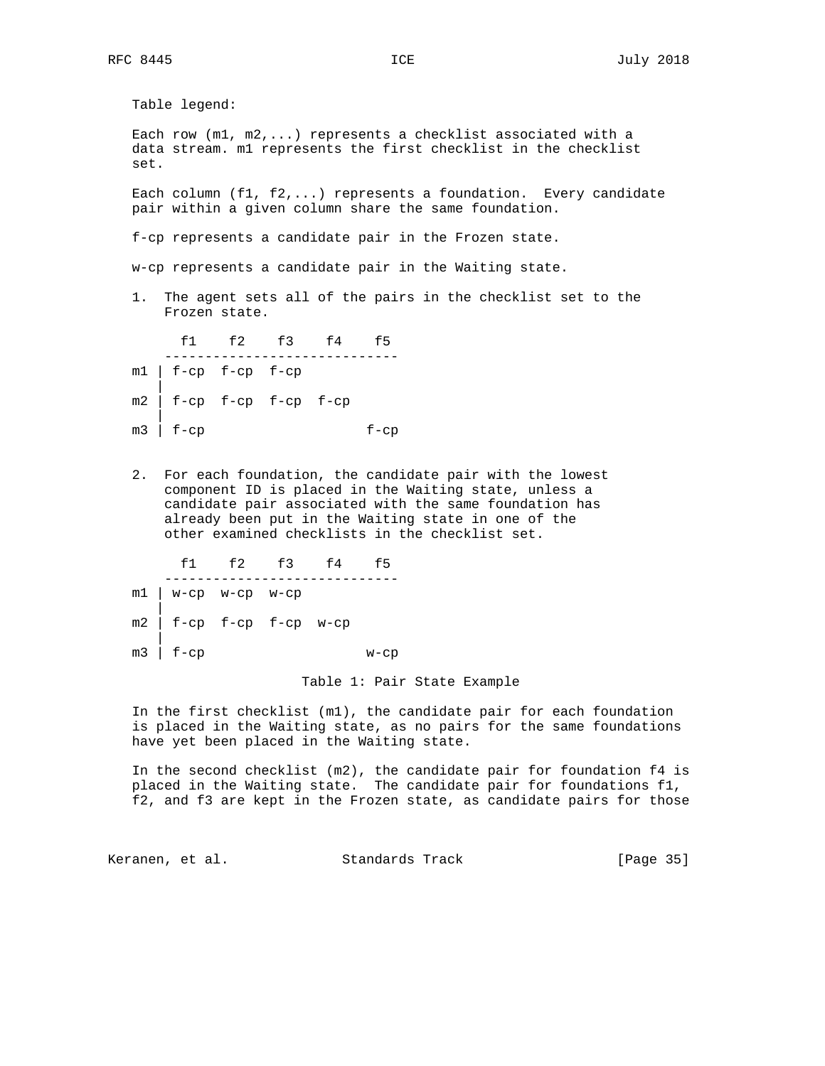Table legend:

Each row (m1, m2,...) represents a checklist associated with a data stream. m1 represents the first checklist in the checklist set.

Each column (f1, f2,...) represents a foundation. Every candidate pair within a given column share the same foundation.

f-cp represents a candidate pair in the Frozen state.

w-cp represents a candidate pair in the Waiting state.

1. The agent sets all of the pairs in the checklist set to the Frozen state.

| | f1 | f2 | f3 | f4 | f5 |
|---|---|---|---|---|---|
| m1 | f-cp | f-cp | f-cp | | |
| m2 | f-cp | f-cp | f-cp | f-cp | |
| m3 | f-cp | | | | f-cp |

2. For each foundation, the candidate pair with the lowest component ID is placed in the Waiting state, unless a candidate pair associated with the same foundation has already been put in the Waiting state in one of the other examined checklists in the checklist set.

| | f1 | f2 | f3 | f4 | f5 |
|---|---|---|---|---|---|
| m1 | w-cp | w-cp | w-cp | | |
| m2 | f-cp | f-cp | f-cp | w-cp | |
| m3 | f-cp | | | | w-cp |

Table 1: Pair State Example

In the first checklist (m1), the candidate pair for each foundation is placed in the Waiting state, as no pairs for the same foundations have yet been placed in the Waiting state.

In the second checklist (m2), the candidate pair for foundation f4 is placed in the Waiting state. The candidate pair for foundations f1, f2, and f3 are kept in the Frozen state, as candidate pairs for those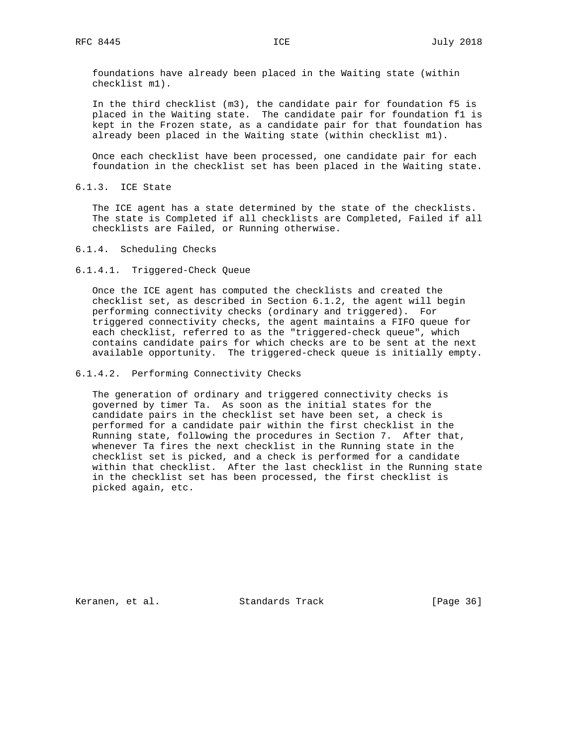foundations have already been placed in the Waiting state (within checklist m1).

In the third checklist (m3), the candidate pair for foundation f5 is placed in the Waiting state. The candidate pair for foundation f1 is kept in the Frozen state, as a candidate pair for that foundation has already been placed in the Waiting state (within checklist m1).

Once each checklist have been processed, one candidate pair for each foundation in the checklist set has been placed in the Waiting state.

#### 6.1.3. ICE State

The ICE agent has a state determined by the state of the checklists. The state is Completed if all checklists are Completed, Failed if all checklists are Failed, or Running otherwise.

#### 6.1.4. Scheduling Checks

##### 6.1.4.1. Triggered-Check Queue

Once the ICE agent has computed the checklists and created the checklist set, as described in Section 6.1.2, the agent will begin performing connectivity checks (ordinary and triggered). For triggered connectivity checks, the agent maintains a FIFO queue for each checklist, referred to as the "triggered-check queue", which contains candidate pairs for which checks are to be sent at the next available opportunity. The triggered-check queue is initially empty.

##### 6.1.4.2. Performing Connectivity Checks

The generation of ordinary and triggered connectivity checks is governed by timer Ta. As soon as the initial states for the candidate pairs in the checklist set have been set, a check is performed for a candidate pair within the first checklist in the Running state, following the procedures in Section 7. After that, whenever Ta fires the next checklist in the Running state in the checklist set is picked, and a check is performed for a candidate within that checklist. After the last checklist in the Running state in the checklist set has been processed, the first checklist is picked again, etc.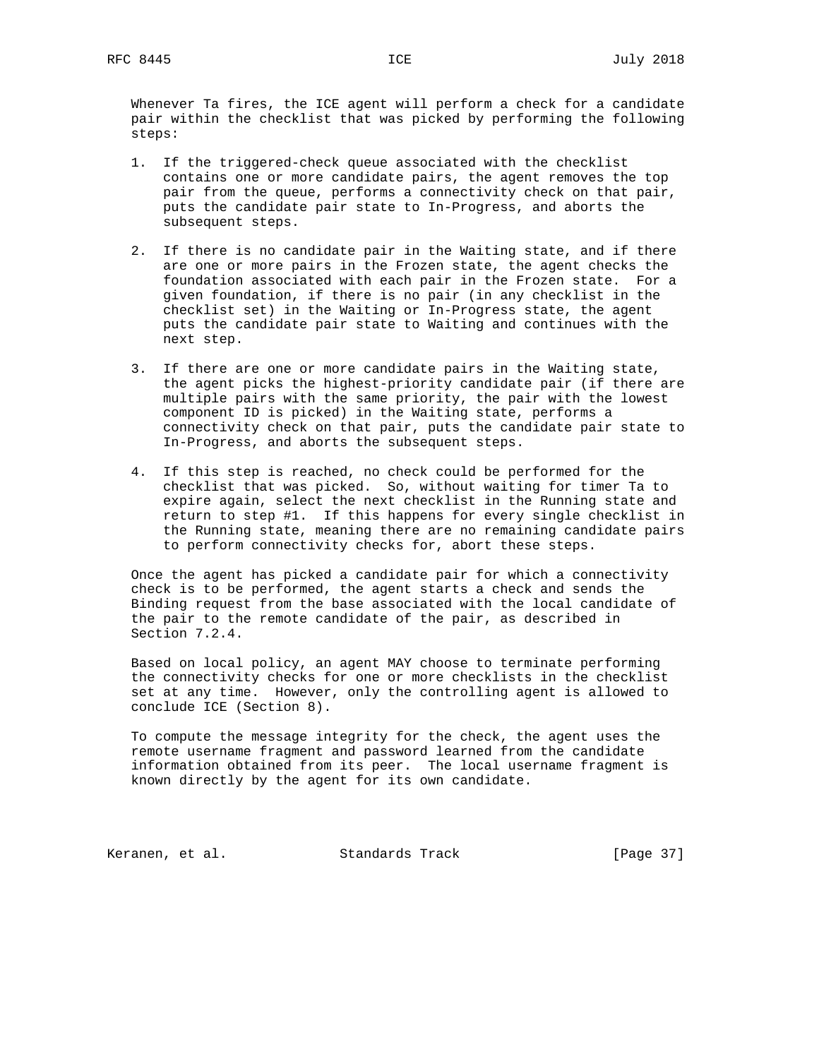Whenever Ta fires, the ICE agent will perform a check for a candidate pair within the checklist that was picked by performing the following steps:

1. If the triggered-check queue associated with the checklist contains one or more candidate pairs, the agent removes the top pair from the queue, performs a connectivity check on that pair, puts the candidate pair state to In-Progress, and aborts the subsequent steps.

2. If there is no candidate pair in the Waiting state, and if there are one or more pairs in the Frozen state, the agent checks the foundation associated with each pair in the Frozen state. For a given foundation, if there is no pair (in any checklist in the checklist set) in the Waiting or In-Progress state, the agent puts the candidate pair state to Waiting and continues with the next step.

3. If there are one or more candidate pairs in the Waiting state, the agent picks the highest-priority candidate pair (if there are multiple pairs with the same priority, the pair with the lowest component ID is picked) in the Waiting state, performs a connectivity check on that pair, puts the candidate pair state to In-Progress, and aborts the subsequent steps.

4. If this step is reached, no check could be performed for the checklist that was picked. So, without waiting for timer Ta to expire again, select the next checklist in the Running state and return to step #1. If this happens for every single checklist in the Running state, meaning there are no remaining candidate pairs to perform connectivity checks for, abort these steps.

Once the agent has picked a candidate pair for which a connectivity check is to be performed, the agent starts a check and sends the Binding request from the base associated with the local candidate of the pair to the remote candidate of the pair, as described in Section 7.2.4.

Based on local policy, an agent MAY choose to terminate performing the connectivity checks for one or more checklists in the checklist set at any time. However, only the controlling agent is allowed to conclude ICE (Section 8).

To compute the message integrity for the check, the agent uses the remote username fragment and password learned from the candidate information obtained from its peer. The local username fragment is known directly by the agent for its own candidate.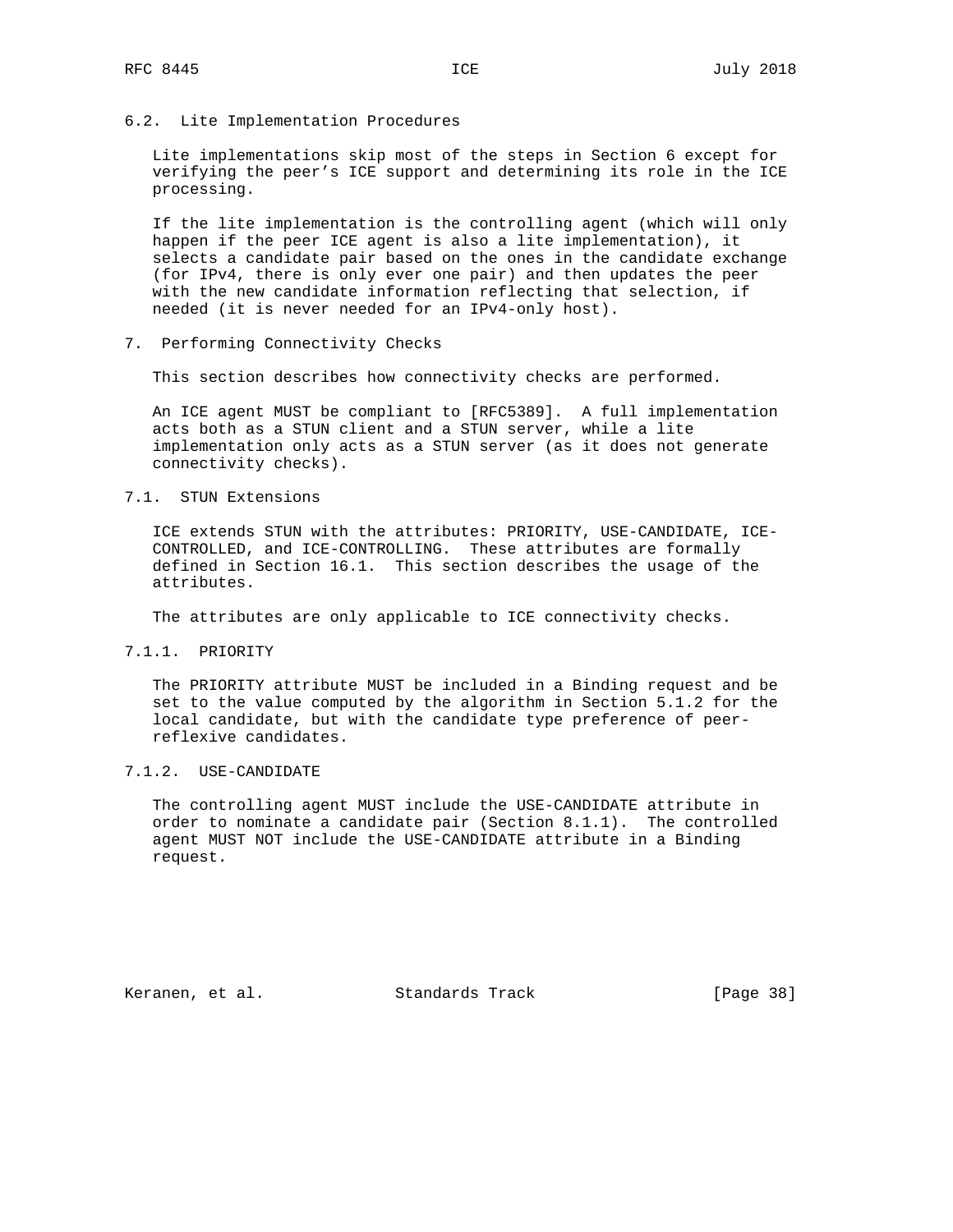### 6.2. Lite Implementation Procedures

Lite implementations skip most of the steps in Section 6 except for verifying the peer's ICE support and determining its role in the ICE processing.

If the lite implementation is the controlling agent (which will only happen if the peer ICE agent is also a lite implementation), it selects a candidate pair based on the ones in the candidate exchange (for IPv4, there is only ever one pair) and then updates the peer with the new candidate information reflecting that selection, if needed (it is never needed for an IPv4-only host).

## 7. Performing Connectivity Checks

This section describes how connectivity checks are performed.

An ICE agent MUST be compliant to [RFC5389]. A full implementation acts both as a STUN client and a STUN server, while a lite implementation only acts as a STUN server (as it does not generate connectivity checks).

### 7.1. STUN Extensions

ICE extends STUN with the attributes: PRIORITY, USE-CANDIDATE, ICE-CONTROLLED, and ICE-CONTROLLING. These attributes are formally defined in Section 16.1. This section describes the usage of the attributes.

The attributes are only applicable to ICE connectivity checks.

#### 7.1.1. PRIORITY

The PRIORITY attribute MUST be included in a Binding request and be set to the value computed by the algorithm in Section 5.1.2 for the local candidate, but with the candidate type preference of peer-reflexive candidates.

#### 7.1.2. USE-CANDIDATE

The controlling agent MUST include the USE-CANDIDATE attribute in order to nominate a candidate pair (Section 8.1.1). The controlled agent MUST NOT include the USE-CANDIDATE attribute in a Binding request.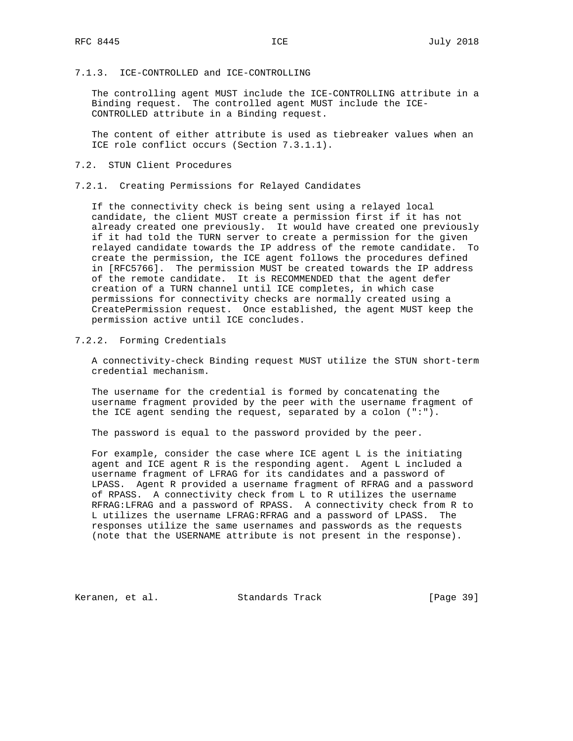#### 7.1.3. ICE-CONTROLLED and ICE-CONTROLLING

The controlling agent MUST include the ICE-CONTROLLING attribute in a Binding request. The controlled agent MUST include the ICE-CONTROLLED attribute in a Binding request.

The content of either attribute is used as tiebreaker values when an ICE role conflict occurs (Section 7.3.1.1).

### 7.2. STUN Client Procedures

#### 7.2.1. Creating Permissions for Relayed Candidates

If the connectivity check is being sent using a relayed local candidate, the client MUST create a permission first if it has not already created one previously. It would have created one previously if it had told the TURN server to create a permission for the given relayed candidate towards the IP address of the remote candidate. To create the permission, the ICE agent follows the procedures defined in [RFC5766]. The permission MUST be created towards the IP address of the remote candidate. It is RECOMMENDED that the agent defer creation of a TURN channel until ICE completes, in which case permissions for connectivity checks are normally created using a CreatePermission request. Once established, the agent MUST keep the permission active until ICE concludes.

#### 7.2.2. Forming Credentials

A connectivity-check Binding request MUST utilize the STUN short-term credential mechanism.

The username for the credential is formed by concatenating the username fragment provided by the peer with the username fragment of the ICE agent sending the request, separated by a colon (":").

The password is equal to the password provided by the peer.

For example, consider the case where ICE agent L is the initiating agent and ICE agent R is the responding agent. Agent L included a username fragment of LFRAG for its candidates and a password of LPASS. Agent R provided a username fragment of RFRAG and a password of RPASS. A connectivity check from L to R utilizes the username RFRAG:LFRAG and a password of RPASS. A connectivity check from R to L utilizes the username LFRAG:RFRAG and a password of LPASS. The responses utilize the same usernames and passwords as the requests (note that the USERNAME attribute is not present in the response).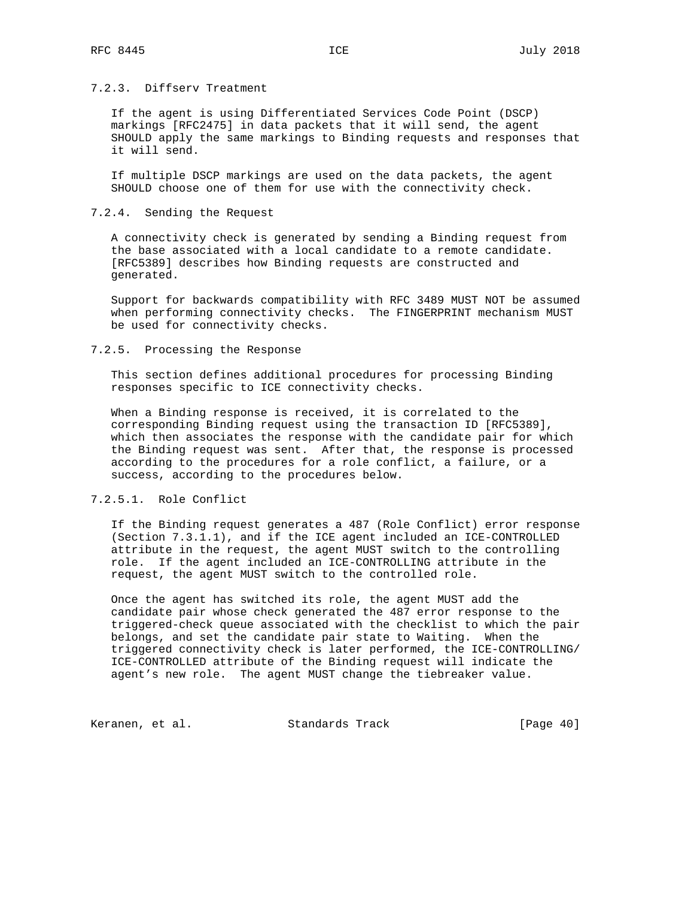#### 7.2.3. Diffserv Treatment

If the agent is using Differentiated Services Code Point (DSCP) markings [RFC2475] in data packets that it will send, the agent SHOULD apply the same markings to Binding requests and responses that it will send.

If multiple DSCP markings are used on the data packets, the agent SHOULD choose one of them for use with the connectivity check.

#### 7.2.4. Sending the Request

A connectivity check is generated by sending a Binding request from the base associated with a local candidate to a remote candidate. [RFC5389] describes how Binding requests are constructed and generated.

Support for backwards compatibility with RFC 3489 MUST NOT be assumed when performing connectivity checks. The FINGERPRINT mechanism MUST be used for connectivity checks.

#### 7.2.5. Processing the Response

This section defines additional procedures for processing Binding responses specific to ICE connectivity checks.

When a Binding response is received, it is correlated to the corresponding Binding request using the transaction ID [RFC5389], which then associates the response with the candidate pair for which the Binding request was sent. After that, the response is processed according to the procedures for a role conflict, a failure, or a success, according to the procedures below.

##### 7.2.5.1. Role Conflict

If the Binding request generates a 487 (Role Conflict) error response (Section 7.3.1.1), and if the ICE agent included an ICE-CONTROLLED attribute in the request, the agent MUST switch to the controlling role. If the agent included an ICE-CONTROLLING attribute in the request, the agent MUST switch to the controlled role.

Once the agent has switched its role, the agent MUST add the candidate pair whose check generated the 487 error response to the triggered-check queue associated with the checklist to which the pair belongs, and set the candidate pair state to Waiting. When the triggered connectivity check is later performed, the ICE-CONTROLLING/ICE-CONTROLLED attribute of the Binding request will indicate the agent's new role. The agent MUST change the tiebreaker value.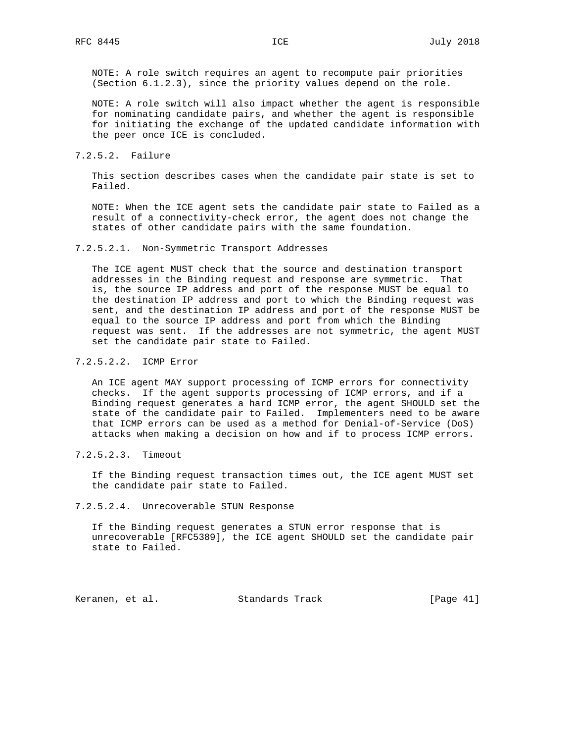NOTE: A role switch requires an agent to recompute pair priorities (Section 6.1.2.3), since the priority values depend on the role.

NOTE: A role switch will also impact whether the agent is responsible for nominating candidate pairs, and whether the agent is responsible for initiating the exchange of the updated candidate information with the peer once ICE is concluded.

#### 7.2.5.2. Failure

This section describes cases when the candidate pair state is set to Failed.

NOTE: When the ICE agent sets the candidate pair state to Failed as a result of a connectivity-check error, the agent does not change the states of other candidate pairs with the same foundation.

##### 7.2.5.2.1. Non-Symmetric Transport Addresses

The ICE agent MUST check that the source and destination transport addresses in the Binding request and response are symmetric. That is, the source IP address and port of the response MUST be equal to the destination IP address and port to which the Binding request was sent, and the destination IP address and port of the response MUST be equal to the source IP address and port from which the Binding request was sent. If the addresses are not symmetric, the agent MUST set the candidate pair state to Failed.

##### 7.2.5.2.2. ICMP Error

An ICE agent MAY support processing of ICMP errors for connectivity checks. If the agent supports processing of ICMP errors, and if a Binding request generates a hard ICMP error, the agent SHOULD set the state of the candidate pair to Failed. Implementers need to be aware that ICMP errors can be used as a method for Denial-of-Service (DoS) attacks when making a decision on how and if to process ICMP errors.

##### 7.2.5.2.3. Timeout

If the Binding request transaction times out, the ICE agent MUST set the candidate pair state to Failed.

##### 7.2.5.2.4. Unrecoverable STUN Response

If the Binding request generates a STUN error response that is unrecoverable [RFC5389], the ICE agent SHOULD set the candidate pair state to Failed.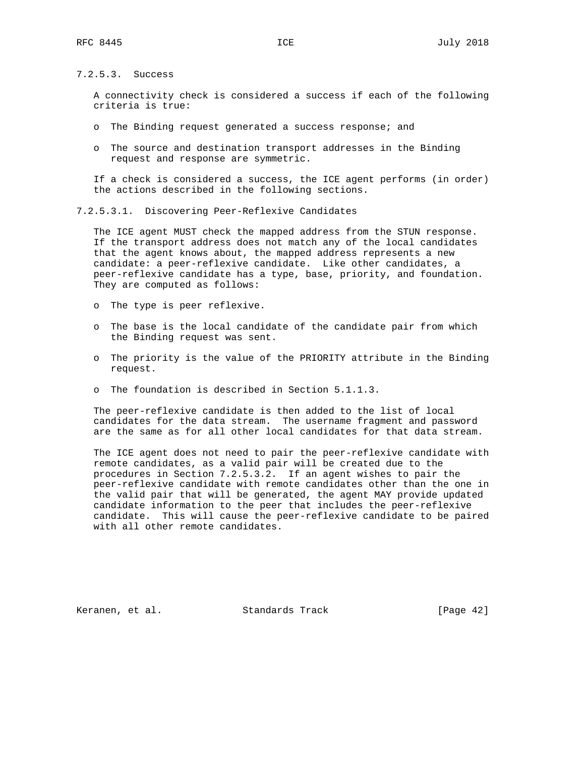#### 7.2.5.3. Success

A connectivity check is considered a success if each of the following criteria is true:

- The Binding request generated a success response; and
- The source and destination transport addresses in the Binding request and response are symmetric.

If a check is considered a success, the ICE agent performs (in order) the actions described in the following sections.

##### 7.2.5.3.1. Discovering Peer-Reflexive Candidates

The ICE agent MUST check the mapped address from the STUN response. If the transport address does not match any of the local candidates that the agent knows about, the mapped address represents a new candidate: a peer-reflexive candidate. Like other candidates, a peer-reflexive candidate has a type, base, priority, and foundation. They are computed as follows:

- The type is peer reflexive.
- The base is the local candidate of the candidate pair from which the Binding request was sent.
- The priority is the value of the PRIORITY attribute in the Binding request.
- The foundation is described in Section 5.1.1.3.

The peer-reflexive candidate is then added to the list of local candidates for the data stream. The username fragment and password are the same as for all other local candidates for that data stream.

The ICE agent does not need to pair the peer-reflexive candidate with remote candidates, as a valid pair will be created due to the procedures in Section 7.2.5.3.2. If an agent wishes to pair the peer-reflexive candidate with remote candidates other than the one in the valid pair that will be generated, the agent MAY provide updated candidate information to the peer that includes the peer-reflexive candidate. This will cause the peer-reflexive candidate to be paired with all other remote candidates.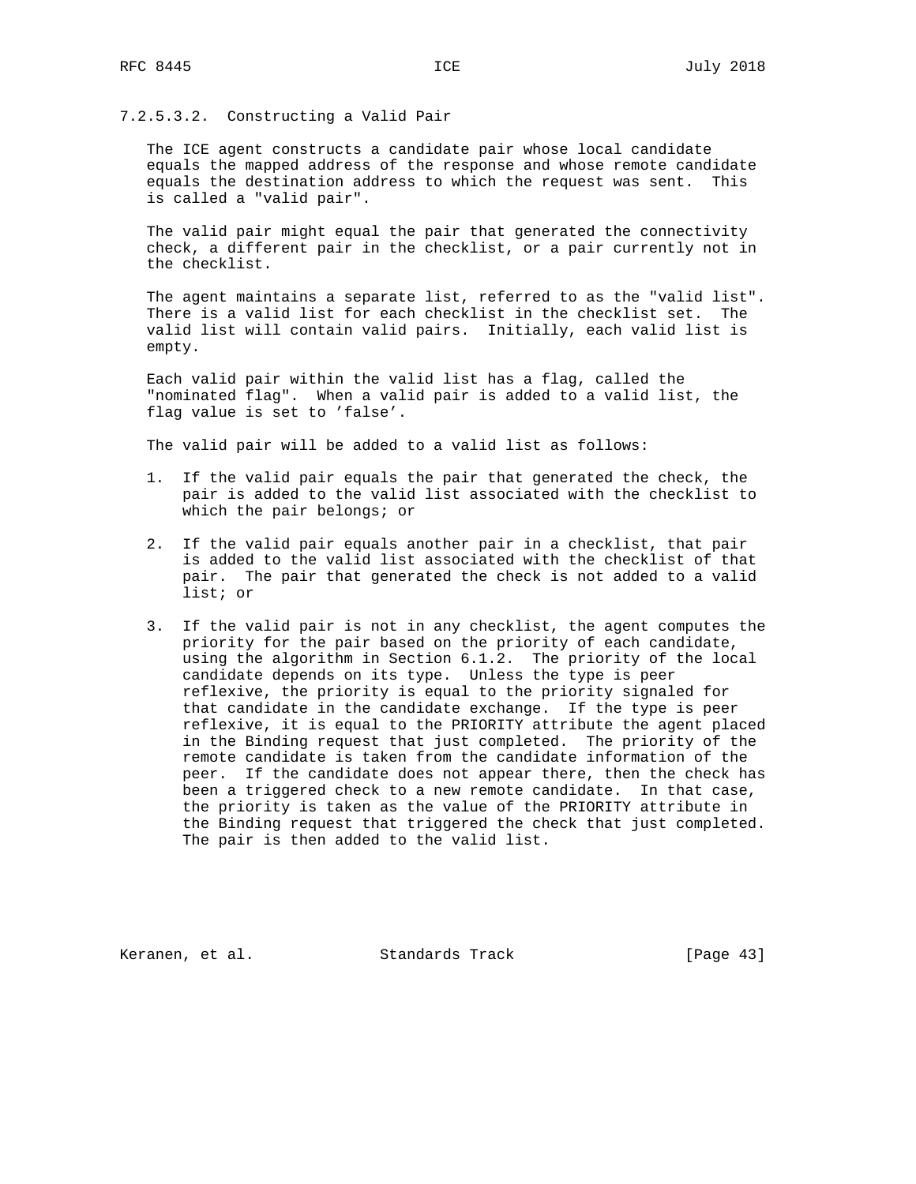#### 7.2.5.3.2. Constructing a Valid Pair

The ICE agent constructs a candidate pair whose local candidate equals the mapped address of the response and whose remote candidate equals the destination address to which the request was sent. This is called a "valid pair".

The valid pair might equal the pair that generated the connectivity check, a different pair in the checklist, or a pair currently not in the checklist.

The agent maintains a separate list, referred to as the "valid list". There is a valid list for each checklist in the checklist set. The valid list will contain valid pairs. Initially, each valid list is empty.

Each valid pair within the valid list has a flag, called the "nominated flag". When a valid pair is added to a valid list, the flag value is set to 'false'.

The valid pair will be added to a valid list as follows:

1. If the valid pair equals the pair that generated the check, the pair is added to the valid list associated with the checklist to which the pair belongs; or

2. If the valid pair equals another pair in a checklist, that pair is added to the valid list associated with the checklist of that pair. The pair that generated the check is not added to a valid list; or

3. If the valid pair is not in any checklist, the agent computes the priority for the pair based on the priority of each candidate, using the algorithm in Section 6.1.2. The priority of the local candidate depends on its type. Unless the type is peer reflexive, the priority is equal to the priority signaled for that candidate in the candidate exchange. If the type is peer reflexive, it is equal to the PRIORITY attribute the agent placed in the Binding request that just completed. The priority of the remote candidate is taken from the candidate information of the peer. If the candidate does not appear there, then the check has been a triggered check to a new remote candidate. In that case, the priority is taken as the value of the PRIORITY attribute in the Binding request that triggered the check that just completed. The pair is then added to the valid list.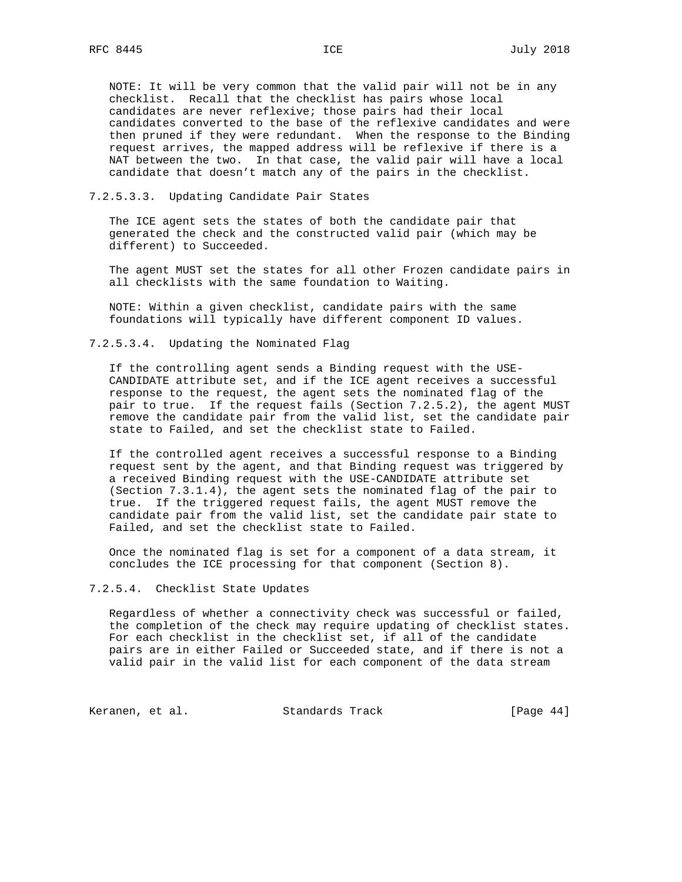NOTE: It will be very common that the valid pair will not be in any checklist. Recall that the checklist has pairs whose local candidates are never reflexive; those pairs had their local candidates converted to the base of the reflexive candidates and were then pruned if they were redundant. When the response to the Binding request arrives, the mapped address will be reflexive if there is a NAT between the two. In that case, the valid pair will have a local candidate that doesn't match any of the pairs in the checklist.

#### 7.2.5.3.3. Updating Candidate Pair States

The ICE agent sets the states of both the candidate pair that generated the check and the constructed valid pair (which may be different) to Succeeded.

The agent MUST set the states for all other Frozen candidate pairs in all checklists with the same foundation to Waiting.

NOTE: Within a given checklist, candidate pairs with the same foundations will typically have different component ID values.

#### 7.2.5.3.4. Updating the Nominated Flag

If the controlling agent sends a Binding request with the USE-CANDIDATE attribute set, and if the ICE agent receives a successful response to the request, the agent sets the nominated flag of the pair to true. If the request fails (Section 7.2.5.2), the agent MUST remove the candidate pair from the valid list, set the candidate pair state to Failed, and set the checklist state to Failed.

If the controlled agent receives a successful response to a Binding request sent by the agent, and that Binding request was triggered by a received Binding request with the USE-CANDIDATE attribute set (Section 7.3.1.4), the agent sets the nominated flag of the pair to true. If the triggered request fails, the agent MUST remove the candidate pair from the valid list, set the candidate pair state to Failed, and set the checklist state to Failed.

Once the nominated flag is set for a component of a data stream, it concludes the ICE processing for that component (Section 8).

#### 7.2.5.4. Checklist State Updates

Regardless of whether a connectivity check was successful or failed, the completion of the check may require updating of checklist states. For each checklist in the checklist set, if all of the candidate pairs are in either Failed or Succeeded state, and if there is not a valid pair in the valid list for each component of the data stream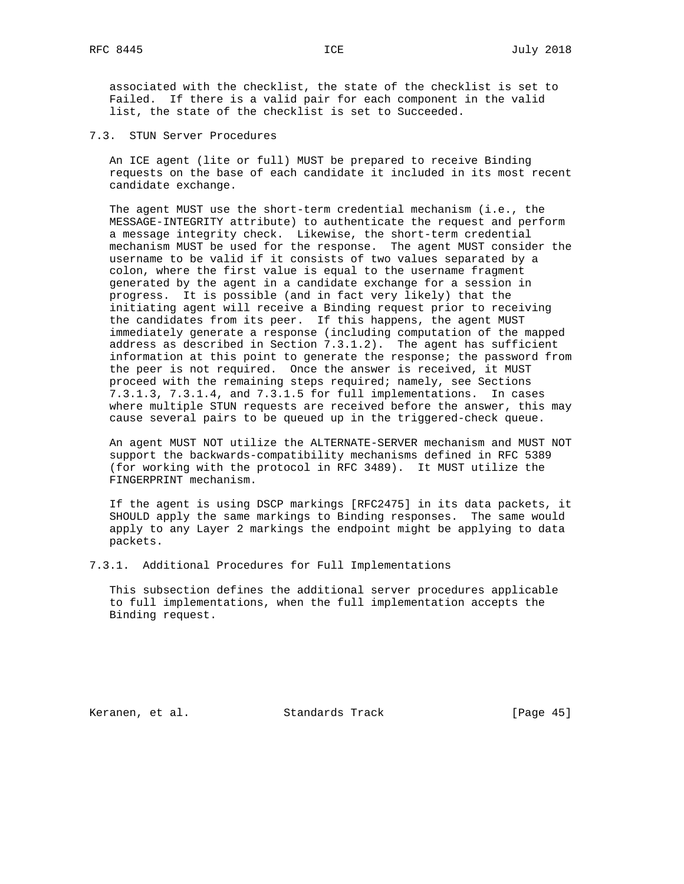associated with the checklist, the state of the checklist is set to Failed. If there is a valid pair for each component in the valid list, the state of the checklist is set to Succeeded.

### 7.3. STUN Server Procedures

An ICE agent (lite or full) MUST be prepared to receive Binding requests on the base of each candidate it included in its most recent candidate exchange.

The agent MUST use the short-term credential mechanism (i.e., the MESSAGE-INTEGRITY attribute) to authenticate the request and perform a message integrity check. Likewise, the short-term credential mechanism MUST be used for the response. The agent MUST consider the username to be valid if it consists of two values separated by a colon, where the first value is equal to the username fragment generated by the agent in a candidate exchange for a session in progress. It is possible (and in fact very likely) that the initiating agent will receive a Binding request prior to receiving the candidates from its peer. If this happens, the agent MUST immediately generate a response (including computation of the mapped address as described in Section 7.3.1.2). The agent has sufficient information at this point to generate the response; the password from the peer is not required. Once the answer is received, it MUST proceed with the remaining steps required; namely, see Sections 7.3.1.3, 7.3.1.4, and 7.3.1.5 for full implementations. In cases where multiple STUN requests are received before the answer, this may cause several pairs to be queued up in the triggered-check queue.

An agent MUST NOT utilize the ALTERNATE-SERVER mechanism and MUST NOT support the backwards-compatibility mechanisms defined in RFC 5389 (for working with the protocol in RFC 3489). It MUST utilize the FINGERPRINT mechanism.

If the agent is using DSCP markings [RFC2475] in its data packets, it SHOULD apply the same markings to Binding responses. The same would apply to any Layer 2 markings the endpoint might be applying to data packets.

#### 7.3.1. Additional Procedures for Full Implementations

This subsection defines the additional server procedures applicable to full implementations, when the full implementation accepts the Binding request.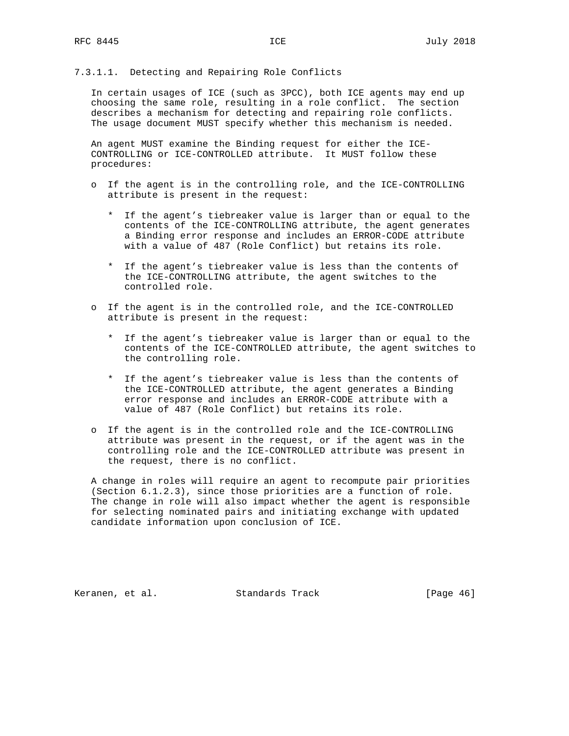#### 7.3.1.1. Detecting and Repairing Role Conflicts

In certain usages of ICE (such as 3PCC), both ICE agents may end up choosing the same role, resulting in a role conflict. The section describes a mechanism for detecting and repairing role conflicts. The usage document MUST specify whether this mechanism is needed.

An agent MUST examine the Binding request for either the ICE-CONTROLLING or ICE-CONTROLLED attribute. It MUST follow these procedures:

- If the agent is in the controlling role, and the ICE-CONTROLLING attribute is present in the request:
  - If the agent's tiebreaker value is larger than or equal to the contents of the ICE-CONTROLLING attribute, the agent generates a Binding error response and includes an ERROR-CODE attribute with a value of 487 (Role Conflict) but retains its role.
  - If the agent's tiebreaker value is less than the contents of the ICE-CONTROLLING attribute, the agent switches to the controlled role.
- If the agent is in the controlled role, and the ICE-CONTROLLED attribute is present in the request:
  - If the agent's tiebreaker value is larger than or equal to the contents of the ICE-CONTROLLED attribute, the agent switches to the controlling role.
  - If the agent's tiebreaker value is less than the contents of the ICE-CONTROLLED attribute, the agent generates a Binding error response and includes an ERROR-CODE attribute with a value of 487 (Role Conflict) but retains its role.
- If the agent is in the controlled role and the ICE-CONTROLLING attribute was present in the request, or if the agent was in the controlling role and the ICE-CONTROLLED attribute was present in the request, there is no conflict.

A change in roles will require an agent to recompute pair priorities (Section 6.1.2.3), since those priorities are a function of role. The change in role will also impact whether the agent is responsible for selecting nominated pairs and initiating exchange with updated candidate information upon conclusion of ICE.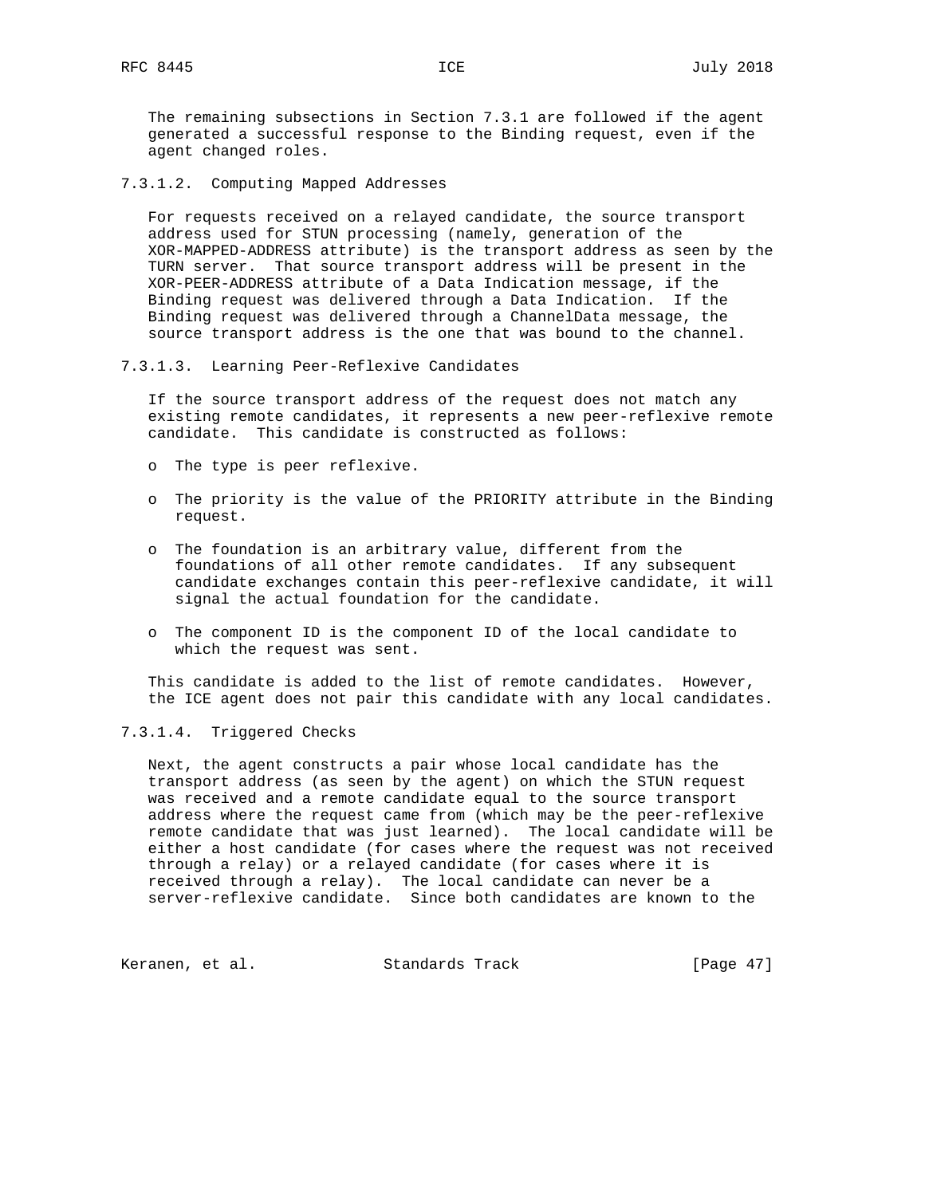The remaining subsections in Section 7.3.1 are followed if the agent generated a successful response to the Binding request, even if the agent changed roles.

#### 7.3.1.2. Computing Mapped Addresses

For requests received on a relayed candidate, the source transport address used for STUN processing (namely, generation of the XOR-MAPPED-ADDRESS attribute) is the transport address as seen by the TURN server. That source transport address will be present in the XOR-PEER-ADDRESS attribute of a Data Indication message, if the Binding request was delivered through a Data Indication. If the Binding request was delivered through a ChannelData message, the source transport address is the one that was bound to the channel.

#### 7.3.1.3. Learning Peer-Reflexive Candidates

If the source transport address of the request does not match any existing remote candidates, it represents a new peer-reflexive remote candidate. This candidate is constructed as follows:

- The type is peer reflexive.
- The priority is the value of the PRIORITY attribute in the Binding request.
- The foundation is an arbitrary value, different from the foundations of all other remote candidates. If any subsequent candidate exchanges contain this peer-reflexive candidate, it will signal the actual foundation for the candidate.
- The component ID is the component ID of the local candidate to which the request was sent.

This candidate is added to the list of remote candidates. However, the ICE agent does not pair this candidate with any local candidates.

#### 7.3.1.4. Triggered Checks

Next, the agent constructs a pair whose local candidate has the transport address (as seen by the agent) on which the STUN request was received and a remote candidate equal to the source transport address where the request came from (which may be the peer-reflexive remote candidate that was just learned). The local candidate will be either a host candidate (for cases where the request was not received through a relay) or a relayed candidate (for cases where it is received through a relay). The local candidate can never be a server-reflexive candidate. Since both candidates are known to the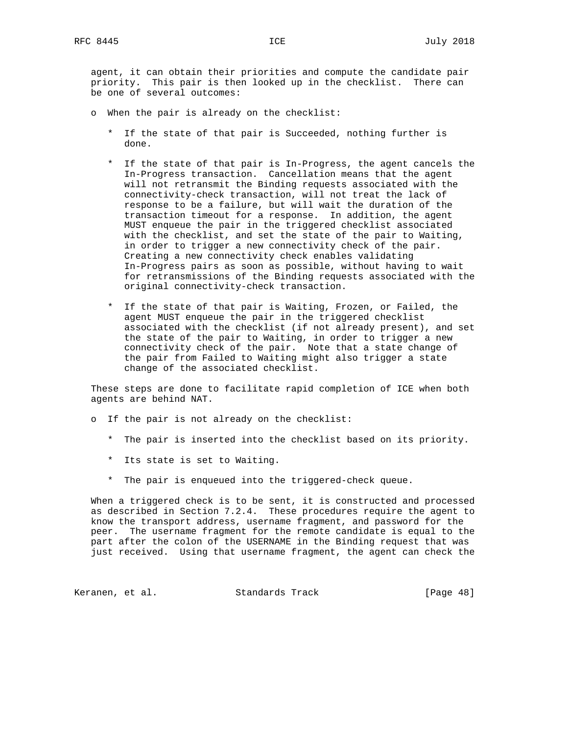agent, it can obtain their priorities and compute the candidate pair priority. This pair is then looked up in the checklist. There can be one of several outcomes:

- When the pair is already on the checklist:
  - If the state of that pair is Succeeded, nothing further is done.
  - If the state of that pair is In-Progress, the agent cancels the In-Progress transaction. Cancellation means that the agent will not retransmit the Binding requests associated with the connectivity-check transaction, will not treat the lack of response to be a failure, but will wait the duration of the transaction timeout for a response. In addition, the agent MUST enqueue the pair in the triggered checklist associated with the checklist, and set the state of the pair to Waiting, in order to trigger a new connectivity check of the pair. Creating a new connectivity check enables validating In-Progress pairs as soon as possible, without having to wait for retransmissions of the Binding requests associated with the original connectivity-check transaction.
  - If the state of that pair is Waiting, Frozen, or Failed, the agent MUST enqueue the pair in the triggered checklist associated with the checklist (if not already present), and set the state of the pair to Waiting, in order to trigger a new connectivity check of the pair. Note that a state change of the pair from Failed to Waiting might also trigger a state change of the associated checklist.

These steps are done to facilitate rapid completion of ICE when both agents are behind NAT.

- If the pair is not already on the checklist:
  - The pair is inserted into the checklist based on its priority.
  - Its state is set to Waiting.
  - The pair is enqueued into the triggered-check queue.

When a triggered check is to be sent, it is constructed and processed as described in Section 7.2.4. These procedures require the agent to know the transport address, username fragment, and password for the peer. The username fragment for the remote candidate is equal to the part after the colon of the USERNAME in the Binding request that was just received. Using that username fragment, the agent can check the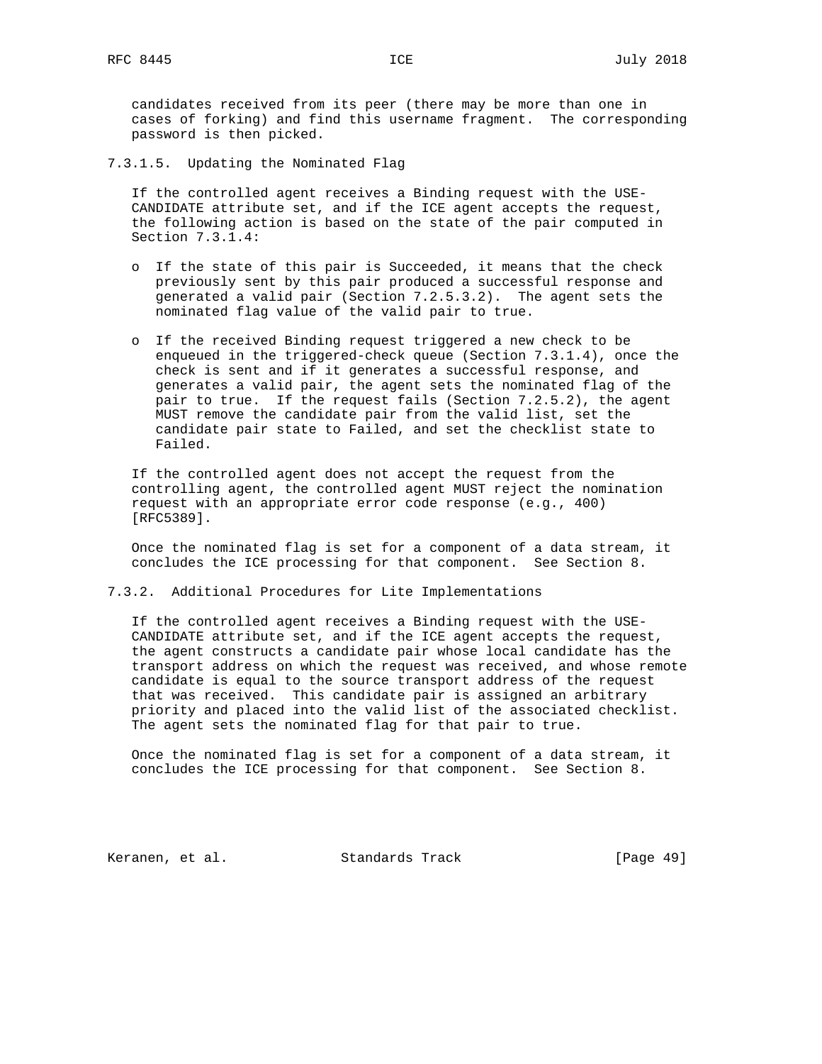candidates received from its peer (there may be more than one in cases of forking) and find this username fragment. The corresponding password is then picked.

#### 7.3.1.5. Updating the Nominated Flag

If the controlled agent receives a Binding request with the USE-CANDIDATE attribute set, and if the ICE agent accepts the request, the following action is based on the state of the pair computed in Section 7.3.1.4:

- If the state of this pair is Succeeded, it means that the check previously sent by this pair produced a successful response and generated a valid pair (Section 7.2.5.3.2). The agent sets the nominated flag value of the valid pair to true.

- If the received Binding request triggered a new check to be enqueued in the triggered-check queue (Section 7.3.1.4), once the check is sent and if it generates a successful response, and generates a valid pair, the agent sets the nominated flag of the pair to true. If the request fails (Section 7.2.5.2), the agent MUST remove the candidate pair from the valid list, set the candidate pair state to Failed, and set the checklist state to Failed.

If the controlled agent does not accept the request from the controlling agent, the controlled agent MUST reject the nomination request with an appropriate error code response (e.g., 400) [RFC5389].

Once the nominated flag is set for a component of a data stream, it concludes the ICE processing for that component. See Section 8.

### 7.3.2. Additional Procedures for Lite Implementations

If the controlled agent receives a Binding request with the USE-CANDIDATE attribute set, and if the ICE agent accepts the request, the agent constructs a candidate pair whose local candidate has the transport address on which the request was received, and whose remote candidate is equal to the source transport address of the request that was received. This candidate pair is assigned an arbitrary priority and placed into the valid list of the associated checklist. The agent sets the nominated flag for that pair to true.

Once the nominated flag is set for a component of a data stream, it concludes the ICE processing for that component. See Section 8.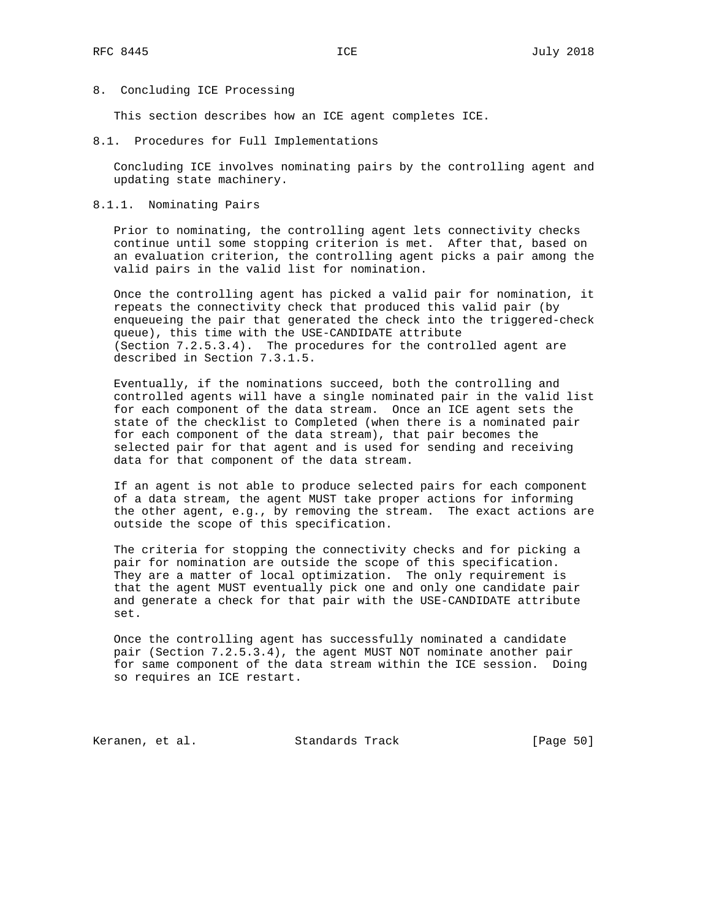# 8. Concluding ICE Processing

This section describes how an ICE agent completes ICE.

## 8.1. Procedures for Full Implementations

Concluding ICE involves nominating pairs by the controlling agent and updating state machinery.

### 8.1.1. Nominating Pairs

Prior to nominating, the controlling agent lets connectivity checks continue until some stopping criterion is met. After that, based on an evaluation criterion, the controlling agent picks a pair among the valid pairs in the valid list for nomination.

Once the controlling agent has picked a valid pair for nomination, it repeats the connectivity check that produced this valid pair (by enqueueing the pair that generated the check into the triggered-check queue), this time with the USE-CANDIDATE attribute (Section 7.2.5.3.4). The procedures for the controlled agent are described in Section 7.3.1.5.

Eventually, if the nominations succeed, both the controlling and controlled agents will have a single nominated pair in the valid list for each component of the data stream. Once an ICE agent sets the state of the checklist to Completed (when there is a nominated pair for each component of the data stream), that pair becomes the selected pair for that agent and is used for sending and receiving data for that component of the data stream.

If an agent is not able to produce selected pairs for each component of a data stream, the agent MUST take proper actions for informing the other agent, e.g., by removing the stream. The exact actions are outside the scope of this specification.

The criteria for stopping the connectivity checks and for picking a pair for nomination are outside the scope of this specification. They are a matter of local optimization. The only requirement is that the agent MUST eventually pick one and only one candidate pair and generate a check for that pair with the USE-CANDIDATE attribute set.

Once the controlling agent has successfully nominated a candidate pair (Section 7.2.5.3.4), the agent MUST NOT nominate another pair for same component of the data stream within the ICE session. Doing so requires an ICE restart.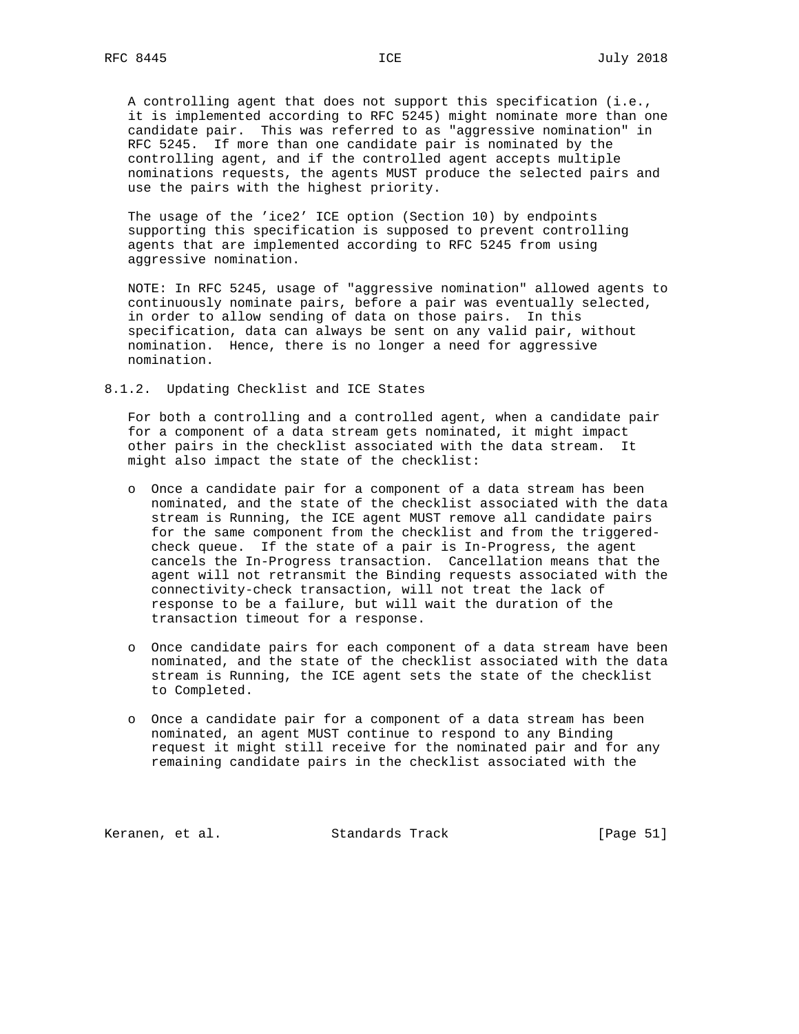A controlling agent that does not support this specification (i.e., it is implemented according to RFC 5245) might nominate more than one candidate pair. This was referred to as "aggressive nomination" in RFC 5245. If more than one candidate pair is nominated by the controlling agent, and if the controlled agent accepts multiple nominations requests, the agents MUST produce the selected pairs and use the pairs with the highest priority.

The usage of the 'ice2' ICE option (Section 10) by endpoints supporting this specification is supposed to prevent controlling agents that are implemented according to RFC 5245 from using aggressive nomination.

NOTE: In RFC 5245, usage of "aggressive nomination" allowed agents to continuously nominate pairs, before a pair was eventually selected, in order to allow sending of data on those pairs. In this specification, data can always be sent on any valid pair, without nomination. Hence, there is no longer a need for aggressive nomination.

### 8.1.2. Updating Checklist and ICE States

For both a controlling and a controlled agent, when a candidate pair for a component of a data stream gets nominated, it might impact other pairs in the checklist associated with the data stream. It might also impact the state of the checklist:

- Once a candidate pair for a component of a data stream has been nominated, and the state of the checklist associated with the data stream is Running, the ICE agent MUST remove all candidate pairs for the same component from the checklist and from the triggered-check queue. If the state of a pair is In-Progress, the agent cancels the In-Progress transaction. Cancellation means that the agent will not retransmit the Binding requests associated with the connectivity-check transaction, will not treat the lack of response to be a failure, but will wait the duration of the transaction timeout for a response.

- Once candidate pairs for each component of a data stream have been nominated, and the state of the checklist associated with the data stream is Running, the ICE agent sets the state of the checklist to Completed.

- Once a candidate pair for a component of a data stream has been nominated, an agent MUST continue to respond to any Binding request it might still receive for the nominated pair and for any remaining candidate pairs in the checklist associated with the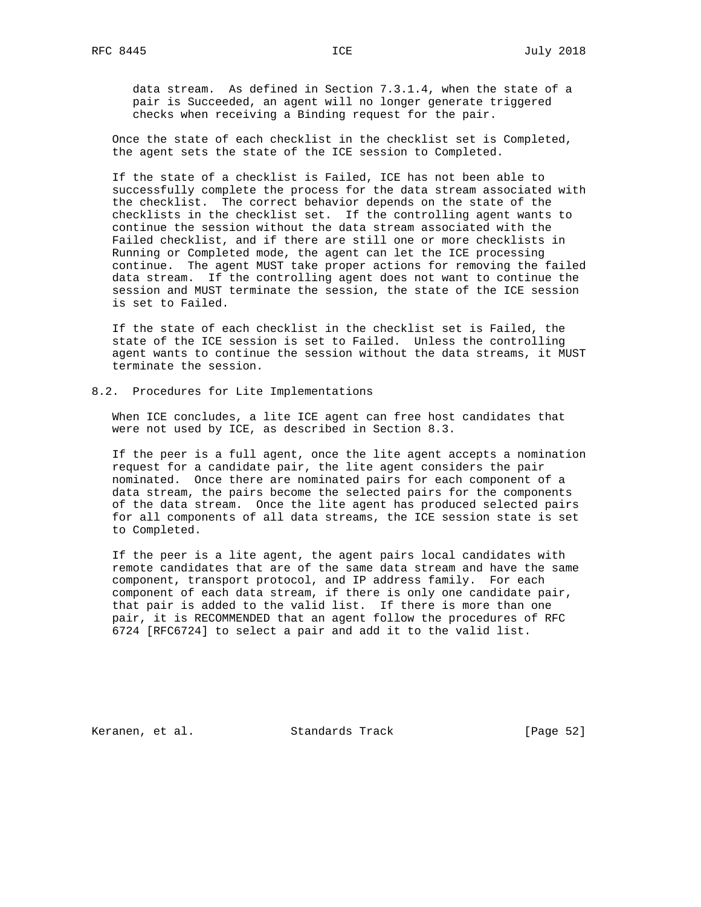data stream. As defined in Section 7.3.1.4, when the state of a pair is Succeeded, an agent will no longer generate triggered checks when receiving a Binding request for the pair.

Once the state of each checklist in the checklist set is Completed, the agent sets the state of the ICE session to Completed.

If the state of a checklist is Failed, ICE has not been able to successfully complete the process for the data stream associated with the checklist. The correct behavior depends on the state of the checklists in the checklist set. If the controlling agent wants to continue the session without the data stream associated with the Failed checklist, and if there are still one or more checklists in Running or Completed mode, the agent can let the ICE processing continue. The agent MUST take proper actions for removing the failed data stream. If the controlling agent does not want to continue the session and MUST terminate the session, the state of the ICE session is set to Failed.

If the state of each checklist in the checklist set is Failed, the state of the ICE session is set to Failed. Unless the controlling agent wants to continue the session without the data streams, it MUST terminate the session.

## 8.2. Procedures for Lite Implementations

When ICE concludes, a lite ICE agent can free host candidates that were not used by ICE, as described in Section 8.3.

If the peer is a full agent, once the lite agent accepts a nomination request for a candidate pair, the lite agent considers the pair nominated. Once there are nominated pairs for each component of a data stream, the pairs become the selected pairs for the components of the data stream. Once the lite agent has produced selected pairs for all components of all data streams, the ICE session state is set to Completed.

If the peer is a lite agent, the agent pairs local candidates with remote candidates that are of the same data stream and have the same component, transport protocol, and IP address family. For each component of each data stream, if there is only one candidate pair, that pair is added to the valid list. If there is more than one pair, it is RECOMMENDED that an agent follow the procedures of RFC 6724 [RFC6724] to select a pair and add it to the valid list.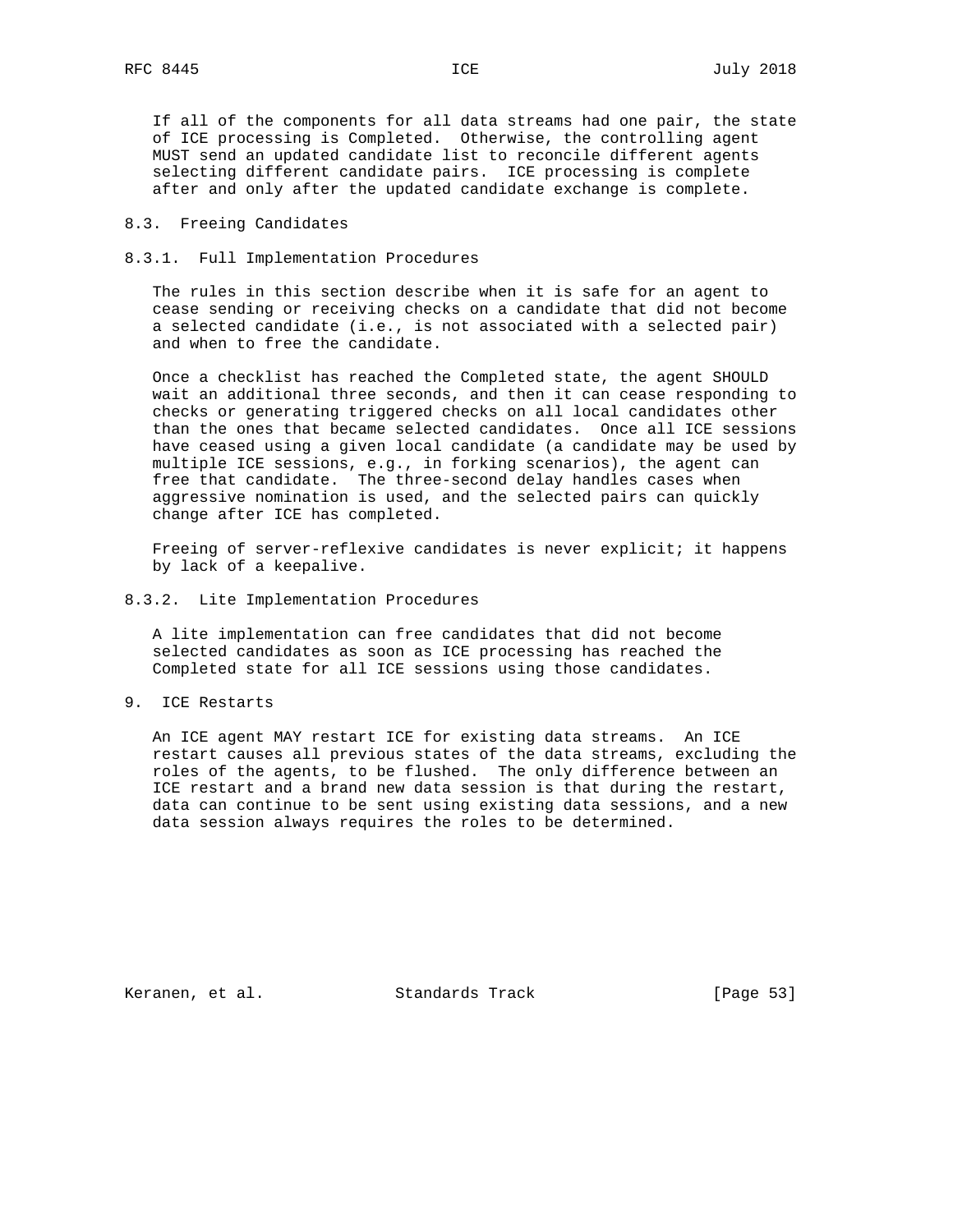If all of the components for all data streams had one pair, the state of ICE processing is Completed. Otherwise, the controlling agent MUST send an updated candidate list to reconcile different agents selecting different candidate pairs. ICE processing is complete after and only after the updated candidate exchange is complete.

### 8.3. Freeing Candidates

#### 8.3.1. Full Implementation Procedures

The rules in this section describe when it is safe for an agent to cease sending or receiving checks on a candidate that did not become a selected candidate (i.e., is not associated with a selected pair) and when to free the candidate.

Once a checklist has reached the Completed state, the agent SHOULD wait an additional three seconds, and then it can cease responding to checks or generating triggered checks on all local candidates other than the ones that became selected candidates. Once all ICE sessions have ceased using a given local candidate (a candidate may be used by multiple ICE sessions, e.g., in forking scenarios), the agent can free that candidate. The three-second delay handles cases when aggressive nomination is used, and the selected pairs can quickly change after ICE has completed.

Freeing of server-reflexive candidates is never explicit; it happens by lack of a keepalive.

#### 8.3.2. Lite Implementation Procedures

A lite implementation can free candidates that did not become selected candidates as soon as ICE processing has reached the Completed state for all ICE sessions using those candidates.

## 9. ICE Restarts

An ICE agent MAY restart ICE for existing data streams. An ICE restart causes all previous states of the data streams, excluding the roles of the agents, to be flushed. The only difference between an ICE restart and a brand new data session is that during the restart, data can continue to be sent using existing data sessions, and a new data session always requires the roles to be determined.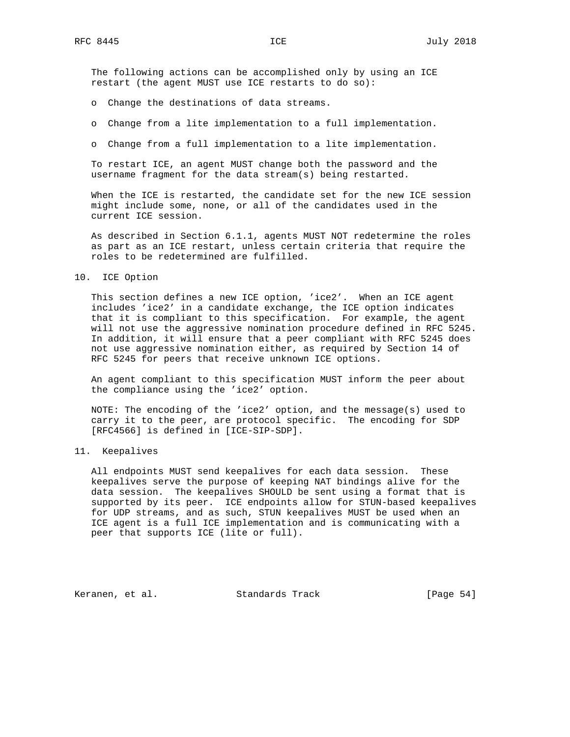The following actions can be accomplished only by using an ICE restart (the agent MUST use ICE restarts to do so):

- Change the destinations of data streams.
- Change from a lite implementation to a full implementation.
- Change from a full implementation to a lite implementation.

To restart ICE, an agent MUST change both the password and the username fragment for the data stream(s) being restarted.

When the ICE is restarted, the candidate set for the new ICE session might include some, none, or all of the candidates used in the current ICE session.

As described in Section 6.1.1, agents MUST NOT redetermine the roles as part as an ICE restart, unless certain criteria that require the roles to be redetermined are fulfilled.

## 10. ICE Option

This section defines a new ICE option, 'ice2'. When an ICE agent includes 'ice2' in a candidate exchange, the ICE option indicates that it is compliant to this specification. For example, the agent will not use the aggressive nomination procedure defined in RFC 5245. In addition, it will ensure that a peer compliant with RFC 5245 does not use aggressive nomination either, as required by Section 14 of RFC 5245 for peers that receive unknown ICE options.

An agent compliant to this specification MUST inform the peer about the compliance using the 'ice2' option.

NOTE: The encoding of the 'ice2' option, and the message(s) used to carry it to the peer, are protocol specific. The encoding for SDP [RFC4566] is defined in [ICE-SIP-SDP].

## 11. Keepalives

All endpoints MUST send keepalives for each data session. These keepalives serve the purpose of keeping NAT bindings alive for the data session. The keepalives SHOULD be sent using a format that is supported by its peer. ICE endpoints allow for STUN-based keepalives for UDP streams, and as such, STUN keepalives MUST be used when an ICE agent is a full ICE implementation and is communicating with a peer that supports ICE (lite or full).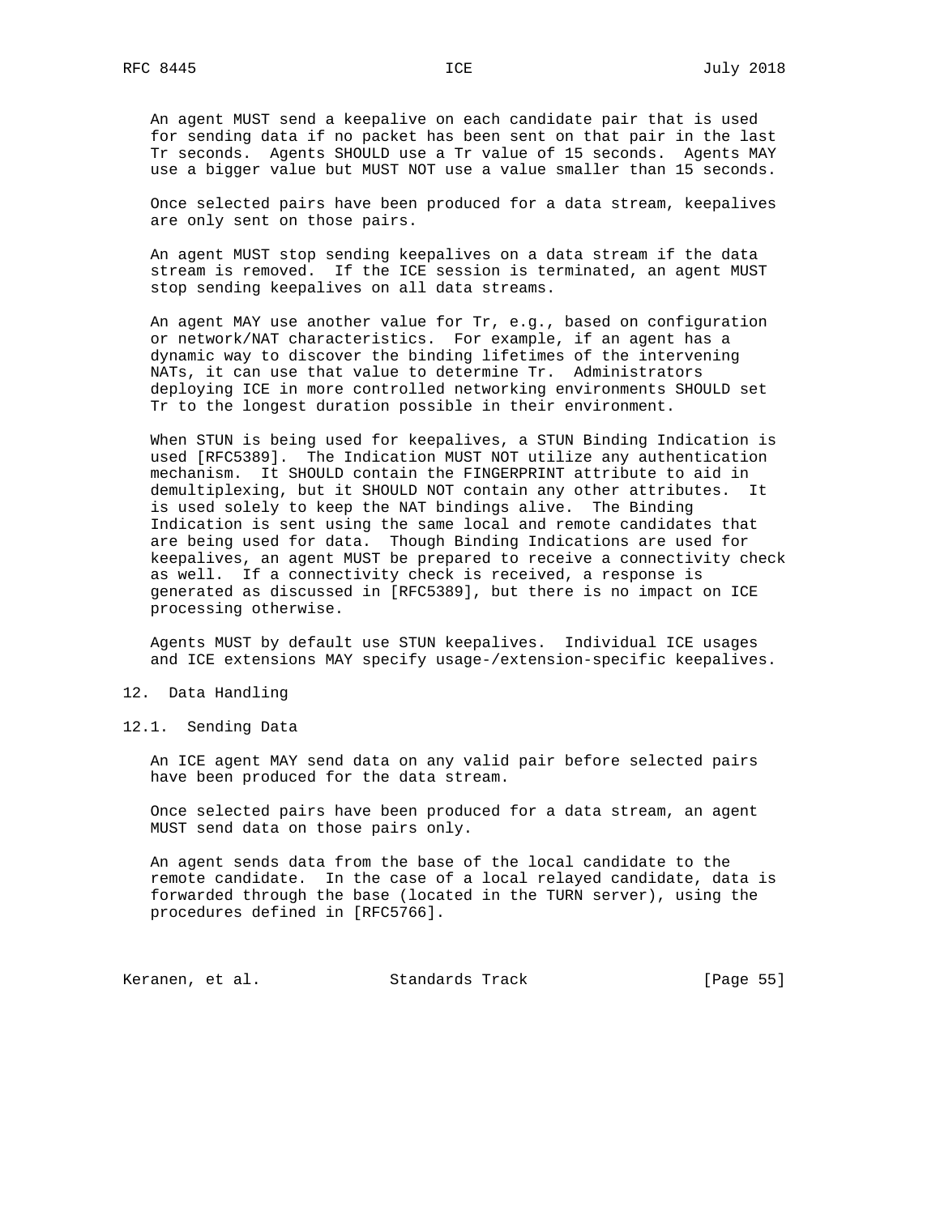An agent MUST send a keepalive on each candidate pair that is used for sending data if no packet has been sent on that pair in the last Tr seconds. Agents SHOULD use a Tr value of 15 seconds. Agents MAY use a bigger value but MUST NOT use a value smaller than 15 seconds.

Once selected pairs have been produced for a data stream, keepalives are only sent on those pairs.

An agent MUST stop sending keepalives on a data stream if the data stream is removed. If the ICE session is terminated, an agent MUST stop sending keepalives on all data streams.

An agent MAY use another value for Tr, e.g., based on configuration or network/NAT characteristics. For example, if an agent has a dynamic way to discover the binding lifetimes of the intervening NATs, it can use that value to determine Tr. Administrators deploying ICE in more controlled networking environments SHOULD set Tr to the longest duration possible in their environment.

When STUN is being used for keepalives, a STUN Binding Indication is used [RFC5389]. The Indication MUST NOT utilize any authentication mechanism. It SHOULD contain the FINGERPRINT attribute to aid in demultiplexing, but it SHOULD NOT contain any other attributes. It is used solely to keep the NAT bindings alive. The Binding Indication is sent using the same local and remote candidates that are being used for data. Though Binding Indications are used for keepalives, an agent MUST be prepared to receive a connectivity check as well. If a connectivity check is received, a response is generated as discussed in [RFC5389], but there is no impact on ICE processing otherwise.

Agents MUST by default use STUN keepalives. Individual ICE usages and ICE extensions MAY specify usage-/extension-specific keepalives.

## 12. Data Handling

### 12.1. Sending Data

An ICE agent MAY send data on any valid pair before selected pairs have been produced for the data stream.

Once selected pairs have been produced for a data stream, an agent MUST send data on those pairs only.

An agent sends data from the base of the local candidate to the remote candidate. In the case of a local relayed candidate, data is forwarded through the base (located in the TURN server), using the procedures defined in [RFC5766].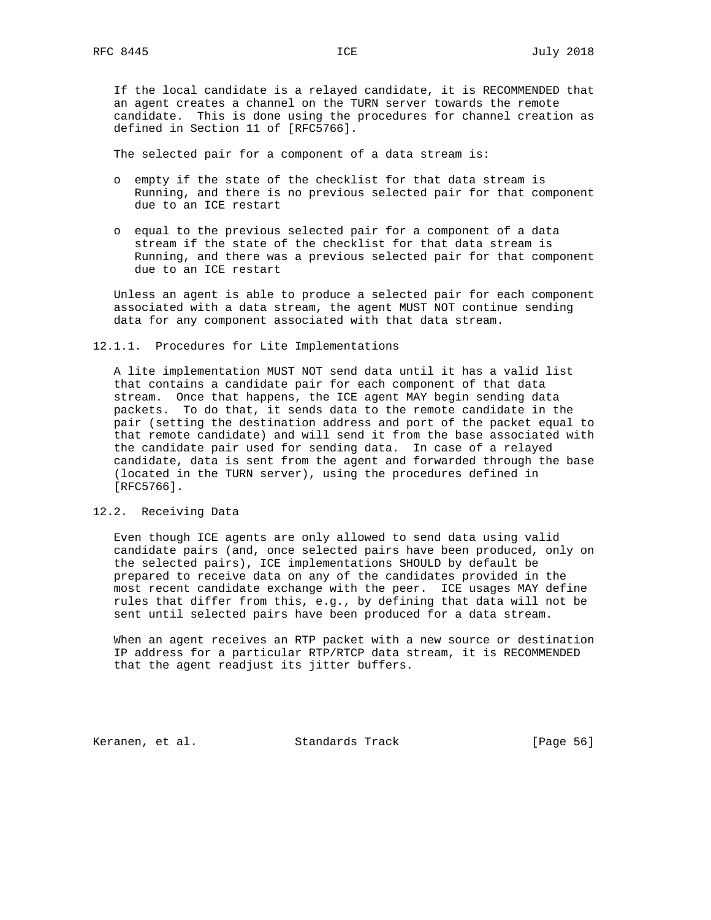If the local candidate is a relayed candidate, it is RECOMMENDED that an agent creates a channel on the TURN server towards the remote candidate. This is done using the procedures for channel creation as defined in Section 11 of [RFC5766].

The selected pair for a component of a data stream is:

- empty if the state of the checklist for that data stream is Running, and there is no previous selected pair for that component due to an ICE restart
- equal to the previous selected pair for a component of a data stream if the state of the checklist for that data stream is Running, and there was a previous selected pair for that component due to an ICE restart

Unless an agent is able to produce a selected pair for each component associated with a data stream, the agent MUST NOT continue sending data for any component associated with that data stream.

#### 12.1.1. Procedures for Lite Implementations

A lite implementation MUST NOT send data until it has a valid list that contains a candidate pair for each component of that data stream. Once that happens, the ICE agent MAY begin sending data packets. To do that, it sends data to the remote candidate in the pair (setting the destination address and port of the packet equal to that remote candidate) and will send it from the base associated with the candidate pair used for sending data. In case of a relayed candidate, data is sent from the agent and forwarded through the base (located in the TURN server), using the procedures defined in [RFC5766].

### 12.2. Receiving Data

Even though ICE agents are only allowed to send data using valid candidate pairs (and, once selected pairs have been produced, only on the selected pairs), ICE implementations SHOULD by default be prepared to receive data on any of the candidates provided in the most recent candidate exchange with the peer. ICE usages MAY define rules that differ from this, e.g., by defining that data will not be sent until selected pairs have been produced for a data stream.

When an agent receives an RTP packet with a new source or destination IP address for a particular RTP/RTCP data stream, it is RECOMMENDED that the agent readjust its jitter buffers.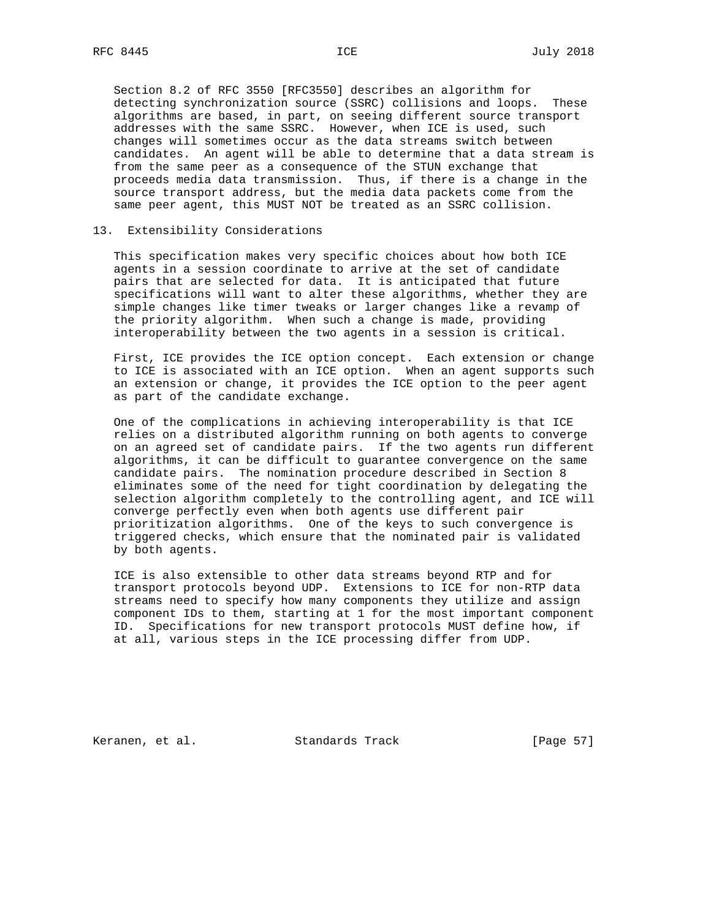Section 8.2 of RFC 3550 [RFC3550] describes an algorithm for detecting synchronization source (SSRC) collisions and loops. These algorithms are based, in part, on seeing different source transport addresses with the same SSRC. However, when ICE is used, such changes will sometimes occur as the data streams switch between candidates. An agent will be able to determine that a data stream is from the same peer as a consequence of the STUN exchange that proceeds media data transmission. Thus, if there is a change in the source transport address, but the media data packets come from the same peer agent, this MUST NOT be treated as an SSRC collision.

## 13. Extensibility Considerations

This specification makes very specific choices about how both ICE agents in a session coordinate to arrive at the set of candidate pairs that are selected for data. It is anticipated that future specifications will want to alter these algorithms, whether they are simple changes like timer tweaks or larger changes like a revamp of the priority algorithm. When such a change is made, providing interoperability between the two agents in a session is critical.

First, ICE provides the ICE option concept. Each extension or change to ICE is associated with an ICE option. When an agent supports such an extension or change, it provides the ICE option to the peer agent as part of the candidate exchange.

One of the complications in achieving interoperability is that ICE relies on a distributed algorithm running on both agents to converge on an agreed set of candidate pairs. If the two agents run different algorithms, it can be difficult to guarantee convergence on the same candidate pairs. The nomination procedure described in Section 8 eliminates some of the need for tight coordination by delegating the selection algorithm completely to the controlling agent, and ICE will converge perfectly even when both agents use different pair prioritization algorithms. One of the keys to such convergence is triggered checks, which ensure that the nominated pair is validated by both agents.

ICE is also extensible to other data streams beyond RTP and for transport protocols beyond UDP. Extensions to ICE for non-RTP data streams need to specify how many components they utilize and assign component IDs to them, starting at 1 for the most important component ID. Specifications for new transport protocols MUST define how, if at all, various steps in the ICE processing differ from UDP.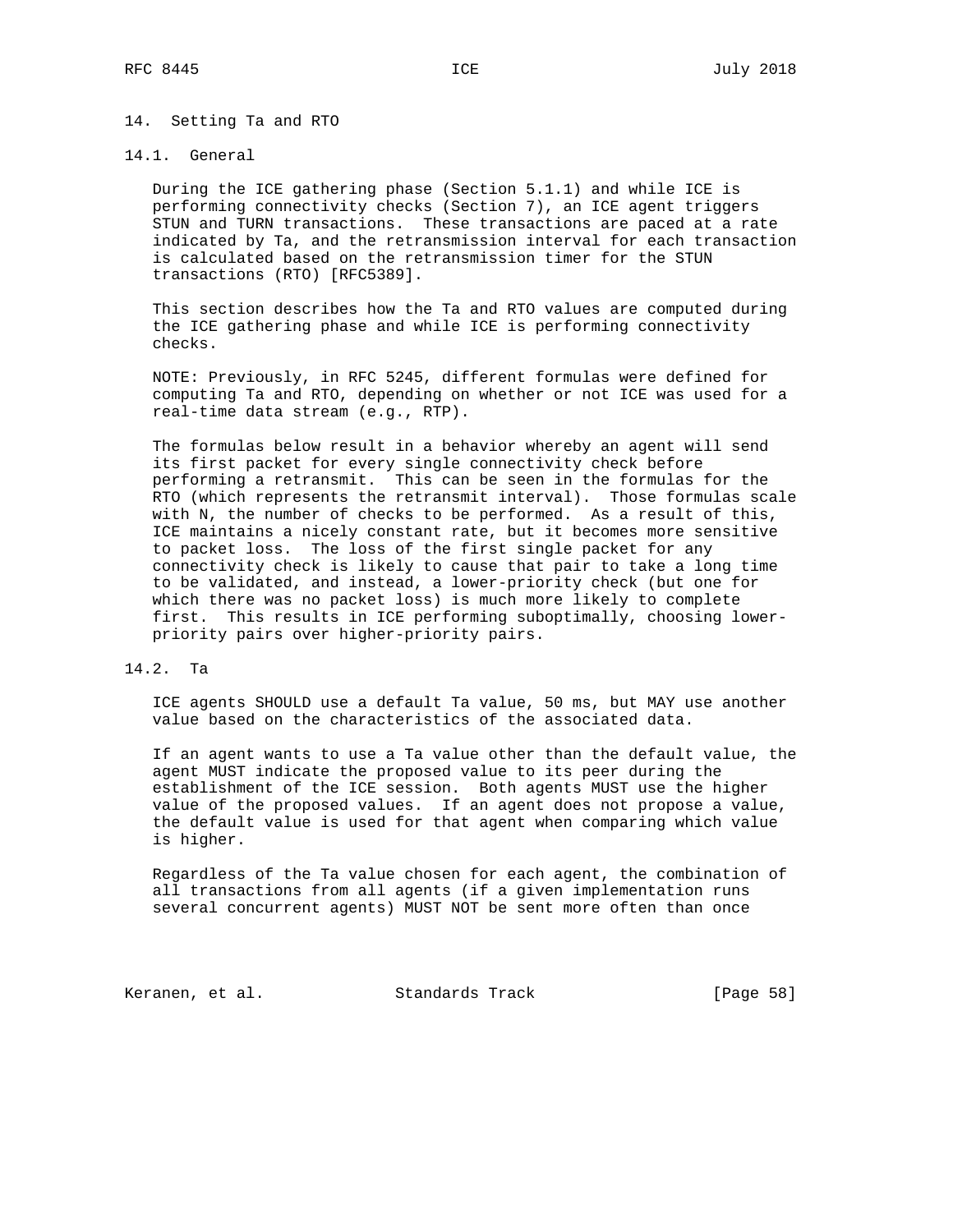# 14. Setting Ta and RTO

## 14.1. General

During the ICE gathering phase (Section 5.1.1) and while ICE is performing connectivity checks (Section 7), an ICE agent triggers STUN and TURN transactions. These transactions are paced at a rate indicated by Ta, and the retransmission interval for each transaction is calculated based on the retransmission timer for the STUN transactions (RTO) [RFC5389].

This section describes how the Ta and RTO values are computed during the ICE gathering phase and while ICE is performing connectivity checks.

NOTE: Previously, in RFC 5245, different formulas were defined for computing Ta and RTO, depending on whether or not ICE was used for a real-time data stream (e.g., RTP).

The formulas below result in a behavior whereby an agent will send its first packet for every single connectivity check before performing a retransmit. This can be seen in the formulas for the RTO (which represents the retransmit interval). Those formulas scale with N, the number of checks to be performed. As a result of this, ICE maintains a nicely constant rate, but it becomes more sensitive to packet loss. The loss of the first single packet for any connectivity check is likely to cause that pair to take a long time to be validated, and instead, a lower-priority check (but one for which there was no packet loss) is much more likely to complete first. This results in ICE performing suboptimally, choosing lower-priority pairs over higher-priority pairs.

## 14.2. Ta

ICE agents SHOULD use a default Ta value, 50 ms, but MAY use another value based on the characteristics of the associated data.

If an agent wants to use a Ta value other than the default value, the agent MUST indicate the proposed value to its peer during the establishment of the ICE session. Both agents MUST use the higher value of the proposed values. If an agent does not propose a value, the default value is used for that agent when comparing which value is higher.

Regardless of the Ta value chosen for each agent, the combination of all transactions from all agents (if a given implementation runs several concurrent agents) MUST NOT be sent more often than once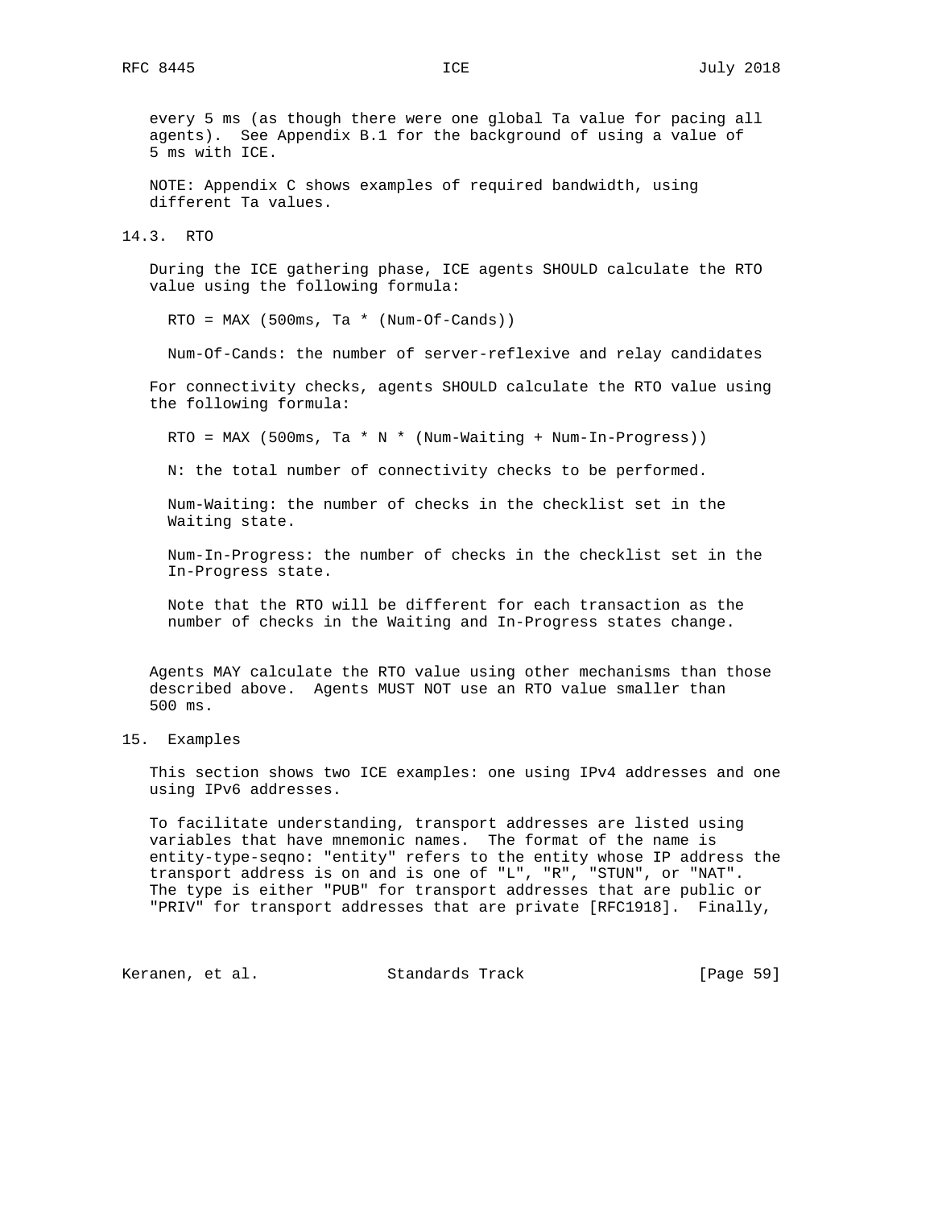every 5 ms (as though there were one global Ta value for pacing all agents). See Appendix B.1 for the background of using a value of 5 ms with ICE.

NOTE: Appendix C shows examples of required bandwidth, using different Ta values.

### 14.3. RTO

During the ICE gathering phase, ICE agents SHOULD calculate the RTO value using the following formula:

```
RTO = MAX (500ms, Ta * (Num-Of-Cands))
```

Num-Of-Cands: the number of server-reflexive and relay candidates

For connectivity checks, agents SHOULD calculate the RTO value using the following formula:

```
RTO = MAX (500ms, Ta * N * (Num-Waiting + Num-In-Progress))
```

N: the total number of connectivity checks to be performed.

Num-Waiting: the number of checks in the checklist set in the Waiting state.

Num-In-Progress: the number of checks in the checklist set in the In-Progress state.

Note that the RTO will be different for each transaction as the number of checks in the Waiting and In-Progress states change.

Agents MAY calculate the RTO value using other mechanisms than those described above. Agents MUST NOT use an RTO value smaller than 500 ms.

## 15. Examples

This section shows two ICE examples: one using IPv4 addresses and one using IPv6 addresses.

To facilitate understanding, transport addresses are listed using variables that have mnemonic names. The format of the name is entity-type-seqno: "entity" refers to the entity whose IP address the transport address is on and is one of "L", "R", "STUN", or "NAT". The type is either "PUB" for transport addresses that are public or "PRIV" for transport addresses that are private [RFC1918]. Finally,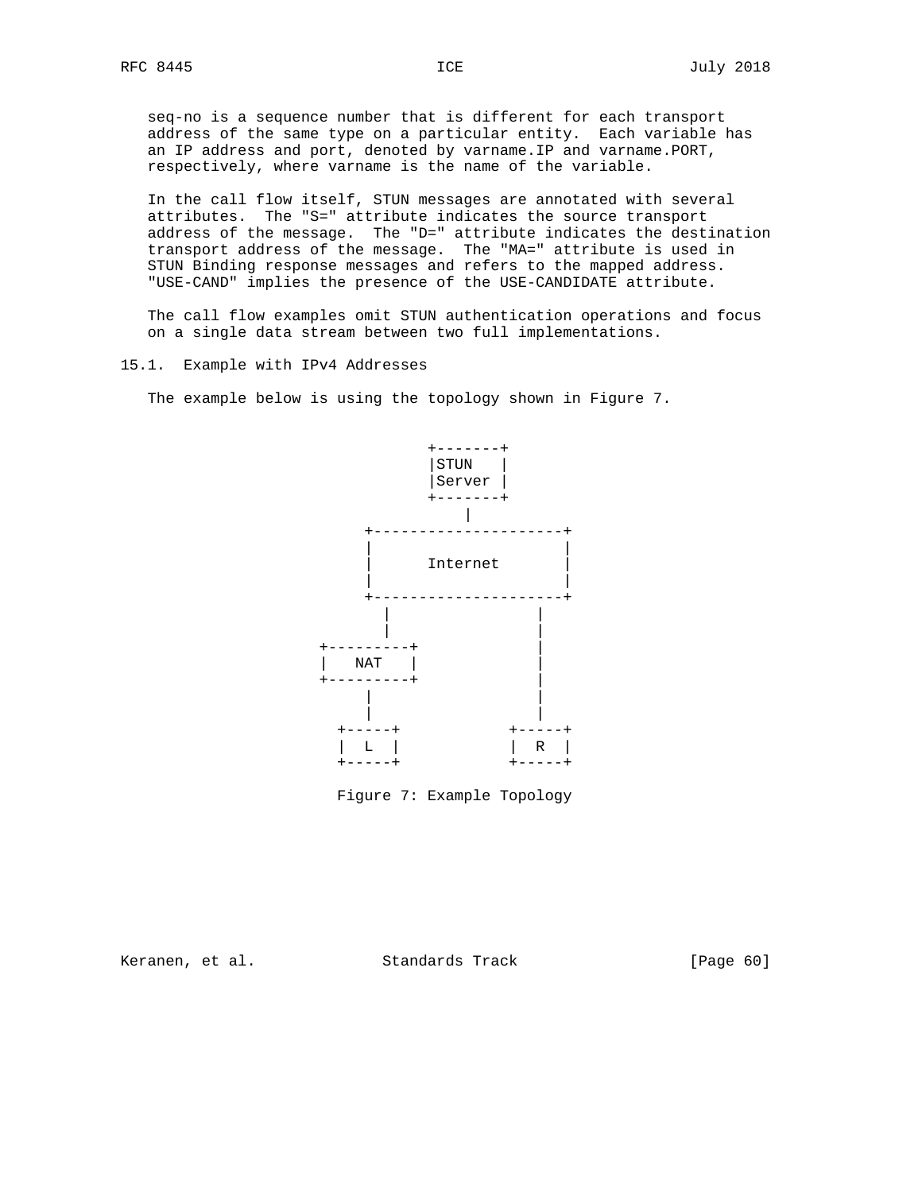seq-no is a sequence number that is different for each transport address of the same type on a particular entity. Each variable has an IP address and port, denoted by varname.IP and varname.PORT, respectively, where varname is the name of the variable.

In the call flow itself, STUN messages are annotated with several attributes. The "S=" attribute indicates the source transport address of the message. The "D=" attribute indicates the destination transport address of the message. The "MA=" attribute is used in STUN Binding response messages and refers to the mapped address. "USE-CAND" implies the presence of the USE-CANDIDATE attribute.

The call flow examples omit STUN authentication operations and focus on a single data stream between two full implementations.

## 15.1. Example with IPv4 Addresses

The example below is using the topology shown in Figure 7.

```
                         +-------+
                         |STUN   |
                         |Server |
                         +-------+
                             |
                  +---------------------+
                  |                     |
                  |      Internet       |
                  |                     |
                  +---------------------+
                     |              |
                     |              |
               +---------+          |
               |   NAT   |          |
               +---------+          |
                    |               |
                    |               |
                 +-----+         +-----+
                 |  L  |         |  R  |
                 +-----+         +-----+
```

Figure 7: Example Topology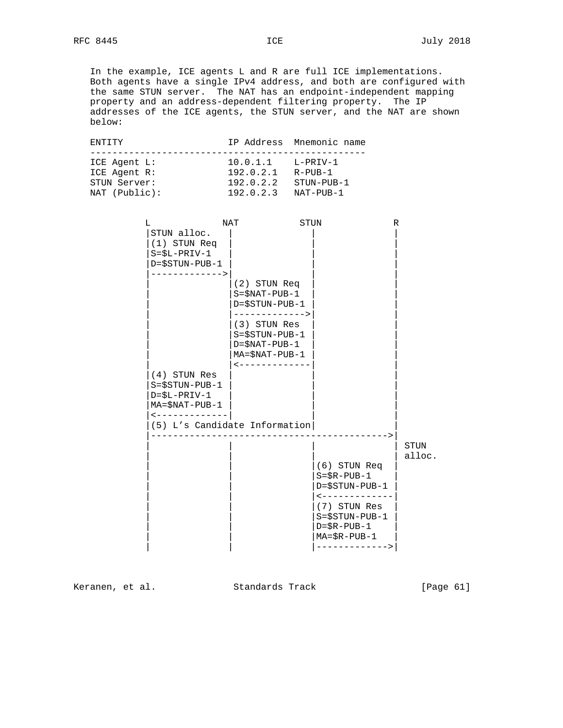In the example, ICE agents L and R are full ICE implementations. Both agents have a single IPv4 address, and both are configured with the same STUN server. The NAT has an endpoint-independent mapping property and an address-dependent filtering property. The IP addresses of the ICE agents, the STUN server, and the NAT are shown below:

```
ENTITY                  IP Address  Mnemonic name
-------------------------------------------------
ICE Agent L:            10.0.1.1    L-PRIV-1
ICE Agent R:            192.0.2.1   R-PUB-1
STUN Server:            192.0.2.2   STUN-PUB-1
NAT (Public):           192.0.2.3   NAT-PUB-1
```

```
          L             NAT           STUN             R
          |STUN alloc.   |              |              |
          |(1) STUN Req  |              |              |
          |S=$L-PRIV-1   |              |              |
          |D=$STUN-PUB-1 |              |              |
          |------------->|              |              |
          |              |(2) STUN Req  |              |
          |              |S=$NAT-PUB-1  |              |
          |              |D=$STUN-PUB-1 |              |
          |              |------------->|              |
          |              |(3) STUN Res  |              |
          |              |S=$STUN-PUB-1 |              |
          |              |D=$NAT-PUB-1  |              |
          |              |MA=$NAT-PUB-1 |              |
          |              |<-------------|              |
          |(4) STUN Res  |              |              |
          |S=$STUN-PUB-1 |              |              |
          |D=$L-PRIV-1   |              |              |
          |MA=$NAT-PUB-1 |              |              |
          |<-------------|              |              |
          |(5) L's Candidate Information|              |
          |------------------------------------------->|
          |              |              |              | STUN
          |              |              |              | alloc.
          |              |              |(6) STUN Req  |
          |              |              |S=$R-PUB-1    |
          |              |              |D=$STUN-PUB-1 |
          |              |              |<-------------|
          |              |              |(7) STUN Res  |
          |              |              |S=$STUN-PUB-1 |
          |              |              |D=$R-PUB-1    |
          |              |              |MA=$R-PUB-1   |
          |              |              |------------->|
```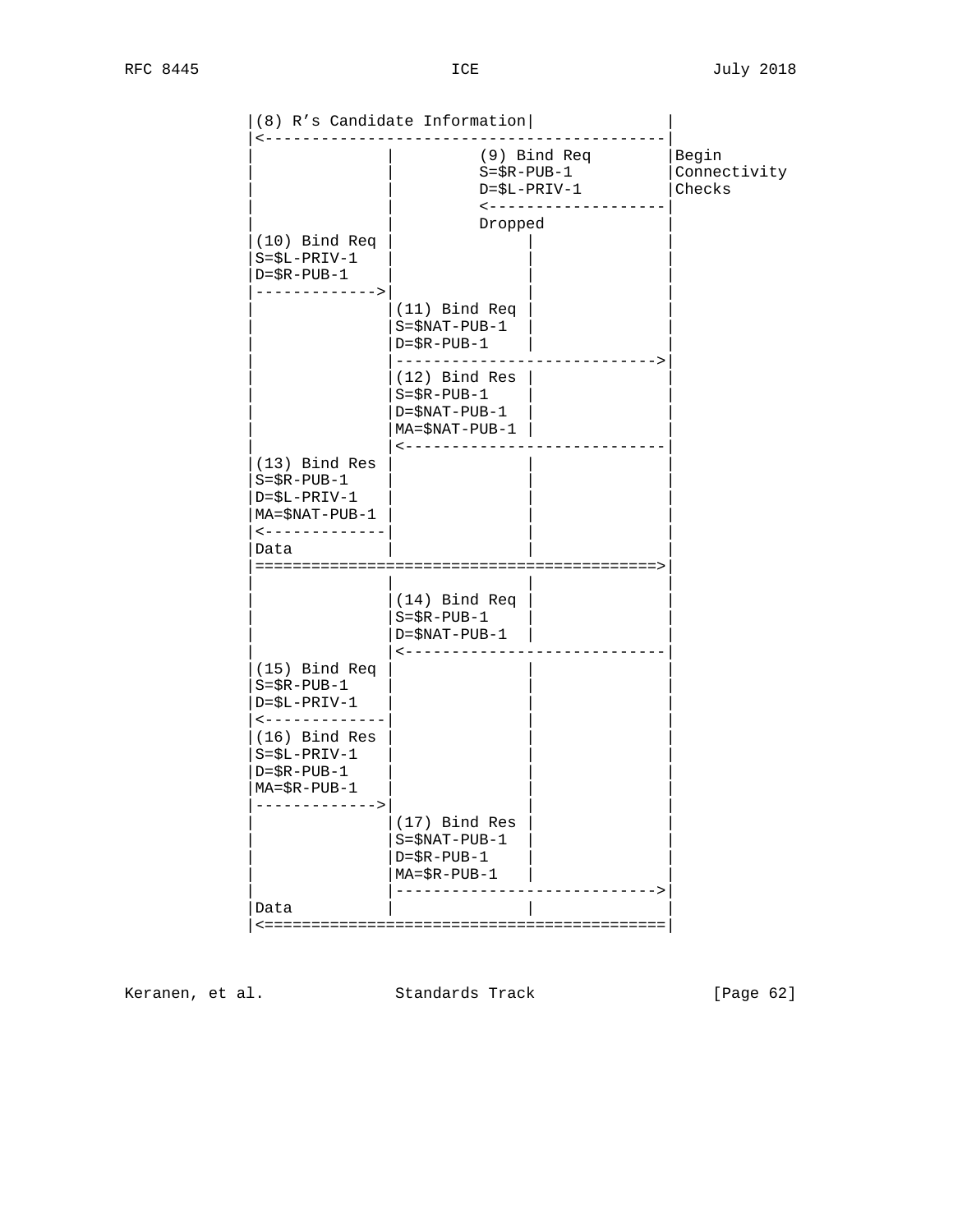```
            |(8) R's Candidate Information|               |
            |<------------------------------------------|
            |              |         (9) Bind Req        |Begin
            |              |         S=$R-PUB-1          |Connectivity
            |              |         D=$L-PRIV-1         |Checks
            |              |         <-------------------|
            |              |         Dropped             |
            |(10) Bind Req |              |              |
            |S=$L-PRIV-1   |              |              |
            |D=$R-PUB-1    |              |              |
            |------------->|              |              |
            |              |(11) Bind Req |              |
            |              |S=$NAT-PUB-1  |              |
            |              |D=$R-PUB-1    |              |
            |              |---------------------------->|
            |              |(12) Bind Res |              |
            |              |S=$R-PUB-1    |              |
            |              |D=$NAT-PUB-1  |              |
            |              |MA=$NAT-PUB-1 |              |
            |              |<----------------------------|
            |(13) Bind Res |              |              |
            |S=$R-PUB-1    |              |              |
            |D=$L-PRIV-1   |              |              |
            |MA=$NAT-PUB-1 |              |              |
            |<-------------|              |              |
            |Data          |              |              |
            |==========================================>|
            |              |              |              |
            |              |(14) Bind Req |              |
            |              |S=$R-PUB-1    |              |
            |              |D=$NAT-PUB-1  |              |
            |              |<----------------------------|
            |(15) Bind Req |              |              |
            |S=$R-PUB-1    |              |              |
            |D=$L-PRIV-1   |              |              |
            |<-------------|              |              |
            |(16) Bind Res |              |              |
            |S=$L-PRIV-1   |              |              |
            |D=$R-PUB-1    |              |              |
            |MA=$R-PUB-1   |              |              |
            |------------->|              |              |
            |              |(17) Bind Res |              |
            |              |S=$NAT-PUB-1  |              |
            |              |D=$R-PUB-1    |              |
            |              |MA=$R-PUB-1   |              |
            |              |---------------------------->|
            |Data          |              |              |
            |<==========================================|
```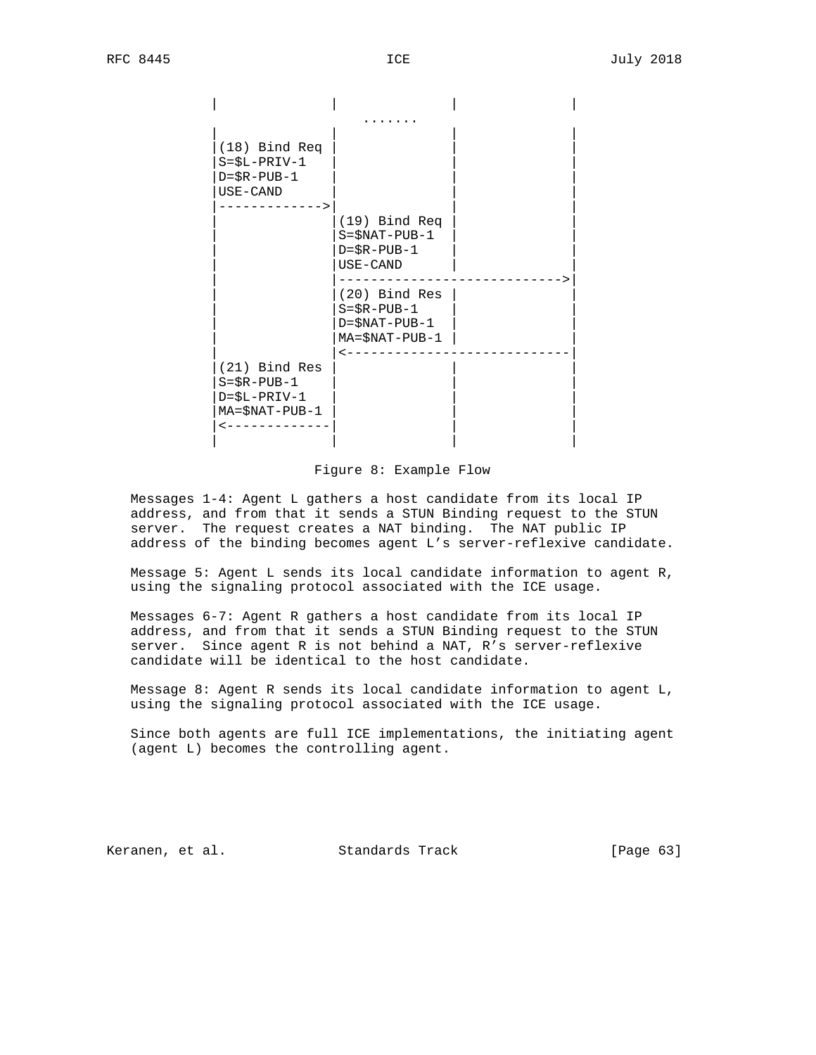```
             |               |               |               |
                                 .......
             |               |               |               |
             |(18) Bind Req  |               |               |
             |S=$L-PRIV-1    |               |               |
             |D=$R-PUB-1     |               |               |
             |USE-CAND       |               |               |
             |-------------->|               |               |
             |               |(19) Bind Req  |               |
             |               |S=$NAT-PUB-1   |               |
             |               |D=$R-PUB-1     |               |
             |               |USE-CAND       |               |
             |               |------------------------------>|
             |               |(20) Bind Res  |               |
             |               |S=$R-PUB-1     |               |
             |               |D=$NAT-PUB-1   |               |
             |               |MA=$NAT-PUB-1  |               |
             |               |<------------------------------|
             |(21) Bind Res  |               |               |
             |S=$R-PUB-1     |               |               |
             |D=$L-PRIV-1    |               |               |
             |MA=$NAT-PUB-1  |               |               |
             |<--------------|               |               |
             |               |               |               |
```

Figure 8: Example Flow

Messages 1-4: Agent L gathers a host candidate from its local IP address, and from that it sends a STUN Binding request to the STUN server. The request creates a NAT binding. The NAT public IP address of the binding becomes agent L's server-reflexive candidate.

Message 5: Agent L sends its local candidate information to agent R, using the signaling protocol associated with the ICE usage.

Messages 6-7: Agent R gathers a host candidate from its local IP address, and from that it sends a STUN Binding request to the STUN server. Since agent R is not behind a NAT, R's server-reflexive candidate will be identical to the host candidate.

Message 8: Agent R sends its local candidate information to agent L, using the signaling protocol associated with the ICE usage.

Since both agents are full ICE implementations, the initiating agent (agent L) becomes the controlling agent.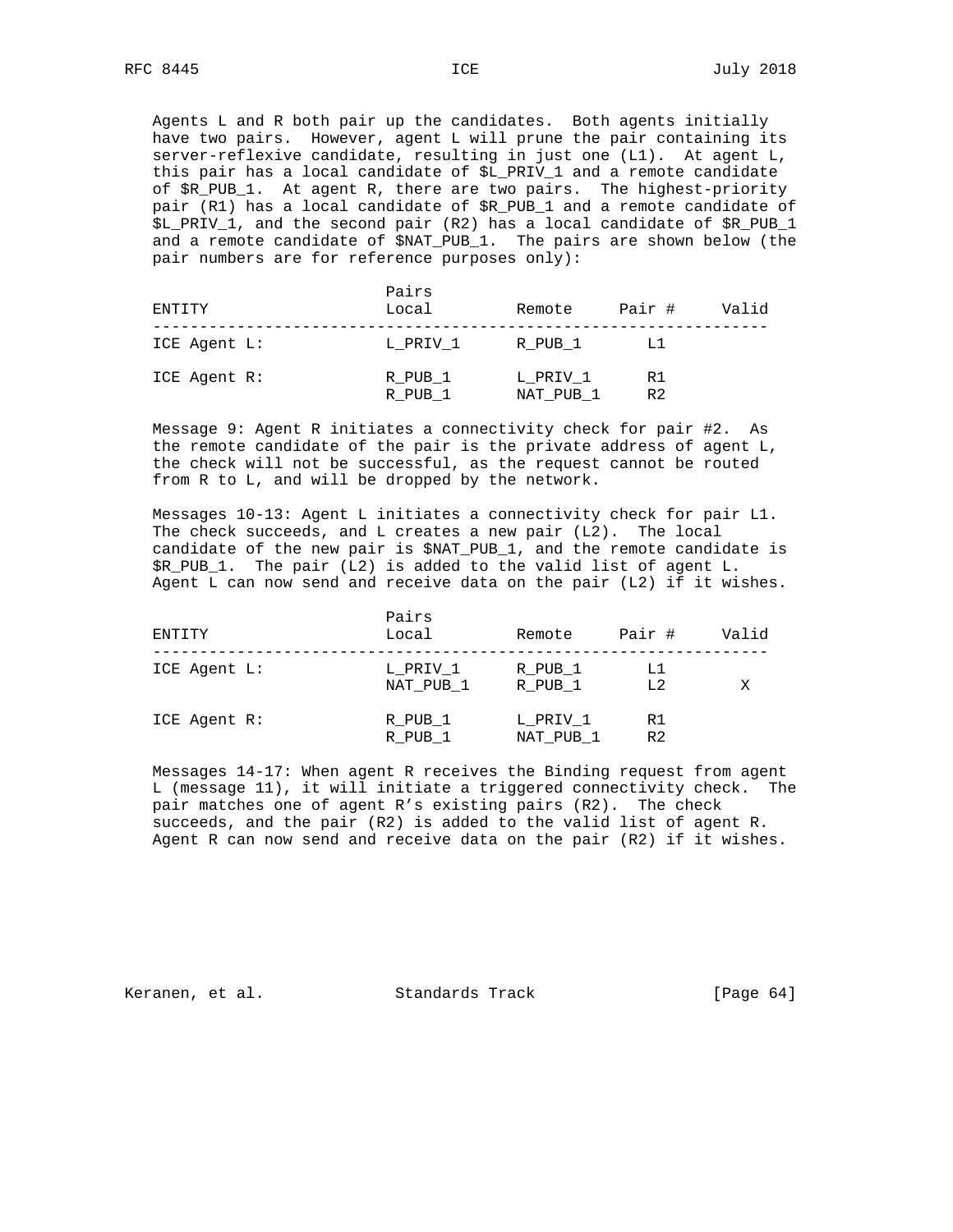Agents L and R both pair up the candidates. Both agents initially have two pairs. However, agent L will prune the pair containing its server-reflexive candidate, resulting in just one (L1). At agent L, this pair has a local candidate of $L_PRIV_1 and a remote candidate of $R_PUB_1. At agent R, there are two pairs. The highest-priority pair (R1) has a local candidate of $R_PUB_1 and a remote candidate of $L_PRIV_1, and the second pair (R2) has a local candidate of $R_PUB_1 and a remote candidate of $NAT_PUB_1. The pairs are shown below (the pair numbers are for reference purposes only):

| ENTITY | Pairs Local | Remote | Pair # | Valid |
|---|---|---|---|---|
| ICE Agent L: | L_PRIV_1 | R_PUB_1 | L1 | |
| ICE Agent R: | R_PUB_1 | L_PRIV_1 | R1 | |
| | R_PUB_1 | NAT_PUB_1 | R2 | |

Message 9: Agent R initiates a connectivity check for pair #2. As the remote candidate of the pair is the private address of agent L, the check will not be successful, as the request cannot be routed from R to L, and will be dropped by the network.

Messages 10-13: Agent L initiates a connectivity check for pair L1. The check succeeds, and L creates a new pair (L2). The local candidate of the new pair is $NAT_PUB_1, and the remote candidate is $R_PUB_1. The pair (L2) is added to the valid list of agent L. Agent L can now send and receive data on the pair (L2) if it wishes.

| ENTITY | Pairs Local | Remote | Pair # | Valid |
|---|---|---|---|---|
| ICE Agent L: | L_PRIV_1 | R_PUB_1 | L1 | |
| | NAT_PUB_1 | R_PUB_1 | L2 | X |
| ICE Agent R: | R_PUB_1 | L_PRIV_1 | R1 | |
| | R_PUB_1 | NAT_PUB_1 | R2 | |

Messages 14-17: When agent R receives the Binding request from agent L (message 11), it will initiate a triggered connectivity check. The pair matches one of agent R’s existing pairs (R2). The check succeeds, and the pair (R2) is added to the valid list of agent R. Agent R can now send and receive data on the pair (R2) if it wishes.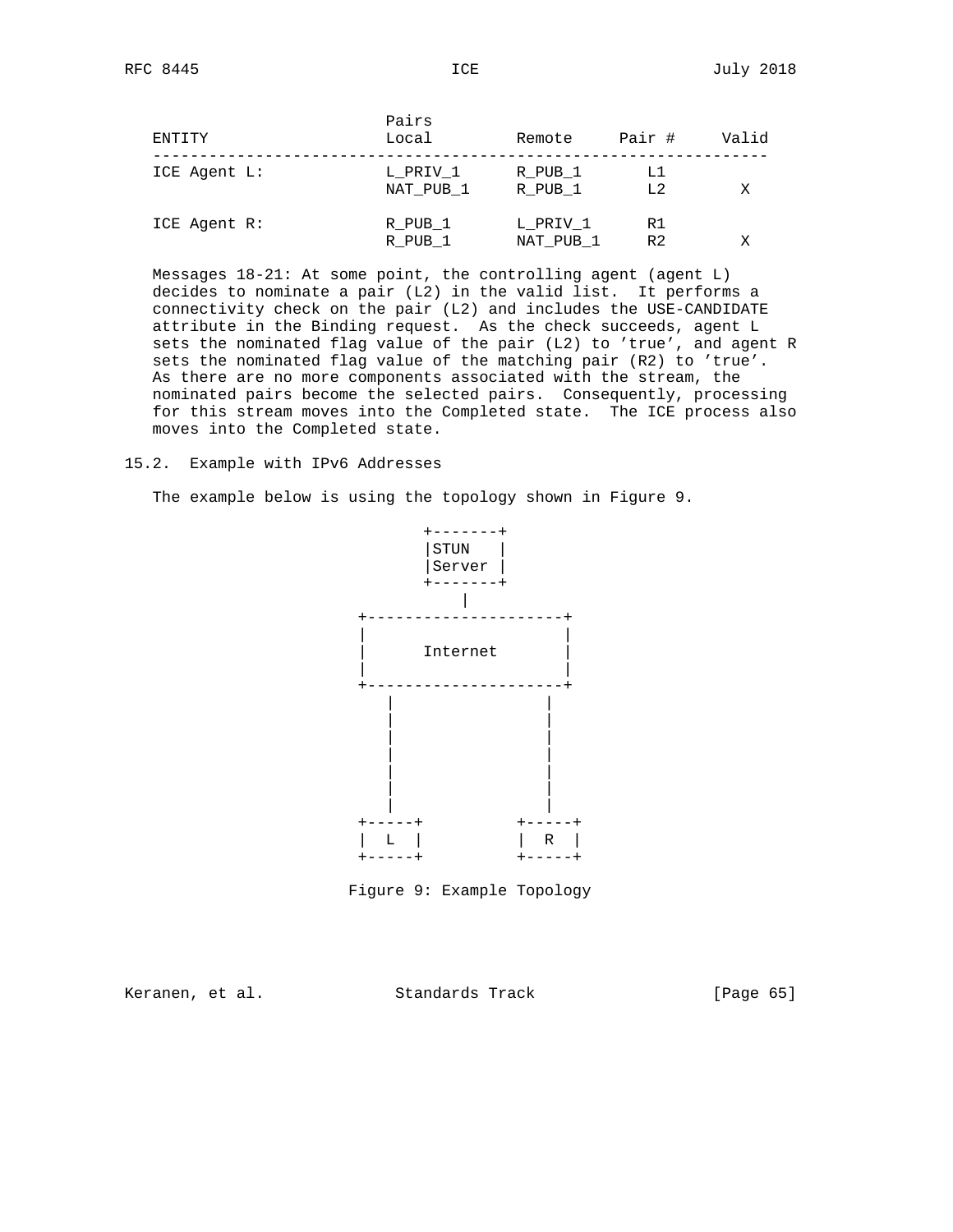| ENTITY | Pairs Local | Remote | Pair # | Valid |
|---|---|---|---|---|
| ICE Agent L: | L_PRIV_1 | R_PUB_1 | L1 | |
| | NAT_PUB_1 | R_PUB_1 | L2 | X |
| ICE Agent R: | R_PUB_1 | L_PRIV_1 | R1 | |
| | R_PUB_1 | NAT_PUB_1 | R2 | X |

Messages 18-21: At some point, the controlling agent (agent L) decides to nominate a pair (L2) in the valid list. It performs a connectivity check on the pair (L2) and includes the USE-CANDIDATE attribute in the Binding request. As the check succeeds, agent L sets the nominated flag value of the pair (L2) to 'true', and agent R sets the nominated flag value of the matching pair (R2) to 'true'. As there are no more components associated with the stream, the nominated pairs become the selected pairs. Consequently, processing for this stream moves into the Completed state. The ICE process also moves into the Completed state.

## 15.2. Example with IPv6 Addresses

The example below is using the topology shown in Figure 9.

```
              +-------+
              |STUN   |
              |Server |
              +-------+
                  |
        +---------------------+
        |                     |
        |      Internet       |
        |                     |
        +---------------------+
           |              |
           |              |
           |              |
           |              |
           |              |
           |              |
           |              |
        +-----+        +-----+
        |  L  |        |  R  |
        +-----+        +-----+
```

Figure 9: Example Topology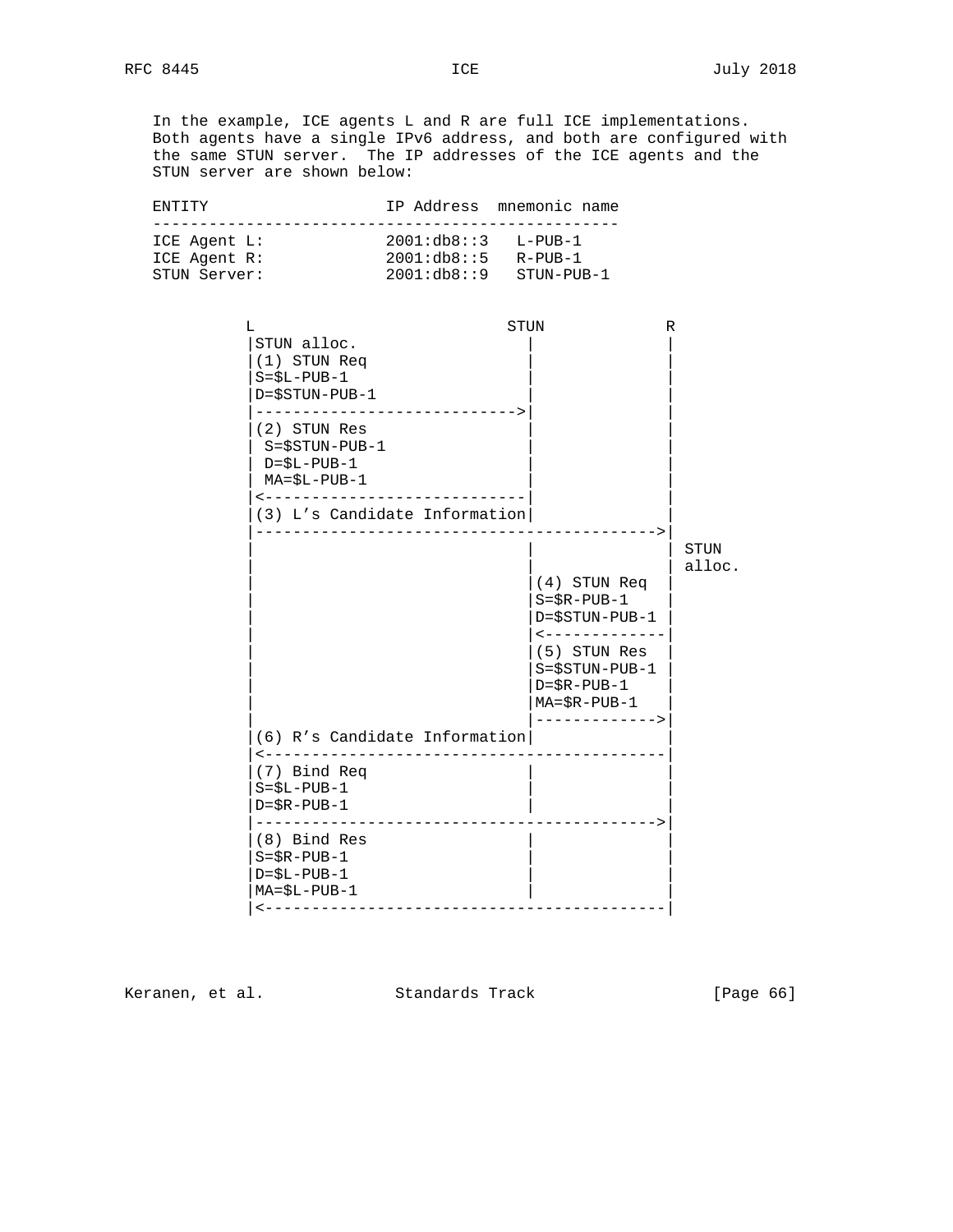In the example, ICE agents L and R are full ICE implementations. Both agents have a single IPv6 address, and both are configured with the same STUN server. The IP addresses of the ICE agents and the STUN server are shown below:

```
ENTITY                   IP Address  mnemonic name
--------------------------------------------------
ICE Agent L:             2001:db8::3   L-PUB-1
ICE Agent R:             2001:db8::5   R-PUB-1
STUN Server:             2001:db8::9   STUN-PUB-1
```

```
          L                          STUN             R
          |STUN alloc.                 |              |
          |(1) STUN Req                |              |
          |S=$L-PUB-1                  |              |
          |D=$STUN-PUB-1               |              |
          |--------------------------->|              |
          |(2) STUN Res                |              |
          | S=$STUN-PUB-1              |              |
          | D=$L-PUB-1                 |              |
          | MA=$L-PUB-1                |              |
          |<---------------------------|              |
          |(3) L's Candidate Information|             |
          |------------------------------------------>|
          |                            |              | STUN
          |                            |              | alloc.
          |                            |(4) STUN Req  |
          |                            |S=$R-PUB-1    |
          |                            |D=$STUN-PUB-1 |
          |                            |<-------------|
          |                            |(5) STUN Res  |
          |                            |S=$STUN-PUB-1 |
          |                            |D=$R-PUB-1    |
          |                            |MA=$R-PUB-1   |
          |                            |------------->|
          |(6) R's Candidate Information|             |
          |<------------------------------------------|
          |(7) Bind Req                |              |
          |S=$L-PUB-1                  |              |
          |D=$R-PUB-1                  |              |
          |------------------------------------------>|
          |(8) Bind Res                |              |
          |S=$R-PUB-1                  |              |
          |D=$L-PUB-1                  |              |
          |MA=$L-PUB-1                 |              |
          |<------------------------------------------|
```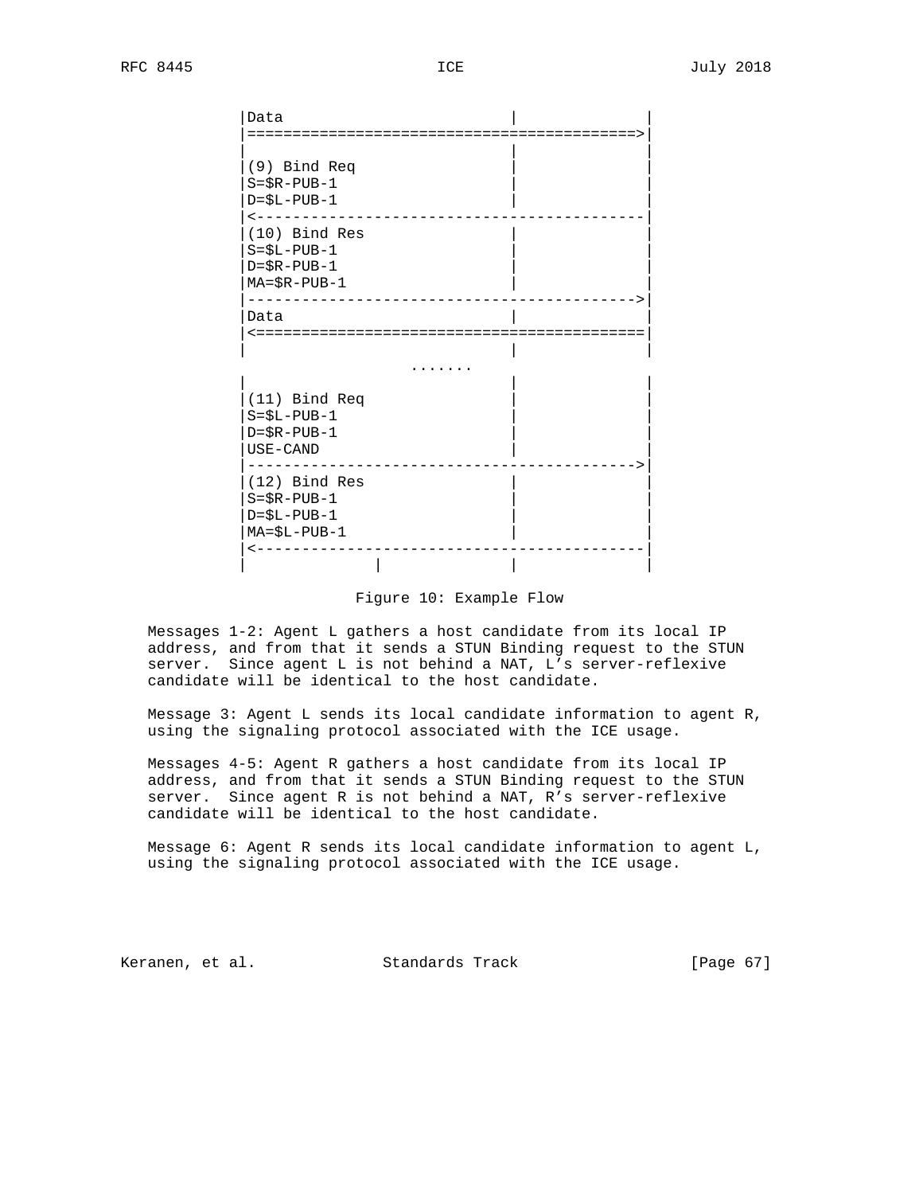```
          |Data                        |             |
          |=========================================>|
          |                            |             |
          |(9) Bind Req                |             |
          |S=$R-PUB-1                  |             |
          |D=$L-PUB-1                  |             |
          |<-----------------------------------------|
          |(10) Bind Res               |             |
          |S=$L-PUB-1                  |             |
          |D=$R-PUB-1                  |             |
          |MA=$R-PUB-1                 |             |
          |----------------------------------------->|
          |Data                        |             |
          |<=========================================|
          |                            |             |
                         .......
          |                            |             |
          |(11) Bind Req               |             |
          |S=$L-PUB-1                  |             |
          |D=$R-PUB-1                  |             |
          |USE-CAND                    |             |
          |----------------------------------------->|
          |(12) Bind Res               |             |
          |S=$R-PUB-1                  |             |
          |D=$L-PUB-1                  |             |
          |MA=$L-PUB-1                 |             |
          |<-----------------------------------------|
          |              |             |             |
```

Figure 10: Example Flow

Messages 1-2: Agent L gathers a host candidate from its local IP address, and from that it sends a STUN Binding request to the STUN server. Since agent L is not behind a NAT, L's server-reflexive candidate will be identical to the host candidate.

Message 3: Agent L sends its local candidate information to agent R, using the signaling protocol associated with the ICE usage.

Messages 4-5: Agent R gathers a host candidate from its local IP address, and from that it sends a STUN Binding request to the STUN server. Since agent R is not behind a NAT, R's server-reflexive candidate will be identical to the host candidate.

Message 6: Agent R sends its local candidate information to agent L, using the signaling protocol associated with the ICE usage.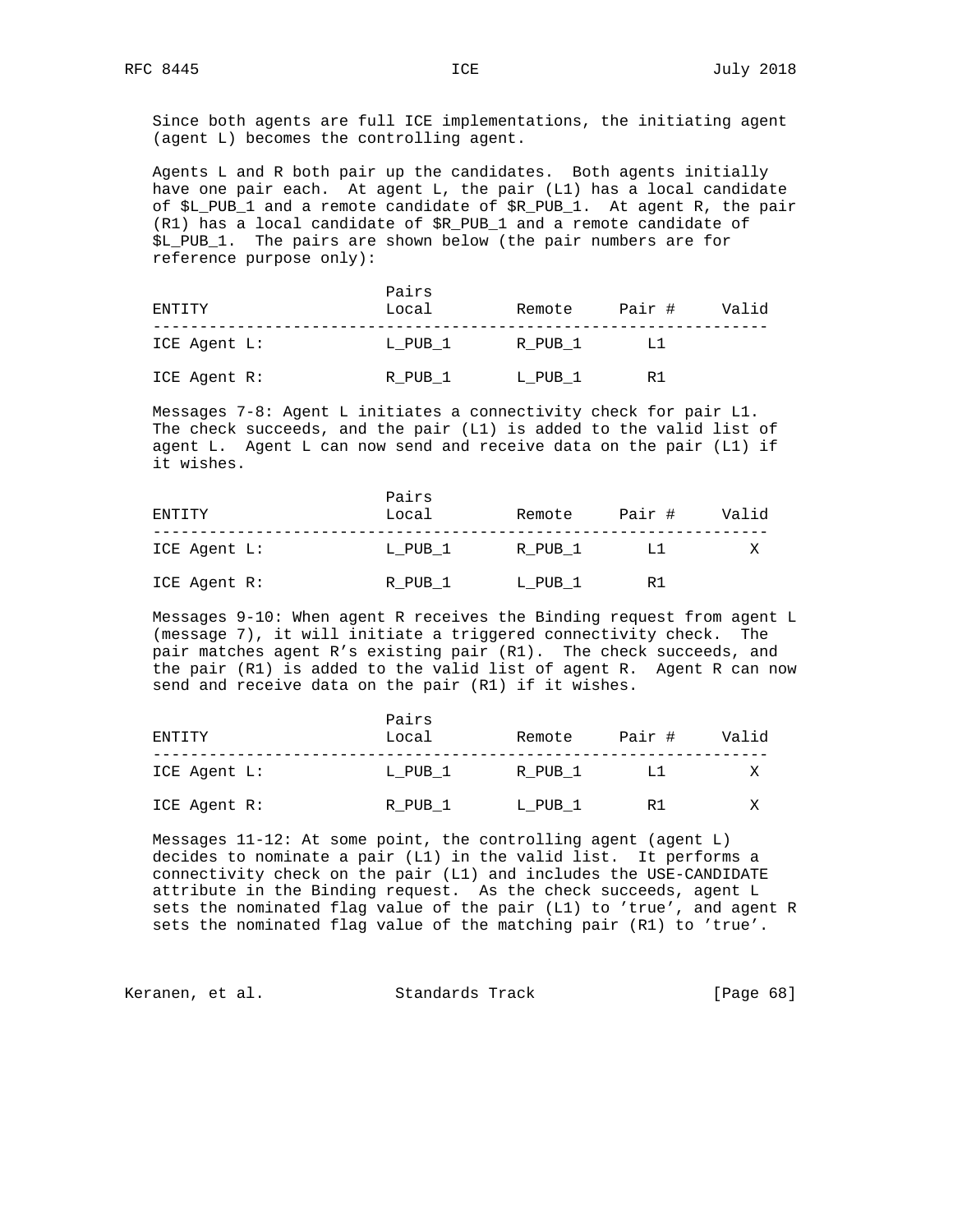Since both agents are full ICE implementations, the initiating agent (agent L) becomes the controlling agent.

Agents L and R both pair up the candidates. Both agents initially have one pair each. At agent L, the pair (L1) has a local candidate of $L_PUB_1 and a remote candidate of $R_PUB_1. At agent R, the pair (R1) has a local candidate of $R_PUB_1 and a remote candidate of $L_PUB_1. The pairs are shown below (the pair numbers are for reference purpose only):

| ENTITY | Pairs Local | Remote | Pair # | Valid |
|---|---|---|---|---|
| ICE Agent L: | L_PUB_1 | R_PUB_1 | L1 | |
| ICE Agent R: | R_PUB_1 | L_PUB_1 | R1 | |

Messages 7-8: Agent L initiates a connectivity check for pair L1. The check succeeds, and the pair (L1) is added to the valid list of agent L. Agent L can now send and receive data on the pair (L1) if it wishes.

| ENTITY | Pairs Local | Remote | Pair # | Valid |
|---|---|---|---|---|
| ICE Agent L: | L_PUB_1 | R_PUB_1 | L1 | X |
| ICE Agent R: | R_PUB_1 | L_PUB_1 | R1 | |

Messages 9-10: When agent R receives the Binding request from agent L (message 7), it will initiate a triggered connectivity check. The pair matches agent R's existing pair (R1). The check succeeds, and the pair (R1) is added to the valid list of agent R. Agent R can now send and receive data on the pair (R1) if it wishes.

| ENTITY | Pairs Local | Remote | Pair # | Valid |
|---|---|---|---|---|
| ICE Agent L: | L_PUB_1 | R_PUB_1 | L1 | X |
| ICE Agent R: | R_PUB_1 | L_PUB_1 | R1 | X |

Messages 11-12: At some point, the controlling agent (agent L) decides to nominate a pair (L1) in the valid list. It performs a connectivity check on the pair (L1) and includes the USE-CANDIDATE attribute in the Binding request. As the check succeeds, agent L sets the nominated flag value of the pair (L1) to 'true', and agent R sets the nominated flag value of the matching pair (R1) to 'true'.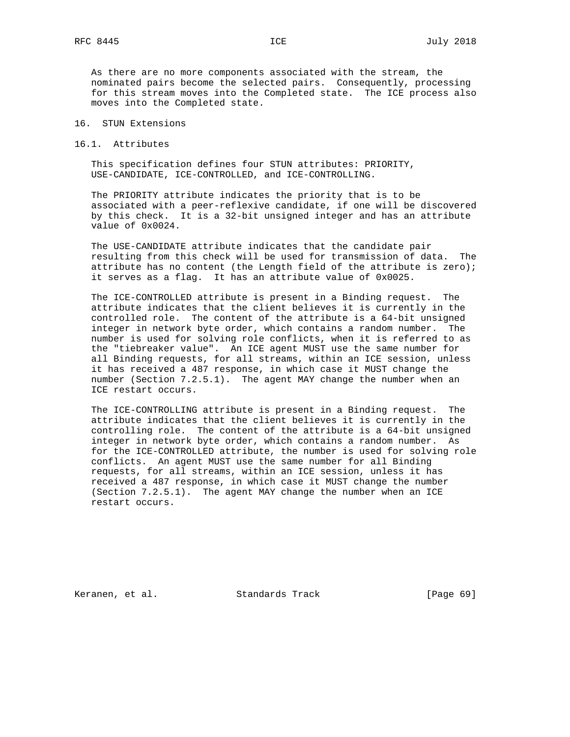As there are no more components associated with the stream, the nominated pairs become the selected pairs. Consequently, processing for this stream moves into the Completed state. The ICE process also moves into the Completed state.

# 16. STUN Extensions

## 16.1. Attributes

This specification defines four STUN attributes: PRIORITY, USE-CANDIDATE, ICE-CONTROLLED, and ICE-CONTROLLING.

The PRIORITY attribute indicates the priority that is to be associated with a peer-reflexive candidate, if one will be discovered by this check. It is a 32-bit unsigned integer and has an attribute value of 0x0024.

The USE-CANDIDATE attribute indicates that the candidate pair resulting from this check will be used for transmission of data. The attribute has no content (the Length field of the attribute is zero); it serves as a flag. It has an attribute value of 0x0025.

The ICE-CONTROLLED attribute is present in a Binding request. The attribute indicates that the client believes it is currently in the controlled role. The content of the attribute is a 64-bit unsigned integer in network byte order, which contains a random number. The number is used for solving role conflicts, when it is referred to as the "tiebreaker value". An ICE agent MUST use the same number for all Binding requests, for all streams, within an ICE session, unless it has received a 487 response, in which case it MUST change the number (Section 7.2.5.1). The agent MAY change the number when an ICE restart occurs.

The ICE-CONTROLLING attribute is present in a Binding request. The attribute indicates that the client believes it is currently in the controlling role. The content of the attribute is a 64-bit unsigned integer in network byte order, which contains a random number. As for the ICE-CONTROLLED attribute, the number is used for solving role conflicts. An agent MUST use the same number for all Binding requests, for all streams, within an ICE session, unless it has received a 487 response, in which case it MUST change the number (Section 7.2.5.1). The agent MAY change the number when an ICE restart occurs.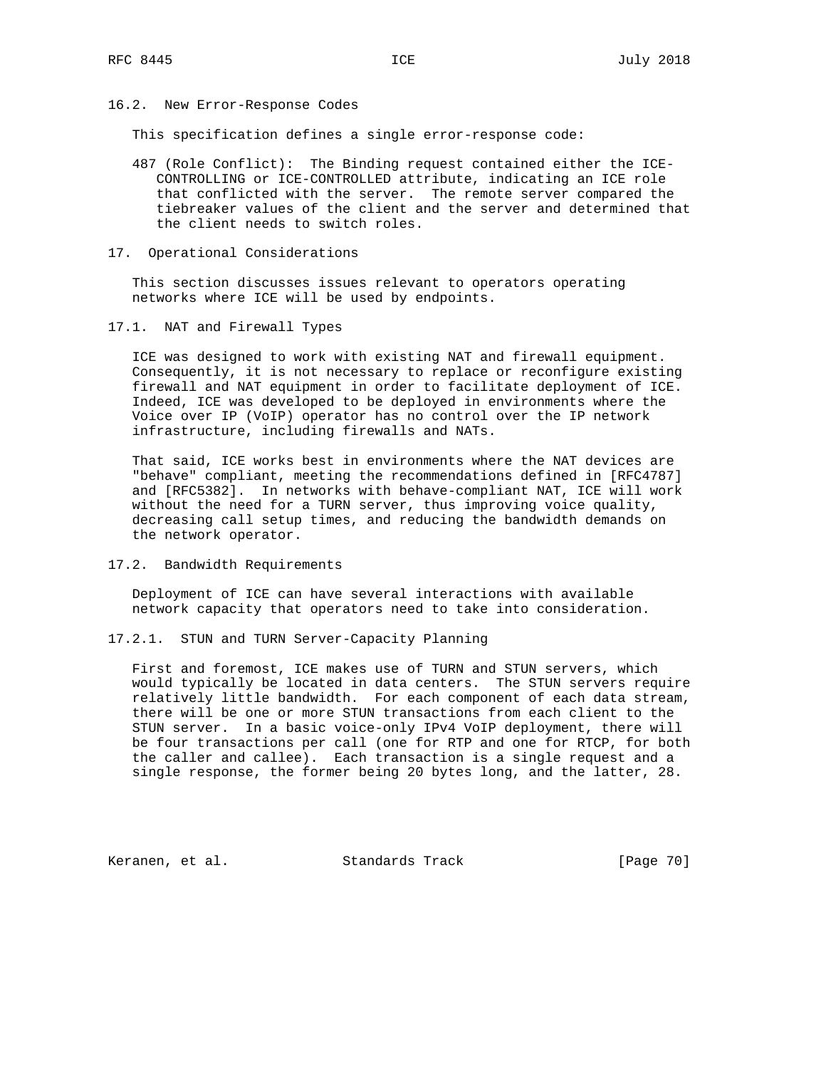### 16.2. New Error-Response Codes

This specification defines a single error-response code:

487 (Role Conflict): The Binding request contained either the ICE-CONTROLLING or ICE-CONTROLLED attribute, indicating an ICE role that conflicted with the server. The remote server compared the tiebreaker values of the client and the server and determined that the client needs to switch roles.

## 17. Operational Considerations

This section discusses issues relevant to operators operating networks where ICE will be used by endpoints.

### 17.1. NAT and Firewall Types

ICE was designed to work with existing NAT and firewall equipment. Consequently, it is not necessary to replace or reconfigure existing firewall and NAT equipment in order to facilitate deployment of ICE. Indeed, ICE was developed to be deployed in environments where the Voice over IP (VoIP) operator has no control over the IP network infrastructure, including firewalls and NATs.

That said, ICE works best in environments where the NAT devices are "behave" compliant, meeting the recommendations defined in [RFC4787] and [RFC5382]. In networks with behave-compliant NAT, ICE will work without the need for a TURN server, thus improving voice quality, decreasing call setup times, and reducing the bandwidth demands on the network operator.

### 17.2. Bandwidth Requirements

Deployment of ICE can have several interactions with available network capacity that operators need to take into consideration.

#### 17.2.1. STUN and TURN Server-Capacity Planning

First and foremost, ICE makes use of TURN and STUN servers, which would typically be located in data centers. The STUN servers require relatively little bandwidth. For each component of each data stream, there will be one or more STUN transactions from each client to the STUN server. In a basic voice-only IPv4 VoIP deployment, there will be four transactions per call (one for RTP and one for RTCP, for both the caller and callee). Each transaction is a single request and a single response, the former being 20 bytes long, and the latter, 28.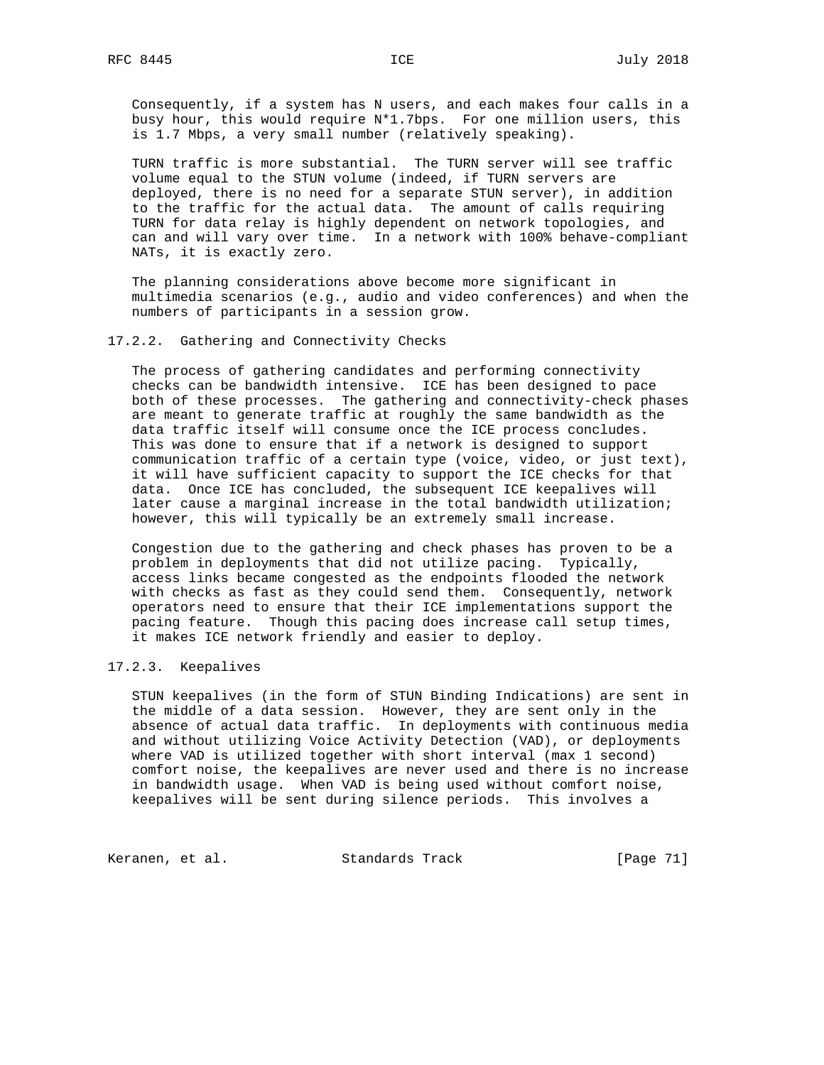Consequently, if a system has N users, and each makes four calls in a busy hour, this would require N*1.7bps. For one million users, this is 1.7 Mbps, a very small number (relatively speaking).

TURN traffic is more substantial. The TURN server will see traffic volume equal to the STUN volume (indeed, if TURN servers are deployed, there is no need for a separate STUN server), in addition to the traffic for the actual data. The amount of calls requiring TURN for data relay is highly dependent on network topologies, and can and will vary over time. In a network with 100% behave-compliant NATs, it is exactly zero.

The planning considerations above become more significant in multimedia scenarios (e.g., audio and video conferences) and when the numbers of participants in a session grow.

#### 17.2.2. Gathering and Connectivity Checks

The process of gathering candidates and performing connectivity checks can be bandwidth intensive. ICE has been designed to pace both of these processes. The gathering and connectivity-check phases are meant to generate traffic at roughly the same bandwidth as the data traffic itself will consume once the ICE process concludes. This was done to ensure that if a network is designed to support communication traffic of a certain type (voice, video, or just text), it will have sufficient capacity to support the ICE checks for that data. Once ICE has concluded, the subsequent ICE keepalives will later cause a marginal increase in the total bandwidth utilization; however, this will typically be an extremely small increase.

Congestion due to the gathering and check phases has proven to be a problem in deployments that did not utilize pacing. Typically, access links became congested as the endpoints flooded the network with checks as fast as they could send them. Consequently, network operators need to ensure that their ICE implementations support the pacing feature. Though this pacing does increase call setup times, it makes ICE network friendly and easier to deploy.

#### 17.2.3. Keepalives

STUN keepalives (in the form of STUN Binding Indications) are sent in the middle of a data session. However, they are sent only in the absence of actual data traffic. In deployments with continuous media and without utilizing Voice Activity Detection (VAD), or deployments where VAD is utilized together with short interval (max 1 second) comfort noise, the keepalives are never used and there is no increase in bandwidth usage. When VAD is being used without comfort noise, keepalives will be sent during silence periods. This involves a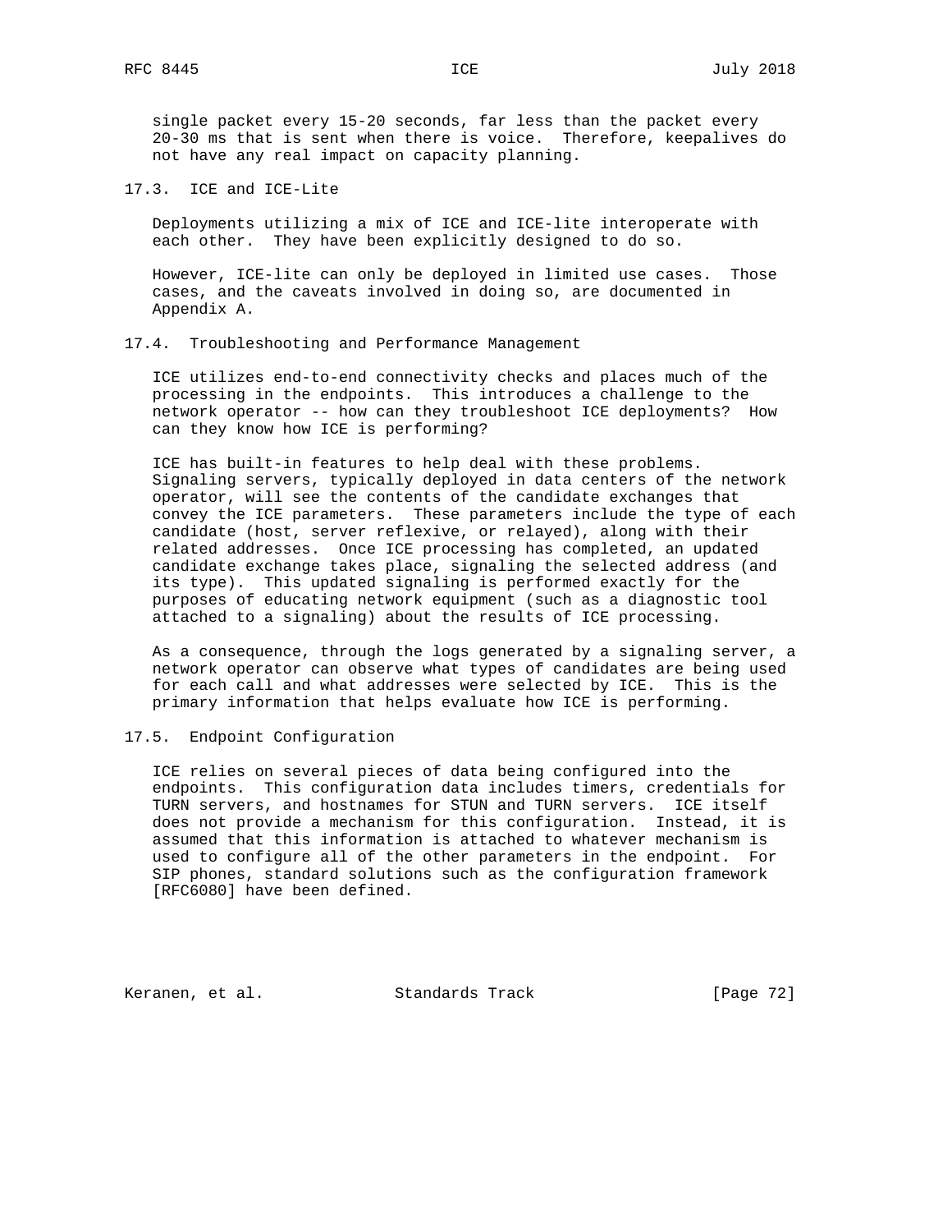single packet every 15-20 seconds, far less than the packet every 20-30 ms that is sent when there is voice. Therefore, keepalives do not have any real impact on capacity planning.

### 17.3. ICE and ICE-Lite

Deployments utilizing a mix of ICE and ICE-lite interoperate with each other. They have been explicitly designed to do so.

However, ICE-lite can only be deployed in limited use cases. Those cases, and the caveats involved in doing so, are documented in Appendix A.

### 17.4. Troubleshooting and Performance Management

ICE utilizes end-to-end connectivity checks and places much of the processing in the endpoints. This introduces a challenge to the network operator -- how can they troubleshoot ICE deployments? How can they know how ICE is performing?

ICE has built-in features to help deal with these problems. Signaling servers, typically deployed in data centers of the network operator, will see the contents of the candidate exchanges that convey the ICE parameters. These parameters include the type of each candidate (host, server reflexive, or relayed), along with their related addresses. Once ICE processing has completed, an updated candidate exchange takes place, signaling the selected address (and its type). This updated signaling is performed exactly for the purposes of educating network equipment (such as a diagnostic tool attached to a signaling) about the results of ICE processing.

As a consequence, through the logs generated by a signaling server, a network operator can observe what types of candidates are being used for each call and what addresses were selected by ICE. This is the primary information that helps evaluate how ICE is performing.

### 17.5. Endpoint Configuration

ICE relies on several pieces of data being configured into the endpoints. This configuration data includes timers, credentials for TURN servers, and hostnames for STUN and TURN servers. ICE itself does not provide a mechanism for this configuration. Instead, it is assumed that this information is attached to whatever mechanism is used to configure all of the other parameters in the endpoint. For SIP phones, standard solutions such as the configuration framework [RFC6080] have been defined.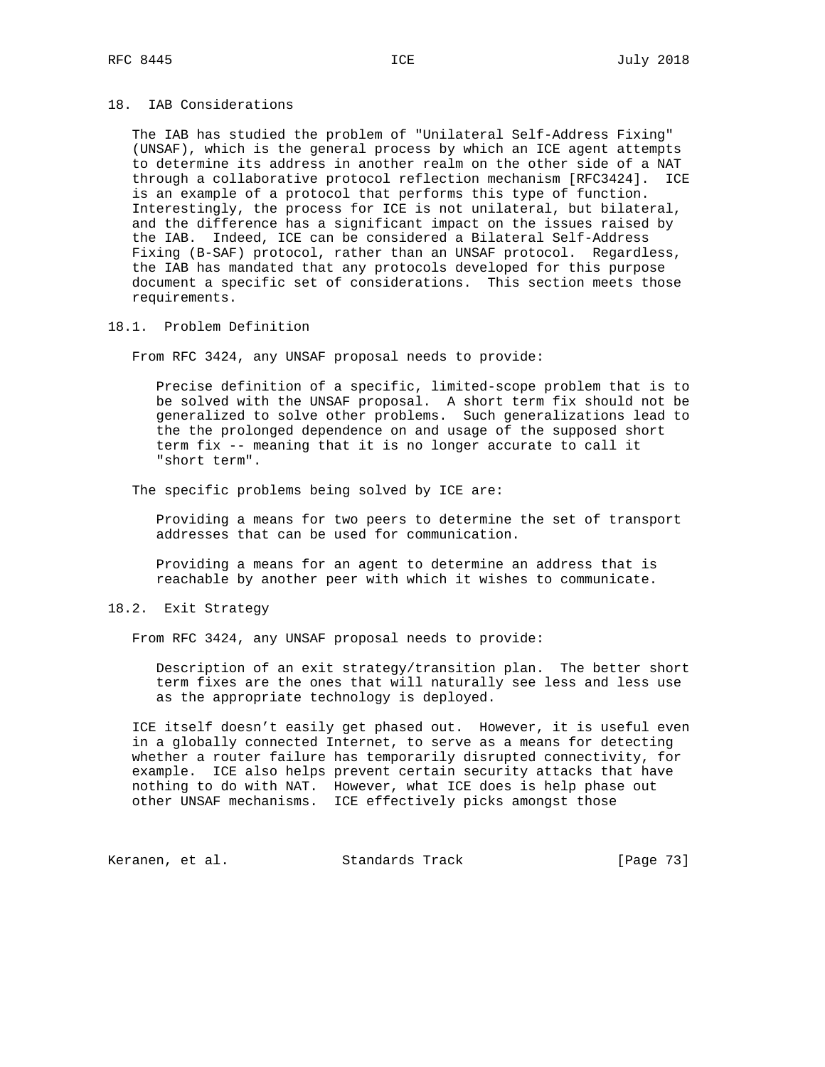## 18. IAB Considerations

The IAB has studied the problem of "Unilateral Self-Address Fixing" (UNSAF), which is the general process by which an ICE agent attempts to determine its address in another realm on the other side of a NAT through a collaborative protocol reflection mechanism [RFC3424]. ICE is an example of a protocol that performs this type of function. Interestingly, the process for ICE is not unilateral, but bilateral, and the difference has a significant impact on the issues raised by the IAB. Indeed, ICE can be considered a Bilateral Self-Address Fixing (B-SAF) protocol, rather than an UNSAF protocol. Regardless, the IAB has mandated that any protocols developed for this purpose document a specific set of considerations. This section meets those requirements.

### 18.1. Problem Definition

From RFC 3424, any UNSAF proposal needs to provide:

> Precise definition of a specific, limited-scope problem that is to be solved with the UNSAF proposal. A short term fix should not be generalized to solve other problems. Such generalizations lead to the the prolonged dependence on and usage of the supposed short term fix -- meaning that it is no longer accurate to call it "short term".

The specific problems being solved by ICE are:

> Providing a means for two peers to determine the set of transport addresses that can be used for communication.
>
> Providing a means for an agent to determine an address that is reachable by another peer with which it wishes to communicate.

### 18.2. Exit Strategy

From RFC 3424, any UNSAF proposal needs to provide:

> Description of an exit strategy/transition plan. The better short term fixes are the ones that will naturally see less and less use as the appropriate technology is deployed.

ICE itself doesn't easily get phased out. However, it is useful even in a globally connected Internet, to serve as a means for detecting whether a router failure has temporarily disrupted connectivity, for example. ICE also helps prevent certain security attacks that have nothing to do with NAT. However, what ICE does is help phase out other UNSAF mechanisms. ICE effectively picks amongst those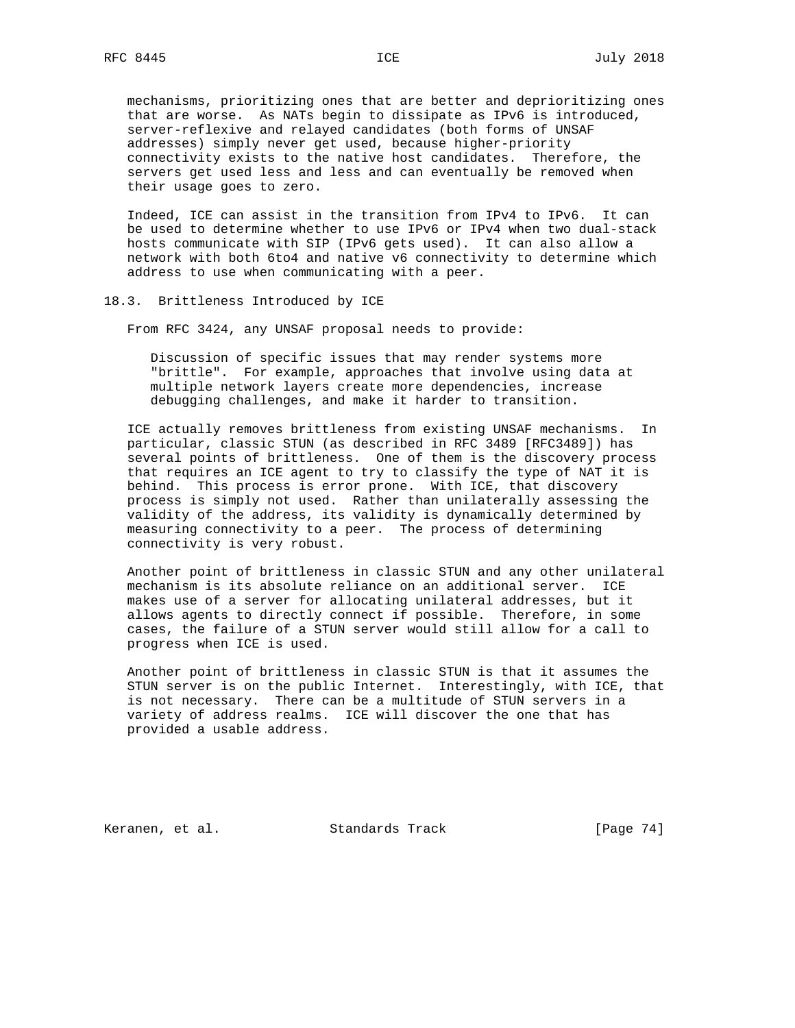mechanisms, prioritizing ones that are better and deprioritizing ones that are worse. As NATs begin to dissipate as IPv6 is introduced, server-reflexive and relayed candidates (both forms of UNSAF addresses) simply never get used, because higher-priority connectivity exists to the native host candidates. Therefore, the servers get used less and less and can eventually be removed when their usage goes to zero.

Indeed, ICE can assist in the transition from IPv4 to IPv6. It can be used to determine whether to use IPv6 or IPv4 when two dual-stack hosts communicate with SIP (IPv6 gets used). It can also allow a network with both 6to4 and native v6 connectivity to determine which address to use when communicating with a peer.

### 18.3. Brittleness Introduced by ICE

From RFC 3424, any UNSAF proposal needs to provide:

> Discussion of specific issues that may render systems more "brittle". For example, approaches that involve using data at multiple network layers create more dependencies, increase debugging challenges, and make it harder to transition.

ICE actually removes brittleness from existing UNSAF mechanisms. In particular, classic STUN (as described in RFC 3489 [RFC3489]) has several points of brittleness. One of them is the discovery process that requires an ICE agent to try to classify the type of NAT it is behind. This process is error prone. With ICE, that discovery process is simply not used. Rather than unilaterally assessing the validity of the address, its validity is dynamically determined by measuring connectivity to a peer. The process of determining connectivity is very robust.

Another point of brittleness in classic STUN and any other unilateral mechanism is its absolute reliance on an additional server. ICE makes use of a server for allocating unilateral addresses, but it allows agents to directly connect if possible. Therefore, in some cases, the failure of a STUN server would still allow for a call to progress when ICE is used.

Another point of brittleness in classic STUN is that it assumes the STUN server is on the public Internet. Interestingly, with ICE, that is not necessary. There can be a multitude of STUN servers in a variety of address realms. ICE will discover the one that has provided a usable address.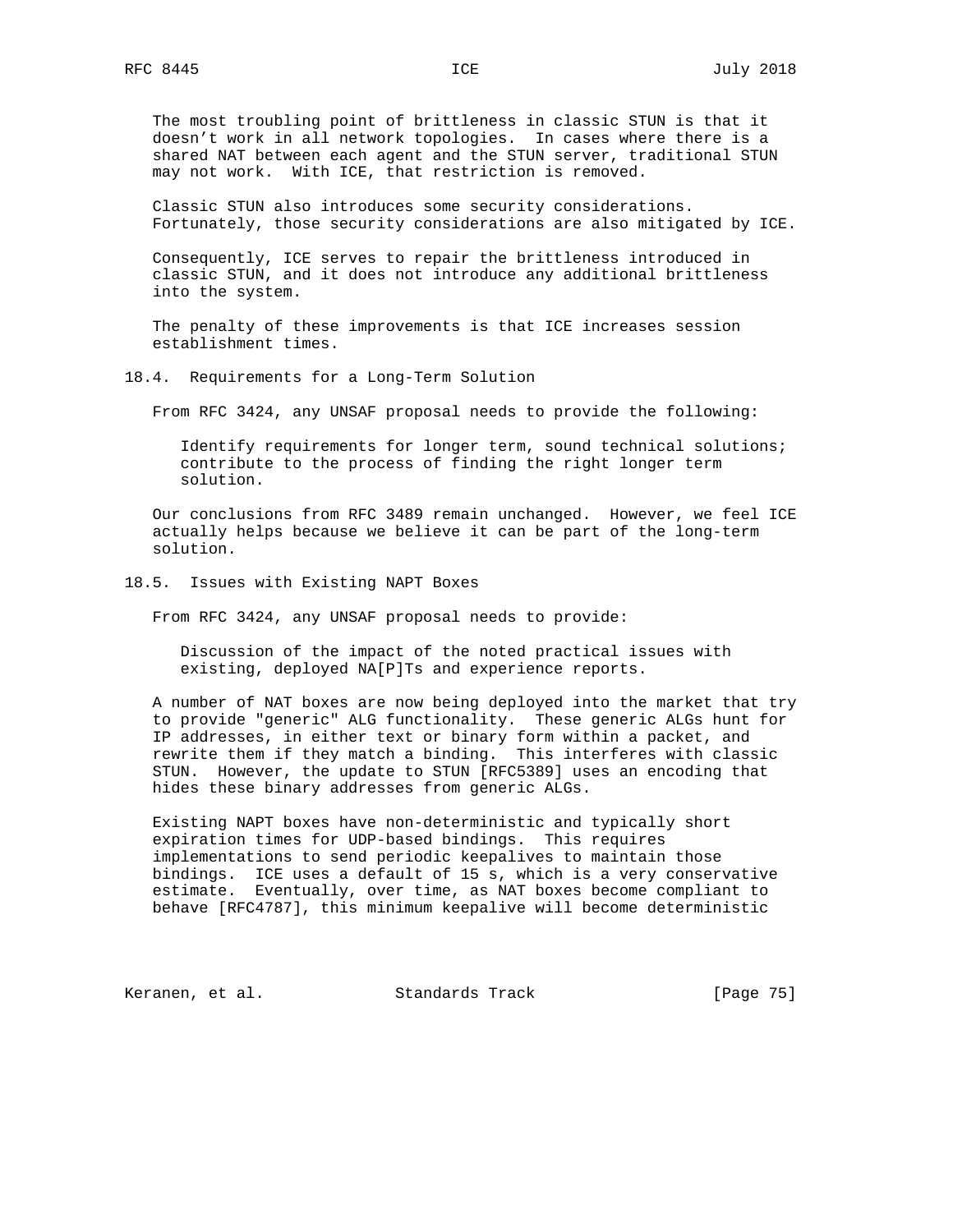The most troubling point of brittleness in classic STUN is that it doesn't work in all network topologies. In cases where there is a shared NAT between each agent and the STUN server, traditional STUN may not work. With ICE, that restriction is removed.

Classic STUN also introduces some security considerations. Fortunately, those security considerations are also mitigated by ICE.

Consequently, ICE serves to repair the brittleness introduced in classic STUN, and it does not introduce any additional brittleness into the system.

The penalty of these improvements is that ICE increases session establishment times.

### 18.4. Requirements for a Long-Term Solution

From RFC 3424, any UNSAF proposal needs to provide the following:

> Identify requirements for longer term, sound technical solutions; contribute to the process of finding the right longer term solution.

Our conclusions from RFC 3489 remain unchanged. However, we feel ICE actually helps because we believe it can be part of the long-term solution.

### 18.5. Issues with Existing NAPT Boxes

From RFC 3424, any UNSAF proposal needs to provide:

> Discussion of the impact of the noted practical issues with existing, deployed NA[P]Ts and experience reports.

A number of NAT boxes are now being deployed into the market that try to provide "generic" ALG functionality. These generic ALGs hunt for IP addresses, in either text or binary form within a packet, and rewrite them if they match a binding. This interferes with classic STUN. However, the update to STUN [RFC5389] uses an encoding that hides these binary addresses from generic ALGs.

Existing NAPT boxes have non-deterministic and typically short expiration times for UDP-based bindings. This requires implementations to send periodic keepalives to maintain those bindings. ICE uses a default of 15 s, which is a very conservative estimate. Eventually, over time, as NAT boxes become compliant to behave [RFC4787], this minimum keepalive will become deterministic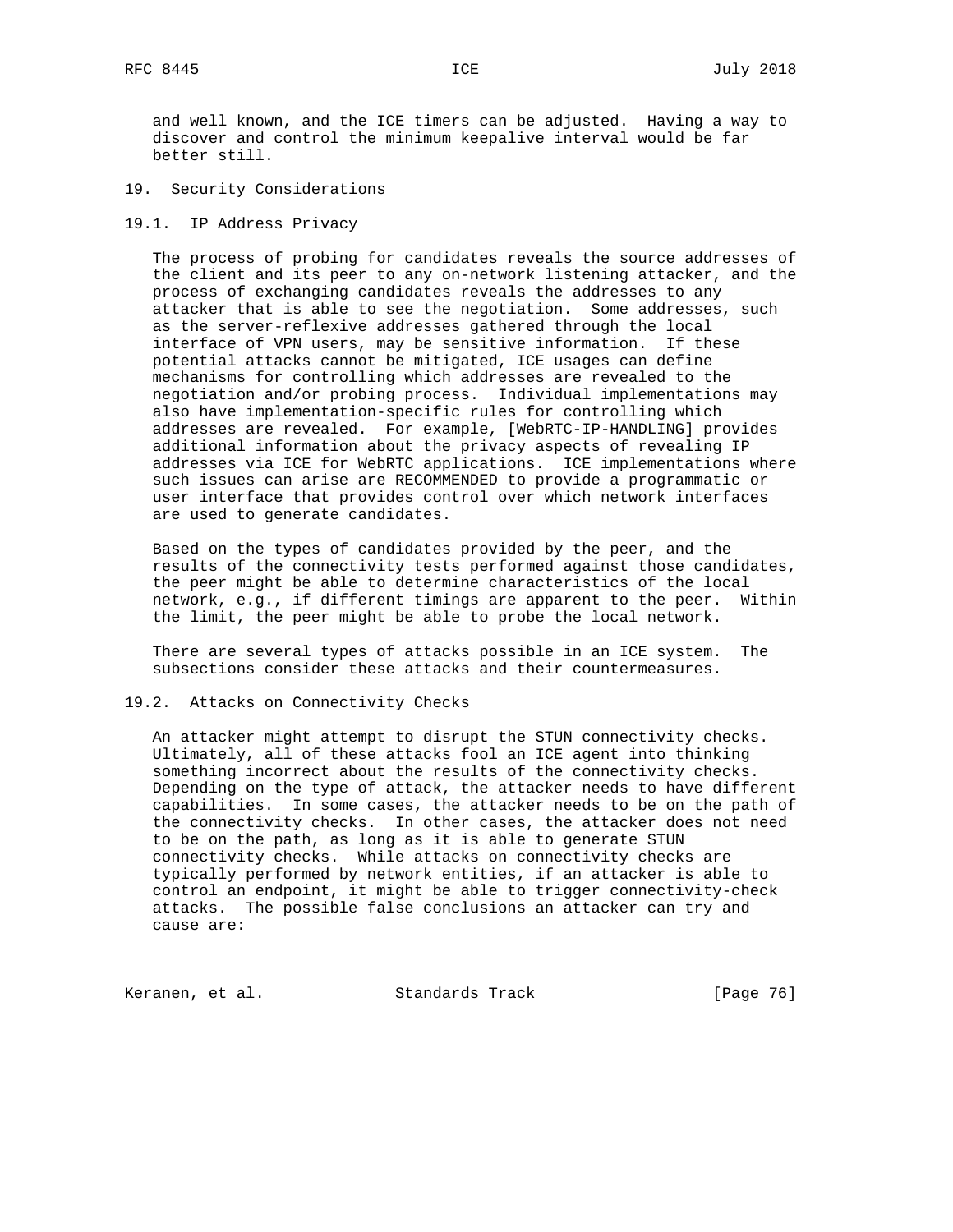and well known, and the ICE timers can be adjusted. Having a way to discover and control the minimum keepalive interval would be far better still.

## 19. Security Considerations

### 19.1. IP Address Privacy

The process of probing for candidates reveals the source addresses of the client and its peer to any on-network listening attacker, and the process of exchanging candidates reveals the addresses to any attacker that is able to see the negotiation. Some addresses, such as the server-reflexive addresses gathered through the local interface of VPN users, may be sensitive information. If these potential attacks cannot be mitigated, ICE usages can define mechanisms for controlling which addresses are revealed to the negotiation and/or probing process. Individual implementations may also have implementation-specific rules for controlling which addresses are revealed. For example, [WebRTC-IP-HANDLING] provides additional information about the privacy aspects of revealing IP addresses via ICE for WebRTC applications. ICE implementations where such issues can arise are RECOMMENDED to provide a programmatic or user interface that provides control over which network interfaces are used to generate candidates.

Based on the types of candidates provided by the peer, and the results of the connectivity tests performed against those candidates, the peer might be able to determine characteristics of the local network, e.g., if different timings are apparent to the peer. Within the limit, the peer might be able to probe the local network.

There are several types of attacks possible in an ICE system. The subsections consider these attacks and their countermeasures.

### 19.2. Attacks on Connectivity Checks

An attacker might attempt to disrupt the STUN connectivity checks. Ultimately, all of these attacks fool an ICE agent into thinking something incorrect about the results of the connectivity checks. Depending on the type of attack, the attacker needs to have different capabilities. In some cases, the attacker needs to be on the path of the connectivity checks. In other cases, the attacker does not need to be on the path, as long as it is able to generate STUN connectivity checks. While attacks on connectivity checks are typically performed by network entities, if an attacker is able to control an endpoint, it might be able to trigger connectivity-check attacks. The possible false conclusions an attacker can try and cause are: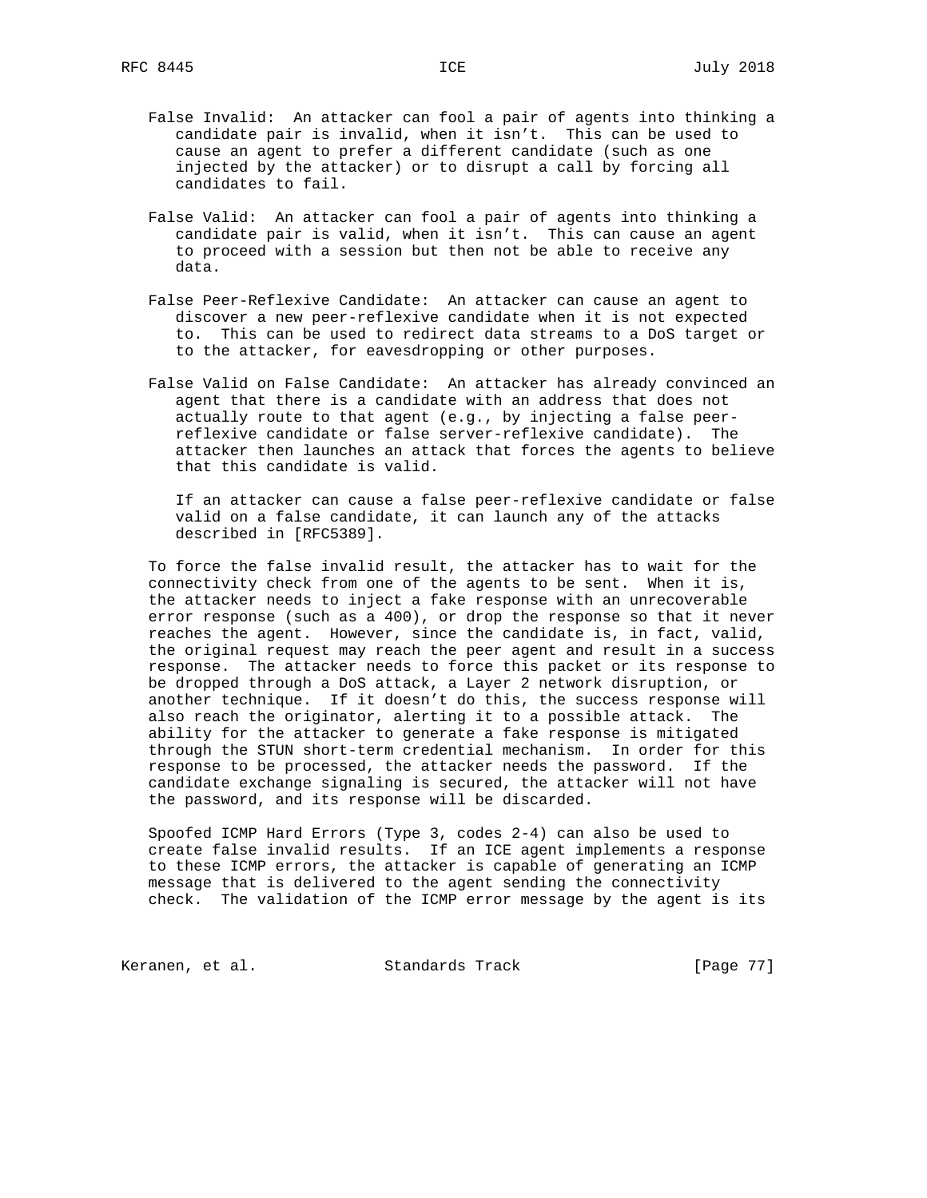False Invalid: An attacker can fool a pair of agents into thinking a candidate pair is invalid, when it isn't. This can be used to cause an agent to prefer a different candidate (such as one injected by the attacker) or to disrupt a call by forcing all candidates to fail.

False Valid: An attacker can fool a pair of agents into thinking a candidate pair is valid, when it isn't. This can cause an agent to proceed with a session but then not be able to receive any data.

False Peer-Reflexive Candidate: An attacker can cause an agent to discover a new peer-reflexive candidate when it is not expected to. This can be used to redirect data streams to a DoS target or to the attacker, for eavesdropping or other purposes.

False Valid on False Candidate: An attacker has already convinced an agent that there is a candidate with an address that does not actually route to that agent (e.g., by injecting a false peer-reflexive candidate or false server-reflexive candidate). The attacker then launches an attack that forces the agents to believe that this candidate is valid.

If an attacker can cause a false peer-reflexive candidate or false valid on a false candidate, it can launch any of the attacks described in [RFC5389].

To force the false invalid result, the attacker has to wait for the connectivity check from one of the agents to be sent. When it is, the attacker needs to inject a fake response with an unrecoverable error response (such as a 400), or drop the response so that it never reaches the agent. However, since the candidate is, in fact, valid, the original request may reach the peer agent and result in a success response. The attacker needs to force this packet or its response to be dropped through a DoS attack, a Layer 2 network disruption, or another technique. If it doesn't do this, the success response will also reach the originator, alerting it to a possible attack. The ability for the attacker to generate a fake response is mitigated through the STUN short-term credential mechanism. In order for this response to be processed, the attacker needs the password. If the candidate exchange signaling is secured, the attacker will not have the password, and its response will be discarded.

Spoofed ICMP Hard Errors (Type 3, codes 2-4) can also be used to create false invalid results. If an ICE agent implements a response to these ICMP errors, the attacker is capable of generating an ICMP message that is delivered to the agent sending the connectivity check. The validation of the ICMP error message by the agent is its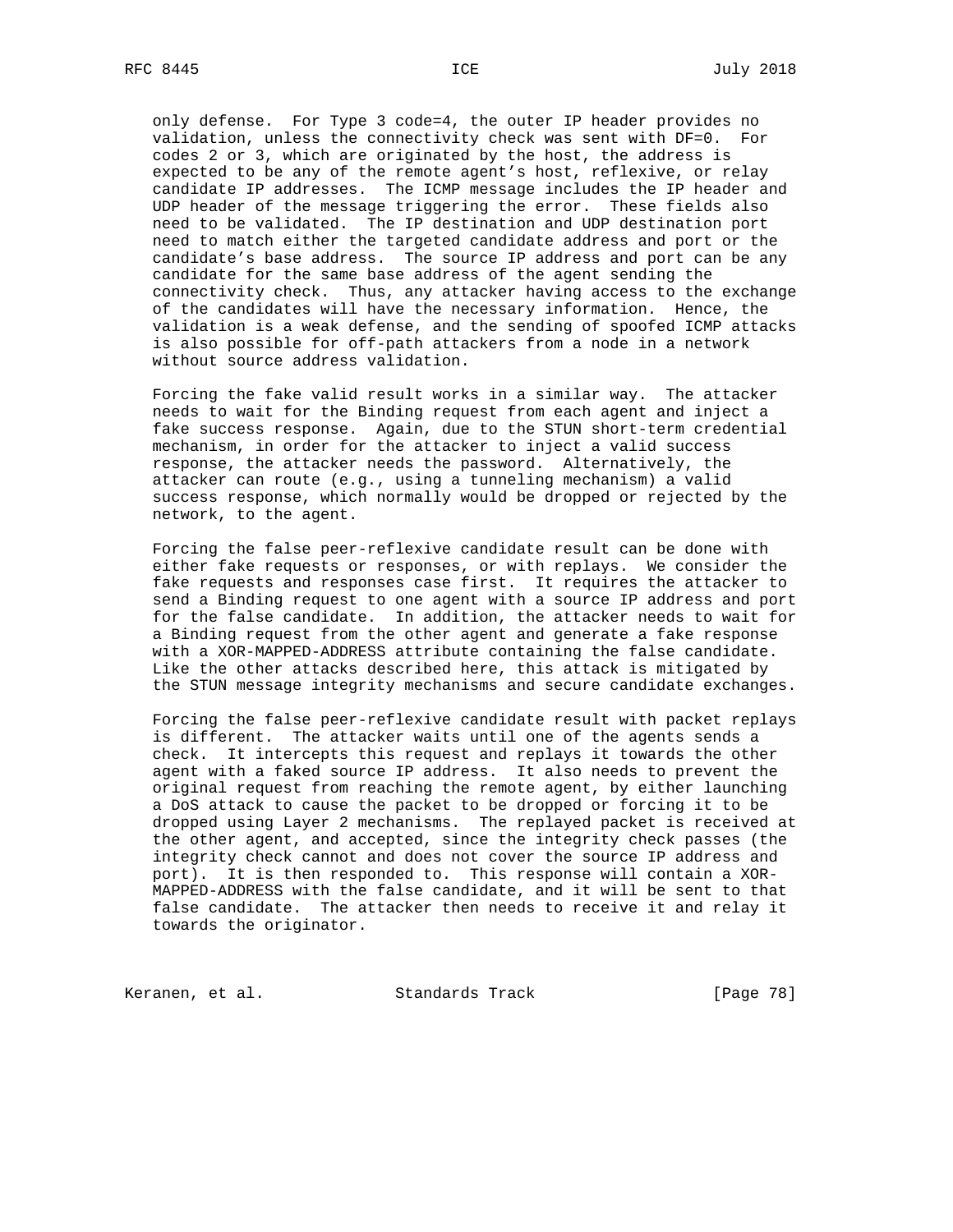only defense. For Type 3 code=4, the outer IP header provides no validation, unless the connectivity check was sent with DF=0. For codes 2 or 3, which are originated by the host, the address is expected to be any of the remote agent's host, reflexive, or relay candidate IP addresses. The ICMP message includes the IP header and UDP header of the message triggering the error. These fields also need to be validated. The IP destination and UDP destination port need to match either the targeted candidate address and port or the candidate's base address. The source IP address and port can be any candidate for the same base address of the agent sending the connectivity check. Thus, any attacker having access to the exchange of the candidates will have the necessary information. Hence, the validation is a weak defense, and the sending of spoofed ICMP attacks is also possible for off-path attackers from a node in a network without source address validation.

Forcing the fake valid result works in a similar way. The attacker needs to wait for the Binding request from each agent and inject a fake success response. Again, due to the STUN short-term credential mechanism, in order for the attacker to inject a valid success response, the attacker needs the password. Alternatively, the attacker can route (e.g., using a tunneling mechanism) a valid success response, which normally would be dropped or rejected by the network, to the agent.

Forcing the false peer-reflexive candidate result can be done with either fake requests or responses, or with replays. We consider the fake requests and responses case first. It requires the attacker to send a Binding request to one agent with a source IP address and port for the false candidate. In addition, the attacker needs to wait for a Binding request from the other agent and generate a fake response with a XOR-MAPPED-ADDRESS attribute containing the false candidate. Like the other attacks described here, this attack is mitigated by the STUN message integrity mechanisms and secure candidate exchanges.

Forcing the false peer-reflexive candidate result with packet replays is different. The attacker waits until one of the agents sends a check. It intercepts this request and replays it towards the other agent with a faked source IP address. It also needs to prevent the original request from reaching the remote agent, by either launching a DoS attack to cause the packet to be dropped or forcing it to be dropped using Layer 2 mechanisms. The replayed packet is received at the other agent, and accepted, since the integrity check passes (the integrity check cannot and does not cover the source IP address and port). It is then responded to. This response will contain a XOR-MAPPED-ADDRESS with the false candidate, and it will be sent to that false candidate. The attacker then needs to receive it and relay it towards the originator.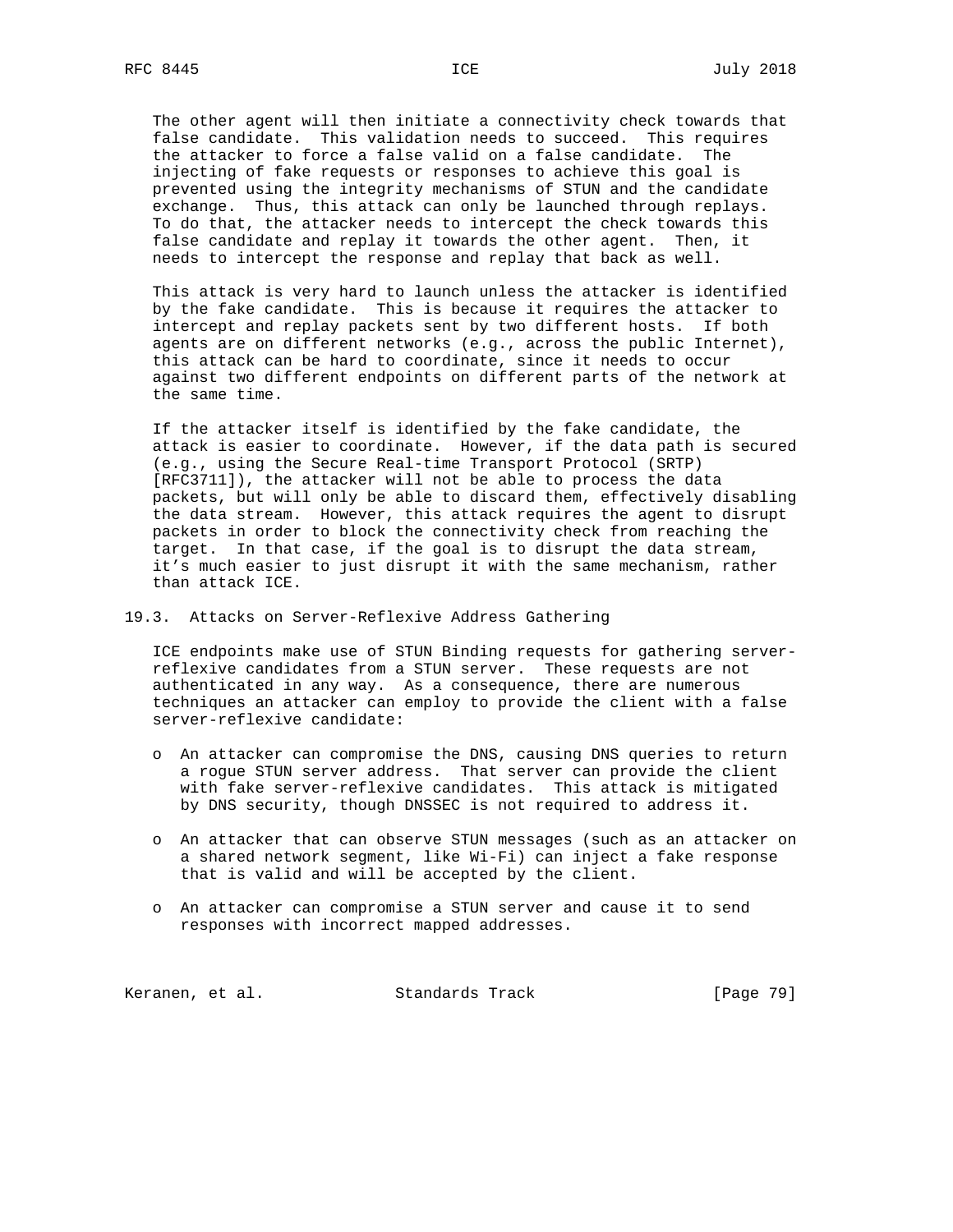The other agent will then initiate a connectivity check towards that false candidate. This validation needs to succeed. This requires the attacker to force a false valid on a false candidate. The injecting of fake requests or responses to achieve this goal is prevented using the integrity mechanisms of STUN and the candidate exchange. Thus, this attack can only be launched through replays. To do that, the attacker needs to intercept the check towards this false candidate and replay it towards the other agent. Then, it needs to intercept the response and replay that back as well.

This attack is very hard to launch unless the attacker is identified by the fake candidate. This is because it requires the attacker to intercept and replay packets sent by two different hosts. If both agents are on different networks (e.g., across the public Internet), this attack can be hard to coordinate, since it needs to occur against two different endpoints on different parts of the network at the same time.

If the attacker itself is identified by the fake candidate, the attack is easier to coordinate. However, if the data path is secured (e.g., using the Secure Real-time Transport Protocol (SRTP) [RFC3711]), the attacker will not be able to process the data packets, but will only be able to discard them, effectively disabling the data stream. However, this attack requires the agent to disrupt packets in order to block the connectivity check from reaching the target. In that case, if the goal is to disrupt the data stream, it's much easier to just disrupt it with the same mechanism, rather than attack ICE.

## 19.3. Attacks on Server-Reflexive Address Gathering

ICE endpoints make use of STUN Binding requests for gathering server-reflexive candidates from a STUN server. These requests are not authenticated in any way. As a consequence, there are numerous techniques an attacker can employ to provide the client with a false server-reflexive candidate:

- An attacker can compromise the DNS, causing DNS queries to return a rogue STUN server address. That server can provide the client with fake server-reflexive candidates. This attack is mitigated by DNS security, though DNSSEC is not required to address it.
- An attacker that can observe STUN messages (such as an attacker on a shared network segment, like Wi-Fi) can inject a fake response that is valid and will be accepted by the client.
- An attacker can compromise a STUN server and cause it to send responses with incorrect mapped addresses.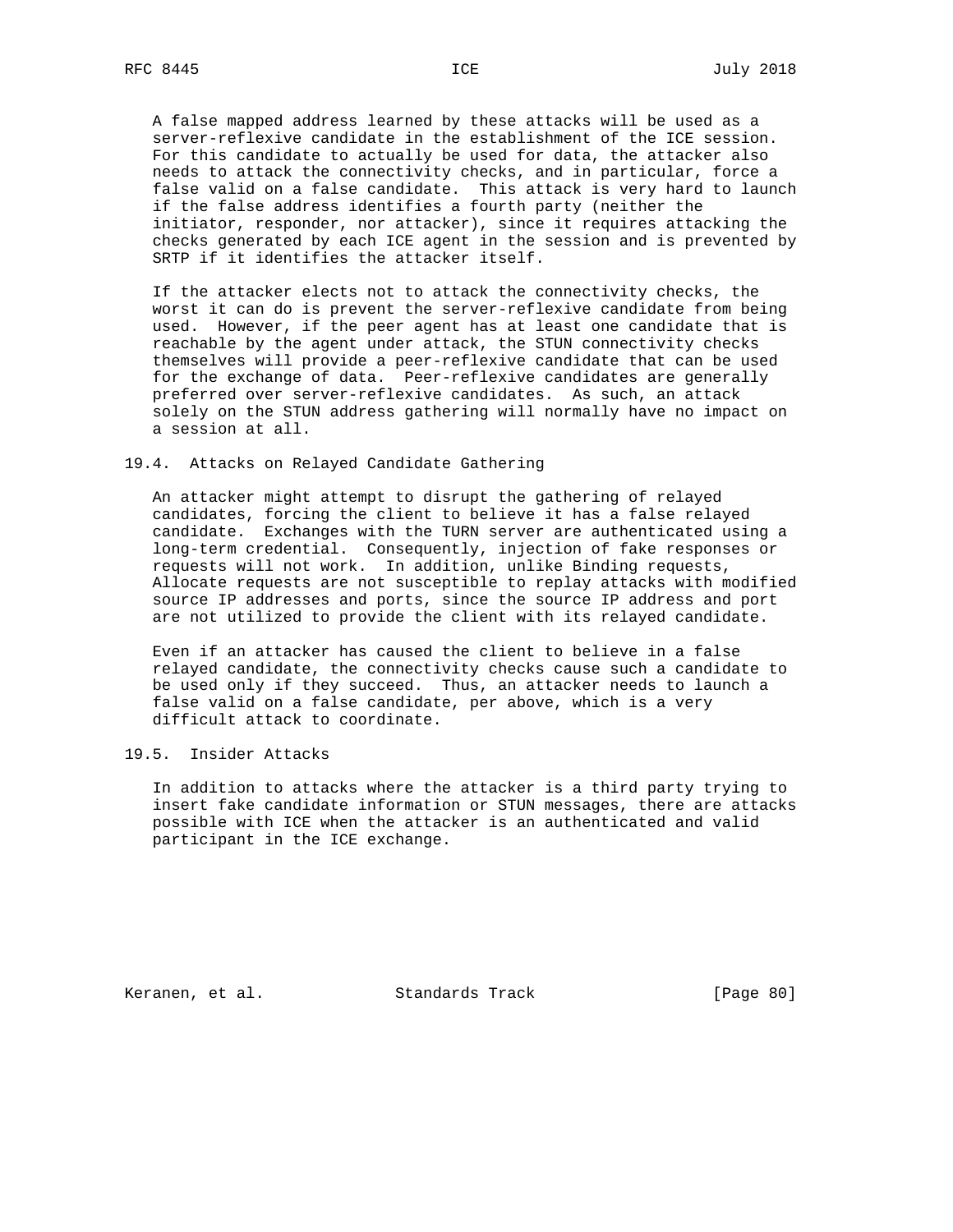A false mapped address learned by these attacks will be used as a server-reflexive candidate in the establishment of the ICE session. For this candidate to actually be used for data, the attacker also needs to attack the connectivity checks, and in particular, force a false valid on a false candidate. This attack is very hard to launch if the false address identifies a fourth party (neither the initiator, responder, nor attacker), since it requires attacking the checks generated by each ICE agent in the session and is prevented by SRTP if it identifies the attacker itself.

If the attacker elects not to attack the connectivity checks, the worst it can do is prevent the server-reflexive candidate from being used. However, if the peer agent has at least one candidate that is reachable by the agent under attack, the STUN connectivity checks themselves will provide a peer-reflexive candidate that can be used for the exchange of data. Peer-reflexive candidates are generally preferred over server-reflexive candidates. As such, an attack solely on the STUN address gathering will normally have no impact on a session at all.

### 19.4. Attacks on Relayed Candidate Gathering

An attacker might attempt to disrupt the gathering of relayed candidates, forcing the client to believe it has a false relayed candidate. Exchanges with the TURN server are authenticated using a long-term credential. Consequently, injection of fake responses or requests will not work. In addition, unlike Binding requests, Allocate requests are not susceptible to replay attacks with modified source IP addresses and ports, since the source IP address and port are not utilized to provide the client with its relayed candidate.

Even if an attacker has caused the client to believe in a false relayed candidate, the connectivity checks cause such a candidate to be used only if they succeed. Thus, an attacker needs to launch a false valid on a false candidate, per above, which is a very difficult attack to coordinate.

### 19.5. Insider Attacks

In addition to attacks where the attacker is a third party trying to insert fake candidate information or STUN messages, there are attacks possible with ICE when the attacker is an authenticated and valid participant in the ICE exchange.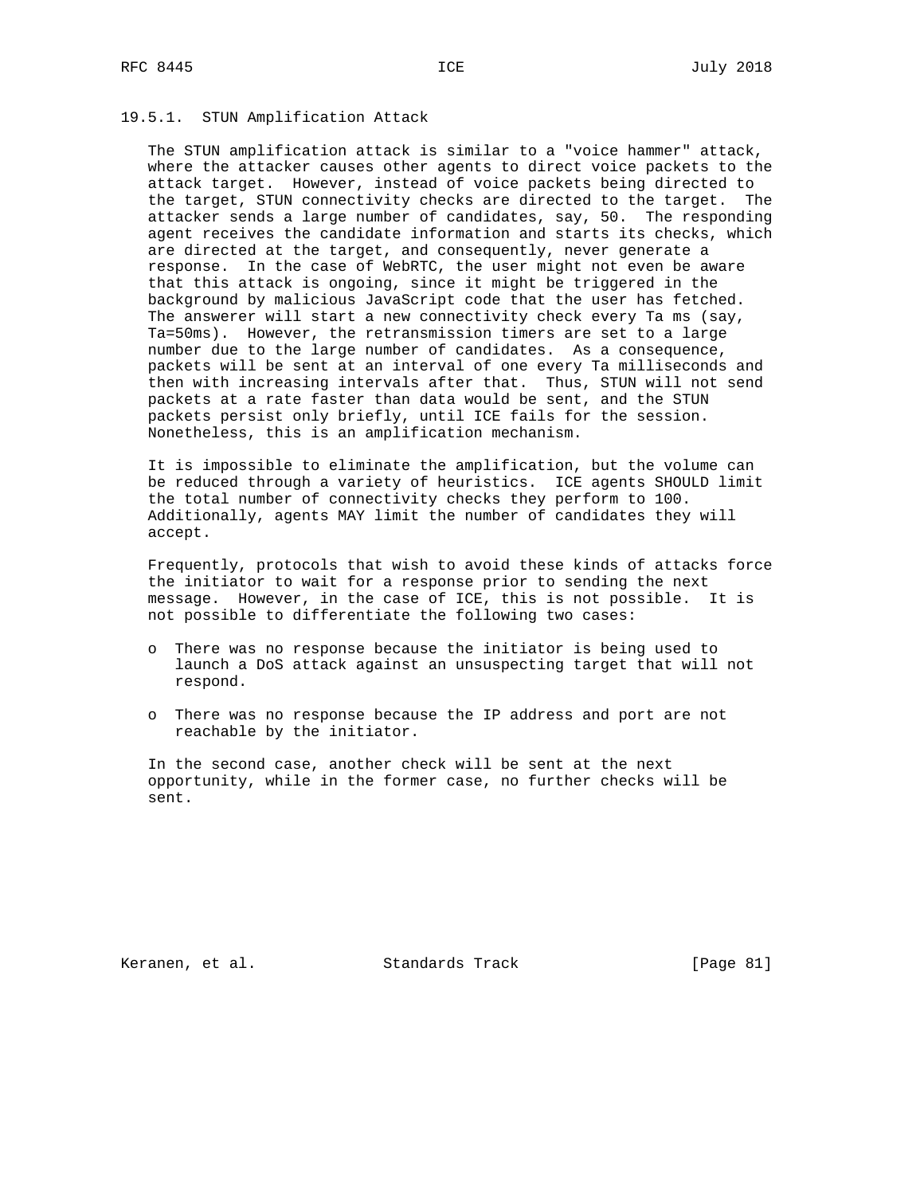### 19.5.1. STUN Amplification Attack

The STUN amplification attack is similar to a "voice hammer" attack, where the attacker causes other agents to direct voice packets to the attack target. However, instead of voice packets being directed to the target, STUN connectivity checks are directed to the target. The attacker sends a large number of candidates, say, 50. The responding agent receives the candidate information and starts its checks, which are directed at the target, and consequently, never generate a response. In the case of WebRTC, the user might not even be aware that this attack is ongoing, since it might be triggered in the background by malicious JavaScript code that the user has fetched. The answerer will start a new connectivity check every Ta ms (say, Ta=50ms). However, the retransmission timers are set to a large number due to the large number of candidates. As a consequence, packets will be sent at an interval of one every Ta milliseconds and then with increasing intervals after that. Thus, STUN will not send packets at a rate faster than data would be sent, and the STUN packets persist only briefly, until ICE fails for the session. Nonetheless, this is an amplification mechanism.

It is impossible to eliminate the amplification, but the volume can be reduced through a variety of heuristics. ICE agents SHOULD limit the total number of connectivity checks they perform to 100. Additionally, agents MAY limit the number of candidates they will accept.

Frequently, protocols that wish to avoid these kinds of attacks force the initiator to wait for a response prior to sending the next message. However, in the case of ICE, this is not possible. It is not possible to differentiate the following two cases:

- There was no response because the initiator is being used to launch a DoS attack against an unsuspecting target that will not respond.
- There was no response because the IP address and port are not reachable by the initiator.

In the second case, another check will be sent at the next opportunity, while in the former case, no further checks will be sent.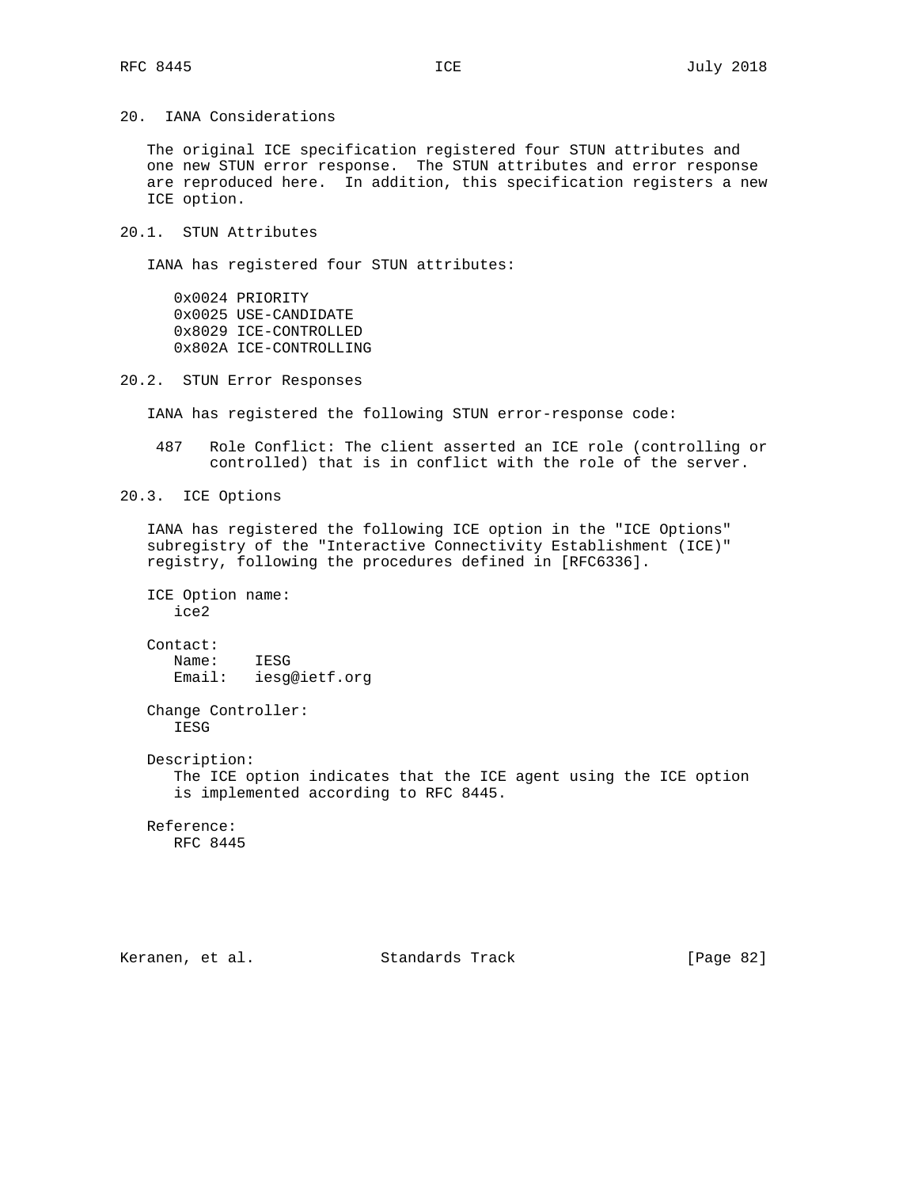## 20. IANA Considerations

The original ICE specification registered four STUN attributes and one new STUN error response. The STUN attributes and error response are reproduced here. In addition, this specification registers a new ICE option.

### 20.1. STUN Attributes

IANA has registered four STUN attributes:

```
0x0024 PRIORITY
0x0025 USE-CANDIDATE
0x8029 ICE-CONTROLLED
0x802A ICE-CONTROLLING
```

### 20.2. STUN Error Responses

IANA has registered the following STUN error-response code:

487 Role Conflict: The client asserted an ICE role (controlling or controlled) that is in conflict with the role of the server.

### 20.3. ICE Options

IANA has registered the following ICE option in the "ICE Options" subregistry of the "Interactive Connectivity Establishment (ICE)" registry, following the procedures defined in [RFC6336].

ICE Option name:
ice2

Contact:
Name: IESG
Email: iesg@ietf.org

Change Controller:
IESG

Description:
The ICE option indicates that the ICE agent using the ICE option is implemented according to RFC 8445.

Reference:
RFC 8445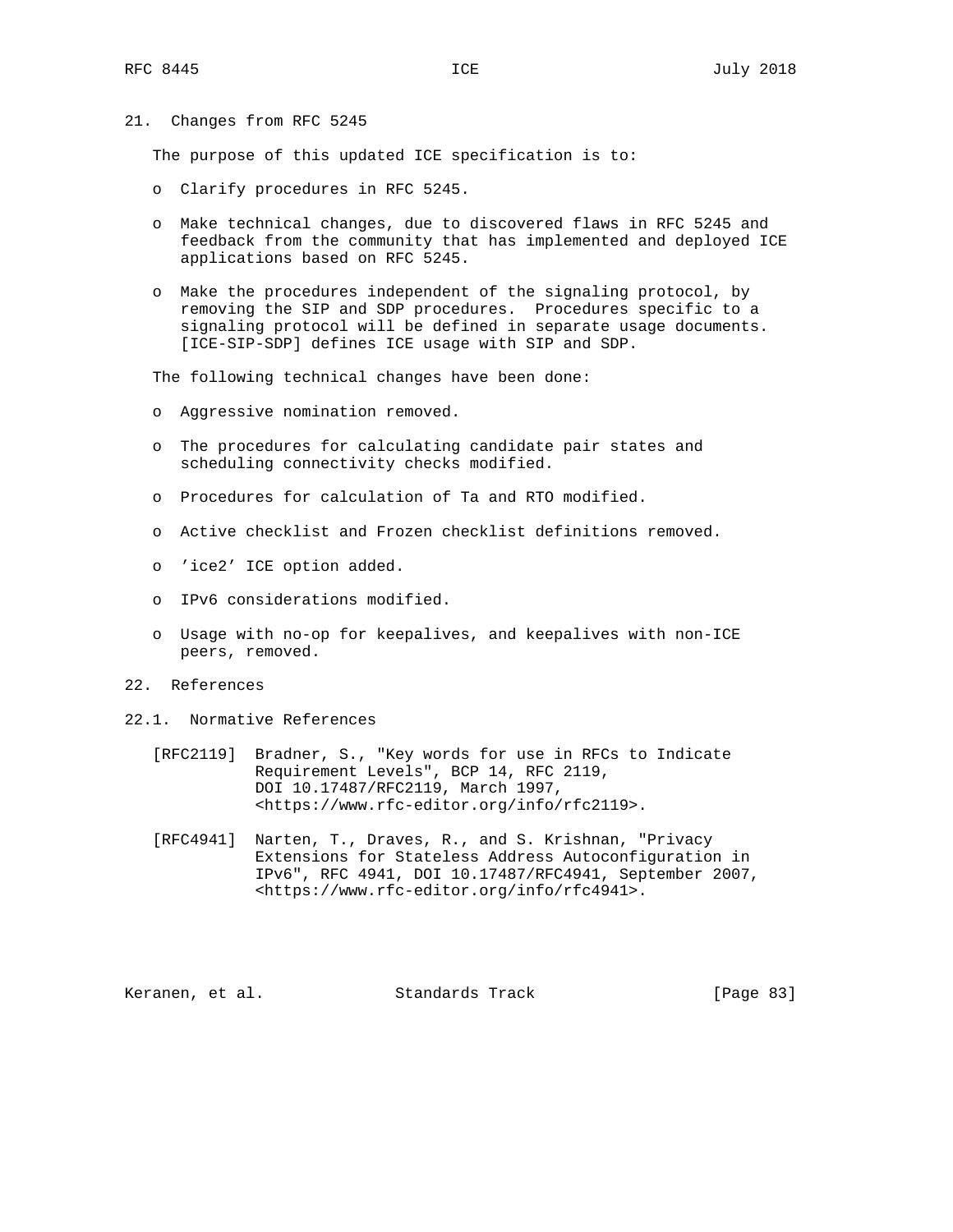## 21. Changes from RFC 5245

The purpose of this updated ICE specification is to:

- Clarify procedures in RFC 5245.
- Make technical changes, due to discovered flaws in RFC 5245 and feedback from the community that has implemented and deployed ICE applications based on RFC 5245.
- Make the procedures independent of the signaling protocol, by removing the SIP and SDP procedures. Procedures specific to a signaling protocol will be defined in separate usage documents. [ICE-SIP-SDP] defines ICE usage with SIP and SDP.

The following technical changes have been done:

- Aggressive nomination removed.
- The procedures for calculating candidate pair states and scheduling connectivity checks modified.
- Procedures for calculation of Ta and RTO modified.
- Active checklist and Frozen checklist definitions removed.
- 'ice2' ICE option added.
- IPv6 considerations modified.
- Usage with no-op for keepalives, and keepalives with non-ICE peers, removed.

## 22. References

### 22.1. Normative References

[RFC2119] Bradner, S., "Key words for use in RFCs to Indicate Requirement Levels", BCP 14, RFC 2119, DOI 10.17487/RFC2119, March 1997, <https://www.rfc-editor.org/info/rfc2119>.

[RFC4941] Narten, T., Draves, R., and S. Krishnan, "Privacy Extensions for Stateless Address Autoconfiguration in IPv6", RFC 4941, DOI 10.17487/RFC4941, September 2007, <https://www.rfc-editor.org/info/rfc4941>.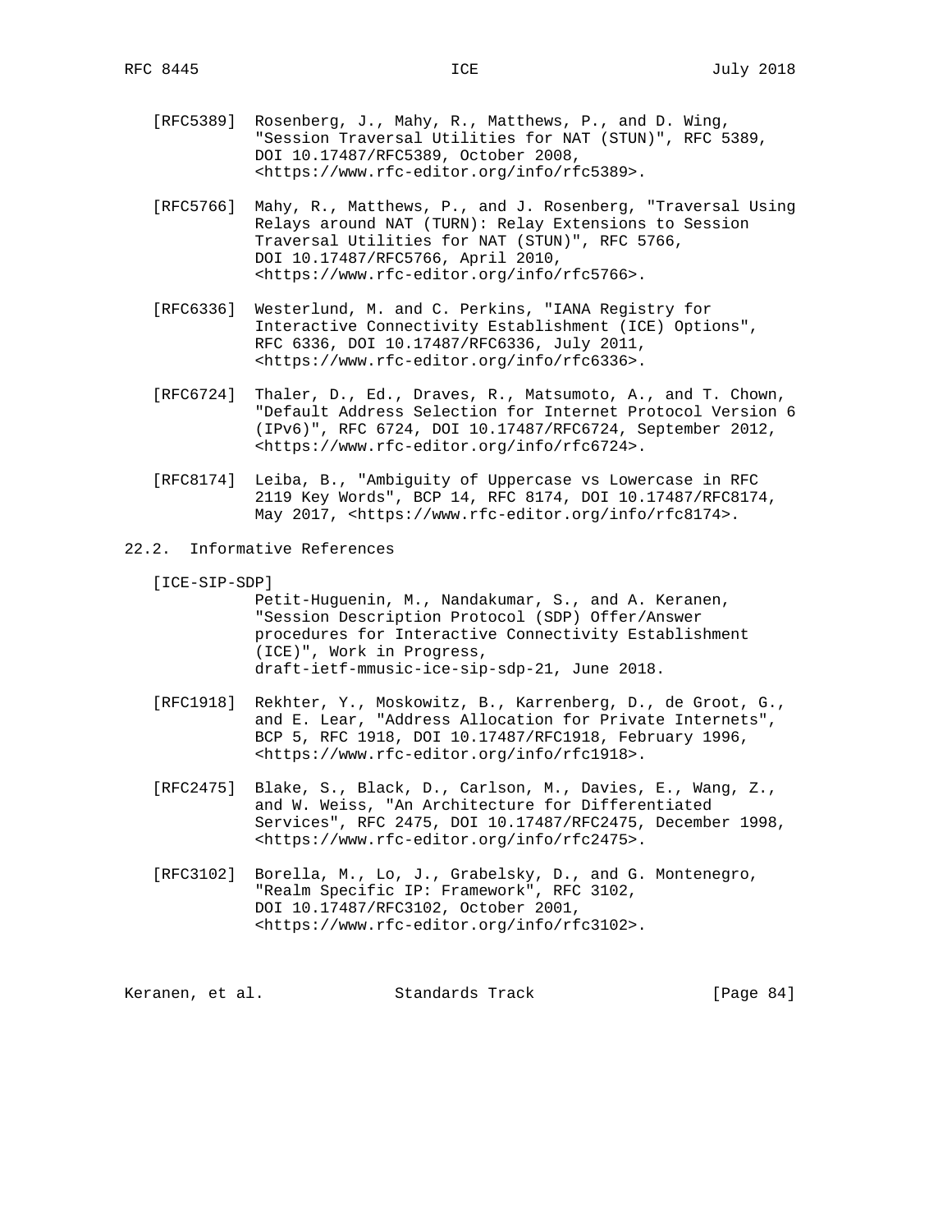[RFC5389] Rosenberg, J., Mahy, R., Matthews, P., and D. Wing, "Session Traversal Utilities for NAT (STUN)", RFC 5389, DOI 10.17487/RFC5389, October 2008, <https://www.rfc-editor.org/info/rfc5389>.

[RFC5766] Mahy, R., Matthews, P., and J. Rosenberg, "Traversal Using Relays around NAT (TURN): Relay Extensions to Session Traversal Utilities for NAT (STUN)", RFC 5766, DOI 10.17487/RFC5766, April 2010, <https://www.rfc-editor.org/info/rfc5766>.

[RFC6336] Westerlund, M. and C. Perkins, "IANA Registry for Interactive Connectivity Establishment (ICE) Options", RFC 6336, DOI 10.17487/RFC6336, July 2011, <https://www.rfc-editor.org/info/rfc6336>.

[RFC6724] Thaler, D., Ed., Draves, R., Matsumoto, A., and T. Chown, "Default Address Selection for Internet Protocol Version 6 (IPv6)", RFC 6724, DOI 10.17487/RFC6724, September 2012, <https://www.rfc-editor.org/info/rfc6724>.

[RFC8174] Leiba, B., "Ambiguity of Uppercase vs Lowercase in RFC 2119 Key Words", BCP 14, RFC 8174, DOI 10.17487/RFC8174, May 2017, <https://www.rfc-editor.org/info/rfc8174>.

## 22.2. Informative References

[ICE-SIP-SDP] Petit-Huguenin, M., Nandakumar, S., and A. Keranen, "Session Description Protocol (SDP) Offer/Answer procedures for Interactive Connectivity Establishment (ICE)", Work in Progress, draft-ietf-mmusic-ice-sip-sdp-21, June 2018.

[RFC1918] Rekhter, Y., Moskowitz, B., Karrenberg, D., de Groot, G., and E. Lear, "Address Allocation for Private Internets", BCP 5, RFC 1918, DOI 10.17487/RFC1918, February 1996, <https://www.rfc-editor.org/info/rfc1918>.

[RFC2475] Blake, S., Black, D., Carlson, M., Davies, E., Wang, Z., and W. Weiss, "An Architecture for Differentiated Services", RFC 2475, DOI 10.17487/RFC2475, December 1998, <https://www.rfc-editor.org/info/rfc2475>.

[RFC3102] Borella, M., Lo, J., Grabelsky, D., and G. Montenegro, "Realm Specific IP: Framework", RFC 3102, DOI 10.17487/RFC3102, October 2001, <https://www.rfc-editor.org/info/rfc3102>.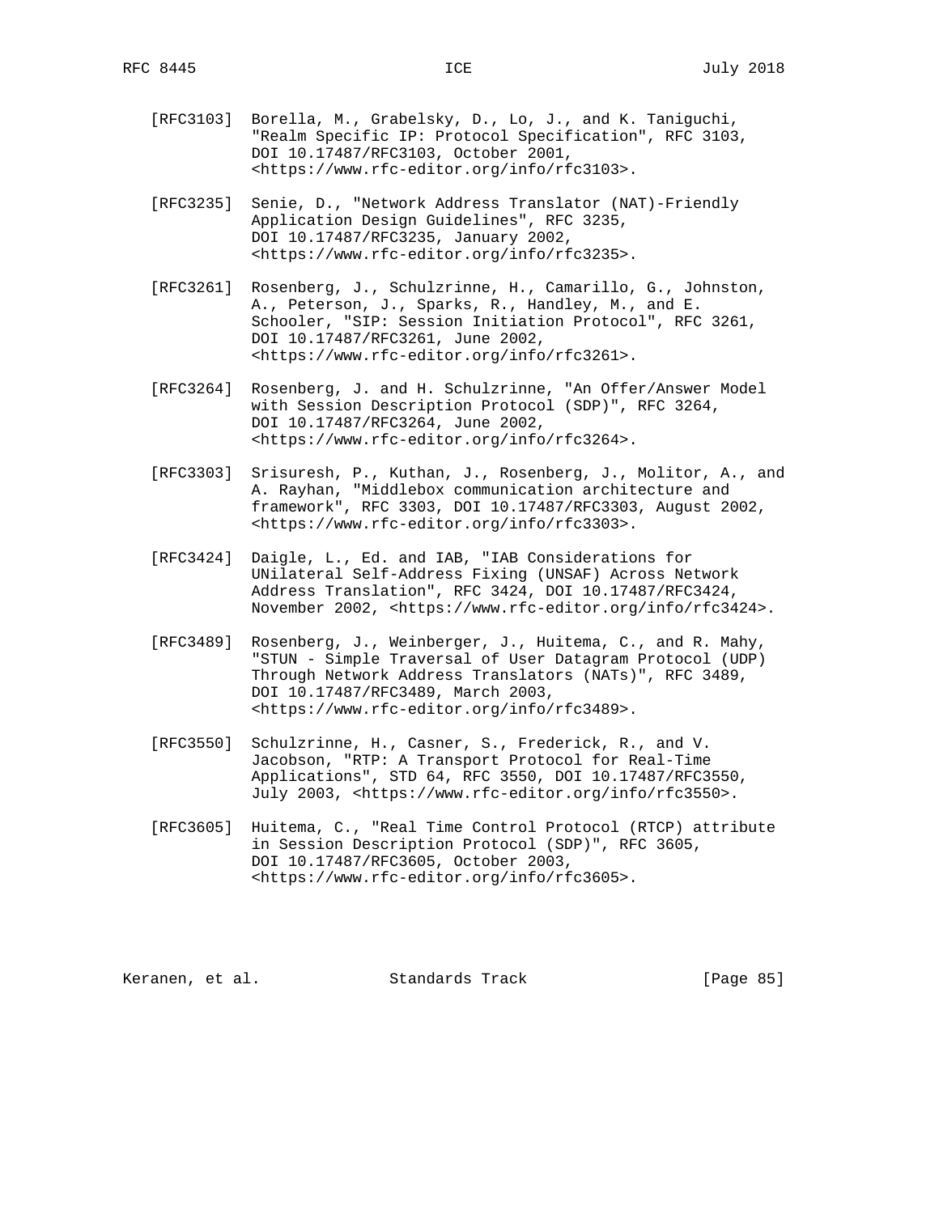[RFC3103] Borella, M., Grabelsky, D., Lo, J., and K. Taniguchi, "Realm Specific IP: Protocol Specification", RFC 3103, DOI 10.17487/RFC3103, October 2001, <https://www.rfc-editor.org/info/rfc3103>.

[RFC3235] Senie, D., "Network Address Translator (NAT)-Friendly Application Design Guidelines", RFC 3235, DOI 10.17487/RFC3235, January 2002, <https://www.rfc-editor.org/info/rfc3235>.

[RFC3261] Rosenberg, J., Schulzrinne, H., Camarillo, G., Johnston, A., Peterson, J., Sparks, R., Handley, M., and E. Schooler, "SIP: Session Initiation Protocol", RFC 3261, DOI 10.17487/RFC3261, June 2002, <https://www.rfc-editor.org/info/rfc3261>.

[RFC3264] Rosenberg, J. and H. Schulzrinne, "An Offer/Answer Model with Session Description Protocol (SDP)", RFC 3264, DOI 10.17487/RFC3264, June 2002, <https://www.rfc-editor.org/info/rfc3264>.

[RFC3303] Srisuresh, P., Kuthan, J., Rosenberg, J., Molitor, A., and A. Rayhan, "Middlebox communication architecture and framework", RFC 3303, DOI 10.17487/RFC3303, August 2002, <https://www.rfc-editor.org/info/rfc3303>.

[RFC3424] Daigle, L., Ed. and IAB, "IAB Considerations for UNilateral Self-Address Fixing (UNSAF) Across Network Address Translation", RFC 3424, DOI 10.17487/RFC3424, November 2002, <https://www.rfc-editor.org/info/rfc3424>.

[RFC3489] Rosenberg, J., Weinberger, J., Huitema, C., and R. Mahy, "STUN - Simple Traversal of User Datagram Protocol (UDP) Through Network Address Translators (NATs)", RFC 3489, DOI 10.17487/RFC3489, March 2003, <https://www.rfc-editor.org/info/rfc3489>.

[RFC3550] Schulzrinne, H., Casner, S., Frederick, R., and V. Jacobson, "RTP: A Transport Protocol for Real-Time Applications", STD 64, RFC 3550, DOI 10.17487/RFC3550, July 2003, <https://www.rfc-editor.org/info/rfc3550>.

[RFC3605] Huitema, C., "Real Time Control Protocol (RTCP) attribute in Session Description Protocol (SDP)", RFC 3605, DOI 10.17487/RFC3605, October 2003, <https://www.rfc-editor.org/info/rfc3605>.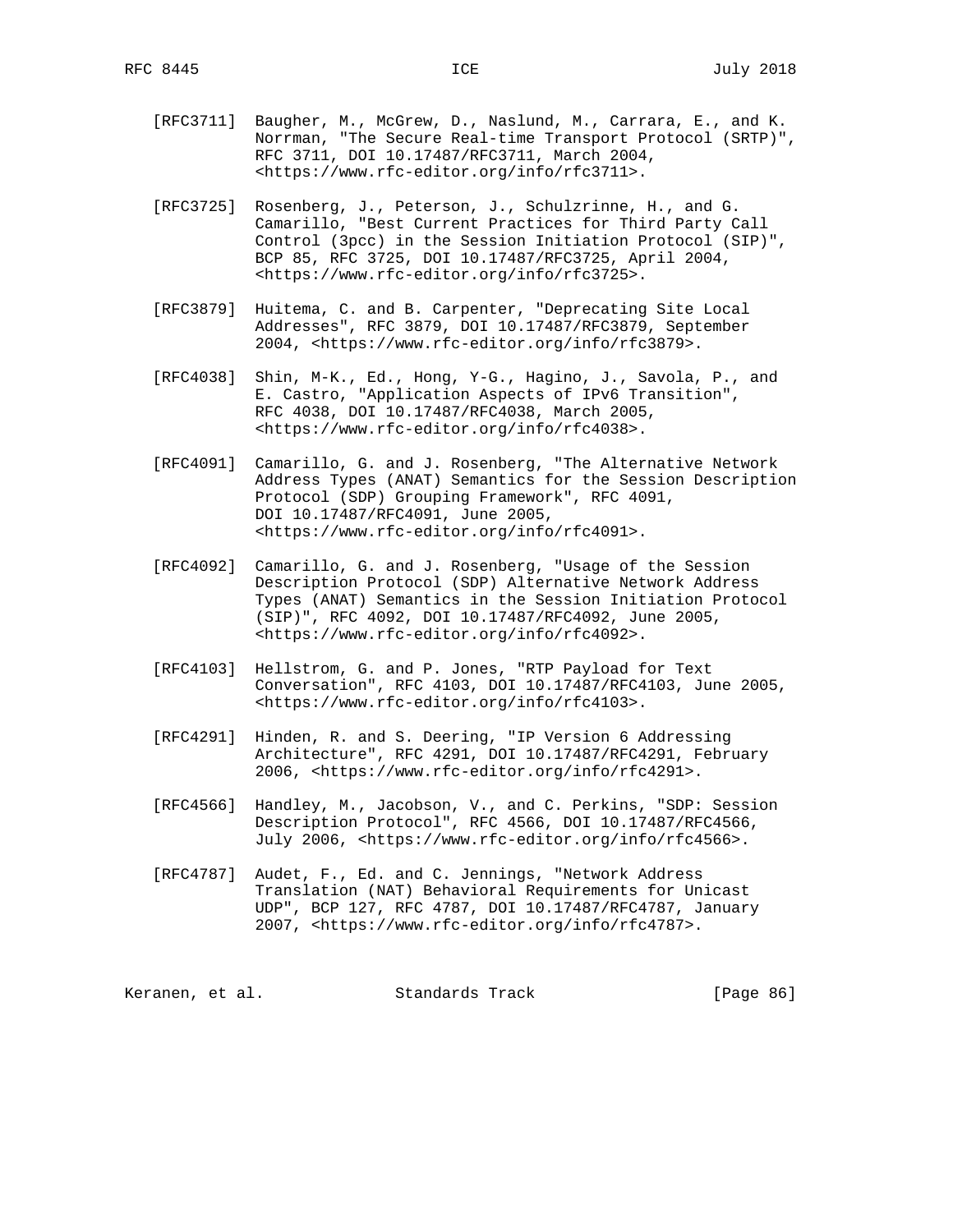[RFC3711] Baugher, M., McGrew, D., Naslund, M., Carrara, E., and K. Norrman, "The Secure Real-time Transport Protocol (SRTP)", RFC 3711, DOI 10.17487/RFC3711, March 2004, <https://www.rfc-editor.org/info/rfc3711>.

[RFC3725] Rosenberg, J., Peterson, J., Schulzrinne, H., and G. Camarillo, "Best Current Practices for Third Party Call Control (3pcc) in the Session Initiation Protocol (SIP)", BCP 85, RFC 3725, DOI 10.17487/RFC3725, April 2004, <https://www.rfc-editor.org/info/rfc3725>.

[RFC3879] Huitema, C. and B. Carpenter, "Deprecating Site Local Addresses", RFC 3879, DOI 10.17487/RFC3879, September 2004, <https://www.rfc-editor.org/info/rfc3879>.

[RFC4038] Shin, M-K., Ed., Hong, Y-G., Hagino, J., Savola, P., and E. Castro, "Application Aspects of IPv6 Transition", RFC 4038, DOI 10.17487/RFC4038, March 2005, <https://www.rfc-editor.org/info/rfc4038>.

[RFC4091] Camarillo, G. and J. Rosenberg, "The Alternative Network Address Types (ANAT) Semantics for the Session Description Protocol (SDP) Grouping Framework", RFC 4091, DOI 10.17487/RFC4091, June 2005, <https://www.rfc-editor.org/info/rfc4091>.

[RFC4092] Camarillo, G. and J. Rosenberg, "Usage of the Session Description Protocol (SDP) Alternative Network Address Types (ANAT) Semantics in the Session Initiation Protocol (SIP)", RFC 4092, DOI 10.17487/RFC4092, June 2005, <https://www.rfc-editor.org/info/rfc4092>.

[RFC4103] Hellstrom, G. and P. Jones, "RTP Payload for Text Conversation", RFC 4103, DOI 10.17487/RFC4103, June 2005, <https://www.rfc-editor.org/info/rfc4103>.

[RFC4291] Hinden, R. and S. Deering, "IP Version 6 Addressing Architecture", RFC 4291, DOI 10.17487/RFC4291, February 2006, <https://www.rfc-editor.org/info/rfc4291>.

[RFC4566] Handley, M., Jacobson, V., and C. Perkins, "SDP: Session Description Protocol", RFC 4566, DOI 10.17487/RFC4566, July 2006, <https://www.rfc-editor.org/info/rfc4566>.

[RFC4787] Audet, F., Ed. and C. Jennings, "Network Address Translation (NAT) Behavioral Requirements for Unicast UDP", BCP 127, RFC 4787, DOI 10.17487/RFC4787, January 2007, <https://www.rfc-editor.org/info/rfc4787>.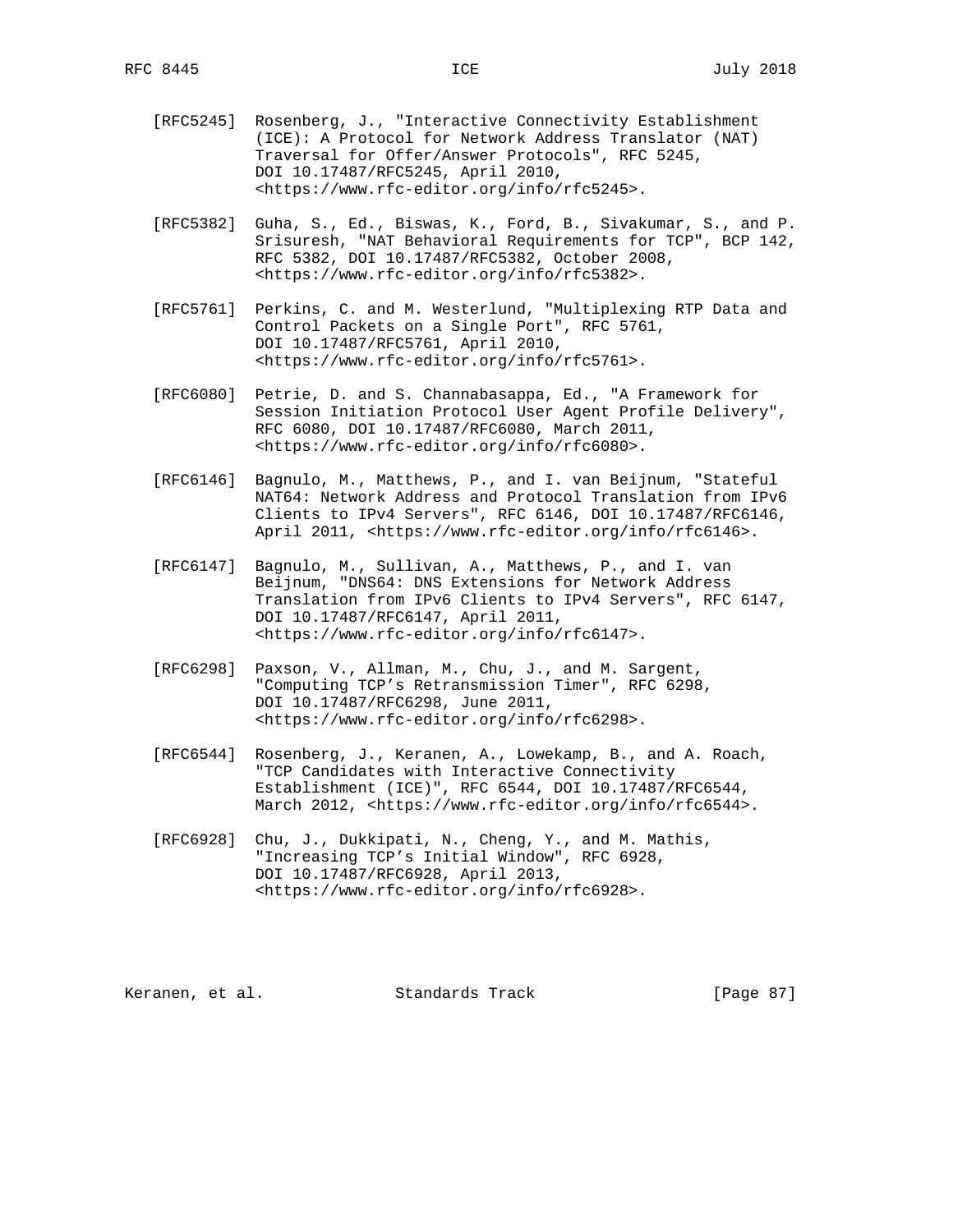[RFC5245] Rosenberg, J., "Interactive Connectivity Establishment (ICE): A Protocol for Network Address Translator (NAT) Traversal for Offer/Answer Protocols", RFC 5245, DOI 10.17487/RFC5245, April 2010, <https://www.rfc-editor.org/info/rfc5245>.

[RFC5382] Guha, S., Ed., Biswas, K., Ford, B., Sivakumar, S., and P. Srisuresh, "NAT Behavioral Requirements for TCP", BCP 142, RFC 5382, DOI 10.17487/RFC5382, October 2008, <https://www.rfc-editor.org/info/rfc5382>.

[RFC5761] Perkins, C. and M. Westerlund, "Multiplexing RTP Data and Control Packets on a Single Port", RFC 5761, DOI 10.17487/RFC5761, April 2010, <https://www.rfc-editor.org/info/rfc5761>.

[RFC6080] Petrie, D. and S. Channabasappa, Ed., "A Framework for Session Initiation Protocol User Agent Profile Delivery", RFC 6080, DOI 10.17487/RFC6080, March 2011, <https://www.rfc-editor.org/info/rfc6080>.

[RFC6146] Bagnulo, M., Matthews, P., and I. van Beijnum, "Stateful NAT64: Network Address and Protocol Translation from IPv6 Clients to IPv4 Servers", RFC 6146, DOI 10.17487/RFC6146, April 2011, <https://www.rfc-editor.org/info/rfc6146>.

[RFC6147] Bagnulo, M., Sullivan, A., Matthews, P., and I. van Beijnum, "DNS64: DNS Extensions for Network Address Translation from IPv6 Clients to IPv4 Servers", RFC 6147, DOI 10.17487/RFC6147, April 2011, <https://www.rfc-editor.org/info/rfc6147>.

[RFC6298] Paxson, V., Allman, M., Chu, J., and M. Sargent, "Computing TCP's Retransmission Timer", RFC 6298, DOI 10.17487/RFC6298, June 2011, <https://www.rfc-editor.org/info/rfc6298>.

[RFC6544] Rosenberg, J., Keranen, A., Lowekamp, B., and A. Roach, "TCP Candidates with Interactive Connectivity Establishment (ICE)", RFC 6544, DOI 10.17487/RFC6544, March 2012, <https://www.rfc-editor.org/info/rfc6544>.

[RFC6928] Chu, J., Dukkipati, N., Cheng, Y., and M. Mathis, "Increasing TCP's Initial Window", RFC 6928, DOI 10.17487/RFC6928, April 2013, <https://www.rfc-editor.org/info/rfc6928>.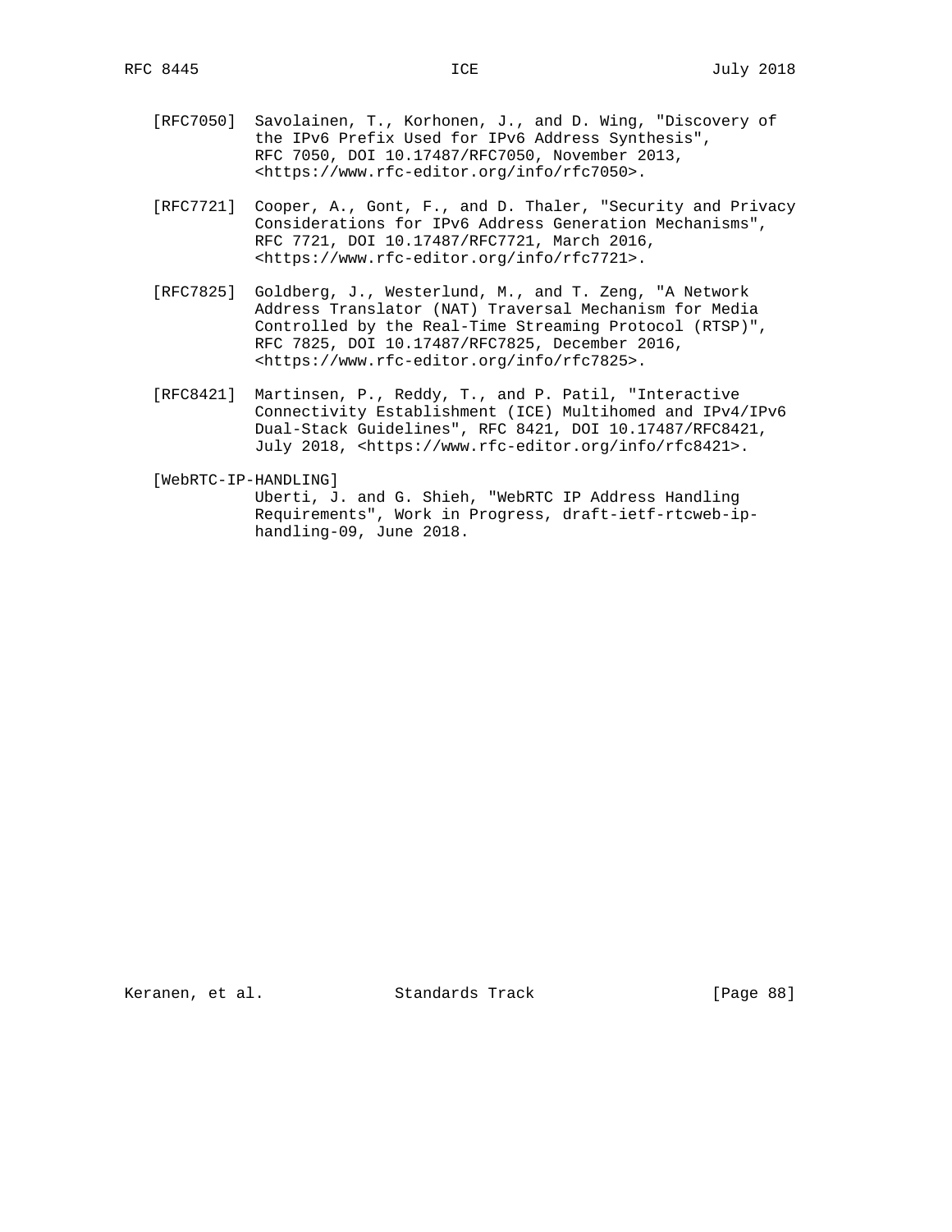[RFC7050] Savolainen, T., Korhonen, J., and D. Wing, "Discovery of the IPv6 Prefix Used for IPv6 Address Synthesis", RFC 7050, DOI 10.17487/RFC7050, November 2013, <https://www.rfc-editor.org/info/rfc7050>.

[RFC7721] Cooper, A., Gont, F., and D. Thaler, "Security and Privacy Considerations for IPv6 Address Generation Mechanisms", RFC 7721, DOI 10.17487/RFC7721, March 2016, <https://www.rfc-editor.org/info/rfc7721>.

[RFC7825] Goldberg, J., Westerlund, M., and T. Zeng, "A Network Address Translator (NAT) Traversal Mechanism for Media Controlled by the Real-Time Streaming Protocol (RTSP)", RFC 7825, DOI 10.17487/RFC7825, December 2016, <https://www.rfc-editor.org/info/rfc7825>.

[RFC8421] Martinsen, P., Reddy, T., and P. Patil, "Interactive Connectivity Establishment (ICE) Multihomed and IPv4/IPv6 Dual-Stack Guidelines", RFC 8421, DOI 10.17487/RFC8421, July 2018, <https://www.rfc-editor.org/info/rfc8421>.

[WebRTC-IP-HANDLING]
Uberti, J. and G. Shieh, "WebRTC IP Address Handling Requirements", Work in Progress, draft-ietf-rtcweb-ip-handling-09, June 2018.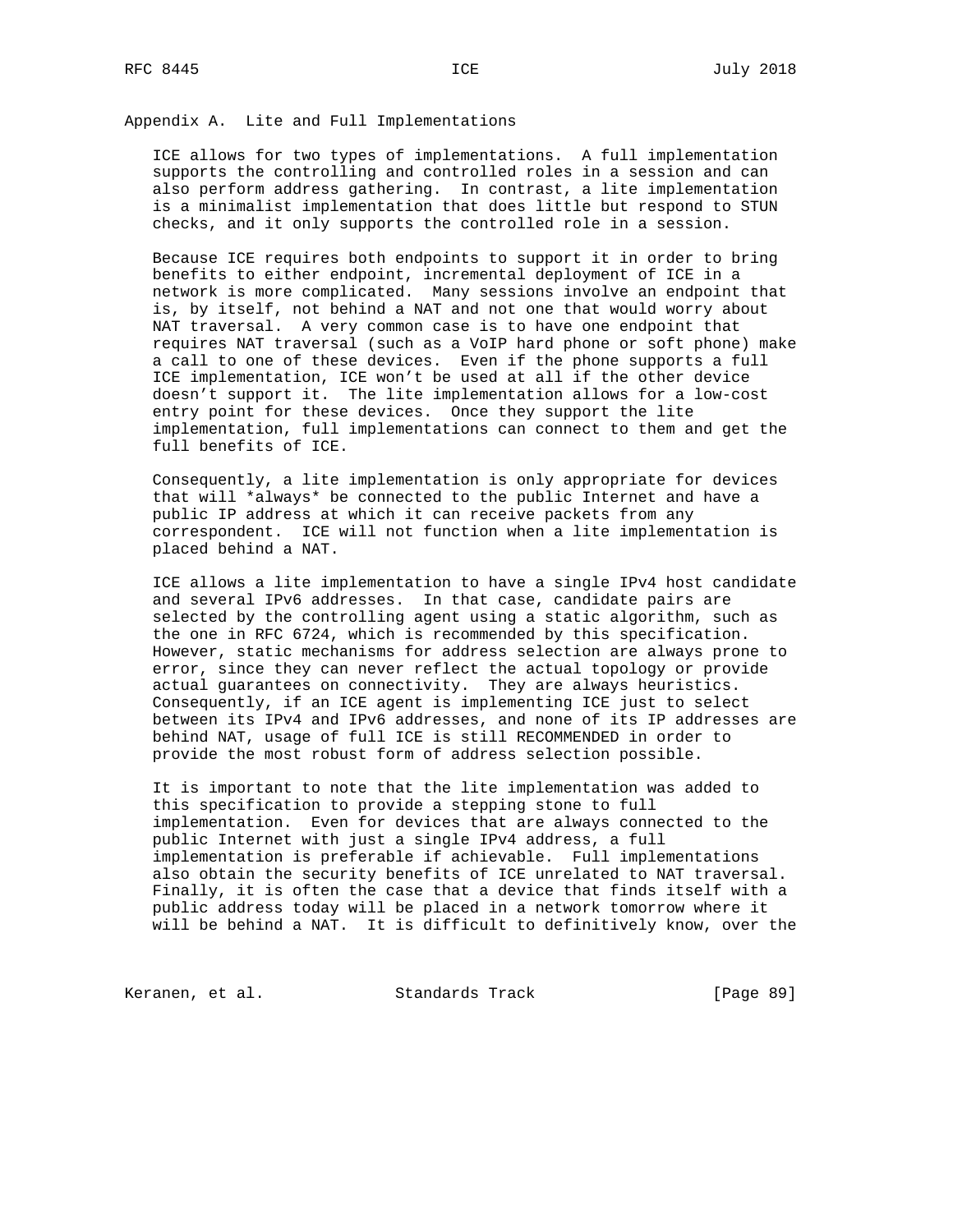# Appendix A. Lite and Full Implementations

ICE allows for two types of implementations. A full implementation supports the controlling and controlled roles in a session and can also perform address gathering. In contrast, a lite implementation is a minimalist implementation that does little but respond to STUN checks, and it only supports the controlled role in a session.

Because ICE requires both endpoints to support it in order to bring benefits to either endpoint, incremental deployment of ICE in a network is more complicated. Many sessions involve an endpoint that is, by itself, not behind a NAT and not one that would worry about NAT traversal. A very common case is to have one endpoint that requires NAT traversal (such as a VoIP hard phone or soft phone) make a call to one of these devices. Even if the phone supports a full ICE implementation, ICE won't be used at all if the other device doesn't support it. The lite implementation allows for a low-cost entry point for these devices. Once they support the lite implementation, full implementations can connect to them and get the full benefits of ICE.

Consequently, a lite implementation is only appropriate for devices that will *always* be connected to the public Internet and have a public IP address at which it can receive packets from any correspondent. ICE will not function when a lite implementation is placed behind a NAT.

ICE allows a lite implementation to have a single IPv4 host candidate and several IPv6 addresses. In that case, candidate pairs are selected by the controlling agent using a static algorithm, such as the one in RFC 6724, which is recommended by this specification. However, static mechanisms for address selection are always prone to error, since they can never reflect the actual topology or provide actual guarantees on connectivity. They are always heuristics. Consequently, if an ICE agent is implementing ICE just to select between its IPv4 and IPv6 addresses, and none of its IP addresses are behind NAT, usage of full ICE is still RECOMMENDED in order to provide the most robust form of address selection possible.

It is important to note that the lite implementation was added to this specification to provide a stepping stone to full implementation. Even for devices that are always connected to the public Internet with just a single IPv4 address, a full implementation is preferable if achievable. Full implementations also obtain the security benefits of ICE unrelated to NAT traversal. Finally, it is often the case that a device that finds itself with a public address today will be placed in a network tomorrow where it will be behind a NAT. It is difficult to definitively know, over the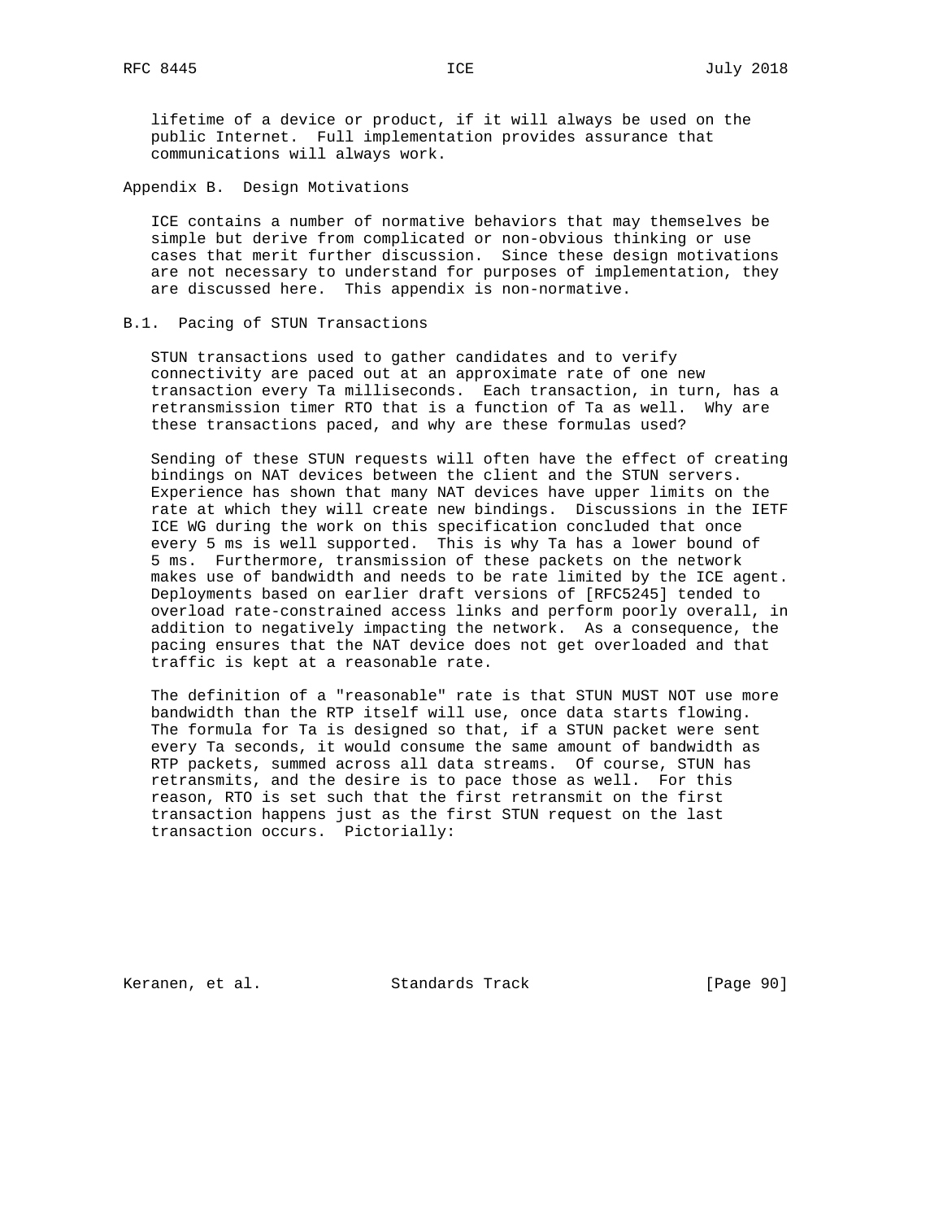lifetime of a device or product, if it will always be used on the public Internet. Full implementation provides assurance that communications will always work.

# Appendix B. Design Motivations

ICE contains a number of normative behaviors that may themselves be simple but derive from complicated or non-obvious thinking or use cases that merit further discussion. Since these design motivations are not necessary to understand for purposes of implementation, they are discussed here. This appendix is non-normative.

## B.1. Pacing of STUN Transactions

STUN transactions used to gather candidates and to verify connectivity are paced out at an approximate rate of one new transaction every Ta milliseconds. Each transaction, in turn, has a retransmission timer RTO that is a function of Ta as well. Why are these transactions paced, and why are these formulas used?

Sending of these STUN requests will often have the effect of creating bindings on NAT devices between the client and the STUN servers. Experience has shown that many NAT devices have upper limits on the rate at which they will create new bindings. Discussions in the IETF ICE WG during the work on this specification concluded that once every 5 ms is well supported. This is why Ta has a lower bound of 5 ms. Furthermore, transmission of these packets on the network makes use of bandwidth and needs to be rate limited by the ICE agent. Deployments based on earlier draft versions of [RFC5245] tended to overload rate-constrained access links and perform poorly overall, in addition to negatively impacting the network. As a consequence, the pacing ensures that the NAT device does not get overloaded and that traffic is kept at a reasonable rate.

The definition of a "reasonable" rate is that STUN MUST NOT use more bandwidth than the RTP itself will use, once data starts flowing. The formula for Ta is designed so that, if a STUN packet were sent every Ta seconds, it would consume the same amount of bandwidth as RTP packets, summed across all data streams. Of course, STUN has retransmits, and the desire is to pace those as well. For this reason, RTO is set such that the first retransmit on the first transaction happens just as the first STUN request on the last transaction occurs. Pictorially: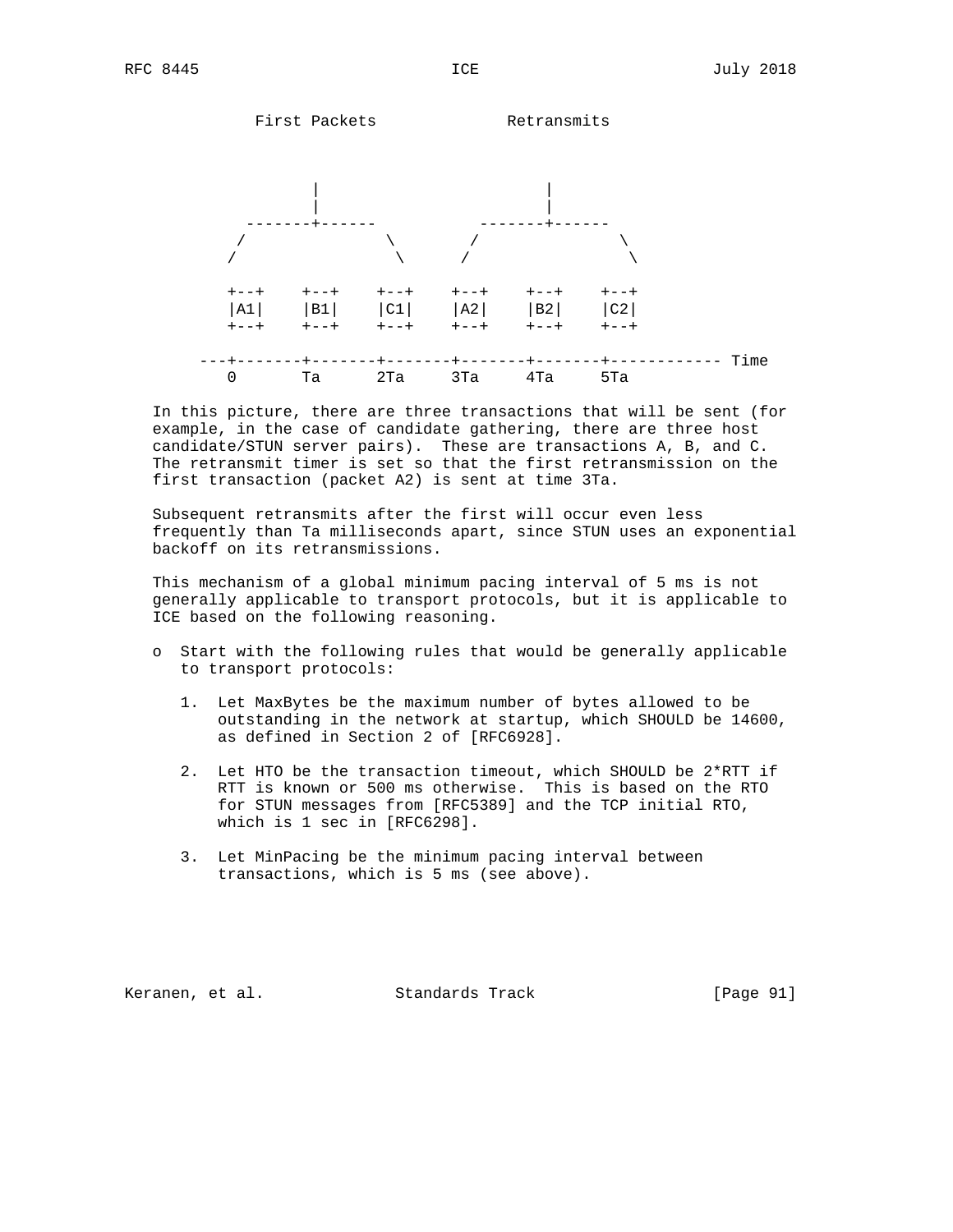```
            First Packets              Retransmits


                  |                        |
                  |                        |
           -------+------           -------+------
          /              \         /              \
         /                \       /                \

         +--+    +--+    +--+    +--+    +--+    +--+
         |A1|    |B1|    |C1|    |A2|    |B2|    |C2|
         +--+    +--+    +--+    +--+    +--+    +--+

      ---+-------+-------+-------+-------+-------+------------ Time
         0       Ta      2Ta     3Ta     4Ta     5Ta
```

In this picture, there are three transactions that will be sent (for example, in the case of candidate gathering, there are three host candidate/STUN server pairs). These are transactions A, B, and C. The retransmit timer is set so that the first retransmission on the first transaction (packet A2) is sent at time 3Ta.

Subsequent retransmits after the first will occur even less frequently than Ta milliseconds apart, since STUN uses an exponential backoff on its retransmissions.

This mechanism of a global minimum pacing interval of 5 ms is not generally applicable to transport protocols, but it is applicable to ICE based on the following reasoning.

- Start with the following rules that would be generally applicable to transport protocols:

  1. Let MaxBytes be the maximum number of bytes allowed to be outstanding in the network at startup, which SHOULD be 14600, as defined in Section 2 of [RFC6928].

  2. Let HTO be the transaction timeout, which SHOULD be 2*RTT if RTT is known or 500 ms otherwise. This is based on the RTO for STUN messages from [RFC5389] and the TCP initial RTO, which is 1 sec in [RFC6298].

  3. Let MinPacing be the minimum pacing interval between transactions, which is 5 ms (see above).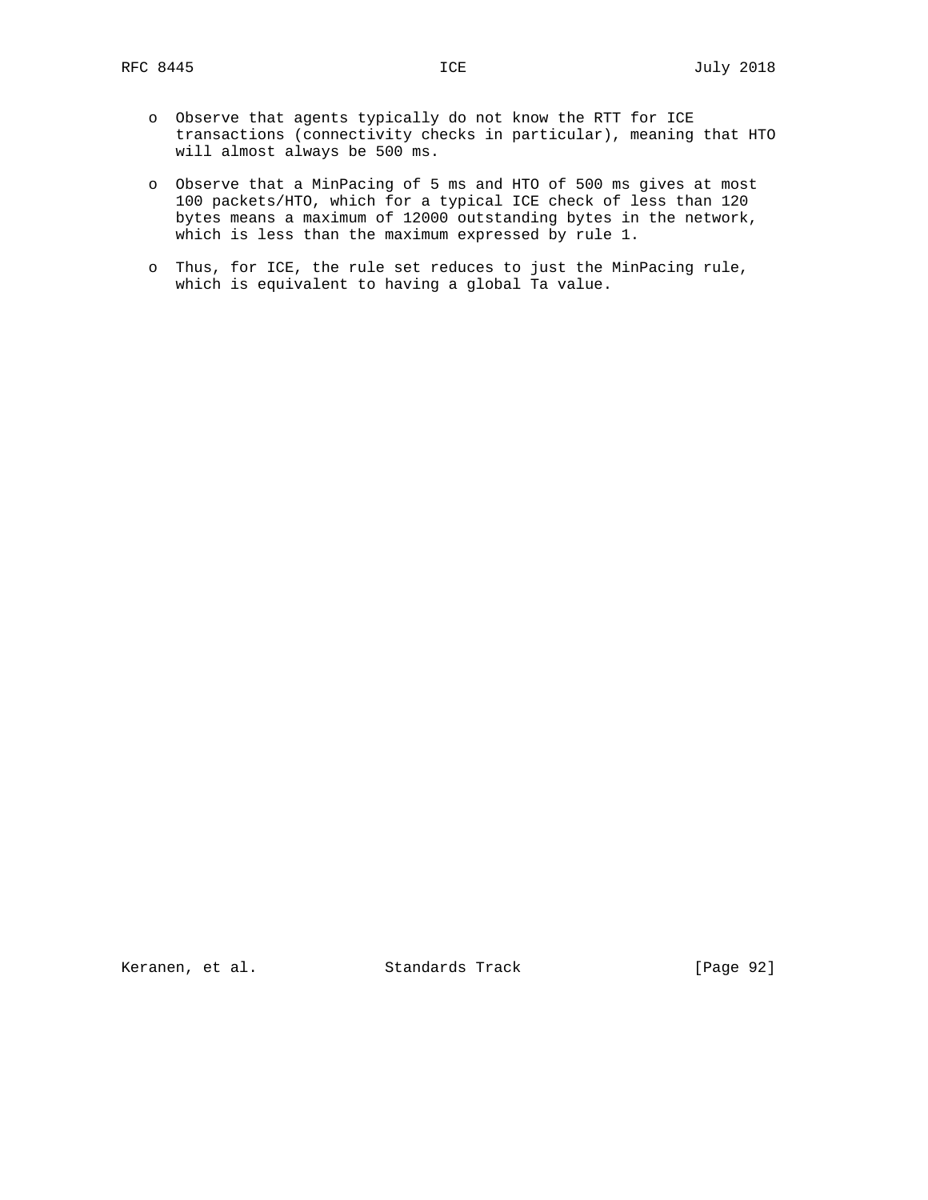- Observe that agents typically do not know the RTT for ICE transactions (connectivity checks in particular), meaning that HTO will almost always be 500 ms.

- Observe that a MinPacing of 5 ms and HTO of 500 ms gives at most 100 packets/HTO, which for a typical ICE check of less than 120 bytes means a maximum of 12000 outstanding bytes in the network, which is less than the maximum expressed by rule 1.

- Thus, for ICE, the rule set reduces to just the MinPacing rule, which is equivalent to having a global Ta value.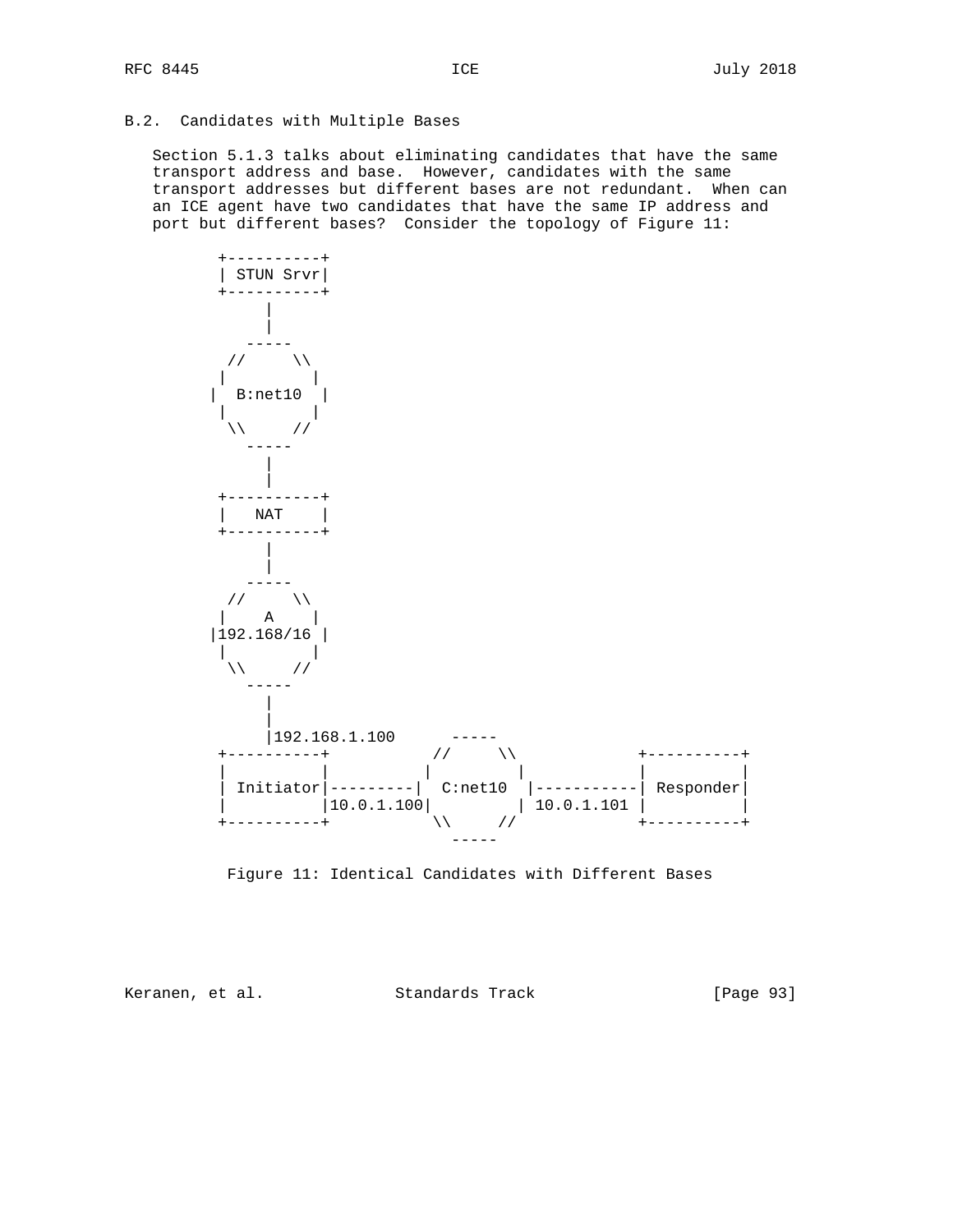## B.2. Candidates with Multiple Bases

Section 5.1.3 talks about eliminating candidates that have the same transport address and base. However, candidates with the same transport addresses but different bases are not redundant. When can an ICE agent have two candidates that have the same IP address and port but different bases? Consider the topology of Figure 11:

```
          +----------+
          | STUN Srvr|
          +----------+
               |
               |
             -----
           //     \\
          |         |
         |  B:net10  |
          |         |
           \\     //
             -----
               |
               |
          +----------+
          |   NAT    |
          +----------+
               |
               |
             -----
           //     \\
          |    A    |
         |192.168/16 |
          |         |
           \\     //
             -----
               |
               |
               |192.168.1.100      -----
          +----------+           //     \\             +----------+
          |          |          |         |            |          |
          | Initiator|---------|  C:net10  |-----------| Responder|
          |          |10.0.1.100|         | 10.0.1.101 |          |
          +----------+           \\     //             +----------+
                                   -----
```

Figure 11: Identical Candidates with Different Bases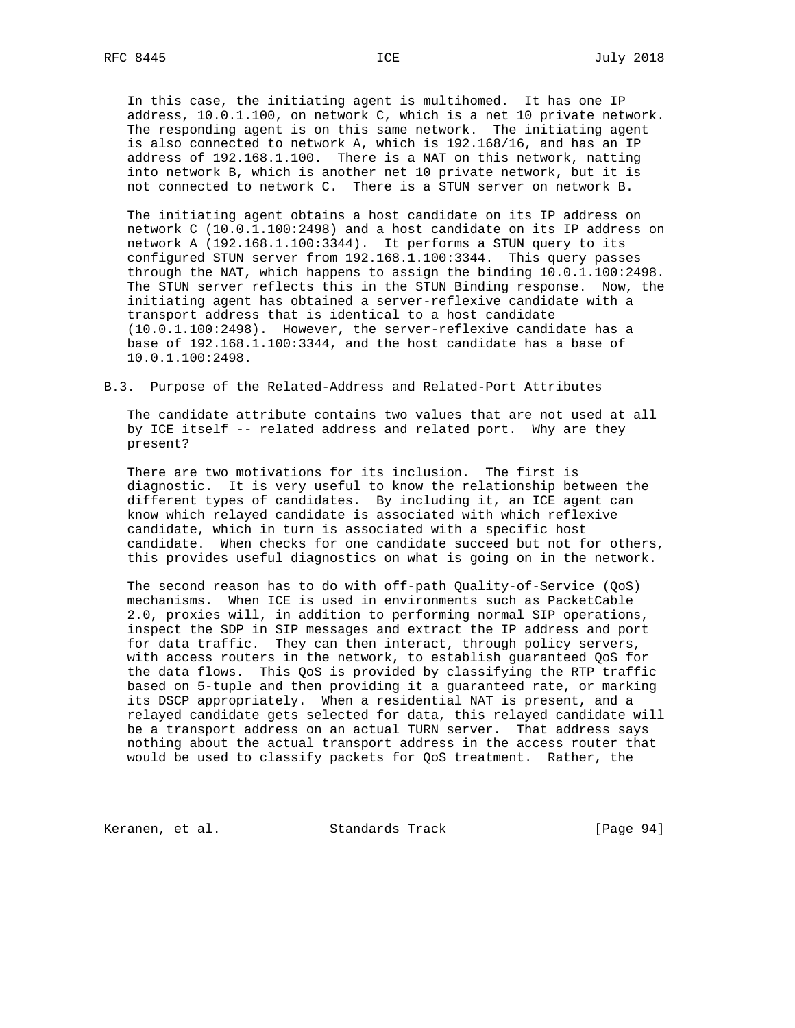In this case, the initiating agent is multihomed. It has one IP address, 10.0.1.100, on network C, which is a net 10 private network. The responding agent is on this same network. The initiating agent is also connected to network A, which is 192.168/16, and has an IP address of 192.168.1.100. There is a NAT on this network, natting into network B, which is another net 10 private network, but it is not connected to network C. There is a STUN server on network B.

The initiating agent obtains a host candidate on its IP address on network C (10.0.1.100:2498) and a host candidate on its IP address on network A (192.168.1.100:3344). It performs a STUN query to its configured STUN server from 192.168.1.100:3344. This query passes through the NAT, which happens to assign the binding 10.0.1.100:2498. The STUN server reflects this in the STUN Binding response. Now, the initiating agent has obtained a server-reflexive candidate with a transport address that is identical to a host candidate (10.0.1.100:2498). However, the server-reflexive candidate has a base of 192.168.1.100:3344, and the host candidate has a base of 10.0.1.100:2498.

### B.3. Purpose of the Related-Address and Related-Port Attributes

The candidate attribute contains two values that are not used at all by ICE itself -- related address and related port. Why are they present?

There are two motivations for its inclusion. The first is diagnostic. It is very useful to know the relationship between the different types of candidates. By including it, an ICE agent can know which relayed candidate is associated with which reflexive candidate, which in turn is associated with a specific host candidate. When checks for one candidate succeed but not for others, this provides useful diagnostics on what is going on in the network.

The second reason has to do with off-path Quality-of-Service (QoS) mechanisms. When ICE is used in environments such as PacketCable 2.0, proxies will, in addition to performing normal SIP operations, inspect the SDP in SIP messages and extract the IP address and port for data traffic. They can then interact, through policy servers, with access routers in the network, to establish guaranteed QoS for the data flows. This QoS is provided by classifying the RTP traffic based on 5-tuple and then providing it a guaranteed rate, or marking its DSCP appropriately. When a residential NAT is present, and a relayed candidate gets selected for data, this relayed candidate will be a transport address on an actual TURN server. That address says nothing about the actual transport address in the access router that would be used to classify packets for QoS treatment. Rather, the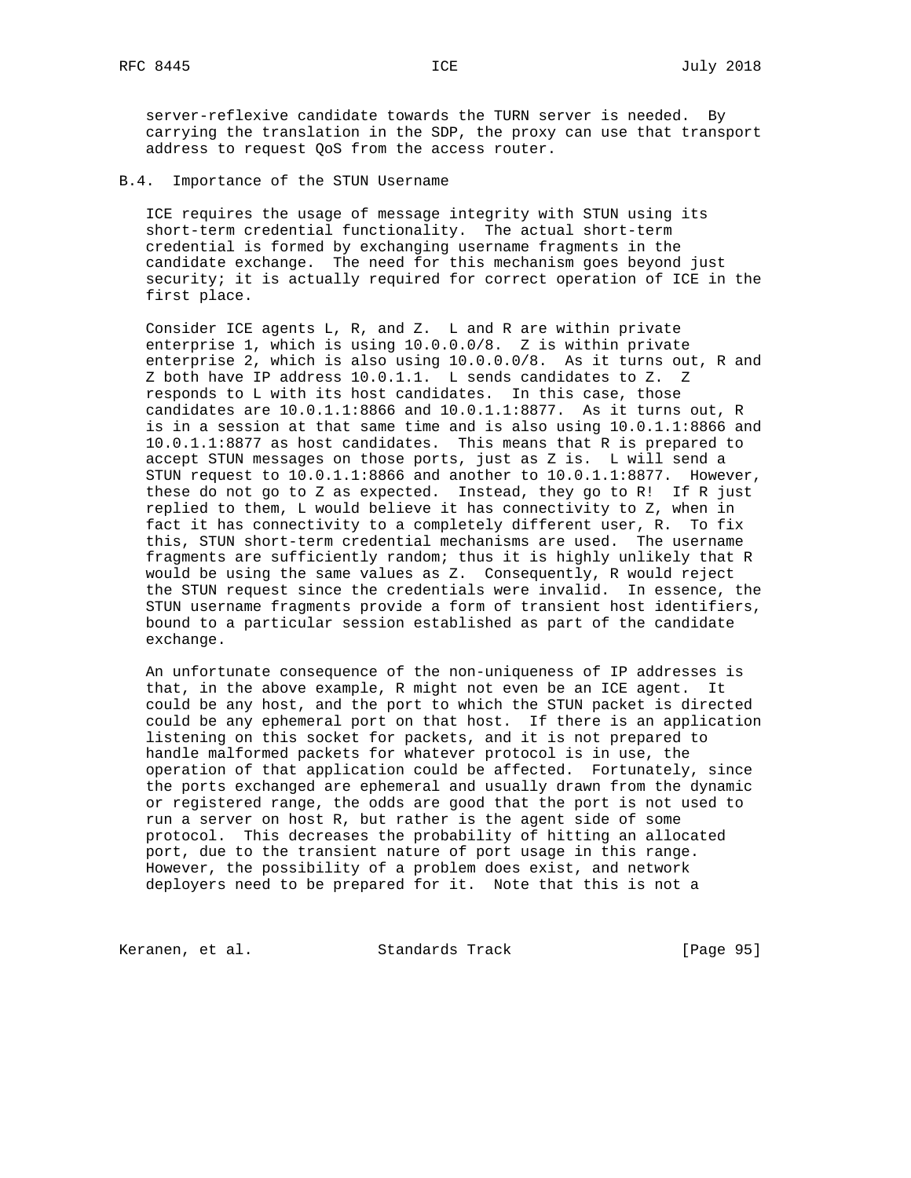server-reflexive candidate towards the TURN server is needed. By carrying the translation in the SDP, the proxy can use that transport address to request QoS from the access router.

### B.4. Importance of the STUN Username

ICE requires the usage of message integrity with STUN using its short-term credential functionality. The actual short-term credential is formed by exchanging username fragments in the candidate exchange. The need for this mechanism goes beyond just security; it is actually required for correct operation of ICE in the first place.

Consider ICE agents L, R, and Z. L and R are within private enterprise 1, which is using 10.0.0.0/8. Z is within private enterprise 2, which is also using 10.0.0.0/8. As it turns out, R and Z both have IP address 10.0.1.1. L sends candidates to Z. Z responds to L with its host candidates. In this case, those candidates are 10.0.1.1:8866 and 10.0.1.1:8877. As it turns out, R is in a session at that same time and is also using 10.0.1.1:8866 and 10.0.1.1:8877 as host candidates. This means that R is prepared to accept STUN messages on those ports, just as Z is. L will send a STUN request to 10.0.1.1:8866 and another to 10.0.1.1:8877. However, these do not go to Z as expected. Instead, they go to R! If R just replied to them, L would believe it has connectivity to Z, when in fact it has connectivity to a completely different user, R. To fix this, STUN short-term credential mechanisms are used. The username fragments are sufficiently random; thus it is highly unlikely that R would be using the same values as Z. Consequently, R would reject the STUN request since the credentials were invalid. In essence, the STUN username fragments provide a form of transient host identifiers, bound to a particular session established as part of the candidate exchange.

An unfortunate consequence of the non-uniqueness of IP addresses is that, in the above example, R might not even be an ICE agent. It could be any host, and the port to which the STUN packet is directed could be any ephemeral port on that host. If there is an application listening on this socket for packets, and it is not prepared to handle malformed packets for whatever protocol is in use, the operation of that application could be affected. Fortunately, since the ports exchanged are ephemeral and usually drawn from the dynamic or registered range, the odds are good that the port is not used to run a server on host R, but rather is the agent side of some protocol. This decreases the probability of hitting an allocated port, due to the transient nature of port usage in this range. However, the possibility of a problem does exist, and network deployers need to be prepared for it. Note that this is not a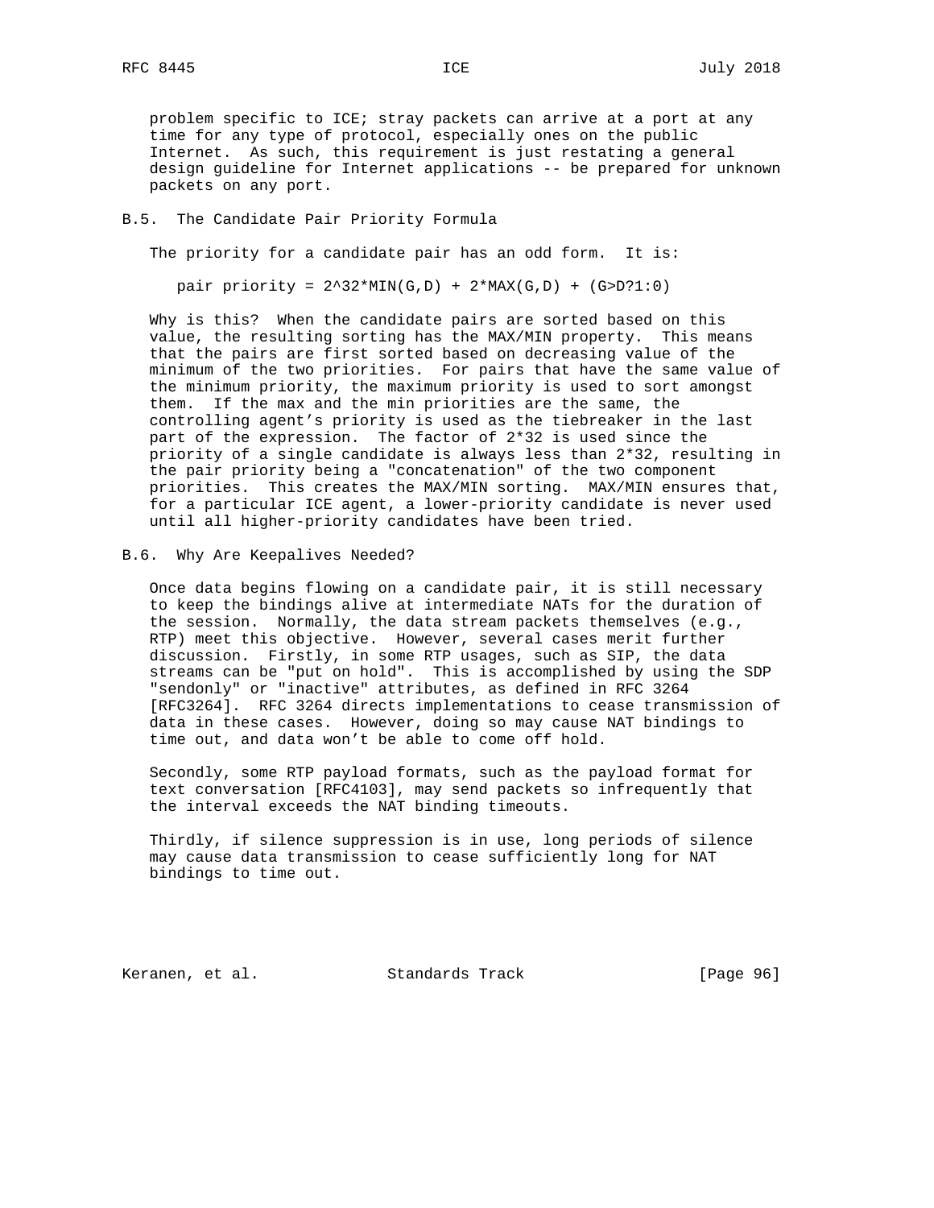problem specific to ICE; stray packets can arrive at a port at any time for any type of protocol, especially ones on the public Internet. As such, this requirement is just restating a general design guideline for Internet applications -- be prepared for unknown packets on any port.

## B.5. The Candidate Pair Priority Formula

The priority for a candidate pair has an odd form. It is:

```
pair priority = 2^32*MIN(G,D) + 2*MAX(G,D) + (G>D?1:0)
```

Why is this? When the candidate pairs are sorted based on this value, the resulting sorting has the MAX/MIN property. This means that the pairs are first sorted based on decreasing value of the minimum of the two priorities. For pairs that have the same value of the minimum priority, the maximum priority is used to sort amongst them. If the max and the min priorities are the same, the controlling agent's priority is used as the tiebreaker in the last part of the expression. The factor of 2*32 is used since the priority of a single candidate is always less than 2*32, resulting in the pair priority being a "concatenation" of the two component priorities. This creates the MAX/MIN sorting. MAX/MIN ensures that, for a particular ICE agent, a lower-priority candidate is never used until all higher-priority candidates have been tried.

## B.6. Why Are Keepalives Needed?

Once data begins flowing on a candidate pair, it is still necessary to keep the bindings alive at intermediate NATs for the duration of the session. Normally, the data stream packets themselves (e.g., RTP) meet this objective. However, several cases merit further discussion. Firstly, in some RTP usages, such as SIP, the data streams can be "put on hold". This is accomplished by using the SDP "sendonly" or "inactive" attributes, as defined in RFC 3264 [RFC3264]. RFC 3264 directs implementations to cease transmission of data in these cases. However, doing so may cause NAT bindings to time out, and data won't be able to come off hold.

Secondly, some RTP payload formats, such as the payload format for text conversation [RFC4103], may send packets so infrequently that the interval exceeds the NAT binding timeouts.

Thirdly, if silence suppression is in use, long periods of silence may cause data transmission to cease sufficiently long for NAT bindings to time out.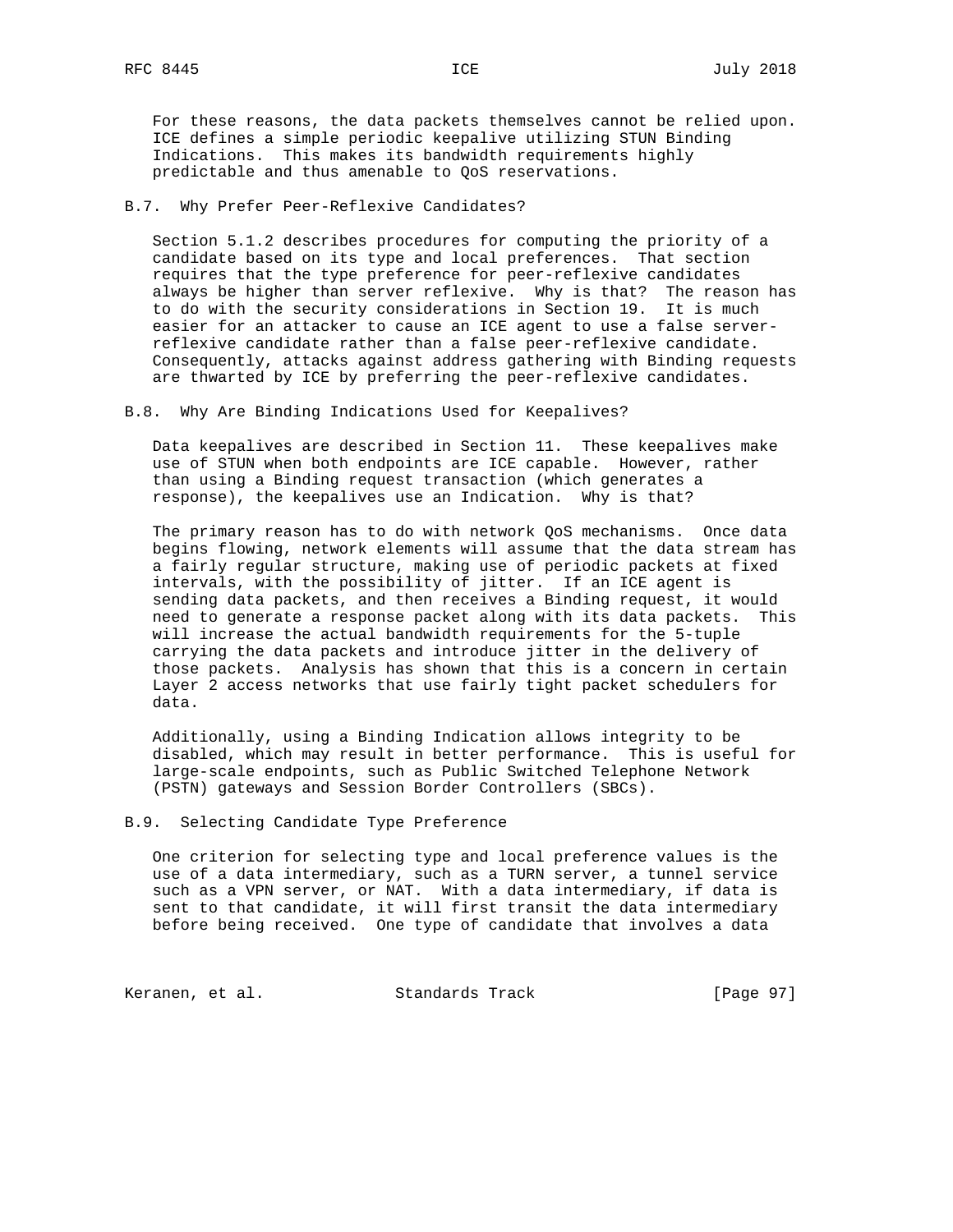For these reasons, the data packets themselves cannot be relied upon. ICE defines a simple periodic keepalive utilizing STUN Binding Indications. This makes its bandwidth requirements highly predictable and thus amenable to QoS reservations.

### B.7. Why Prefer Peer-Reflexive Candidates?

Section 5.1.2 describes procedures for computing the priority of a candidate based on its type and local preferences. That section requires that the type preference for peer-reflexive candidates always be higher than server reflexive. Why is that? The reason has to do with the security considerations in Section 19. It is much easier for an attacker to cause an ICE agent to use a false server-reflexive candidate rather than a false peer-reflexive candidate. Consequently, attacks against address gathering with Binding requests are thwarted by ICE by preferring the peer-reflexive candidates.

### B.8. Why Are Binding Indications Used for Keepalives?

Data keepalives are described in Section 11. These keepalives make use of STUN when both endpoints are ICE capable. However, rather than using a Binding request transaction (which generates a response), the keepalives use an Indication. Why is that?

The primary reason has to do with network QoS mechanisms. Once data begins flowing, network elements will assume that the data stream has a fairly regular structure, making use of periodic packets at fixed intervals, with the possibility of jitter. If an ICE agent is sending data packets, and then receives a Binding request, it would need to generate a response packet along with its data packets. This will increase the actual bandwidth requirements for the 5-tuple carrying the data packets and introduce jitter in the delivery of those packets. Analysis has shown that this is a concern in certain Layer 2 access networks that use fairly tight packet schedulers for data.

Additionally, using a Binding Indication allows integrity to be disabled, which may result in better performance. This is useful for large-scale endpoints, such as Public Switched Telephone Network (PSTN) gateways and Session Border Controllers (SBCs).

### B.9. Selecting Candidate Type Preference

One criterion for selecting type and local preference values is the use of a data intermediary, such as a TURN server, a tunnel service such as a VPN server, or NAT. With a data intermediary, if data is sent to that candidate, it will first transit the data intermediary before being received. One type of candidate that involves a data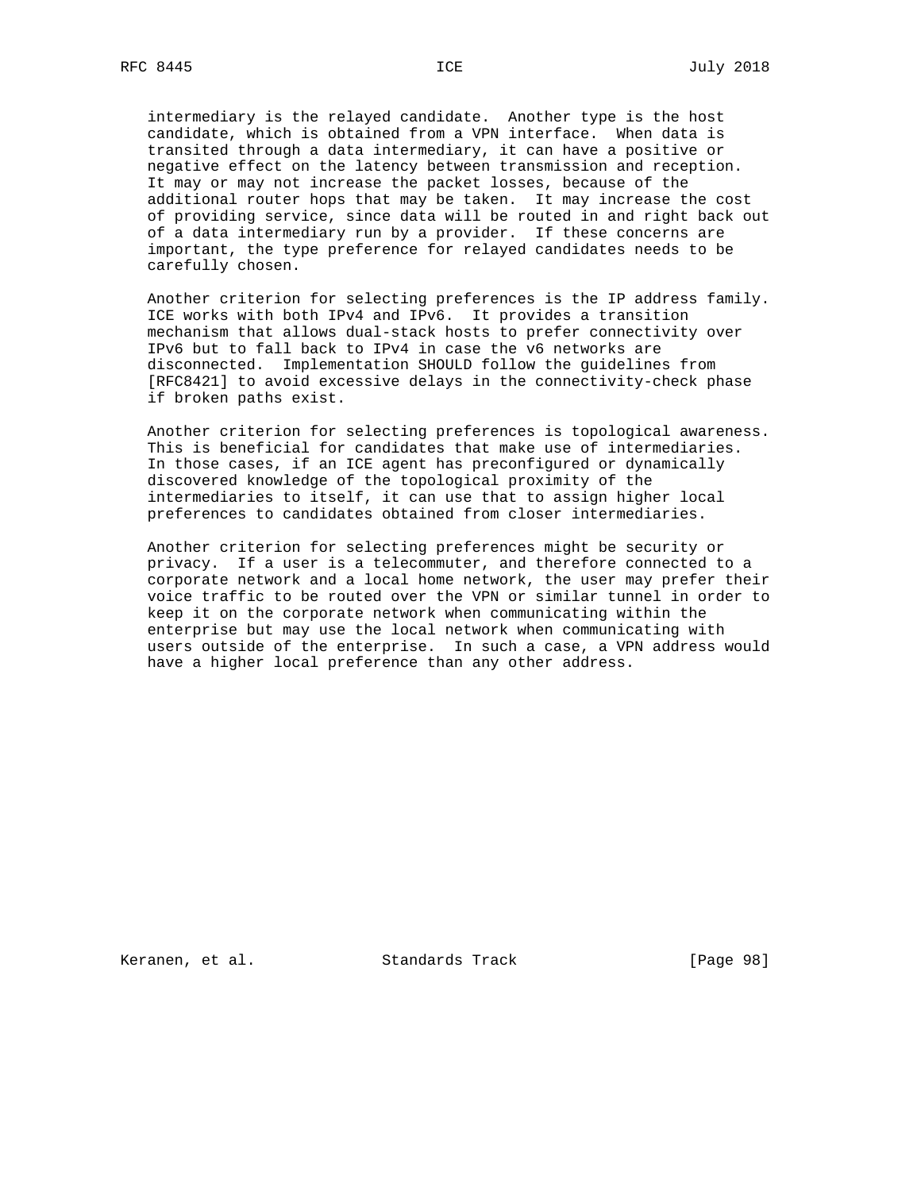intermediary is the relayed candidate. Another type is the host candidate, which is obtained from a VPN interface. When data is transited through a data intermediary, it can have a positive or negative effect on the latency between transmission and reception. It may or may not increase the packet losses, because of the additional router hops that may be taken. It may increase the cost of providing service, since data will be routed in and right back out of a data intermediary run by a provider. If these concerns are important, the type preference for relayed candidates needs to be carefully chosen.

Another criterion for selecting preferences is the IP address family. ICE works with both IPv4 and IPv6. It provides a transition mechanism that allows dual-stack hosts to prefer connectivity over IPv6 but to fall back to IPv4 in case the v6 networks are disconnected. Implementation SHOULD follow the guidelines from [RFC8421] to avoid excessive delays in the connectivity-check phase if broken paths exist.

Another criterion for selecting preferences is topological awareness. This is beneficial for candidates that make use of intermediaries. In those cases, if an ICE agent has preconfigured or dynamically discovered knowledge of the topological proximity of the intermediaries to itself, it can use that to assign higher local preferences to candidates obtained from closer intermediaries.

Another criterion for selecting preferences might be security or privacy. If a user is a telecommuter, and therefore connected to a corporate network and a local home network, the user may prefer their voice traffic to be routed over the VPN or similar tunnel in order to keep it on the corporate network when communicating within the enterprise but may use the local network when communicating with users outside of the enterprise. In such a case, a VPN address would have a higher local preference than any other address.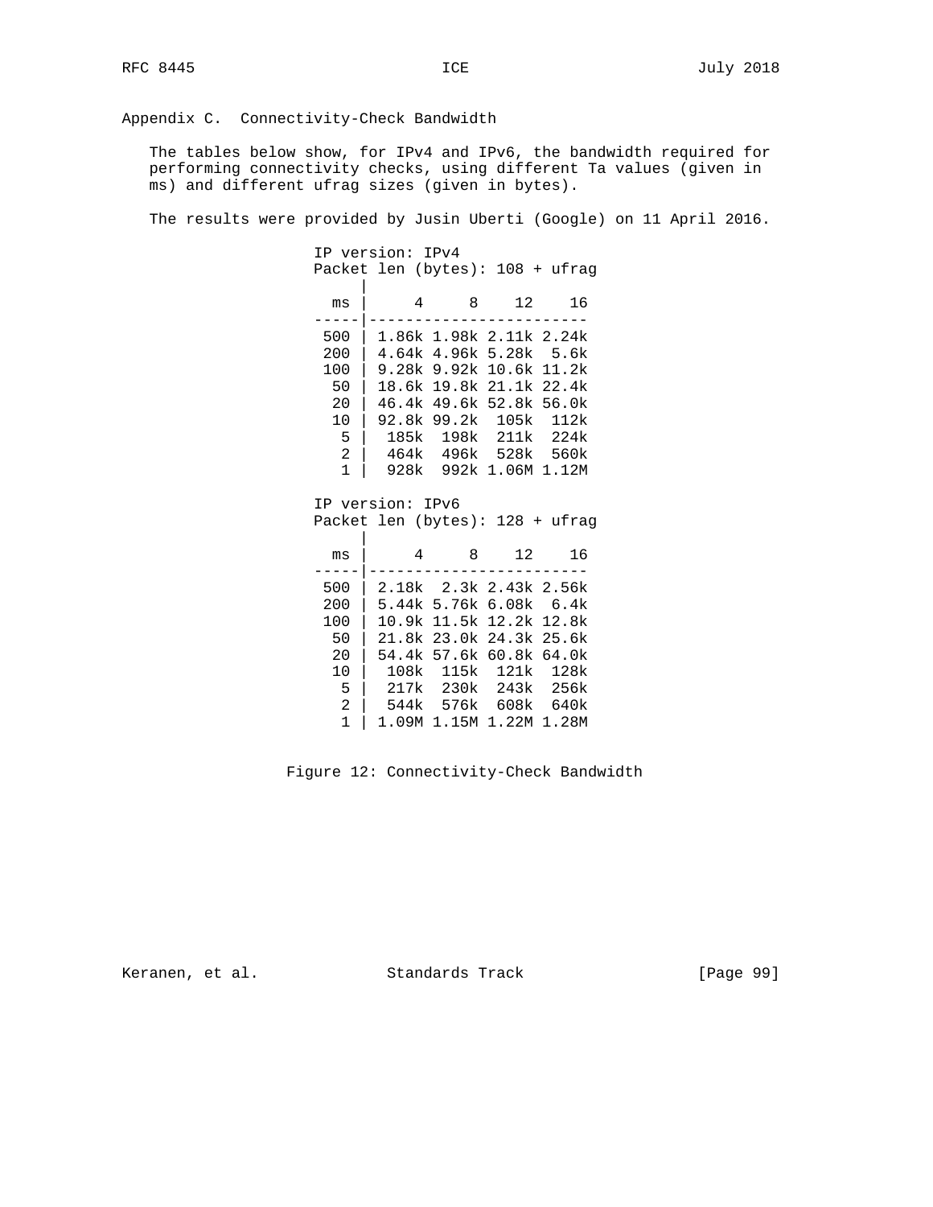## Appendix C. Connectivity-Check Bandwidth

The tables below show, for IPv4 and IPv6, the bandwidth required for performing connectivity checks, using different Ta values (given in ms) and different ufrag sizes (given in bytes).

The results were provided by Jusin Uberti (Google) on 11 April 2016.

IP version: IPv4
Packet len (bytes): 108 + ufrag

| ms | 4 | 8 | 12 | 16 |
|---|---|---|---|---|
| 500 | 1.86k | 1.98k | 2.11k | 2.24k |
| 200 | 4.64k | 4.96k | 5.28k | 5.6k |
| 100 | 9.28k | 9.92k | 10.6k | 11.2k |
| 50 | 18.6k | 19.8k | 21.1k | 22.4k |
| 20 | 46.4k | 49.6k | 52.8k | 56.0k |
| 10 | 92.8k | 99.2k | 105k | 112k |
| 5 | 185k | 198k | 211k | 224k |
| 2 | 464k | 496k | 528k | 560k |
| 1 | 928k | 992k | 1.06M | 1.12M |

IP version: IPv6
Packet len (bytes): 128 + ufrag

| ms | 4 | 8 | 12 | 16 |
|---|---|---|---|---|
| 500 | 2.18k | 2.3k | 2.43k | 2.56k |
| 200 | 5.44k | 5.76k | 6.08k | 6.4k |
| 100 | 10.9k | 11.5k | 12.2k | 12.8k |
| 50 | 21.8k | 23.0k | 24.3k | 25.6k |
| 20 | 54.4k | 57.6k | 60.8k | 64.0k |
| 10 | 108k | 115k | 121k | 128k |
| 5 | 217k | 230k | 243k | 256k |
| 2 | 544k | 576k | 608k | 640k |
| 1 | 1.09M | 1.15M | 1.22M | 1.28M |

Figure 12: Connectivity-Check Bandwidth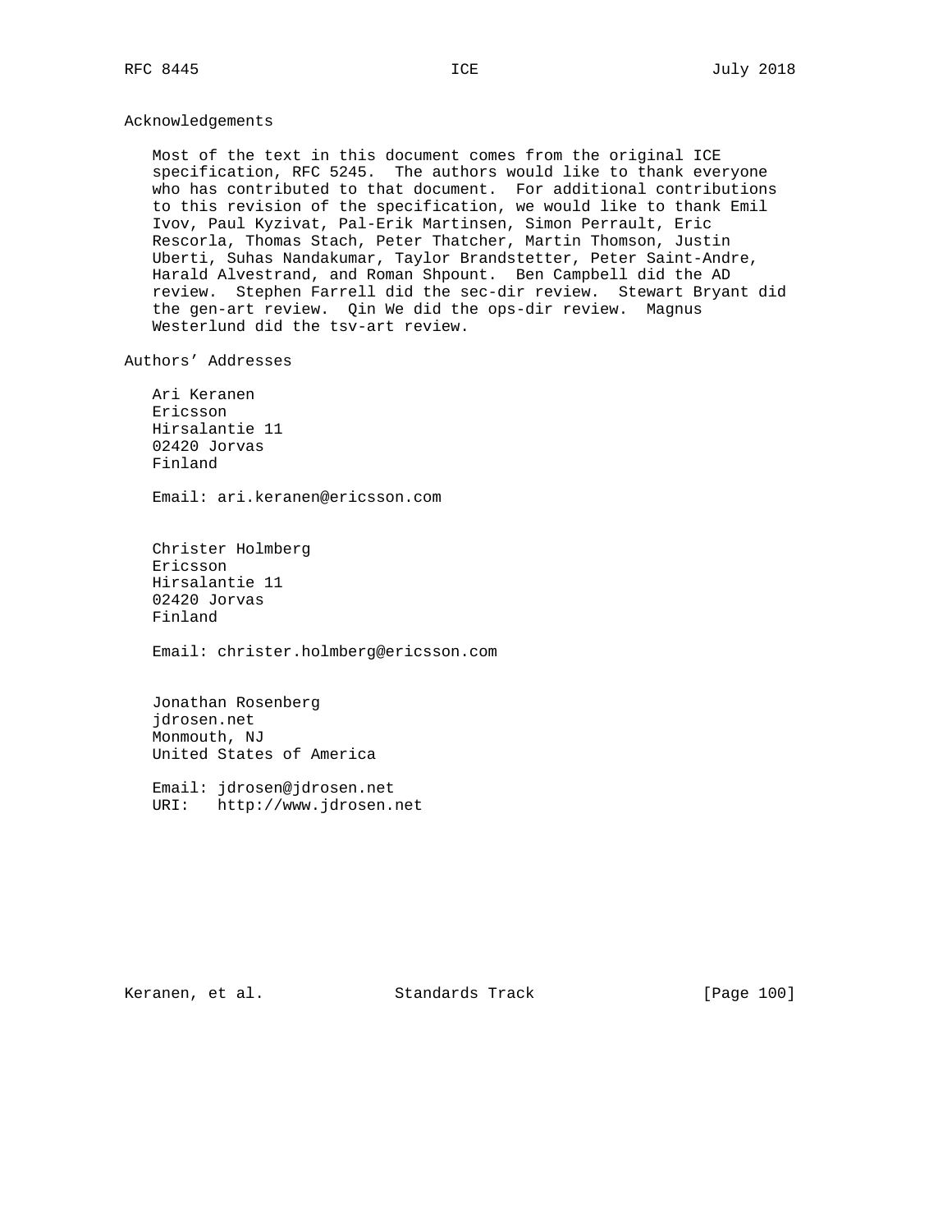## Acknowledgements

Most of the text in this document comes from the original ICE specification, RFC 5245. The authors would like to thank everyone who has contributed to that document. For additional contributions to this revision of the specification, we would like to thank Emil Ivov, Paul Kyzivat, Pal-Erik Martinsen, Simon Perrault, Eric Rescorla, Thomas Stach, Peter Thatcher, Martin Thomson, Justin Uberti, Suhas Nandakumar, Taylor Brandstetter, Peter Saint-Andre, Harald Alvestrand, and Roman Shpount. Ben Campbell did the AD review. Stephen Farrell did the sec-dir review. Stewart Bryant did the gen-art review. Qin We did the ops-dir review. Magnus Westerlund did the tsv-art review.

## Authors' Addresses

Ari Keranen
Ericsson
Hirsalantie 11
02420 Jorvas
Finland

Email: ari.keranen@ericsson.com

Christer Holmberg
Ericsson
Hirsalantie 11
02420 Jorvas
Finland

Email: christer.holmberg@ericsson.com

Jonathan Rosenberg
jdrosen.net
Monmouth, NJ
United States of America

Email: jdrosen@jdrosen.net
URI: http://www.jdrosen.net